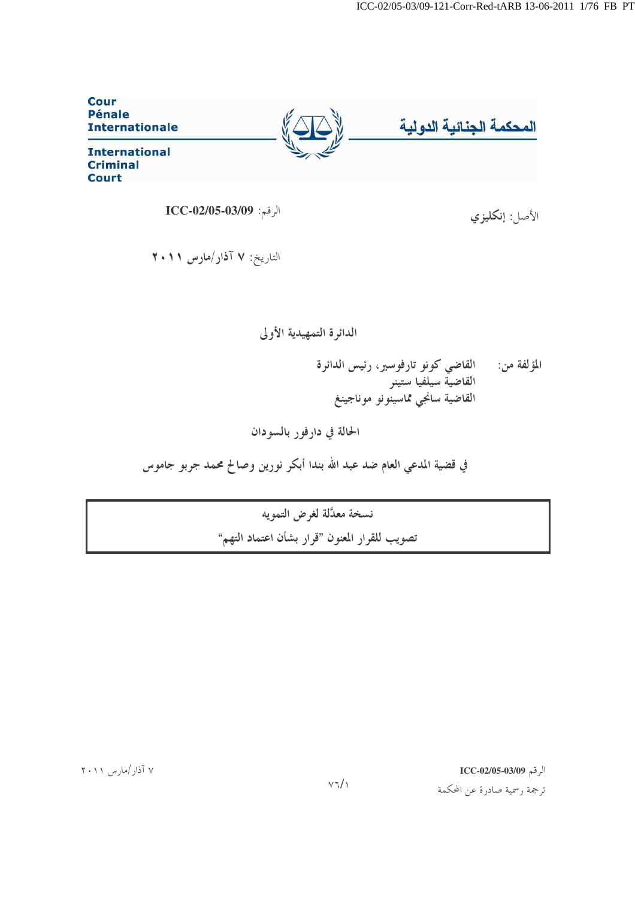Cour Pénale Internationale

International Criminal Court

المحكمة الجنائية الدولية

الأصل: إنكليزي

الرقم: **ICC-02/05-03/09**

التاريخ: **٧ آذار/مارس ٢٠١١**

## الدائرة التمهيدية الأولى

المؤلفة من: القاضي كونو تارفوسير، رئيس الدائرة
القاضية سيلفيا ستينر
القاضية سانجي مماسينونو موناجينغ

## الحالة في دارفور بالسودان

## في قضية المدعي العام ضد عبد الله بندا أبكر نورين وصالح محمد جربو جاموس

**نسخة معدَّلة لغرض التمويه**

**تصويب للقرار المعنون "قرار بشأن اعتماد التهم"**

ترجمة رسمية صادرة عن المحكمة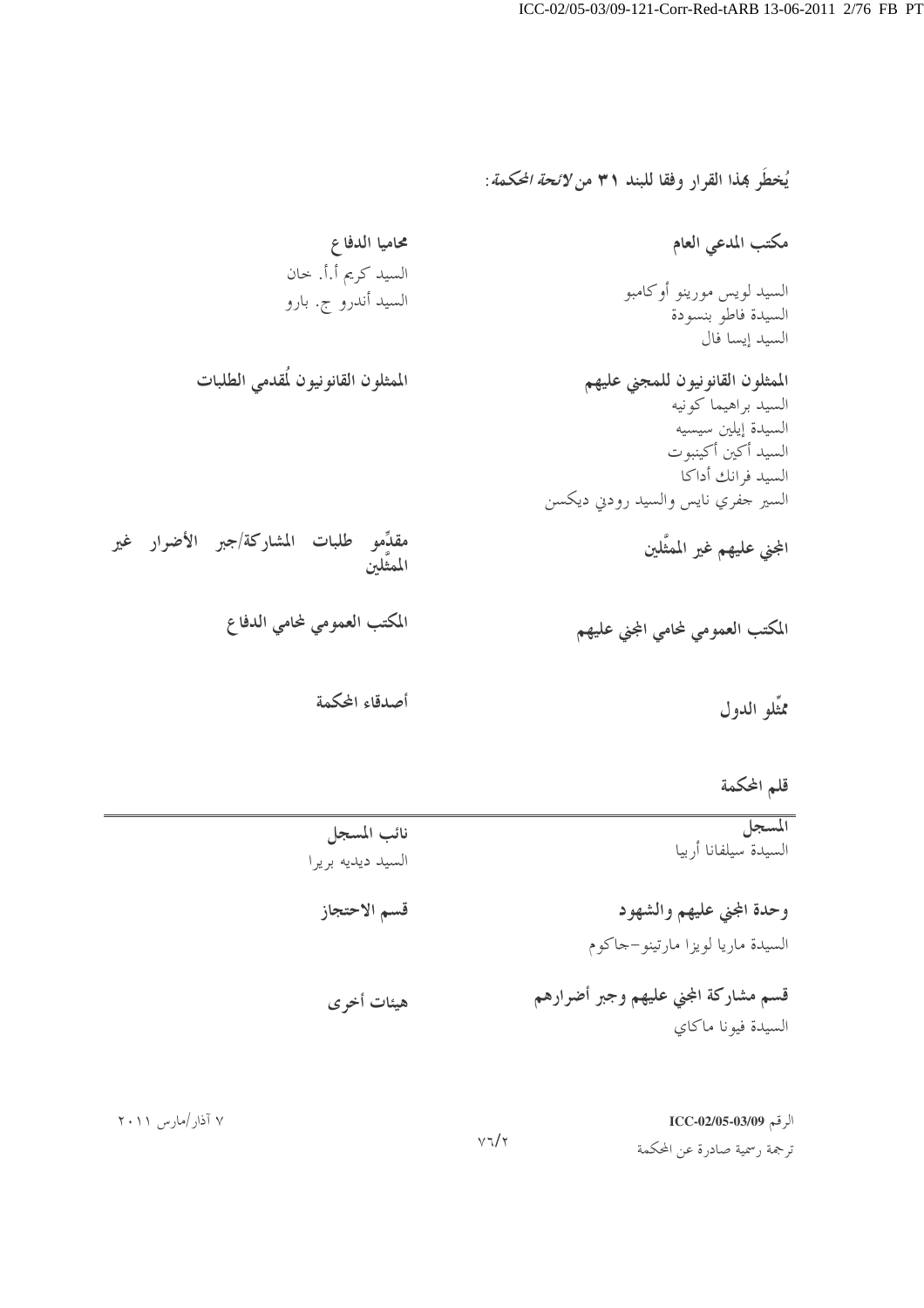يُخطَر بهذا القرار وفقا للبند ٣١ من *لائحة المحكمة*:

**مكتب المدعي العام**

السيد لويس مورينو أوكامبو
السيدة فاطو بنسودة
السيد إيسا فال

**محاميا الدفاع**

السيد كريم أ.أ. خان
السيد أندرو ج. بارو

**الممثلون القانونيون للمجني عليهم**

السيد براهيما كونيه
السيدة إيلين سيسيه
السيد أكين أكينبوت
السيد فرانك أداكا
السير جفري نايس والسيد رودني ديكسن

**الممثلون القانونيون لمقدمي الطلبات**

**المجني عليهم غير الممثَّلين**

**مقدِّمو طلبات المشاركة/جبر الأضرار غير الممثَّلين**

**المكتب العمومي لمحامي المجني عليهم**

**المكتب العمومي لمحامي الدفاع**

**ممثِّلو الدول**

**أصدقاء المحكمة**

**قلم المحكمة**

---

**المسجل**

السيدة سيلفانا أربيا

**نائب المسجل**

السيد ديديه بريرا

**وحدة المجني عليهم والشهود**

السيدة ماريا لويزا مارتينو-جاكوم

**قسم الاحتجاز**

**قسم مشاركة المجني عليهم وجبر أضرارهم**

السيدة فيونا ماكاي

**هيئات أخرى**

الرقم **ICC-02/05-03/09**
ترجمة رسمية صادرة عن المحكمة

٧ آذار/مارس ٢٠١١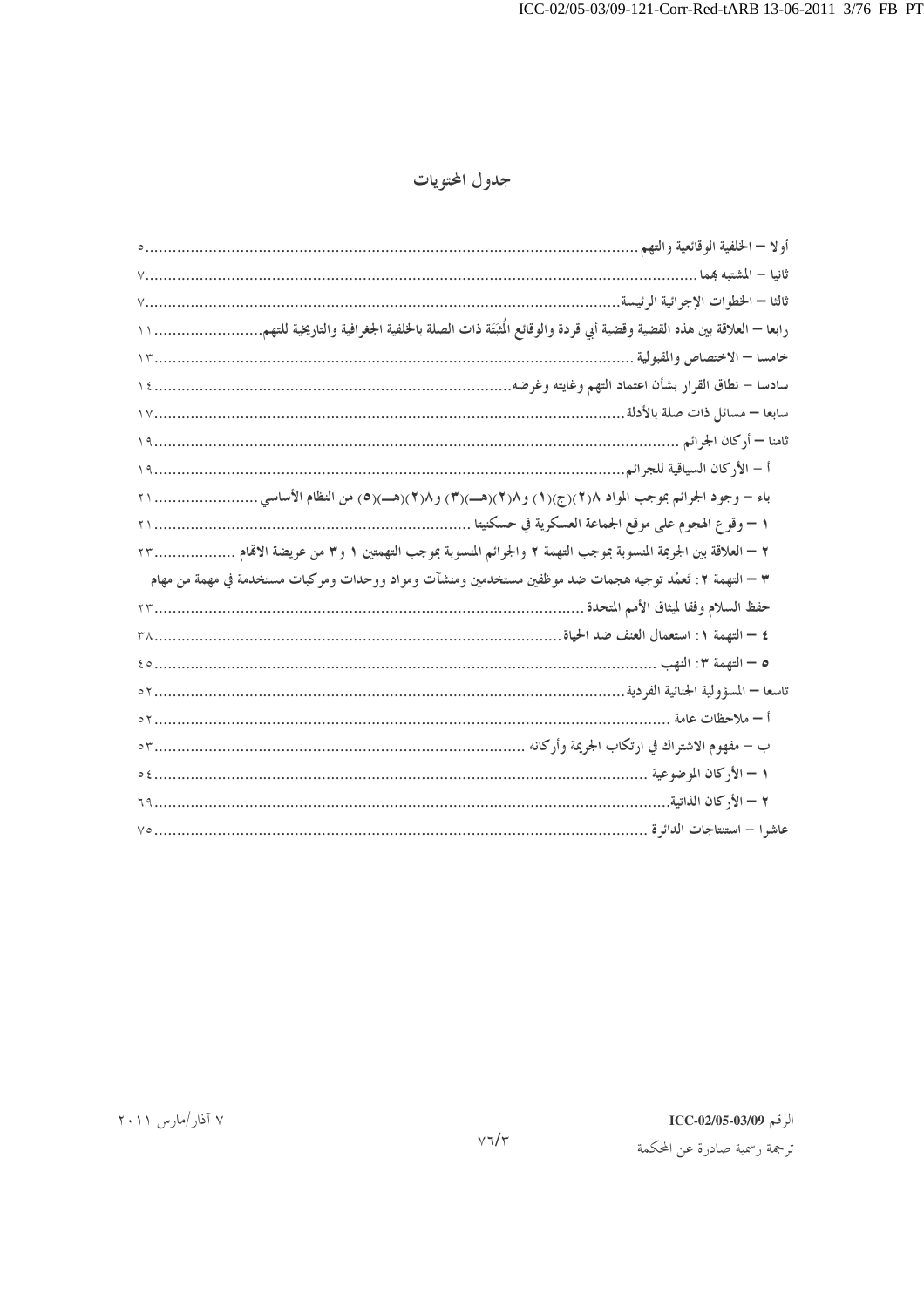# جدول المحتويات

أولا – الخلفية الوقائعية والتهم .......................................................................... ٥

ثانيا – المشتبه بهما .......................................................................... ٧

ثالثا – الخطوات الإجرائية الرئيسة .......................................................................... ٧

رابعا – العلاقة بين هذه القضية وقضية أبي قردة والوقائع المُثبَتة ذات الصلة بالخلفية الجغرافية والتاريخية للتهم .......................... ١١

خامسا – الاختصاص والمقبولية .......................................................................... ١٣

سادسا – نطاق القرار بشأن اعتماد التهم وغايته وغرضه .......................................................................... ١٤

سابعا – مسائل ذات صلة بالأدلة .......................................................................... ١٧

ثامنا – أركان الجرائم .......................................................................... ١٩

أ – الأركان السياقية للجرائم .......................................................................... ١٩

باء – وجود الجرائم بموجب المواد ٨(٢)(ج)(١) و٨(٢)(هـ)(٣) و٨(٢)(هـ)(٥) من النظام الأساسي .......................... ٢١

١ – وقوع الهجوم على موقع الجماعة العسكرية في حسكنيتا .......................................................................... ٢١

٢ – العلاقة بين الجريمة المنسوبة بموجب التهمة ٢ والجرائم المنسوبة بموجب التهمتين ١ و٣ من عريضة الاتهام .......................... ٢٣

٣ – التهمة ٢: تعمُّد توجيه هجمات ضد موظفين مستخدمين ومنشآت ومواد ووحدات ومركبات مستخدمة في مهمة من مهام حفظ السلام وفقا لميثاق الأمم المتحدة .......................................................................... ٢٣

٤ – التهمة ١: استعمال العنف ضد الحياة .......................................................................... ٣٨

٥ – التهمة ٣: النهب .......................................................................... ٤٥

تاسعا – المسؤولية الجنائية الفردية .......................................................................... ٥٢

أ – ملاحظات عامة .......................................................................... ٥٢

ب – مفهوم الاشتراك في ارتكاب الجريمة وأركانه .......................................................................... ٥٣

١ – الأركان الموضوعية .......................................................................... ٥٤

٢ – الأركان الذاتية .......................................................................... ٦٩

عاشرا – استنتاجات الدائرة .......................................................................... ٧٥

٧ آذار/مارس ٢٠١١

الرقم ICC-02/05-03/09

ترجمة رسمية صادرة عن المحكمة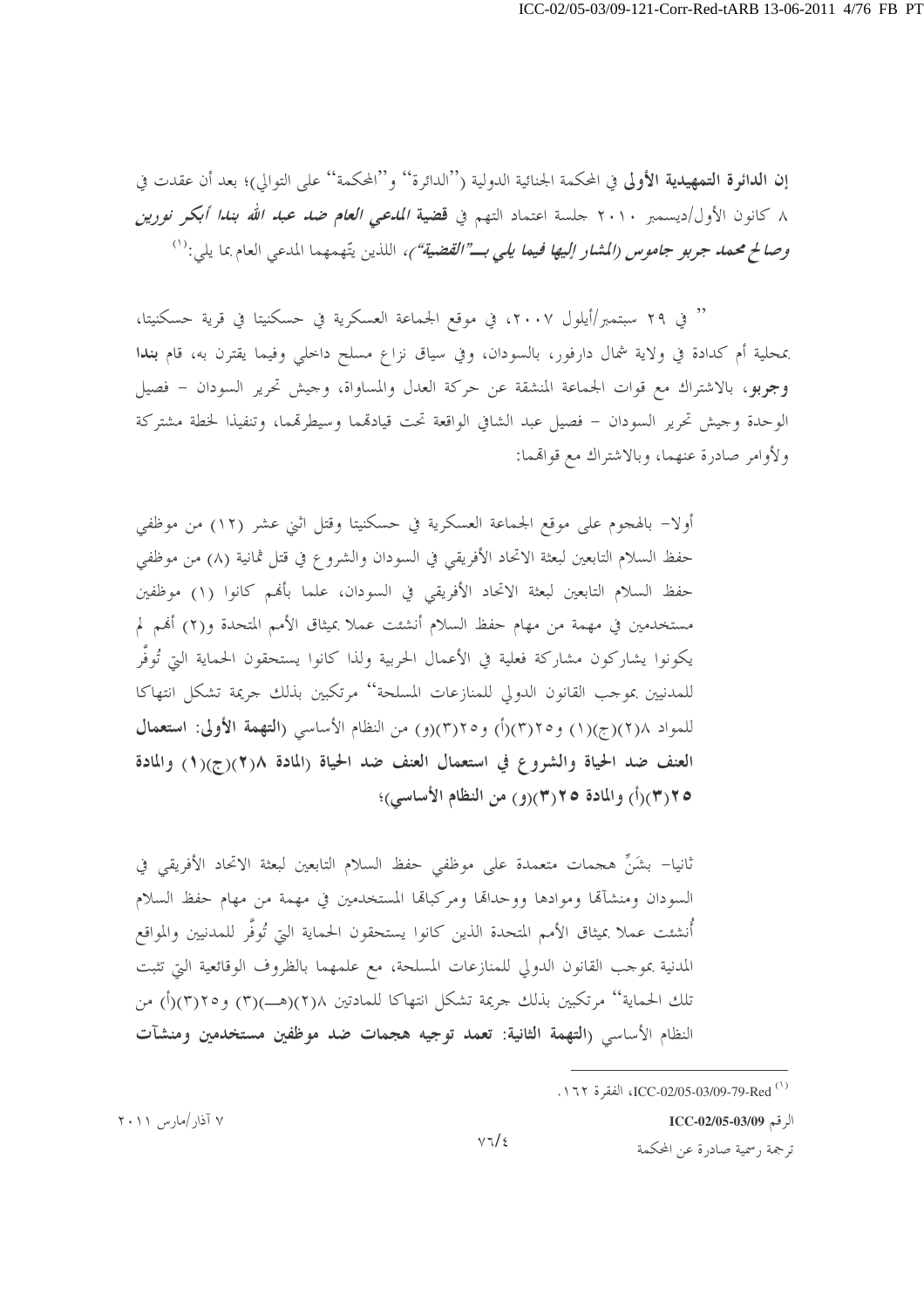**إن الدائرة التمهيدية الأولى** في المحكمة الجنائية الدولية (''الدائرة'' و''المحكمة'' على التوالي)؛ بعد أن عقدت في ٨ كانون الأول/ديسمبر ٢٠١٠ جلسة اعتماد التهم في ***قضية المدعي العام ضد عبد الله بندا أبكر نورين وصالح محمد جربو جاموس (المشار إليها فيما يلي بـ''القضية'')***، اللذين يتّهمهما المدعي العام بما يلي:[1]

'' في ٢٩ سبتمبر/أيلول ٢٠٠٧، في موقع الجماعة العسكرية في حسكنيتا في قرية حسكنيتا، بمحلية أم كدادة في ولاية شمال دارفور، بالسودان، وفي سياق نزاع مسلح داخلي وفيما يقترن به، قام **بندا وجربو**، بالاشتراك مع قوات الجماعة المنشقة عن حركة العدل والمساواة، وجيش تحرير السودان – فصيل الوحدة وجيش تحرير السودان – فصيل عبد الشافي الواقعة تحت قيادتهما وسيطرتهما، وتنفيذا لخطة مشتركة ولأوامر صادرة عنهما، وبالاشتراك مع قواتهما:

أولا– بالهجوم على موقع الجماعة العسكرية في حسكنيتا وقتل اثني عشر (١٢) من موظفي حفظ السلام التابعين لبعثة الاتحاد الأفريقي في السودان والشروع في قتل ثمانية (٨) من موظفي حفظ السلام التابعين لبعثة الاتحاد الأفريقي في السودان، علما بأنهم كانوا (١) موظفين مستخدمين في مهمة من مهام حفظ السلام أنشئت عملا بميثاق الأمم المتحدة و(٢) أنهم لم يكونوا يشاركون مشاركة فعلية في الأعمال الحربية ولذا كانوا يستحقون الحماية التي تُوفَّر للمدنيين بموجب القانون الدولي للمنازعات المسلحة'' مرتكبين بذلك جريمة تشكل انتهاكا للمواد ٨(٢)(ج)(١) و٢٥(٣)(أ) و٢٥(٣)(و) من النظام الأساسي (**التهمة الأولى: استعمال العنف ضد الحياة والشروع في استعمال العنف ضد الحياة (المادة ٨(٢)(ج)(١) والمادة ٢٥(٣)(أ) والمادة ٢٥(٣)(و) من النظام الأساسي)**؛

ثانيا– بشَنِّ هجمات متعمدة على موظفي حفظ السلام التابعين لبعثة الاتحاد الأفريقي في السودان ومنشآتها وموادها ووحداتها ومركباتها المستخدمين في مهمة من مهام حفظ السلام أُنشئت عملا بميثاق الأمم المتحدة الذين كانوا يستحقون الحماية التي تُوفَّر للمدنيين والمواقع المدنية بموجب القانون الدولي للمنازعات المسلحة، مع علمهما بالظروف الوقائعية التي تثبت تلك الحماية'' مرتكبين بذلك جريمة تشكل انتهاكا للمادتين ٨(٢)(هـ)(٣) و٢٥(٣)(أ) من النظام الأساسي (**التهمة الثانية: تعمد توجيه هجمات ضد موظفين مستخدمين ومنشآت**

---

[1] ICC-02/05-03/09-79-Red، الفقرة ١٦٢.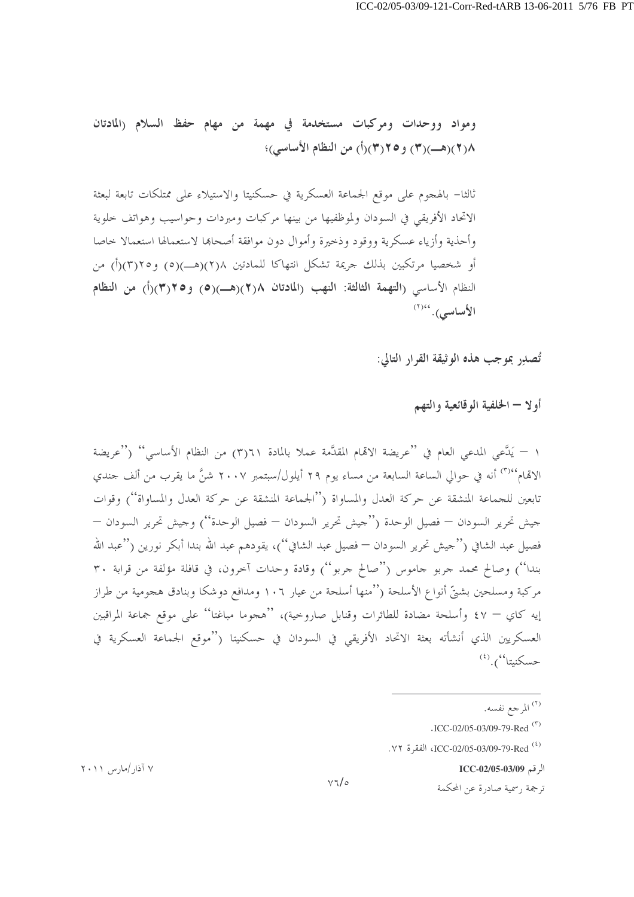**ومواد ووحدات ومركبات مستخدمة في مهمة من مهام حفظ السلام (المادتان ٨(٢)(هـ)(٣) و٢٥(٣)(أ) من النظام الأساسي)؛**

ثالثا- بالهجوم على موقع الجماعة العسكرية في حسكنيتا والاستيلاء على ممتلكات تابعة لبعثة الاتحاد الأفريقي في السودان ولموظفيها من بينها مركبات ومبردات وحواسيب وهواتف خلوية وأحذية وأزياء عسكرية ووقود وذخيرة وأموال دون موافقة أصحابها لاستعمالها استعمالا خاصا أو شخصيا مرتكبين بذلك جريمة تشكل انتهاكا للمادتين ٨(٢)(هـ)(٥) و٢٥(٣)(أ) من النظام الأساسي (**التهمة الثالثة: النهب (المادتان ٨(٢)(هـ)(٥) و٢٥(٣)(أ) من النظام الأساسي).**"[2]

تُصدِر بموجب هذه الوثيقة القرار التالي:

## أولا – الخلفية الوقائعية والتهم

١ – يَدَّعي المدعي العام في "عريضة الاتهام المقدَّمة عملا بالمادة ٦١(٣) من النظام الأساسي" ("عريضة الاتهام")[3] أنه في حوالي الساعة السابعة من مساء يوم ٢٩ أيلول/سبتمبر ٢٠٠٧ شنَّ ما يقرب من ألف جندي تابعين للجماعة المنشقة عن حركة العدل والمساواة ("الجماعة المنشقة عن حركة العدل والمساواة") وقوات جيش تحرير السودان – فصيل الوحدة ("جيش تحرير السودان – فصيل الوحدة") وجيش تحرير السودان – فصيل عبد الشافي ("جيش تحرير السودان – فصيل عبد الشافي")، يقودهم عبد الله بندا أبكر نورين ("عبد الله بندا") وصالح محمد جربو جاموس ("صالح جربو") وقادة وحدات آخرون، في قافلة مؤلفة من قرابة ٣٠ مركبة ومسلحين بشتّ أنواع الأسلحة ("منها أسلحة من عيار ١٠٦ ومدافع دوشكا وبنادق هجومية من طراز إيه كاي – ٤٧ وأسلحة مضادة للطائرات وقنابل صاروخية)، "هجوما مباغتا" على موقع جماعة المراقبين العسكريين الذي أنشأته بعثة الاتحاد الأفريقي في السودان في حسكنيتا ("موقع الجماعة العسكرية في حسكنيتا").[4]

---

[2] المرجع نفسه.

[3] ICC-02/05-03/09-79-Red.

[4] ICC-02/05-03/09-79-Red، الفقرة ٧٢.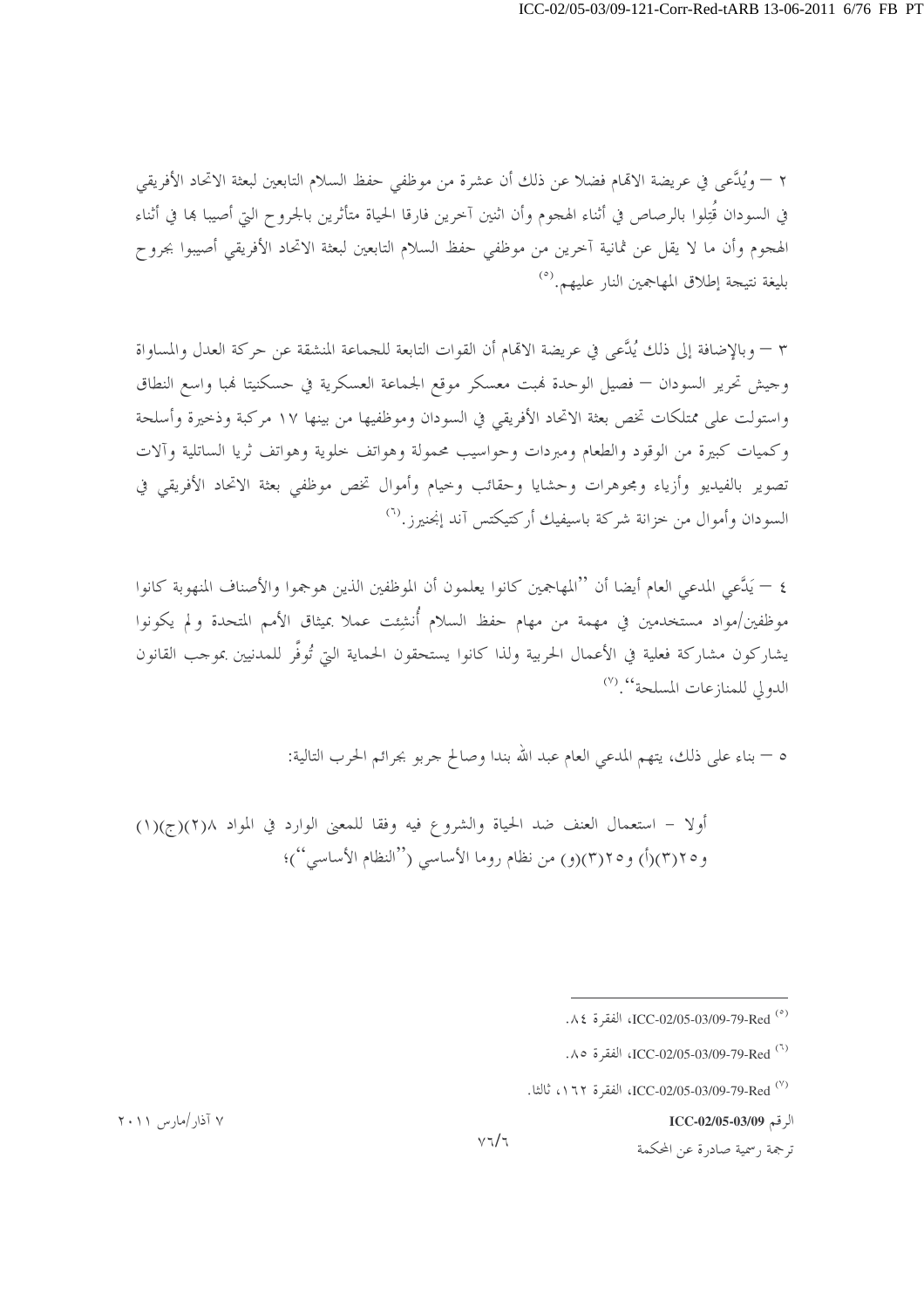٢ – ويُدَّعى في عريضة الاتهام فضلا عن ذلك أن عشرة من موظفي حفظ السلام التابعين لبعثة الاتحاد الأفريقي في السودان قُتِلوا بالرصاص في أثناء الهجوم وأن اثنين آخرين فارقا الحياة متأثرين بالجروح التي أصيبا بها في أثناء الهجوم وأن ما لا يقل عن ثمانية آخرين من موظفي حفظ السلام التابعين لبعثة الاتحاد الأفريقي أصيبوا بجروح بليغة نتيجة إطلاق المهاجمين النار عليهم.[٥]

٣ – وبالإضافة إلى ذلك يُدَّعى في عريضة الاتهام أن القوات التابعة للجماعة المنشقة عن حركة العدل والمساواة وجيش تحرير السودان – فصيل الوحدة نهبت معسكر موقع الجماعة العسكرية في حسكنيتا نهبا واسع النطاق واستولت على ممتلكات تخص بعثة الاتحاد الأفريقي في السودان وموظفيها من بينها ١٧ مركبة وذخيرة وأسلحة وكميات كبيرة من الوقود والطعام ومبردات وحواسيب محمولة وهواتف خلوية وهواتف ثريا الساتلية وآلات تصوير بالفيديو وأزياء ومجوهرات وحشايا وحقائب وخيام وأموال تخص موظفي بعثة الاتحاد الأفريقي في السودان وأموال من خزانة شركة باسيفيك أركتيكس آند إنجنيرز.[٦]

٤ – يَدَّعي المدعي العام أيضا أن "المهاجمين كانوا يعلمون أن الموظفين الذين هوجموا والأصناف المنهوبة كانوا موظفين/مواد مستخدمين في مهمة من مهام حفظ السلام أُنشِئت عملا بميثاق الأمم المتحدة ولم يكونوا يشاركون مشاركة فعلية في الأعمال الحربية ولذا كانوا يستحقون الحماية التي تُوفَّر للمدنيين بموجب القانون الدولي للمنازعات المسلحة".[٧]

٥ – بناء على ذلك، يتهم المدعي العام عبد الله بندا وصالح جربو بجرائم الحرب التالية:

أولا – استعمال العنف ضد الحياة والشروع فيه وفقا للمعنى الوارد في المواد ٨(٢)(ج)(١) و٢٥(٣)(أ) و٢٥(٣)(و) من نظام روما الأساسي ("النظام الأساسي")؛

---

[٥] ICC-02/05-03/09-79-Red، الفقرة ٨٤.

[٦] ICC-02/05-03/09-79-Red، الفقرة ٨٥.

[٧] ICC-02/05-03/09-79-Red، الفقرة ١٦٢، ثالثا.

الرقم ICC-02/05-03/09

٧ آذار/مارس ٢٠١١

ترجمة رسمية صادرة عن المحكمة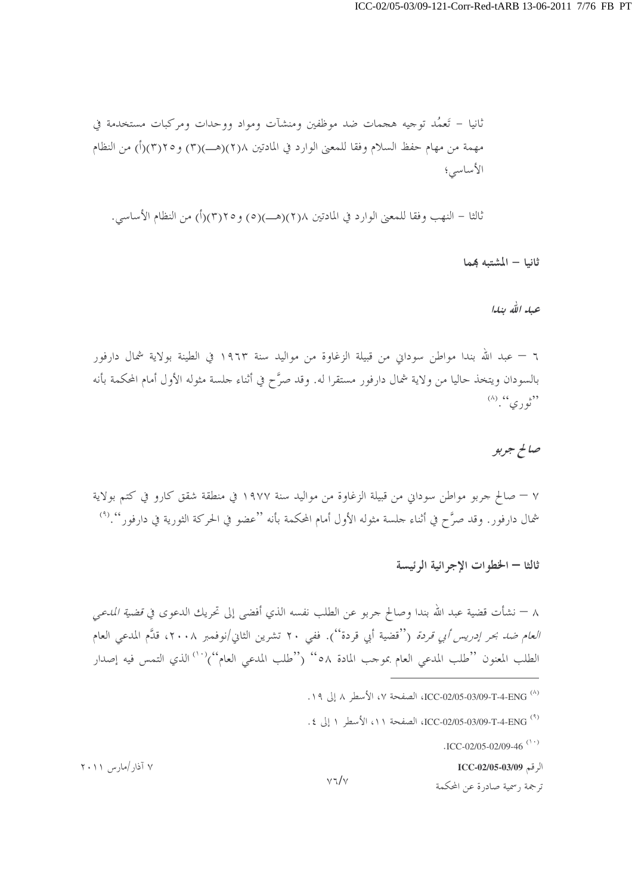ثانيا – تَعمُد توجيه هجمات ضد موظفين ومنشآت ومواد ووحدات ومركبات مستخدمة في مهمة من مهام حفظ السلام وفقا للمعنى الوارد في المادتين ٨(٢)(هـ)(٣) و٢٥(٣)(أ) من النظام الأساسي؛

ثالثا – النهب وفقا للمعنى الوارد في المادتين ٨(٢)(هـ)(٥) و٢٥(٣)(أ) من النظام الأساسي.

## ثانيا – المشتبه بهما

### *عبد الله بندا*

٦ – عبد الله بندا مواطن سوداني من قبيلة الزغاوة من مواليد سنة ١٩٦٣ في الطينة بولاية شمال دارفور بالسودان ويتخذ حاليا من ولاية شمال دارفور مستقرا له. وقد صرَّح في أثناء جلسة مثوله الأول أمام المحكمة بأنه ''ثوري''.[٨]

### *صالح جربو*

٧ – صالح جربو مواطن سوداني من قبيلة الزغاوة من مواليد سنة ١٩٧٧ في منطقة شقق كارو في كتم بولاية شمال دارفور. وقد صرَّح في أثناء جلسة مثوله الأول أمام المحكمة بأنه ''عضو في الحركة الثورية في دارفور''.[٩]

## ثالثا – الخطوات الإجرائية الرئيسة

٨ – نشأت قضية عبد الله بندا وصالح جربو عن الطلب نفسه الذي أفضى إلى تحريك الدعوى في *قضية المدعي العام ضد بحر إدريس أبي قردة* (''قضية أبي قردة''). ففي ٢٠ تشرين الثاني/نوفمبر ٢٠٠٨، قدَّم المدعي العام الطلب المعنون ''طلب المدعي العام بموجب المادة ٥٨'' (''طلب المدعي العام'')[١٠] الذي التمس فيه إصدار

---

[٨] ICC-02/05-03/09-T-4-ENG، الصفحة ٧، الأسطر ٨ إلى ١٩.

[٩] ICC-02/05-03/09-T-4-ENG، الصفحة ١١، الأسطر ١ إلى ٤.

[١٠] ICC-02/05-02/09-46.

الرقم ICC-02/05-03/09 — ٧ آذار/مارس ٢٠١١

ترجمة رسمية صادرة عن المحكمة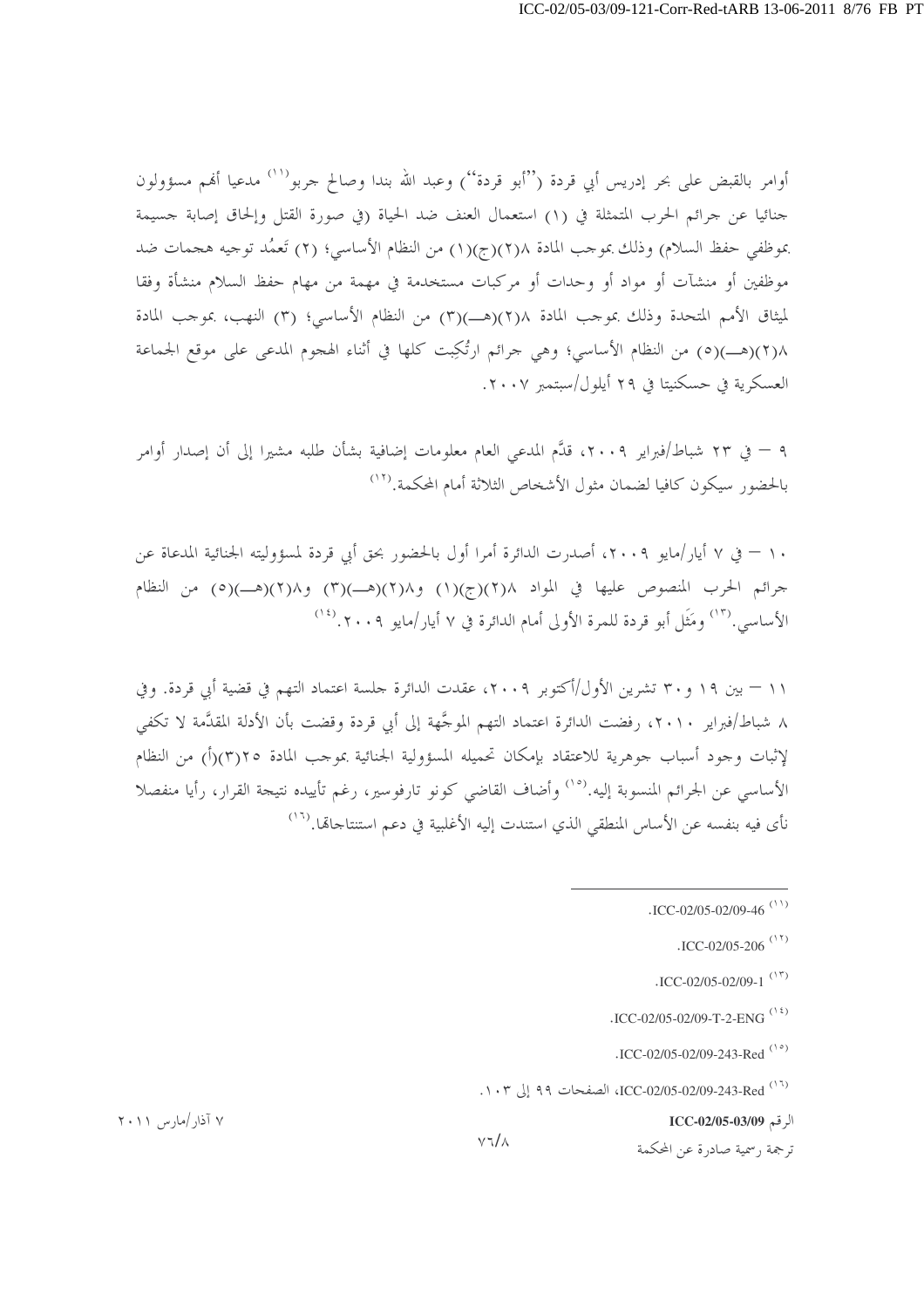أوامر بالقبض على بحر إدريس أبي قردة (''أبو قردة'') وعبد الله بندا وصالح جربو[11] مدعيا أنهم مسؤولون جنائيا عن جرائم الحرب المتمثلة في (١) استعمال العنف ضد الحياة (في صورة القتل وإلحاق إصابة جسيمة بموظفي حفظ السلام) وذلك بموجب المادة ٨(٢)(ج)(١) من النظام الأساسي؛ (٢) تَعمُّد توجيه هجمات ضد موظفين أو منشآت أو مواد أو وحدات أو مركبات مستخدمة في مهمة من مهام حفظ السلام منشأة وفقا لميثاق الأمم المتحدة وذلك بموجب المادة ٨(٢)(هـ)(٣) من النظام الأساسي؛ (٣) النهب، بموجب المادة ٨(٢)(هـ)(٥) من النظام الأساسي؛ وهي جرائم ارتُكِبت كلها في أثناء الهجوم المدعى على موقع الجماعة العسكرية في حسكنيتا في ٢٩ أيلول/سبتمبر ٢٠٠٧.

٩ – في ٢٣ شباط/فبراير ٢٠٠٩، قدَّم المدعي العام معلومات إضافية بشأن طلبه مشيرا إلى أن إصدار أوامر بالحضور سيكون كافيا لضمان مثول الأشخاص الثلاثة أمام المحكمة.[12]

١٠ – في ٧ أيار/مايو ٢٠٠٩، أصدرت الدائرة أمرا أول بالحضور بحق أبي قردة لمسؤوليته الجنائية المدعاة عن جرائم الحرب المنصوص عليها في المواد ٨(٢)(ج)(١) و٨(٢)(هـ)(٣) و٨(٢)(هـ)(٥) من النظام الأساسي.[13] ومَثَل أبو قردة للمرة الأولى أمام الدائرة في ٧ أيار/مايو ٢٠٠٩.[14]

١١ – بين ١٩ و٣٠ تشرين الأول/أكتوبر ٢٠٠٩، عقدت الدائرة جلسة اعتماد التهم في قضية أبي قردة. وفي ٨ شباط/فبراير ٢٠١٠، رفضت الدائرة اعتماد التهم الموجَّهة إلى أبي قردة وقضت بأن الأدلة المقدَّمة لا تكفي لإثبات وجود أسباب جوهرية للاعتقاد بإمكان تحميله المسؤولية الجنائية بموجب المادة ٢٥(٣)(أ) من النظام الأساسي عن الجرائم المنسوبة إليه.[15] وأضاف القاضي كونو تارفوسير، رغم تأييده نتيجة القرار، رأيا منفصلا نأى فيه بنفسه عن الأساس المنطقي الذي استندت إليه الأغلبية في دعم استنتاجاتها.[16]

---

[11] ICC-02/05-02/09-46.

[12] ICC-02/05-206.

[13] ICC-02/05-02/09-1.

[14] ICC-02/05-02/09-T-2-ENG.

[15] ICC-02/05-02/09-243-Red.

[16] ICC-02/05-02/09-243-Red، الصفحات ٩٩ إلى ١٠٣.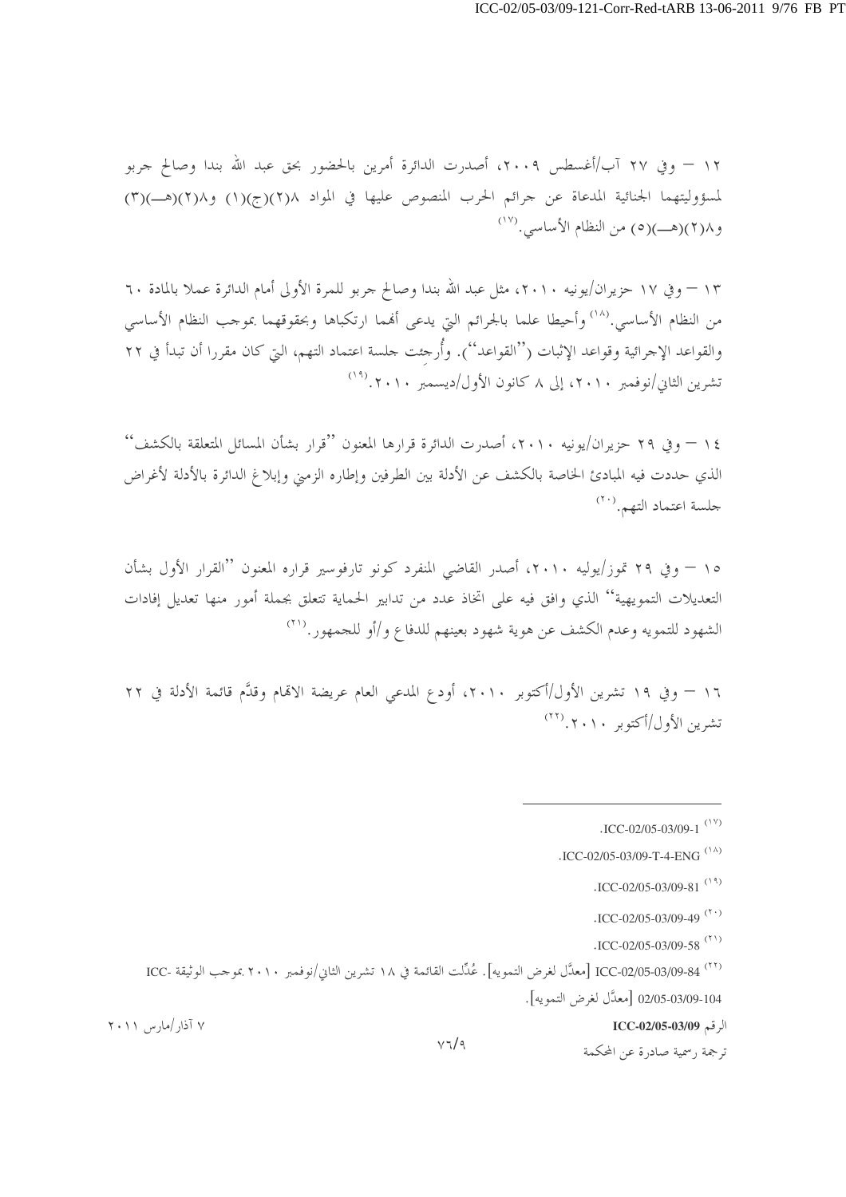١٢ — وفي ٢٧ آب/أغسطس ٢٠٠٩، أصدرت الدائرة أمرين بالحضور بحق عبد الله بندا وصالح جربو لمسؤوليتهما الجنائية المدعاة عن جرائم الحرب المنصوص عليها في المواد ٨(٢)(ج)(١) و٨(٢)(هـ)(٣) و٨(٢)(هـ)(٥) من النظام الأساسي.(١٧)

١٣ — وفي ١٧ حزيران/يونيه ٢٠١٠، مثل عبد الله بندا وصالح جربو للمرة الأولى أمام الدائرة عملا بالمادة ٦٠ من النظام الأساسي.(١٨) وأحيطا علما بالجرائم التي يدعى أنهما ارتكباها وبحقوقهما بموجب النظام الأساسي والقواعد الإجرائية وقواعد الإثبات (''القواعد''). وأُرجئت جلسة اعتماد التهم، التي كان مقررا أن تبدأ في ٢٢ تشرين الثاني/نوفمبر ٢٠١٠، إلى ٨ كانون الأول/ديسمبر ٢٠١٠.(١٩)

١٤ — وفي ٢٩ حزيران/يونيه ٢٠١٠، أصدرت الدائرة قرارها المعنون ''قرار بشأن المسائل المتعلقة بالكشف'' الذي حددت فيه المبادئ الخاصة بالكشف عن الأدلة بين الطرفين وإطاره الزمني وإبلاغ الدائرة بالأدلة لأغراض جلسة اعتماد التهم.(٢٠)

١٥ — وفي ٢٩ تموز/يوليه ٢٠١٠، أصدر القاضي المنفرد كونو تارفوسير قراره المعنون ''القرار الأول بشأن التعديلات التمويهية'' الذي وافق فيه على اتخاذ عدد من تدابير الحماية تتعلق بجملة أمور منها تعديل إفادات الشهود للتمويه وعدم الكشف عن هوية شهود بعينهم للدفاع و/أو للجمهور.(٢١)

١٦ — وفي ١٩ تشرين الأول/أكتوبر ٢٠١٠، أودع المدعي العام عريضة الاتهام وقدّم قائمة الأدلة في ٢٢ تشرين الأول/أكتوبر ٢٠١٠.(٢٢)

---

(١٧) ICC-02/05-03/09-1.

(١٨) ICC-02/05-03/09-T-4-ENG.

(١٩) ICC-02/05-03/09-81.

(٢٠) ICC-02/05-03/09-49.

(٢١) ICC-02/05-03/09-58.

(٢٢) ICC-02/05-03/09-84 [معدَّل لغرض التمويه]. عُدِّلت القائمة في ١٨ تشرين الثاني/نوفمبر ٢٠١٠ بموجب الوثيقة ICC-02/05-03/09-104 [معدَّل لغرض التمويه].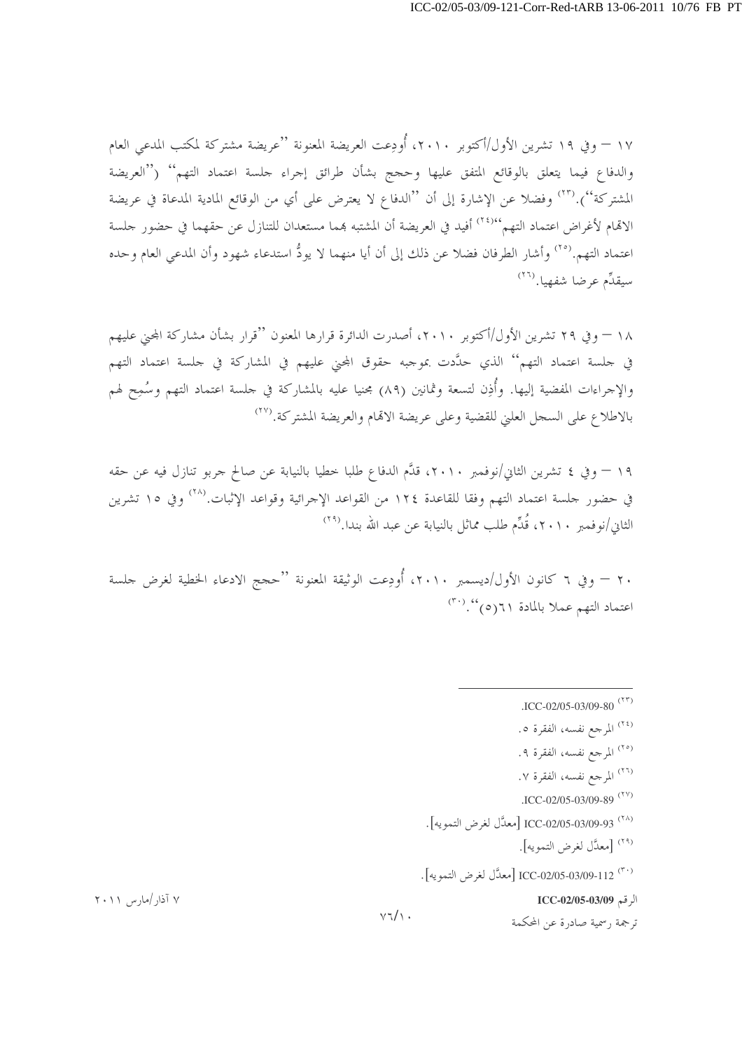١٧ – وفي ١٩ تشرين الأول/أكتوبر ٢٠١٠، أُودِعت العريضة المعنونة ''عريضة مشتركة لمكتب المدعي العام والدفاع فيما يتعلق بالوقائع المتفق عليها وحجج بشأن طرائق إجراء جلسة اعتماد التهم'' (''العريضة المشتركة'').[٢٣] وفضلا عن الإشارة إلى أن ''الدفاع لا يعترض على أي من الوقائع المادية المدعاة في عريضة الاتهام لأغراض اعتماد التهم''[٢٤] أفيد في العريضة أن المشتبه بهما مستعدان للتنازل عن حقهما في حضور جلسة اعتماد التهم.[٢٥] وأشار الطرفان فضلا عن ذلك إلى أن أيا منهما لا يودُّ استدعاء شهود وأن المدعي العام وحده سيقدِّم عرضا شفهيا.[٢٦]

١٨ – وفي ٢٩ تشرين الأول/أكتوبر ٢٠١٠، أصدرت الدائرة قرارها المعنون ''قرار بشأن مشاركة المجني عليهم في جلسة اعتماد التهم'' الذي حدَّدت بموجبه حقوق المجني عليهم في المشاركة في جلسة اعتماد التهم والإجراءات المفضية إليها. وأُذِن لتسعة وثمانين (٨٩) مجنيا عليه بالمشاركة في جلسة اعتماد التهم وسُمِح لهم بالاطلاع على السجل العلني للقضية وعلى عريضة الاتهام والعريضة المشتركة.[٢٧]

١٩ – وفي ٤ تشرين الثاني/نوفمبر ٢٠١٠، قدَّم الدفاع طلبا خطيا بالنيابة عن صالح جربو تنازل فيه عن حقه في حضور جلسة اعتماد التهم وفقا للقاعدة ١٢٤ من القواعد الإجرائية وقواعد الإثبات.[٢٨] وفي ١٥ تشرين الثاني/نوفمبر ٢٠١٠، قُدِّم طلب مماثل بالنيابة عن عبد الله بندا.[٢٩]

٢٠ – وفي ٦ كانون الأول/ديسمبر ٢٠١٠، أُودِعت الوثيقة المعنونة ''حجج الادعاء الخطية لغرض جلسة اعتماد التهم عملا بالمادة ٦١(٥)''.[٣٠]

---

[٢٣] ICC-02/05-03/09-80.

[٢٤] المرجع نفسه، الفقرة ٥.

[٢٥] المرجع نفسه، الفقرة ٩.

[٢٦] المرجع نفسه، الفقرة ٧.

[٢٧] ICC-02/05-03/09-89.

[٢٨] ICC-02/05-03/09-93 [معدَّل لغرض التمويه].

[٢٩] [معدَّل لغرض التمويه].

[٣٠] ICC-02/05-03/09-112 [معدَّل لغرض التمويه].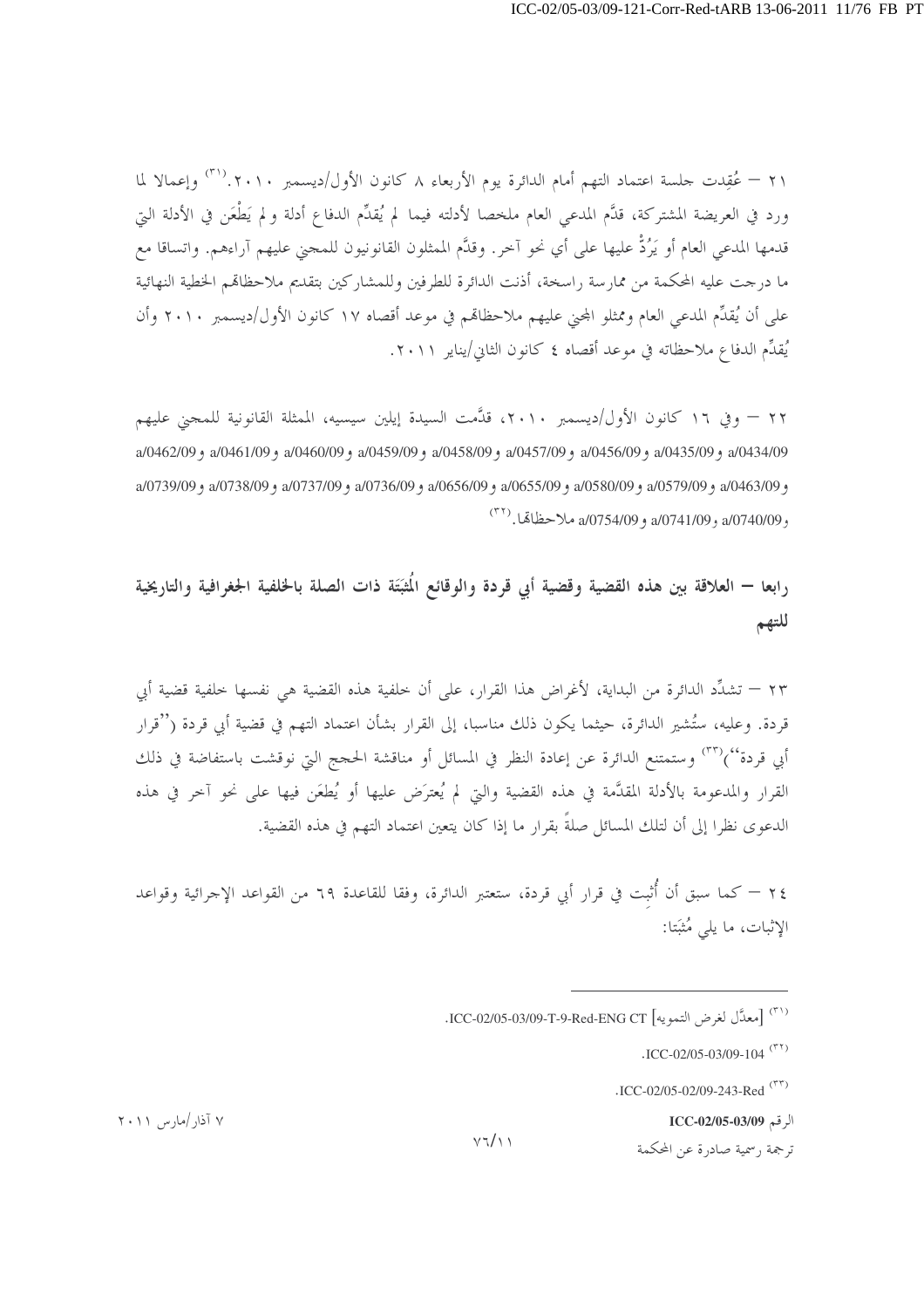٢١ – عُقِدت جلسة اعتماد التهم أمام الدائرة يوم الأربعاء ٨ كانون الأول/ديسمبر ٢٠١٠.[٣١] وإعمالا لما ورد في العريضة المشتركة، قدَّم المدعي العام ملخصا لأدلته فيما لم يُقدِّم الدفاع أدلة ولم يَطْعَن في الأدلة التي قدمها المدعي العام أو يَرُدَّ عليها على أي نحو آخر. وقدَّم الممثلون القانونيون للمجني عليهم آراءهم. واتساقا مع ما درجت عليه المحكمة من ممارسة راسخة، أذنت الدائرة للطرفين وللمشاركين بتقديم ملاحظاتهم الخطية النهائية على أن يُقدِّم المدعي العام وممثلو المجني عليهم ملاحظاتهم في موعد أقصاه ١٧ كانون الأول/ديسمبر ٢٠١٠ وأن يُقدِّم الدفاع ملاحظاته في موعد أقصاه ٤ كانون الثاني/يناير ٢٠١١.

٢٢ – وفي ١٦ كانون الأول/ديسمبر ٢٠١٠، قدَّمت السيدة إيلين سيسيه، الممثلة القانونية للمجني عليهم a/0434/09 وa/0435/09 وa/0456/09 وa/0457/09 وa/0458/09 وa/0459/09 وa/0460/09 وa/0461/09 وa/0462/09 وa/0463/09 وa/0579/09 وa/0580/09 وa/0655/09 وa/0656/09 وa/0736/09 وa/0737/09 وa/0738/09 وa/0739/09 وa/0740/09 وa/0741/09 وa/0754/09 ملاحظاتها.[٣٢]

## رابعا – العلاقة بين هذه القضية وقضية أبي قردة والوقائع المُثبَتَة ذات الصلة بالخلفية الجغرافية والتاريخية للتهم

٢٣ – تشدِّد الدائرة من البداية، لأغراض هذا القرار، على أن خلفية هذه القضية هي نفسها خلفية قضية أبي قردة. وعليه، ستُشير الدائرة، حيثما يكون ذلك مناسبا، إلى القرار بشأن اعتماد التهم في قضية أبي قردة ("قرار أبي قردة")[٣٣] وستمتنع الدائرة عن إعادة النظر في المسائل أو مناقشة الحجج التي نوقشت باستفاضة في ذلك القرار والمدعومة بالأدلة المقدَّمة في هذه القضية والتي لم يُعترَض عليها أو يُطعَن فيها على نحو آخر في هذه الدعوى نظرا إلى أن لتلك المسائل صلةً بقرار ما إذا كان يتعين اعتماد التهم في هذه القضية.

٢٤ – كما سبق أن أُثبِت في قرار أبي قردة، ستعتبر الدائرة، وفقا للقاعدة ٦٩ من القواعد الإجرائية وقواعد الإثبات، ما يلي مُثبَتا:

---

[٣١] [معدَّل لغرض التمويه] ICC-02/05-03/09-T-9-Red-ENG CT.

[٣٢] ICC-02/05-03/09-104.

[٣٣] ICC-02/05-02/09-243-Red.

الرقم ICC-02/05-03/09 — ٧ آذار/مارس ٢٠١١

ترجمة رسمية صادرة عن المحكمة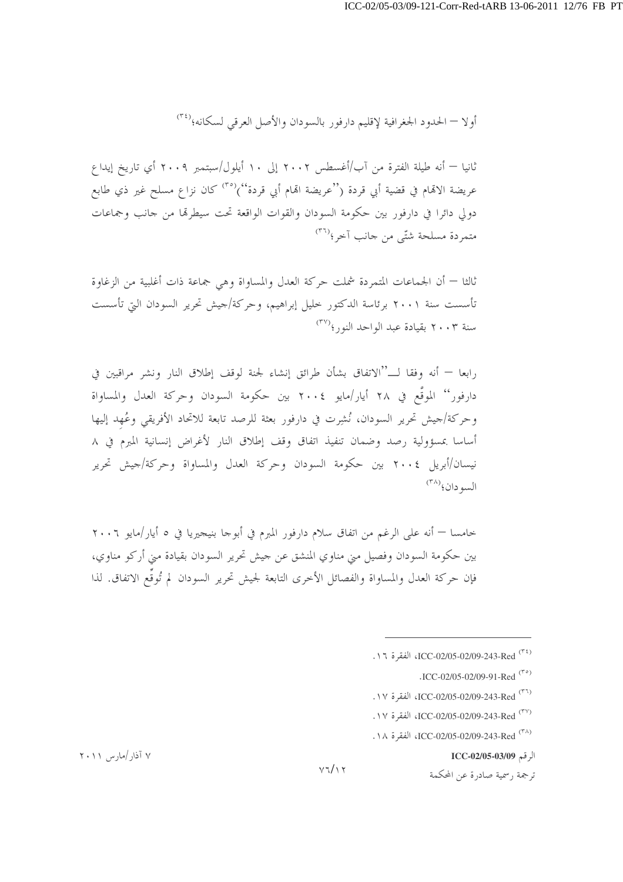أولا – الحدود الجغرافية لإقليم دارفور بالسودان والأصل العرقي لسكانه؛[٣٤]

ثانيا – أنه طيلة الفترة من آب/أغسطس ٢٠٠٢ إلى ١٠ أيلول/سبتمبر ٢٠٠٩ أي تاريخ إيداع عريضة الاتهام في قضية أبي قردة (''عريضة اتهام أبي قردة'')[٣٥] كان نزاع مسلح غير ذي طابع دولي دائرا في دارفور بين حكومة السودان والقوات الواقعة تحت سيطرتها من جانب وجماعات متمردة مسلحة شتّى من جانب آخر؛[٣٦]

ثالثا – أن الجماعات المتمردة شملت حركة العدل والمساواة وهي جماعة ذات أغلبية من الزغاوة تأسست سنة ٢٠٠١ برئاسة الدكتور خليل إبراهيم، وحركة/جيش تحرير السودان التي تأسست سنة ٢٠٠٣ بقيادة عبد الواحد النور؛[٣٧]

رابعا – أنه وفقا لـ''الاتفاق بشأن طرائق إنشاء لجنة لوقف إطلاق النار ونشر مراقبين في دارفور'' الموقَّع في ٢٨ أيار/مايو ٢٠٠٤ بين حكومة السودان وحركة العدل والمساواة وحركة/جيش تحرير السودان، نُشِرت في دارفور بعثة للرصد تابعة للاتحاد الأفريقي وعُهِد إليها أساسا بمسؤولية رصد وضمان تنفيذ اتفاق وقف إطلاق النار لأغراض إنسانية المبرم في ٨ نيسان/أبريل ٢٠٠٤ بين حكومة السودان وحركة العدل والمساواة وحركة/جيش تحرير السودان؛[٣٨]

خامسا – أنه على الرغم من اتفاق سلام دارفور المبرم في أبوجا بنيجيريا في ٥ أيار/مايو ٢٠٠٦ بين حكومة السودان وفصيل مني مناوي المنشق عن جيش تحرير السودان بقيادة مني أركو مناوي، فإن حركة العدل والمساواة والفصائل الأخرى التابعة لجيش تحرير السودان لم توقِّع الاتفاق. لذا

---

(٣٤) ICC-02/05-02/09-243-Red، الفقرة ١٦.

(٣٥) ICC-02/05-02/09-91-Red.

(٣٦) ICC-02/05-02/09-243-Red، الفقرة ١٧.

(٣٧) ICC-02/05-02/09-243-Red، الفقرة ١٧.

(٣٨) ICC-02/05-02/09-243-Red، الفقرة ١٨.

الرقم ICC-02/05-03/09 — ٧ آذار/مارس ٢٠١١

ترجمة رسمية صادرة عن المحكمة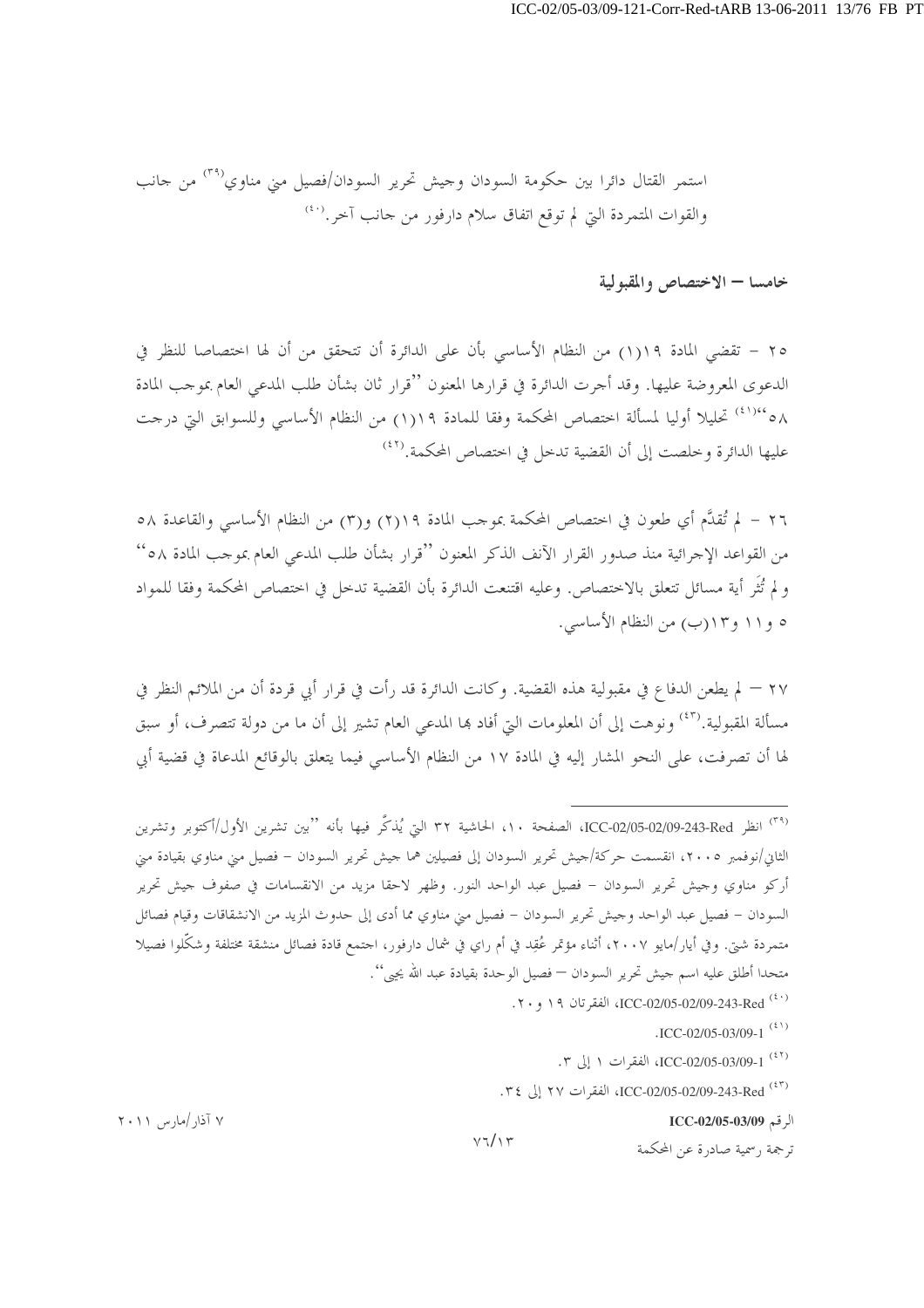استمر القتال دائرا بين حكومة السودان وجيش تحرير السودان/فصيل مني مناوي[39] من جانب والقوات المتمردة التي لم توقع اتفاق سلام دارفور من جانب آخر.[40]

## خامسا – الاختصاص والمقبولية

٢٥ – تقضي المادة ١٩(١) من النظام الأساسي بأن على الدائرة أن تتحقق من أن لها اختصاصا للنظر في الدعوى المعروضة عليها. وقد أجرت الدائرة في قرارها المعنون "قرار ثان بشأن طلب المدعي العام بموجب المادة ٥٨"[41] تحليلا أوليا لمسألة اختصاص المحكمة وفقا للمادة ١٩(١) من النظام الأساسي وللسوابق التي درجت عليها الدائرة وخلصت إلى أن القضية تدخل في اختصاص المحكمة.[42]

٢٦ – لم تُقدَّم أي طعون في اختصاص المحكمة بموجب المادة ١٩(٢) و(٣) من النظام الأساسي والقاعدة ٥٨ من القواعد الإجرائية منذ صدور القرار الآنف الذكر المعنون "قرار بشأن طلب المدعي العام بموجب المادة ٥٨" ولم تُثَر أية مسائل تتعلق بالاختصاص. وعليه اقتنعت الدائرة بأن القضية تدخل في اختصاص المحكمة وفقا للمواد ٥ و١١ و١٣(ب) من النظام الأساسي.

٢٧ – لم يطعن الدفاع في مقبولية هذه القضية. وكانت الدائرة قد رأت في قرار أبي قردة أن من الملائم النظر في مسألة المقبولية.[43] ونوهت إلى أن المعلومات التي أفاد بها المدعي العام تشير إلى أن ما من دولة تتصرف، أو سبق لها أن تصرفت، على النحو المشار إليه في المادة ١٧ من النظام الأساسي فيما يتعلق بالوقائع المدعاة في قضية أبي

---

[39] انظر ICC-02/05-02/09-243-Red، الصفحة ١٠، الحاشية ٣٢ التي يُذكَر فيها بأنه "بين تشرين الأول/أكتوبر وتشرين الثاني/نوفمبر ٢٠٠٥، انقسمت حركة/جيش تحرير السودان إلى فصيلين هما جيش تحرير السودان – فصيل مني مناوي بقيادة مني أركو مناوي وجيش تحرير السودان – فصيل عبد الواحد النور. وظهر لاحقا مزيد من الانقسامات في صفوف جيش تحرير السودان – فصيل عبد الواحد وجيش تحرير السودان – فصيل مني مناوي مما أدى إلى حدوث المزيد من الانشقاقات وقيام فصائل متمردة شتى. وفي أيار/مايو ٢٠٠٧، أثناء مؤتمر عُقِد في أم راي في شمال دارفور، اجتمع قادة فصائل منشقة مختلفة وشكّلوا فصيلا متحدا أطلق عليه اسم جيش تحرير السودان – فصيل الوحدة بقيادة عبد الله يحيى".

[40] ICC-02/05-02/09-243-Red، الفقرتان ١٩ و٢٠.

[41] ICC-02/05-03/09-1.

[42] ICC-02/05-03/09-1، الفقرات ١ إلى ٣.

[43] ICC-02/05-02/09-243-Red، الفقرات ٢٧ إلى ٣٤.

الرقم ICC-02/05-03/09 — ٧ آذار/مارس ٢٠١١

ترجمة رسمية صادرة عن المحكمة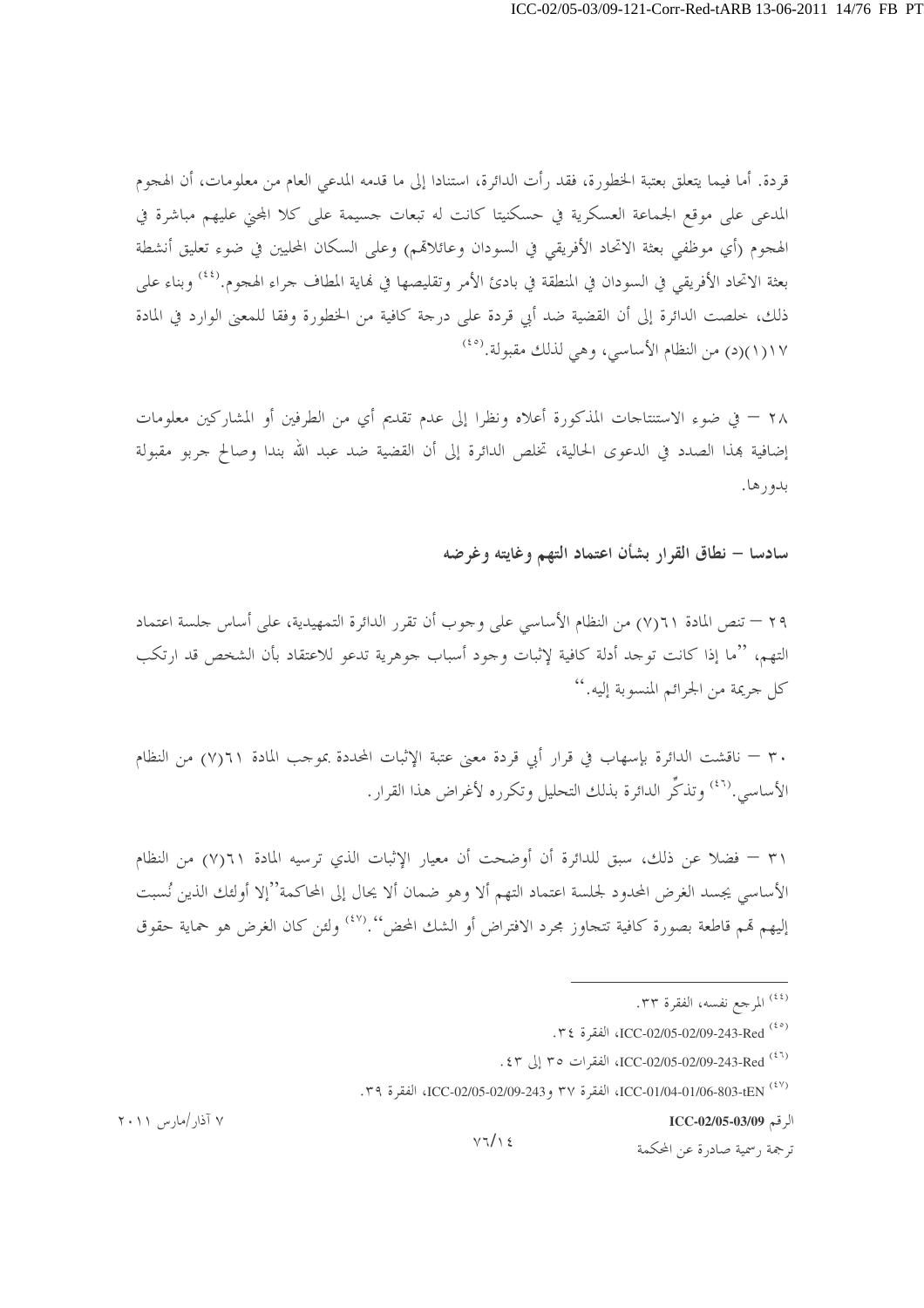قردة. أما فيما يتعلق بعتبة الخطورة، فقد رأت الدائرة، استنادا إلى ما قدمه المدعي العام من معلومات، أن الهجوم المدعى على موقع الجماعة العسكرية في حسكنيتا كانت له تبعات جسيمة على كلا المجني عليهم مباشرة في الهجوم (أي موظفي بعثة الاتحاد الأفريقي في السودان وعائلاتهم) وعلى السكان المحليين في ضوء تعليق أنشطة بعثة الاتحاد الأفريقي في السودان في المنطقة في بادئ الأمر وتقليصها في نهاية المطاف جراء الهجوم.[44] وبناء على ذلك، خلصت الدائرة إلى أن القضية ضد أبي قردة على درجة كافية من الخطورة وفقا للمعنى الوارد في المادة ١٧(١)(د) من النظام الأساسي، وهي لذلك مقبولة.[45]

٢٨ – في ضوء الاستنتاجات المذكورة أعلاه ونظرا إلى عدم تقديم أي من الطرفين أو المشاركين معلومات إضافية بهذا الصدد في الدعوى الحالية، تخلص الدائرة إلى أن القضية ضد عبد الله بندا وصالح جربو مقبولة بدورها.

## سادسا – نطاق القرار بشأن اعتماد التهم وغايته وغرضه

٢٩ – تنص المادة ٦١(٧) من النظام الأساسي على وجوب أن تقرر الدائرة التمهيدية، على أساس جلسة اعتماد التهم، ''ما إذا كانت توجد أدلة كافية لإثبات وجود أسباب جوهرية تدعو للاعتقاد بأن الشخص قد ارتكب كل جريمة من الجرائم المنسوبة إليه.''

٣٠ – ناقشت الدائرة بإسهاب في قرار أبي قردة معنى عتبة الإثبات المحددة بموجب المادة ٦١(٧) من النظام الأساسي.[46] وتذكّر الدائرة بذلك التحليل وتكرره لأغراض هذا القرار.

٣١ – فضلا عن ذلك، سبق للدائرة أن أوضحت أن معيار الإثبات الذي ترسيه المادة ٦١(٧) من النظام الأساسي يجسد الغرض المحدود لجلسة اعتماد التهم ألا وهو ضمان ألا يحال إلى المحاكمة''إلا أولئك الذين نُسبت إليهم تهم قاطعة بصورة كافية تتجاوز مجرد الافتراض أو الشك المحض''.[47] ولئن كان الغرض هو حماية حقوق

---

[44] المرجع نفسه، الفقرة ٣٣.

[45] ICC-02/05-02/09-243-Red، الفقرة ٣٤.

[46] ICC-02/05-02/09-243-Red، الفقرات ٣٥ إلى ٤٣.

[47] ICC-01/04-01/06-803-tEN، الفقرة ٣٧ وICC-02/05-02/09-243، الفقرة ٣٩.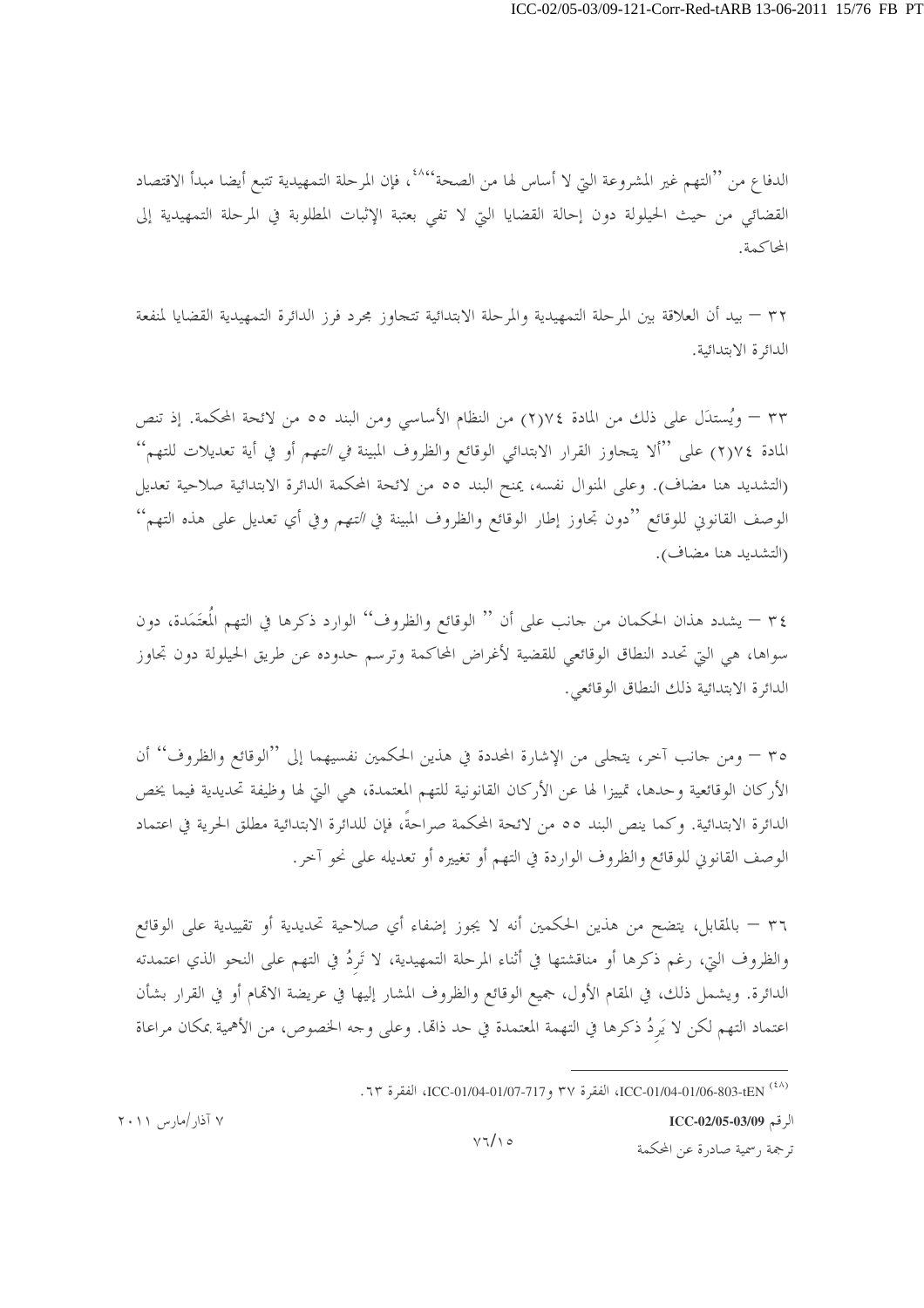الدفاع من ''التهم غير المشروعة التي لا أساس لها من الصحة''[48]، فإن المرحلة التمهيدية تتبع أيضا مبدأ الاقتصاد القضائي من حيث الحيلولة دون إحالة القضايا التي لا تفي بعتبة الإثبات المطلوبة في المرحلة التمهيدية إلى المحاكمة.

٣٢ – بيد أن العلاقة بين المرحلة التمهيدية والمرحلة الابتدائية تتجاوز مجرد فرز الدائرة التمهيدية القضايا لمنفعة الدائرة الابتدائية.

٣٣ – ويُستدَل على ذلك من المادة ٧٤(٢) من النظام الأساسي ومن البند ٥٥ من لائحة المحكمة. إذ تنص المادة ٧٤(٢) على ''ألا يتجاوز القرار الابتدائي الوقائع والظروف المبينة *في التهم* أو في أية تعديلات للتهم'' (التشديد هنا مضاف). وعلى المنوال نفسه، يمنح البند ٥٥ من لائحة المحكمة الدائرة الابتدائية صلاحية تعديل الوصف القانوني للوقائع ''دون تجاوز إطار الوقائع والظروف المبينة في *التهم* وفي أي تعديل على هذه التهم'' (التشديد هنا مضاف).

٣٤ – يشدد هذان الحكمان من جانب على أن '' الوقائع والظروف'' الوارد ذكرها في التهم المُعتَمَدة، دون سواها، هي التي تحدد النطاق الوقائعي للقضية لأغراض المحاكمة وترسم حدوده عن طريق الحيلولة دون تجاوز الدائرة الابتدائية ذلك النطاق الوقائعي.

٣٥ – ومن جانب آخر، يتجلى من الإشارة المحددة في هذين الحكمين نفسيهما إلى ''الوقائع والظروف'' أن الأركان الوقائعية وحدها، تمييزا لها عن الأركان القانونية للتهم المعتمدة، هي التي لها وظيفة تحديدية فيما يخص الدائرة الابتدائية. وكما ينص البند ٥٥ من لائحة المحكمة صراحةً، فإن للدائرة الابتدائية مطلق الحرية في اعتماد الوصف القانوني للوقائع والظروف الواردة في التهم أو تغييره أو تعديله على نحو آخر.

٣٦ – بالمقابل، يتضح من هذين الحكمين أنه لا يجوز إضفاء أي صلاحية تحديدية أو تقييدية على الوقائع والظروف التي، رغم ذكرها أو مناقشتها في أثناء المرحلة التمهيدية، لا تَرِدُ في التهم على النحو الذي اعتمدته الدائرة. ويشمل ذلك، في المقام الأول، جميع الوقائع والظروف المشار إليها في عريضة الاتهام أو في القرار بشأن اعتماد التهم لكن لا يَرِدُ ذكرها في التهمة المعتمدة في حد ذاتها. وعلى وجه الخصوص، من الأهمية بمكان مراعاة

---

[48] ICC-01/04-01/06-803-tEN، الفقرة ٣٧ وICC-01/04-01/07-717، الفقرة ٦٣.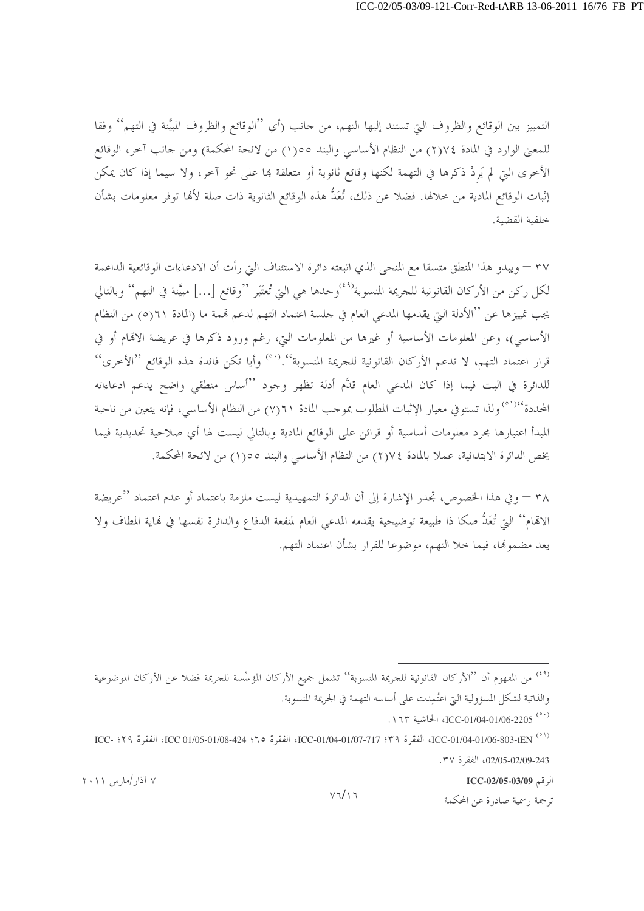التمييز بين الوقائع والظروف التي تستند إليها التهم، من جانب (أي ''الوقائع والظروف المبيَّنة في التهم'' وفقا للمعنى الوارد في المادة ٧٤(٢) من النظام الأساسي والبند ٥٥(١) من لائحة المحكمة) ومن جانب آخر، الوقائع الأخرى التي لم يَرِدْ ذكرها في التهمة لكنها وقائع ثانوية أو متعلقة بها على نحو آخر، ولا سيما إذا كان يمكن إثبات الوقائع المادية من خلالها. فضلا عن ذلك، تُعَدُّ هذه الوقائع الثانوية ذات صلة لأنها توفر معلومات بشأن خلفية القضية.

٣٧ – ويبدو هذا المنطق متسقا مع المنحى الذي اتبعته دائرة الاستئناف التي رأت أن الادعاءات الوقائعية الداعمة لكل ركن من الأركان القانونية للجريمة المنسوبة[٤٩] وحدها هي التي تُعتَبَر ''وقائع [...] مبيَّنة في التهم'' وبالتالي يجب تمييزها عن ''الأدلة التي يقدمها المدعي العام في جلسة اعتماد التهم لدعم تهمة ما (المادة ٦١(٥) من النظام الأساسي)، وعن المعلومات الأساسية أو غيرها من المعلومات التي، رغم ورود ذكرها في عريضة الاتهام أو في قرار اعتماد التهم، لا تدعم الأركان القانونية للجريمة المنسوبة''.[٥٠] وأيا تكن فائدة هذه الوقائع ''الأخرى'' للدائرة في البت فيما إذا كان المدعي العام قدَّم أدلة تظهر وجود ''أساس منطقي واضح يدعم ادعاءاته المحددة''[٥١] ولذا تستوفي معيار الإثبات المطلوب بموجب المادة ٦١(٧) من النظام الأساسي، فإنه يتعين من ناحية المبدأ اعتبارها مجرد معلومات أساسية أو قرائن على الوقائع المادية وبالتالي ليست لها أي صلاحية تحديدية فيما يخص الدائرة الابتدائية، عملا بالمادة ٧٤(٢) من النظام الأساسي والبند ٥٥(١) من لائحة المحكمة.

٣٨ – وفي هذا الخصوص، تجدر الإشارة إلى أن الدائرة التمهيدية ليست ملزمة باعتماد أو عدم اعتماد ''عريضة الاتهام'' التي تُعَدُّ صكا ذا طبيعة توضيحية يقدمه المدعي العام لمنفعة الدفاع والدائرة نفسها في نهاية المطاف ولا يعد مضمونها، فيما خلا التهم، موضوعا للقرار بشأن اعتماد التهم.

---

[٤٩] من المفهوم أن ''الأركان القانونية للجريمة المنسوبة'' تشمل جميع الأركان المؤسِّسة للجريمة فضلا عن الأركان الموضوعية والذاتية لشكل المسؤولية التي اعتُمِدت على أساسه التهمة في الجريمة المنسوبة.

[٥٠] ICC-01/04-01/06-2205، الحاشية ١٦٣.

[٥١] ICC-01/04-01/06-803-tEN، الفقرة ٣٩؛ ICC-01/04-01/07-717، الفقرة ٦٥؛ ICC 01/05-01/08-424، الفقرة ٢٩؛ ICC-02/05-02/09-243، الفقرة ٣٧.

٧ آذار/مارس ٢٠١١

الرقم ICC-02/05-03/09

ترجمة رسمية صادرة عن المحكمة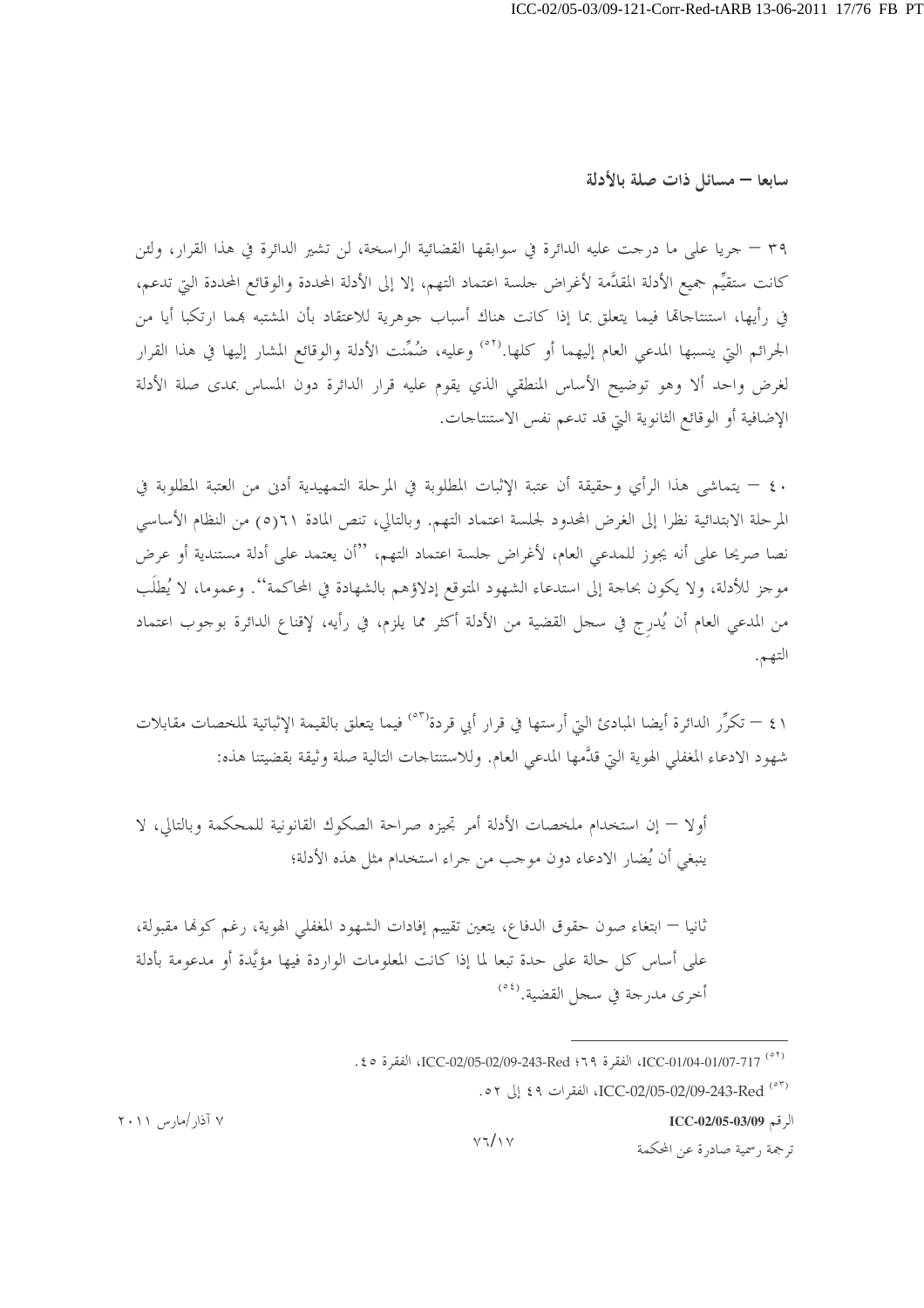## سابعا – مسائل ذات صلة بالأدلة

٣٩ – جريا على ما درجت عليه الدائرة في سوابقها القضائية الراسخة، لن تشير الدائرة في هذا القرار، ولئن كانت ستقيِّم جميع الأدلة المقدَّمة لأغراض جلسة اعتماد التهم، إلا إلى الأدلة المحددة والوقائع المحددة التي تدعم، في رأيها، استنتاجاتها فيما يتعلق بما إذا كانت هناك أسباب جوهرية للاعتقاد بأن المشتبه بهما ارتكبا أيا من الجرائم التي ينسبها المدعي العام إليهما أو كلها.[٥٢] وعليه، ضُمِّنت الأدلة والوقائع المشار إليها في هذا القرار لغرض واحد ألا وهو توضيح الأساس المنطقي الذي يقوم عليه قرار الدائرة دون المساس بمدى صلة الأدلة الإضافية أو الوقائع الثانوية التي قد تدعم نفس الاستنتاجات.

٤٠ – يتماشى هذا الرأي وحقيقة أن عتبة الإثبات المطلوبة في المرحلة التمهيدية أدنى من العتبة المطلوبة في المرحلة الابتدائية نظرا إلى الغرض المحدود لجلسة اعتماد التهم. وبالتالي، تنص المادة ٦١(٥) من النظام الأساسي نصا صريحا على أنه يجوز للمدعي العام، لأغراض جلسة اعتماد التهم، "أن يعتمد على أدلة مستندية أو عرض موجز للأدلة، ولا يكون بحاجة إلى استدعاء الشهود المتوقع إدلاؤهم بالشهادة في المحاكمة". وعموما، لا يُطلَب من المدعي العام أن يُدرِج في سجل القضية من الأدلة أكثر مما يلزم، في رأيه، لإقناع الدائرة بوجوب اعتماد التهم.

٤١ – تكرِّر الدائرة أيضا المبادئ التي أرستها في قرار أبي قردة[٥٣] فيما يتعلق بالقيمة الإثباتية لملخصات مقابلات شهود الادعاء المغفلي الهوية التي قدَّمها المدعي العام. وللاستنتاجات التالية صلة وثيقة بقضيتنا هذه:

أولا – إن استخدام ملخصات الأدلة أمر تجيزه صراحة الصكوك القانونية للمحكمة وبالتالي، لا ينبغي أن يُضار الادعاء دون موجب من جراء استخدام مثل هذه الأدلة؛

ثانيا – ابتغاء صون حقوق الدفاع، يتعين تقييم إفادات الشهود المغفلي الهوية، رغم كونها مقبولة، على أساس كل حالة على حدة تبعا لما إذا كانت المعلومات الواردة فيها مؤيَّدة أو مدعومة بأدلة أخرى مدرجة في سجل القضية.[٥٤]

---

[٥٢] ICC-01/04-01/07-717، الفقرة ٦٩؛ ICC-02/05-02/09-243-Red، الفقرة ٤٥.

[٥٣] ICC-02/05-02/09-243-Red، الفقرات ٤٩ إلى ٥٢.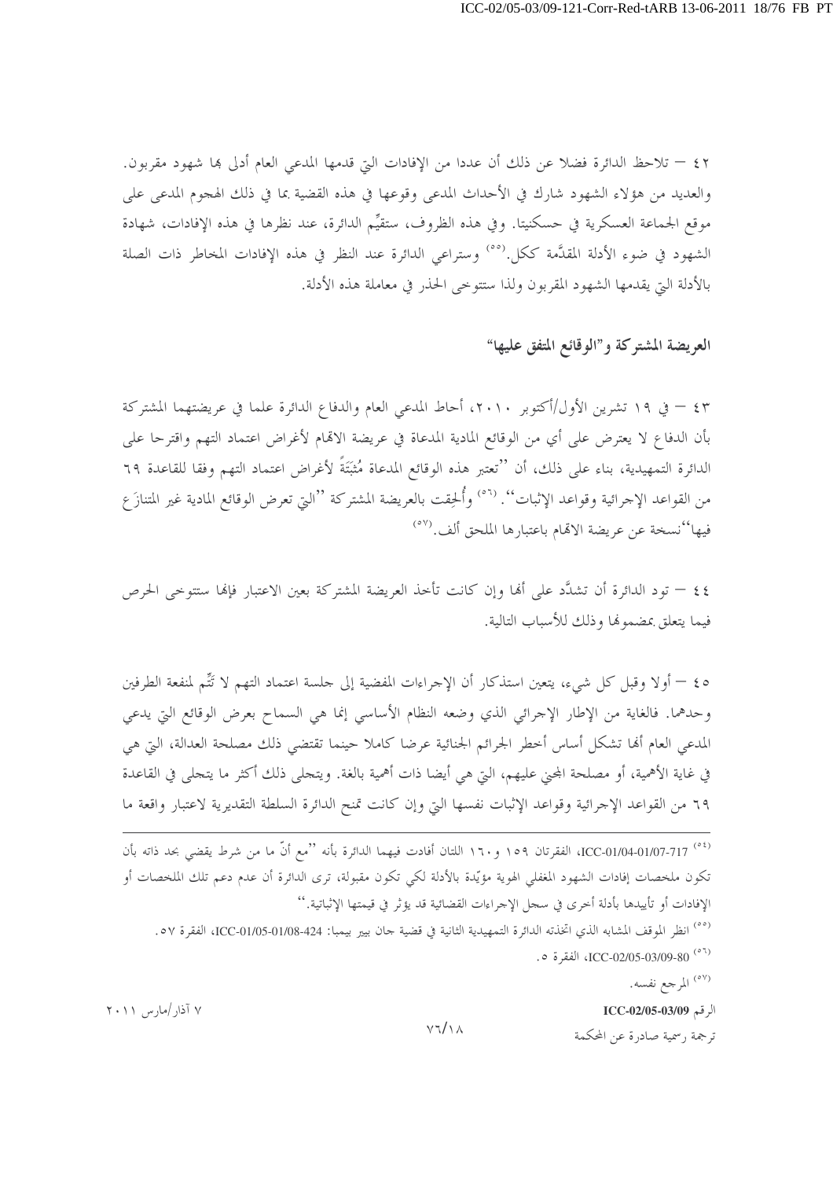٤٢ – تلاحظ الدائرة فضلا عن ذلك أن عددا من الإفادات التي قدمها المدعي العام أدلى بها شهود مقربون. والعديد من هؤلاء الشهود شارك في الأحداث المدعى وقوعها في هذه القضية بما في ذلك الهجوم المدعى على موقع الجماعة العسكرية في حسكنيتا. وفي هذه الظروف، ستقيِّم الدائرة، عند نظرها في هذه الإفادات، شهادة الشهود في ضوء الأدلة المقدَّمة ككل.[٥٥] وستراعي الدائرة عند النظر في هذه الإفادات المخاطر ذات الصلة بالأدلة التي يقدمها الشهود المقربون ولذا ستتوخى الحذر في معاملة هذه الأدلة.

## العريضة المشتركة و"الوقائع المتفق عليها"

٤٣ – في ١٩ تشرين الأول/أكتوبر ٢٠١٠، أحاط المدعي العام والدفاع الدائرة علما في عريضتهما المشتركة بأن الدفاع لا يعترض على أي من الوقائع المادية المدعاة في عريضة الاتهام لأغراض اعتماد التهم واقترحا على الدائرة التمهيدية، بناء على ذلك، أن "تعتبر هذه الوقائع المدعاة مُثبَتَةً لأغراض اعتماد التهم وفقا للقاعدة ٦٩ من القواعد الإجرائية وقواعد الإثبات".[٥٦] وأُلحِقت بالعريضة المشتركة "التي تعرض الوقائع المادية غير المتنازَع فيها" نسخة عن عريضة الاتهام باعتبارها الملحق ألف.[٥٧]

٤٤ – تود الدائرة أن تشدِّد على أنها وإن كانت تأخذ العريضة المشتركة بعين الاعتبار فإنها ستتوخى الحرص فيما يتعلق بمضمونها وذلك للأسباب التالية.

٤٥ – أولا وقبل كل شيء، يتعين استذكار أن الإجراءات المفضية إلى جلسة اعتماد التهم لا تتِّم لمنفعة الطرفين وحدهما. فالغاية من الإطار الإجرائي الذي وضعه النظام الأساسي إنما هي السماح بعرض الوقائع التي يدعي المدعي العام أنها تشكل أساس أخطر الجرائم الجنائية عرضا كاملا حينما تقتضي ذلك مصلحة العدالة، التي هي في غاية الأهمية، أو مصلحة المجني عليهم، التي هي أيضا ذات أهمية بالغة. ويتجلى ذلك أكثر ما يتجلى في القاعدة ٦٩ من القواعد الإجرائية وقواعد الإثبات نفسها التي وإن كانت تمنح الدائرة السلطة التقديرية لاعتبار واقعة ما

---

[٥٤] ICC-01/04-01/07-717، الفقرتان ١٥٩ و١٦٠ اللتان أفادت فيهما الدائرة بأنه "مع أنّ ما من شرط يقضي بحد ذاته بأن تكون ملخصات إفادات الشهود المغفلي الهوية مؤيّدة بالأدلة لكي تكون مقبولة، ترى الدائرة أن عدم دعم تلك الملخصات أو الإفادات أو تأييدها بأدلة أخرى في سجل الإجراءات القضائية قد يؤثر في قيمتها الإثباتية."

[٥٥] انظر الموقف المشابه الذي اتخذته الدائرة التمهيدية الثانية في قضية جان بيير بيمبا: ICC-01/05-01/08-424، الفقرة ٥٧.

[٥٦] ICC-02/05-03/09-80، الفقرة ٥.

[٥٧] المرجع نفسه.

الرقم ICC-02/05-03/09 — ٧ آذار/مارس ٢٠١١

ترجمة رسمية صادرة عن المحكمة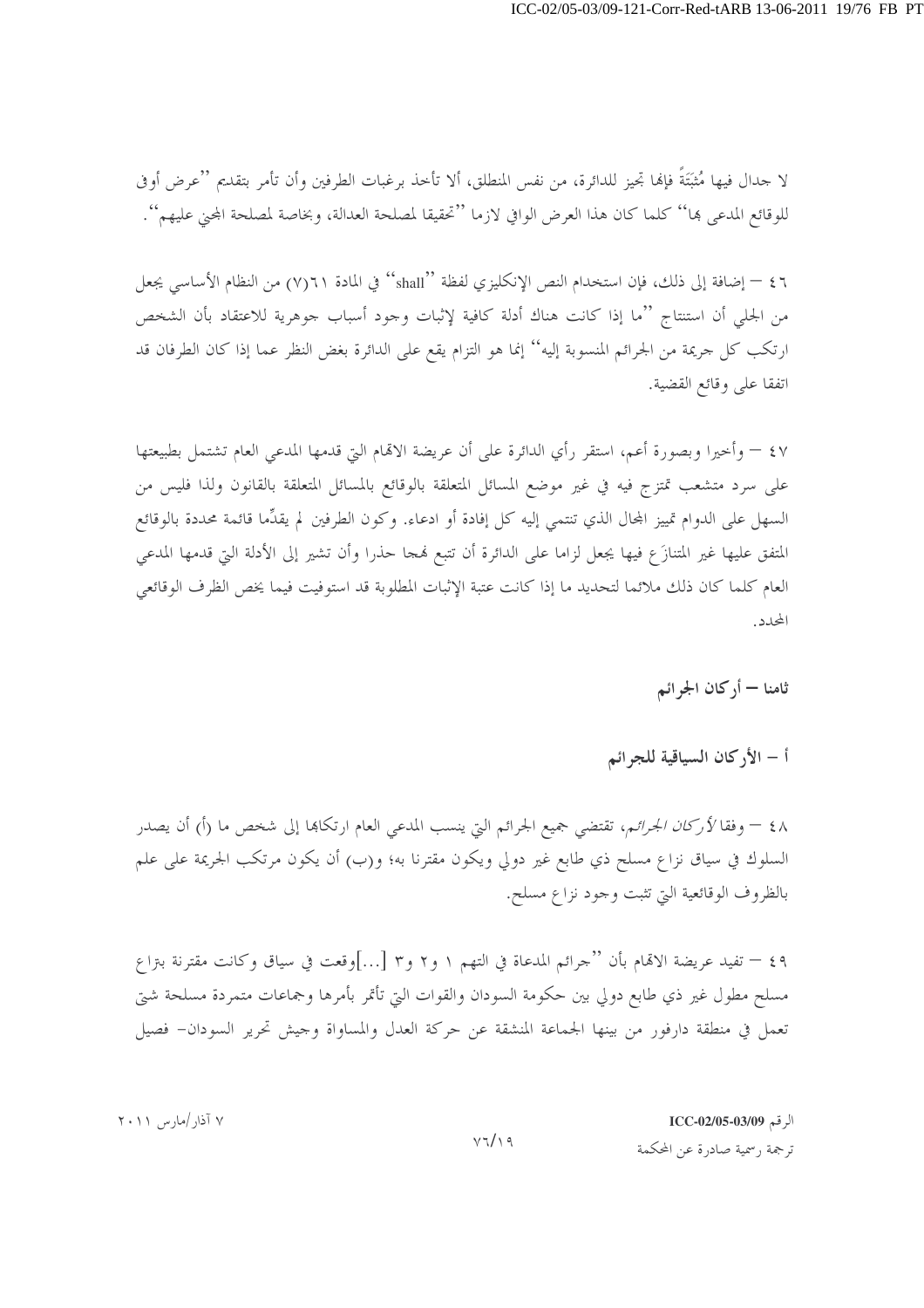لا جدال فيها مُثبَتَةً فإنها تجيز للدائرة، من نفس المنطلق، ألا تأخذ برغبات الطرفين وأن تأمر بتقديم ''عرض أوفى للوقائع المدعى بها'' كلما كان هذا العرض الوافي لازما ''تحقيقا لمصلحة العدالة، وبخاصة لمصلحة المجني عليهم''.

٤٦ – إضافة إلى ذلك، فإن استخدام النص الإنكليزي لفظة ''shall'' في المادة ٦١(٧) من النظام الأساسي يجعل من الجلي أن استنتاج ''ما إذا كانت هناك أدلة كافية لإثبات وجود أسباب جوهرية للاعتقاد بأن الشخص ارتكب كل جريمة من الجرائم المنسوبة إليه'' إنما هو التزام يقع على الدائرة بغض النظر عما إذا كان الطرفان قد اتفقا على وقائع القضية.

٤٧ – وأخيرا وبصورة أعم، استقر رأي الدائرة على أن عريضة الاتهام التي قدمها المدعي العام تشتمل بطبيعتها على سرد متشعب تمتزج فيه في غير موضع المسائل المتعلقة بالوقائع بالمسائل المتعلقة بالقانون ولذا فليس من السهل على الدوام تمييز المجال الذي تنتمي إليه كل إفادة أو ادعاء. وكون الطرفين لم يقدّما قائمة محددة بالوقائع المتفق عليها غير المتنازَع فيها يجعل لزاما على الدائرة أن تتبع نهجا حذرا وأن تشير إلى الأدلة التي قدمها المدعي العام كلما كان ذلك ملائما لتحديد ما إذا كانت عتبة الإثبات المطلوبة قد استوفيت فيما يخص الظرف الوقائعي المحدد.

## ثامنا – أركان الجرائم

### أ – الأركان السياقية للجرائم

٤٨ – وفقا *لأركان الجرائم*، تقتضي جميع الجرائم التي ينسب المدعي العام ارتكابها إلى شخص ما (أ) أن يصدر السلوك في سياق نزاع مسلح ذي طابع غير دولي ويكون مقترنا به؛ و(ب) أن يكون مرتكب الجريمة على علم بالظروف الوقائعية التي تثبت وجود نزاع مسلح.

٤٩ – تفيد عريضة الاتهام بأن ''جرائم المدعاة في التهم ١ و٢ و٣ [...]وقعت في سياق وكانت مقترنة بنزاع مسلح مطول غير ذي طابع دولي بين حكومة السودان والقوات التي تأتمر بأمرها وجماعات متمردة مسلحة شتى تعمل في منطقة دارفور من بينها الجماعة المنشقة عن حركة العدل والمساواة وجيش تحرير السودان– فصيل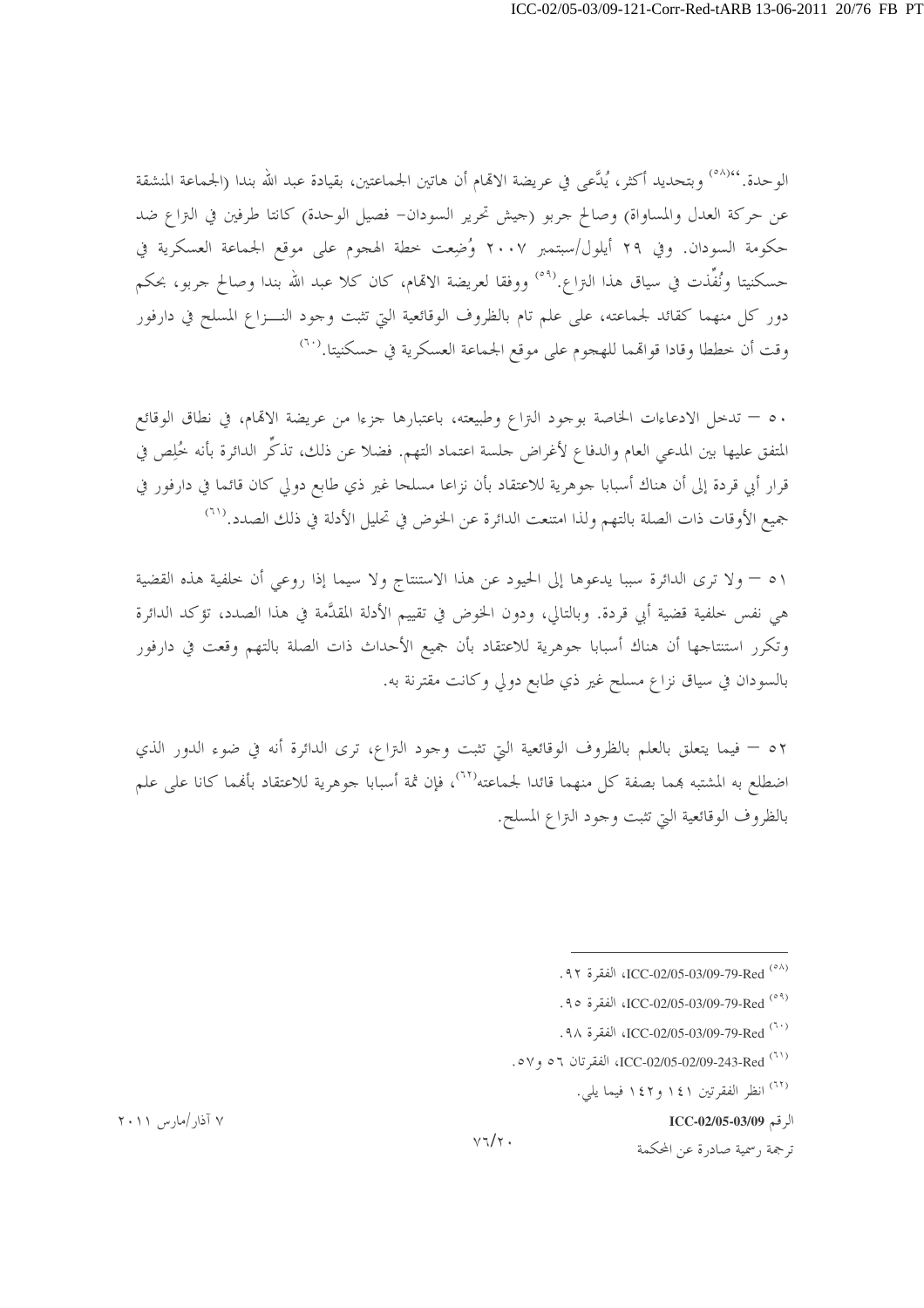الوحدة.''[٥٨] وبتحديد أكثر، يُدَّعى في عريضة الاتهام أن هاتين الجماعتين، بقيادة عبد الله بندا (الجماعة المنشقة عن حركة العدل والمساواة) وصالح جربو (جيش تحرير السودان- فصيل الوحدة) كانتا طرفين في النزاع ضد حكومة السودان. وفي ٢٩ أيلول/سبتمبر ٢٠٠٧ وُضِعت خطة الهجوم على موقع الجماعة العسكرية في حسكنيتا ونُفِّذت في سياق هذا النزاع.[٥٩] ووفقا لعريضة الاتهام، كان كلا عبد الله بندا وصالح جربو، بحكم دور كل منهما كقائد لجماعته، على علم تام بالظروف الوقائعية التي تثبت وجود النـــزاع المسلح في دارفور وقت أن خططا وقادا قواتهما للهجوم على موقع الجماعة العسكرية في حسكنيتا.[٦٠]

٥٠ – تدخل الادعاءات الخاصة بوجود النزاع وطبيعته، باعتبارها جزءا من عريضة الاتهام، في نطاق الوقائع المتفق عليها بين المدعي العام والدفاع لأغراض جلسة اعتماد التهم. فضلا عن ذلك، تذكِّر الدائرة بأنه خُلِص في قرار أبي قردة إلى أن هناك أسبابا جوهرية للاعتقاد بأن نزاعا مسلحا غير ذي طابع دولي كان قائما في دارفور في جميع الأوقات ذات الصلة بالتهم ولذا امتنعت الدائرة عن الخوض في تحليل الأدلة في ذلك الصدد.[٦١]

٥١ – ولا ترى الدائرة سببا يدعوها إلى الحيود عن هذا الاستنتاج ولا سيما إذا روعي أن خلفية هذه القضية هي نفس خلفية قضية أبي قردة. وبالتالي، ودون الخوض في تقييم الأدلة المقدَّمة في هذا الصدد، تؤكد الدائرة وتكرر استنتاجها أن هناك أسبابا جوهرية للاعتقاد بأن جميع الأحداث ذات الصلة بالتهم وقعت في دارفور بالسودان في سياق نزاع مسلح غير ذي طابع دولي وكانت مقترنة به.

٥٢ – فيما يتعلق بالعلم بالظروف الوقائعية التي تثبت وجود النزاع، ترى الدائرة أنه في ضوء الدور الذي اضطلع به المشتبه بهما بصفة كل منهما قائدا لجماعته[٦٢]، فإن ثمة أسبابا جوهرية للاعتقاد بأنهما كانا على علم بالظروف الوقائعية التي تثبت وجود النزاع المسلح.

---

[٥٨] ICC-02/05-03/09-79-Red، الفقرة ٩٢.

[٥٩] ICC-02/05-03/09-79-Red، الفقرة ٩٥.

[٦٠] ICC-02/05-03/09-79-Red، الفقرة ٩٨.

[٦١] ICC-02/05-02/09-243-Red، الفقرتان ٥٦ و٥٧.

[٦٢] انظر الفقرتين ١٤١ و١٤٢ فيما يلي.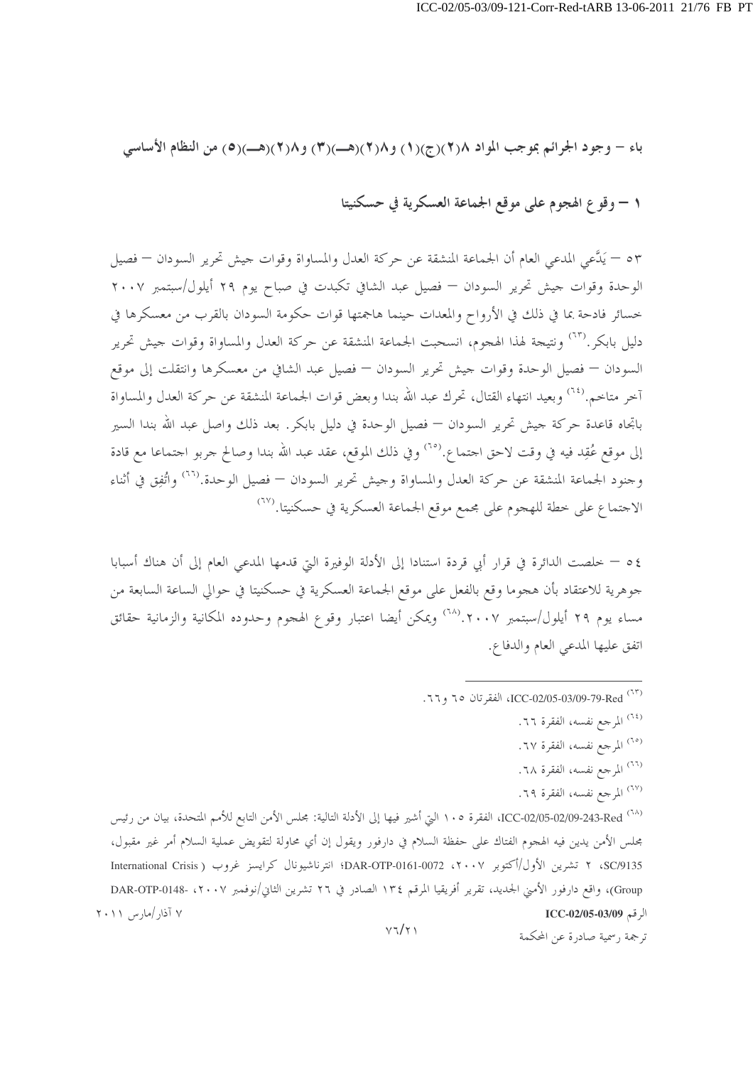## باء – وجود الجرائم بموجب المواد ٨(٢)(ج)(١) و٨(٢)(هـ)(٣) و٨(٢)(هـ)(٥) من النظام الأساسي

### ١ – وقوع الهجوم على موقع الجماعة العسكرية في حسكنيتا

٥٣ – يَدَّعي المدعي العام أن الجماعة المنشقة عن حركة العدل والمساواة وقوات جيش تحرير السودان – فصيل الوحدة وقوات جيش تحرير السودان – فصيل عبد الشافي تكبدت في صباح يوم ٢٩ أيلول/سبتمبر ٢٠٠٧ خسائر فادحة بما في ذلك في الأرواح والمعدات حينما هاجمتها قوات حكومة السودان بالقرب من معسكرها في دليل بابكر.[٦٣] ونتيجة لهذا الهجوم، انسحبت الجماعة المنشقة عن حركة العدل والمساواة وقوات جيش تحرير السودان – فصيل الوحدة وقوات جيش تحرير السودان – فصيل عبد الشافي من معسكرها وانتقلت إلى موقع آخر متاخم.[٦٤] وبعيد انتهاء القتال، تحرك عبد الله بندا وبعض قوات الجماعة المنشقة عن حركة العدل والمساواة باتجاه قاعدة حركة جيش تحرير السودان – فصيل الوحدة في دليل بابكر. بعد ذلك واصل عبد الله بندا السير إلى موقع عُقِد فيه في وقت لاحق اجتماع.[٦٥] وفي ذلك الموقع، عقد عبد الله بندا وصالح جربو اجتماعا مع قادة وجنود الجماعة المنشقة عن حركة العدل والمساواة وجيش تحرير السودان – فصيل الوحدة.[٦٦] واتُّفِق في أثناء الاجتماع على خطة للهجوم على مجمع موقع الجماعة العسكرية في حسكنيتا.[٦٧]

٥٤ – خلصت الدائرة في قرار أبي قردة استنادا إلى الأدلة الوفيرة التي قدمها المدعي العام إلى أن هناك أسبابا جوهرية للاعتقاد بأن هجوما وقع بالفعل على موقع الجماعة العسكرية في حسكنيتا في حوالي الساعة السابعة من مساء يوم ٢٩ أيلول/سبتمبر ٢٠٠٧.[٦٨] ويمكن أيضا اعتبار وقوع الهجوم وحدوده المكانية والزمانية حقائق اتفق عليها المدعي العام والدفاع.

---

[٦٣] ICC-02/05-03/09-79-Red، الفقرتان ٦٥ و٦٦.

[٦٤] المرجع نفسه، الفقرة ٦٦.

[٦٥] المرجع نفسه، الفقرة ٦٧.

[٦٦] المرجع نفسه، الفقرة ٦٨.

[٦٧] المرجع نفسه، الفقرة ٦٩.

[٦٨] ICC-02/05-02/09-243-Red، الفقرة ١٠٥ التي أشير فيها إلى الأدلة التالية: مجلس الأمن التابع للأمم المتحدة، بيان من رئيس مجلس الأمن يدين فيه الهجوم الفتاك على حفظة السلام في دارفور ويقول إن أي محاولة لتقويض عملية السلام أمر غير مقبول، SC/9135، ٢ تشرين الأول/أكتوبر ٢٠٠٧، DAR-OTP-0161-0072؛ انترناشيونال كرايسز غروب (International Crisis Group)، واقع دارفور الأمني الجديد، تقرير أفريقيا المرقم ١٣٤ الصادر في ٢٦ تشرين الثاني/نوفمبر ٢٠٠٧، -DAR-OTP-0148

٧ آذار/مارس ٢٠١١ — الرقم ICC-02/05-03/09

ترجمة رسمية صادرة عن المحكمة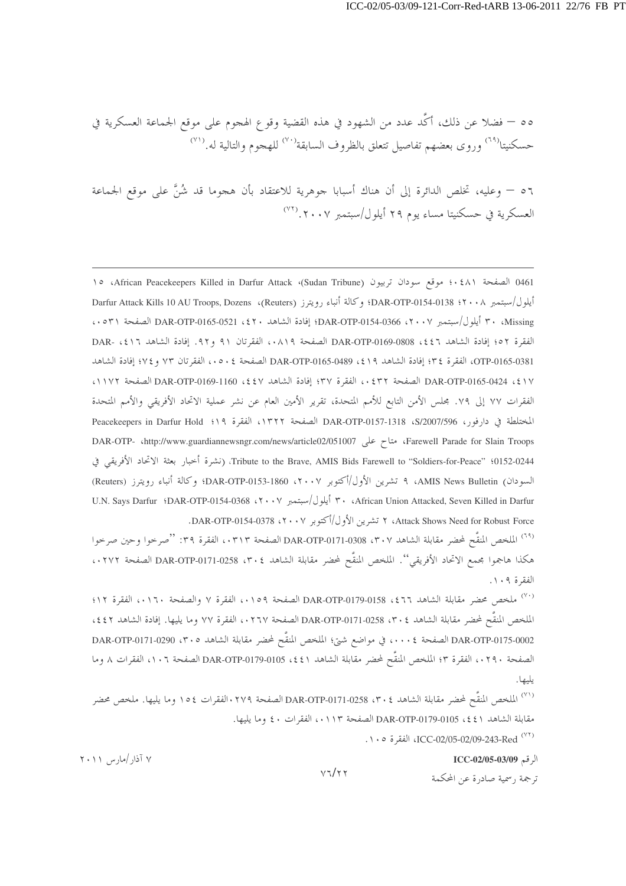٥٥ – فضلا عن ذلك، أكَّد عدد من الشهود في هذه القضية وقوع الهجوم على موقع الجماعة العسكرية في حسكنيتا[٦٩] وروى بعضهم تفاصيل تتعلق بالظروف السابقة[٧٠] للهجوم والتالية له.[٧١]

٥٦ – وعليه، تخلص الدائرة إلى أن هناك أسبابا جوهرية للاعتقاد بأن هجوما قد شُنَّ على موقع الجماعة العسكرية في حسكنيتا مساء يوم ٢٩ أيلول/سبتمبر ٢٠٠٧.[٧٢]

---

0461 الصفحة ٠٤٨١؛ موقع سودان تريبون (Sudan Tribune)، African Peacekeepers Killed in Darfur Attack، ١٥ أيلول/سبتمبر ٢٠٠٨؛ DAR-OTP-0154-0138؛ وكالة أنباء رويترز (Reuters)، Darfur Attack Kills 10 AU Troops, Dozens Missing، ٣٠ أيلول/سبتمبر ٢٠٠٧، DAR-OTP-0154-0366؛ إفادة الشاهد ٤٢٠، DAR-OTP-0165-0521 الصفحة ٠٥٣١، الفقرة ٥٢؛ إفادة الشاهد ٤٤٦، DAR-OTP-0169-0808 الصفحة ٠٨١٩، الفقرتان ٩١ و٩٢. إفادة الشاهد ٤١٦، DAR-OTP-0165-0381، الفقرة ٣٤؛ إفادة الشاهد ٤١٩، DAR-OTP-0165-0489 الصفحة ٠٥٠٤، الفقرتان ٧٣ و٧٤؛ إفادة الشاهد ٤١٧، DAR-OTP-0165-0424 الصفحة ٠٤٣٢، الفقرة ٣٧؛ إفادة الشاهد ٤٤٧، DAR-OTP-0169-1160 الصفحة ١١٧٢، الفقرات ٧٧ إلى ٧٩. مجلس الأمن التابع للأمم المتحدة، تقرير الأمين العام عن نشر عملية الاتحاد الأفريقي والأمم المتحدة المختلطة في دارفور، S/2007/596، DAR-OTP-0157-1318 الصفحة ١٣٢٢، الفقرة ١٩؛ Peacekeepers in Darfur Hold Farewell Parade for Slain Troops، متاح على http://www.guardiannewsngr.com/news/article02/051007، DAR-OTP-0152-0244؛ Tribute to the Brave, AMIS Bids Farewell to "Soldiers-for-Peace"، (نشرة أخبار بعثة الاتحاد الأفريقي في السودان) AMIS News Bulletin، ٩ تشرين الأول/أكتوبر ٢٠٠٧، DAR-OTP-0153-1860؛ وكالة أنباء رويترز (Reuters)، African Union Attacked, Seven Killed in Darfur، ٣٠ أيلول/سبتمبر ٢٠٠٧، DAR-OTP-0154-0368؛ U.N. Says Darfur Attack Shows Need for Robust Force، ٢ تشرين الأول/أكتوبر ٢٠٠٧، DAR-OTP-0154-0378.

[٦٩] الملخص المنقَّح لمحضر مقابلة الشاهد ٣٠٧، DAR-OTP-0171-0308 الصفحة ٠٣١٣، الفقرة ٣٩: "صرخوا وحين صرخوا هكذا هاجموا مجمع الاتحاد الأفريقي". الملخص المنقَّح لمحضر مقابلة الشاهد ٣٠٤، DAR-OTP-0171-0258 الصفحة ٠٢٧٢، الفقرة ١٠٩.

[٧٠] ملخص محضر مقابلة الشاهد ٤٦٦، DAR-OTP-0179-0158 الصفحة ٠١٥٩، الفقرة ٧ والصفحة ٠١٦٠، الفقرة ١٢؛ الملخص المنقَّح لمحضر مقابلة الشاهد ٣٠٤، DAR-OTP-0171-0258 الصفحة ٠٢٦٧، الفقرة ٧٧ وما يليها. إفادة الشاهد ٤٤٢، DAR-OTP-0175-0002 الصفحة ٠٠٠٤، في مواضع شتى؛ الملخص المنقَّح لمحضر مقابلة الشاهد ٣٠٥، DAR-OTP-0171-0290 الصفحة ٠٢٩٠، الفقرة ٣؛ الملخص المنقَّح لمحضر مقابلة الشاهد ٤٤١، DAR-OTP-0179-0105 الصفحة ١٠٦، الفقرات ٨ وما يليها.

[٧١] الملخص المنقَّح لمحضر مقابلة الشاهد ٣٠٤، DAR-OTP-0171-0258 الصفحة ٠٢٧٩، الفقرات ١٥٤ وما يليها. ملخص محضر مقابلة الشاهد ٤٤١، DAR-OTP-0179-0105 الصفحة ٠١١٣، الفقرات ٤٠ وما يليها.

[٧٢] ICC-02/05-02/09-243-Red، الفقرة ١٠٥.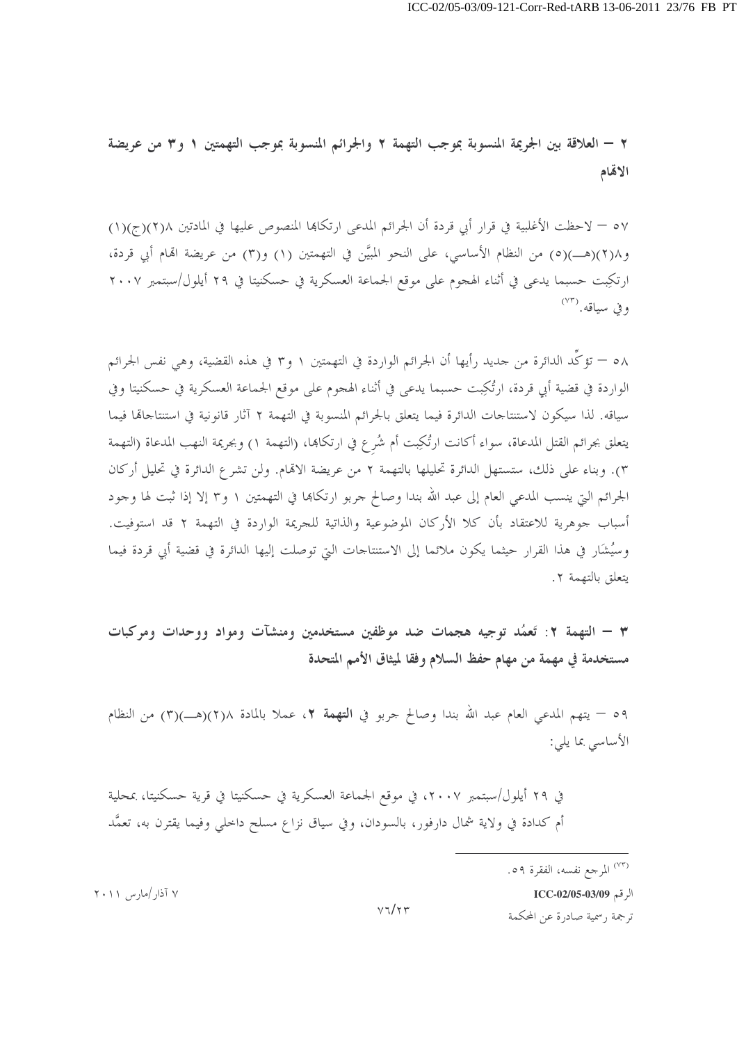## ٢ – العلاقة بين الجريمة المنسوبة بموجب التهمة ٢ والجرائم المنسوبة بموجب التهمتين ١ و٣ من عريضة الاتهام

٥٧ – لاحظت الأغلبية في قرار أبي قردة أن الجرائم المدعى ارتكابها المنصوص عليها في المادتين ٨(٢)(ج)(١) و٨(٢)(هـ)(٥) من النظام الأساسي، على النحو المبيَّن في التهمتين (١) و(٣) من عريضة اتهام أبي قردة، ارتكِبت حسبما يدعى في أثناء الهجوم على موقع الجماعة العسكرية في حسكنيتا في ٢٩ أيلول/سبتمبر ٢٠٠٧ وفي سياقه.[٧٣]

٥٨ – تؤكِّد الدائرة من جديد رأيها أن الجرائم الواردة في التهمتين ١ و٣ في هذه القضية، وهي نفس الجرائم الواردة في قضية أبي قردة، ارتُكِبت حسبما يدعى في أثناء الهجوم على موقع الجماعة العسكرية في حسكنيتا وفي سياقه. لذا سيكون لاستنتاجات الدائرة فيما يتعلق بالجرائم المنسوبة في التهمة ٢ آثار قانونية في استنتاجاتها فيما يتعلق بجرائم القتل المدعاة، سواء أكانت ارتُكِبت أم شُرِع في ارتكابها، (التهمة ١) وبجريمة النهب المدعاة (التهمة ٣). وبناء على ذلك، ستستهل الدائرة تحليلها بالتهمة ٢ من عريضة الاتهام. ولن تشرع الدائرة في تحليل أركان الجرائم التي ينسب المدعي العام إلى عبد الله بندا وصالح جربو ارتكابها في التهمتين ١ و٣ إلا إذا ثبت لها وجود أسباب جوهرية للاعتقاد بأن كلا الأركان الموضوعية والذاتية للجريمة الواردة في التهمة ٢ قد استوفيت. وسيُشَار في هذا القرار حيثما يكون ملائما إلى الاستنتاجات التي توصلت إليها الدائرة في قضية أبي قردة فيما يتعلق بالتهمة ٢.

## ٣ – التهمة ٢: تَعمُّد توجيه هجمات ضد موظفين مستخدمين ومنشآت ومواد ووحدات ومركبات مستخدمة في مهمة من مهام حفظ السلام وفقا لميثاق الأمم المتحدة

٥٩ – يتهم المدعي العام عبد الله بندا وصالح جربو في **التهمة ٢**، عملا بالمادة ٨(٢)(هـ)(٣) من النظام الأساسي بما يلي:

في ٢٩ أيلول/سبتمبر ٢٠٠٧، في موقع الجماعة العسكرية في حسكنيتا في قرية حسكنيتا، بمحلية أم كدادة في ولاية شمال دارفور، بالسودان، وفي سياق نزاع مسلح داخلي وفيما يقترن به، تعمَّد

---

[٧٣] المرجع نفسه، الفقرة ٥٩.

٧ آذار/مارس ٢٠١١

الرقم ICC-02/05-03/09

ترجمة رسمية صادرة عن المحكمة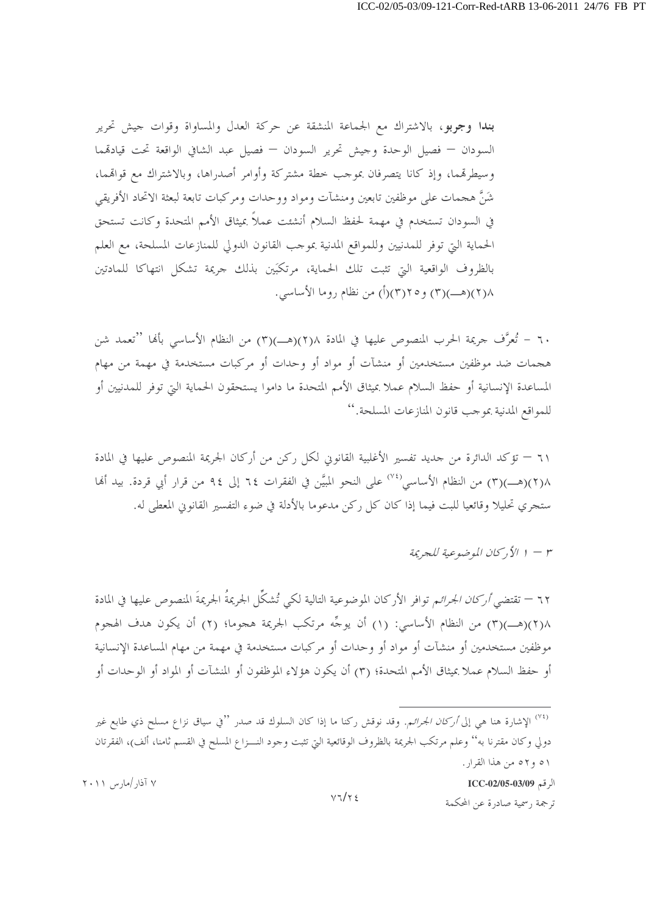**بندا وجربو**، بالاشتراك مع الجماعة المنشقة عن حركة العدل والمساواة وقوات جيش تحرير السودان – فصيل الوحدة وجيش تحرير السودان – فصيل عبد الشافي الواقعة تحت قيادتهما وسيطرتهما، وإذ كانا يتصرفان بموجب خطة مشتركة وأوامر أصدراها، وبالاشتراك مع قواتهما، شَنَّ هجمات على موظفين تابعين ومنشآت ومواد ووحدات ومركبات تابعة لبعثة الاتحاد الأفريقي في السودان تستخدم في مهمة لحفظ السلام أنشئت عملاً بميثاق الأمم المتحدة وكانت تستحق الحماية التي توفر للمدنيين وللمواقع المدنية بموجب القانون الدولي للمنازعات المسلحة، مع العلم بالظروف الواقعية التي تثبت تلك الحماية، مرتكبَين بذلك جريمة تشكل انتهاكا للمادتين ٨(٢)(هـ)(٣) و٢٥(٣)(أ) من نظام روما الأساسي.

٦٠ – تُعرَّف جريمة الحرب المنصوص عليها في المادة ٨(٢)(هـ)(٣) من النظام الأساسي بأنها ''تعمد شن هجمات ضد موظفين مستخدمين أو منشآت أو مواد أو وحدات أو مركبات مستخدمة في مهمة من مهام المساعدة الإنسانية أو حفظ السلام عملا بميثاق الأمم المتحدة ما داموا يستحقون الحماية التي توفر للمدنيين أو للمواقع المدنية بموجب قانون المنازعات المسلحة.''

٦١ – تؤكد الدائرة من جديد تفسير الأغلبية القانوني لكل ركن من أركان الجريمة المنصوص عليها في المادة ٨(٢)(هـ)(٣) من النظام الأساسي[٧٤] على النحو المبيَّن في الفقرات ٦٤ إلى ٩٤ من قرار أبي قردة. بيد أنها ستجري تحليلا وقائعيا للبت فيما إذا كان كل ركن مدعوما بالأدلة في ضوء التفسير القانوني المعطى له.

*٣ – ١ الأركان الموضوعية للجريمة*

٦٢ – تقتضي *أركان الجرائم* توافر الأركان الموضوعية التالية لكي تُشكِّل الجريمةُ الجريمةَ المنصوص عليها في المادة ٨(٢)(هـ)(٣) من النظام الأساسي: (١) أن يوجِّه مرتكب الجريمة هجوما؛ (٢) أن يكون هدف الهجوم موظفين مستخدمين أو منشآت أو مواد أو وحدات أو مركبات مستخدمة في مهمة من مهام المساعدة الإنسانية أو حفظ السلام عملا بميثاق الأمم المتحدة؛ (٣) أن يكون هؤلاء الموظفون أو المنشآت أو المواد أو الوحدات أو

---

[٧٤] الإشارة هنا هي إلى *أركان الجرائم*. وقد نوقش ركنا ما إذا كان السلوك قد صدر ''في سياق نزاع مسلح ذي طابع غير دولي وكان مقترنا به'' وعلم مرتكب الجريمة بالظروف الوقائعية التي تثبت وجود النـزاع المسلح في القسم ثامنا، ألف)، الفقرتان ٥١ و٥٢ من هذا القرار.

٧ آذار/مارس ٢٠١١

الرقم ICC-02/05-03/09

ترجمة رسمية صادرة عن المحكمة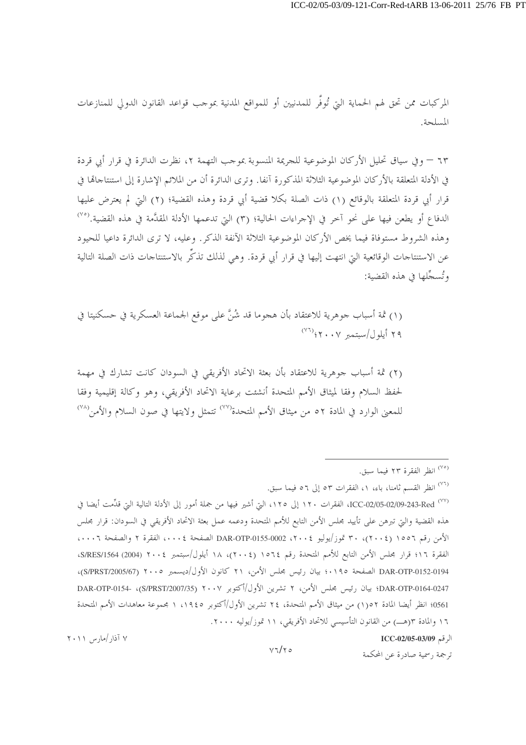المركبات ممن تحق لهم الحماية التي تُوفَّر للمدنيين أو للمواقع المدنية بموجب قواعد القانون الدولي للمنازعات المسلحة.

٦٣ – وفي سياق تحليل الأركان الموضوعية للجريمة المنسوبة بموجب التهمة ٢، نظرت الدائرة في قرار أبي قردة في الأدلة المتعلقة بالأركان الموضوعية الثلاثة المذكورة آنفا. وترى الدائرة أن من الملائم الإشارة إلى استنتاجاها في قرار أبي قردة المتعلقة بالوقائع (١) ذات الصلة بكلا قضية أبي قردة وهذه القضية؛ (٢) التي لم يعترض عليها الدفاع أو يطعن فيها على نحو آخر في الإجراءات الحالية؛ (٣) التي تدعمها الأدلة المقدَّمة في هذه القضية.[٧٥] وهذه الشروط مستوفاة فيما يخص الأركان الموضوعية الثلاثة الآنفة الذكر. وعليه، لا ترى الدائرة داعيا للحيود عن الاستنتاجات الوقائعية التي انتهت إليها في قرار أبي قردة. وهي لذلك تذكِّر بالاستنتاجات ذات الصلة التالية وتُسجِّلها في هذه القضية:

(١) ثمة أسباب جوهرية للاعتقاد بأن هجوما قد شُنَّ على موقع الجماعة العسكرية في حسكنيتا في ٢٩ أيلول/سبتمبر ٢٠٠٧؛[٧٦]

(٢) ثمة أسباب جوهرية للاعتقاد بأن بعثة الاتحاد الأفريقي في السودان كانت تشارك في مهمة لحفظ السلام وفقا لميثاق الأمم المتحدة أنشئت برعاية الاتحاد الأفريقي، وهو وكالة إقليمية وفقا للمعنى الوارد في المادة ٥٢ من ميثاق الأمم المتحدة[٧٧] تتمثل ولايتها في صون السلام والأمن[٧٨]

---

[٧٥] انظر الفقرة ٢٣ فيما سبق.

[٧٦] انظر القسم ثامنا، باء، ١، الفقرات ٥٣ إلى ٥٦ فيما سبق.

[٧٧] ICC-02/05-02/09-243-Red، الفقرات ١٢٠ إلى ١٢٥، التي أشير فيها من جملة أمور إلى الأدلة التالية التي قدِّمت أيضا في هذه القضية والتي تبرهن على تأييد مجلس الأمن التابع للأمم المتحدة ودعمه عمل بعثة الاتحاد الأفريقي في السودان: قرار مجلس الأمن رقم ١٥٥٦ (٢٠٠٤)، ٣٠ تموز/يوليو ٢٠٠٤، DAR-OTP-0155-0002 الصفحة ٠٠٠٤، الفقرة ٢ والصفحة ٠٠٠٦، الفقرة ١٦؛ قرار مجلس الأمن التابع للأمم المتحدة رقم ١٥٦٤ (٢٠٠٤)، ١٨ أيلول/سبتمبر ٢٠٠٤ S/RES/1564 (2004)، DAR-OTP-0152-0194 الصفحة ٠١٩٥؛ بيان رئيس مجلس الأمن، ٢١ كانون الأول/ديسمبر ٢٠٠٥ (S/PRST/2005/67)، DAR-OTP-0164-0247؛ بيان رئيس مجلس الأمن، ٢ تشرين الأول/أكتوبر ٢٠٠٧ (S/PRST/2007/35)، DAR-OTP-0154-0561؛ انظر أيضا المادة ٥٢(١) من ميثاق الأمم المتحدة، ٢٤ تشرين الأول/أكتوبر ١٩٤٥، ١ مجموعة معاهدات الأمم المتحدة ١٦ والمادة ٣(هـ) من القانون التأسيسي للاتحاد الأفريقي، ١١ تموز/يوليه ٢٠٠٠.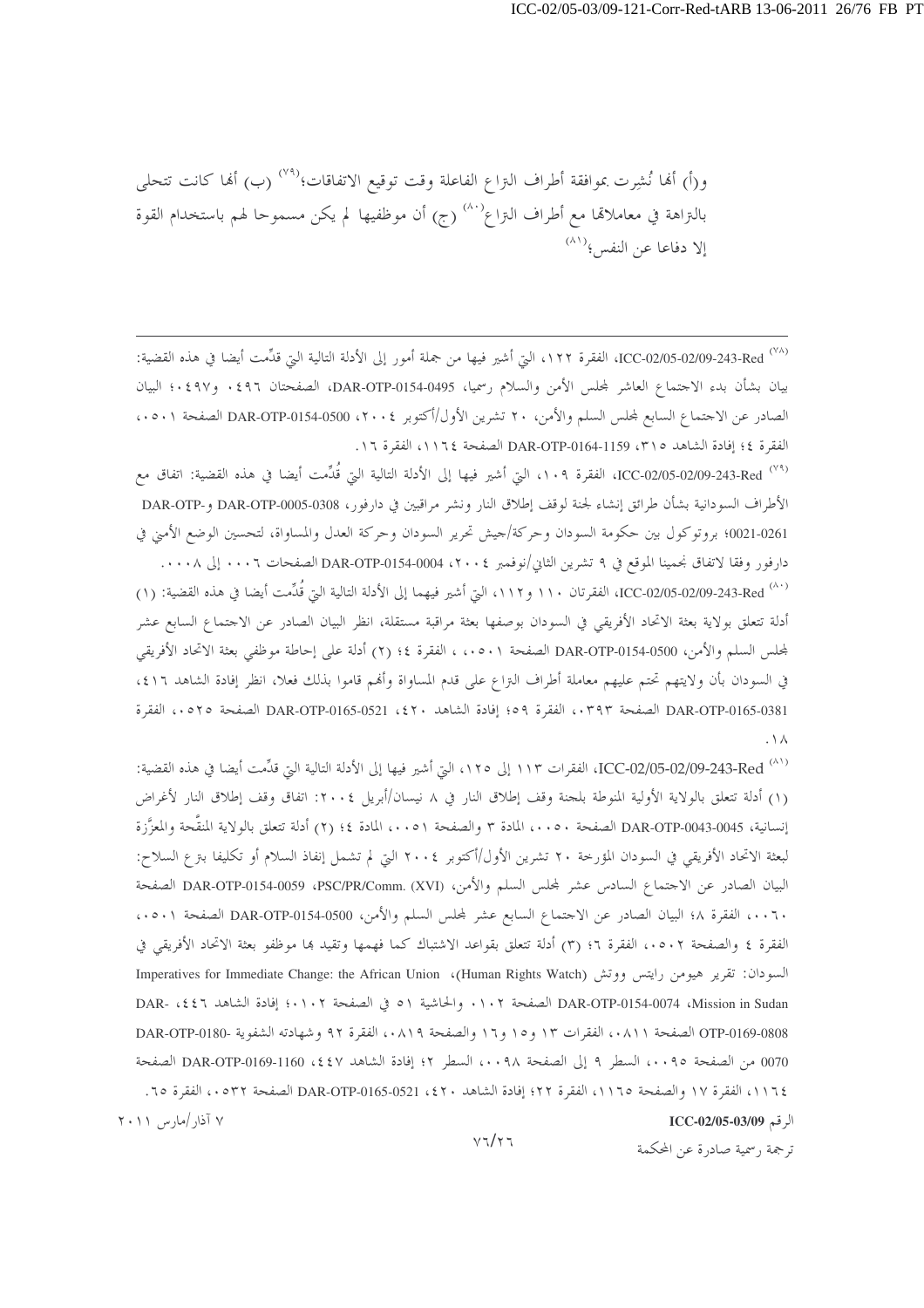و(أ) أنها نُشِرت بموافقة أطراف النزاع الفاعلة وقت توقيع الاتفاقات؛[79] (ب) أنها كانت تتحلى بالنزاهة في معاملاتها مع أطراف النزاع[80] (ج) أن موظفيها لم يكن مسموحا لهم باستخدام القوة إلا دفاعا عن النفس؛[81]

---

[78] ICC-02/05-02/09-243-Red، الفقرة ١٢٢، التي أشير فيها من جملة أمور إلى الأدلة التالية التي قدِّمت أيضا في هذه القضية: بيان بشأن بدء الاجتماع العاشر لمجلس الأمن والسلام رسميا، DAR-OTP-0154-0495، الصفحتان ٠٤٩٦ و٠٤٩٧؛ البيان الصادر عن الاجتماع السابع لمجلس السلم والأمن، ٢٠ تشرين الأول/أكتوبر ٢٠٠٤، DAR-OTP-0154-0500 الصفحة ٠٥٠١، الفقرة ٤؛ إفادة الشاهد ٣١٥، DAR-OTP-0164-1159 الصفحة ١١٦٤، الفقرة ١٦.

[79] ICC-02/05-02/09-243-Red، الفقرة ١٠٩، التي أشير فيها إلى الأدلة التالية التي قُدِّمت أيضا في هذه القضية: اتفاق مع الأطراف السودانية بشأن طرائق إنشاء لجنة لوقف إطلاق النار ونشر مراقبين في دارفور، DAR-OTP-0005-0308 وDAR-OTP-0261-0021؛ بروتوكول بين حكومة السودان وحركة/جيش تحرير السودان وحركة العدل والمساواة، لتحسين الوضع الأمني في دارفور وفقا لاتفاق نجمينا الموقع في ٩ تشرين الثاني/نوفمبر ٢٠٠٤، DAR-OTP-0154-0004 الصفحات ٠٠٠٦ إلى ٠٠٠٨.

[80] ICC-02/05-02/09-243-Red، الفقرتان ١١٠ و١١٢، التي أشير فيهما إلى الأدلة التالية التي قُدِّمت أيضا في هذه القضية: (١) أدلة تتعلق بولاية بعثة الاتحاد الأفريقي في السودان بوصفها بعثة مراقبة مستقلة، انظر البيان الصادر عن الاجتماع السابع عشر لمجلس السلم والأمن، DAR-OTP-0154-0500 الصفحة ٠٥٠١، ، الفقرة ٤؛ (٢) أدلة على إحاطة موظفي بعثة الاتحاد الأفريقي في السودان بأن ولايتهم تحتم عليهم معاملة أطراف النزاع على قدم المساواة وأنهم قاموا بذلك فعلا، انظر إفادة الشاهد ٤١٦، DAR-OTP-0165-0381 الصفحة ٠٣٩٣، الفقرة ٥٩؛ إفادة الشاهد ٤٢٠، DAR-OTP-0165-0521 الصفحة ٠٥٢٥، الفقرة ١٨.

[81] ICC-02/05-02/09-243-Red، الفقرات ١١٣ إلى ١٢٥، التي أشير فيها إلى الأدلة التالية التي قدِّمت أيضا في هذه القضية: (١) أدلة تتعلق بالولاية الأولية المنوطة بلجنة وقف إطلاق النار في ٨ نيسان/أبريل ٢٠٠٤: اتفاق وقف إطلاق النار لأغراض إنسانية، DAR-OTP-0043-0045 الصفحة ٠٠٥٠، المادة ٣ والصفحة ٠٠٥١، المادة ٤؛ (٢) أدلة تتعلق بالولاية المنقَّحة والمعزَّزة لبعثة الاتحاد الأفريقي في السودان المؤرخة ٢٠ تشرين الأول/أكتوبر ٢٠٠٤ التي لم تشمل إنفاذ السلام أو تكليفا بنزع السلاح: البيان الصادر عن الاجتماع السادس عشر لمجلس السلم والأمن، PSC/PR/Comm. (XVI)، DAR-OTP-0154-0059 الصفحة ٠٠٦٠، الفقرة ٨؛ البيان الصادر عن الاجتماع السابع عشر لمجلس السلم والأمن، DAR-OTP-0154-0500 الصفحة ٠٥٠١، الفقرة ٤ والصفحة ٠٥٠٢، الفقرة ٦؛ (٣) أدلة تتعلق بقواعد الاشتباك كما فهمها وتقيد بها موظفو بعثة الاتحاد الأفريقي في السودان: تقرير هيومن رايتس ووتش (Human Rights Watch)، Imperatives for Immediate Change: the African Union Mission in Sudan، DAR-OTP-0154-0074 الصفحة ٠١٠٢، والحاشية ٥١ في الصفحة ٠١٠٢؛ إفادة الشاهد ٤٤٦، DAR-OTP-0169-0808 الصفحة ٠٨١١، الفقرات ١٣ و١٥ و١٦ والصفحة ٠٨١٩، الفقرة ٩٢ وشهادته الشفوية DAR-OTP-0180-0070 من الصفحة ٠٠٩٥، السطر ٩ إلى الصفحة ٠٠٩٨، السطر ٢؛ إفادة الشاهد ٤٤٧، DAR-OTP-0169-1160 الصفحة ١١٦٤، الفقرة ١٧ والصفحة ١١٦٥، الفقرة ٢٢؛ إفادة الشاهد ٤٢٠، DAR-OTP-0165-0521 الصفحة ٠٥٣٢، الفقرة ٦٥.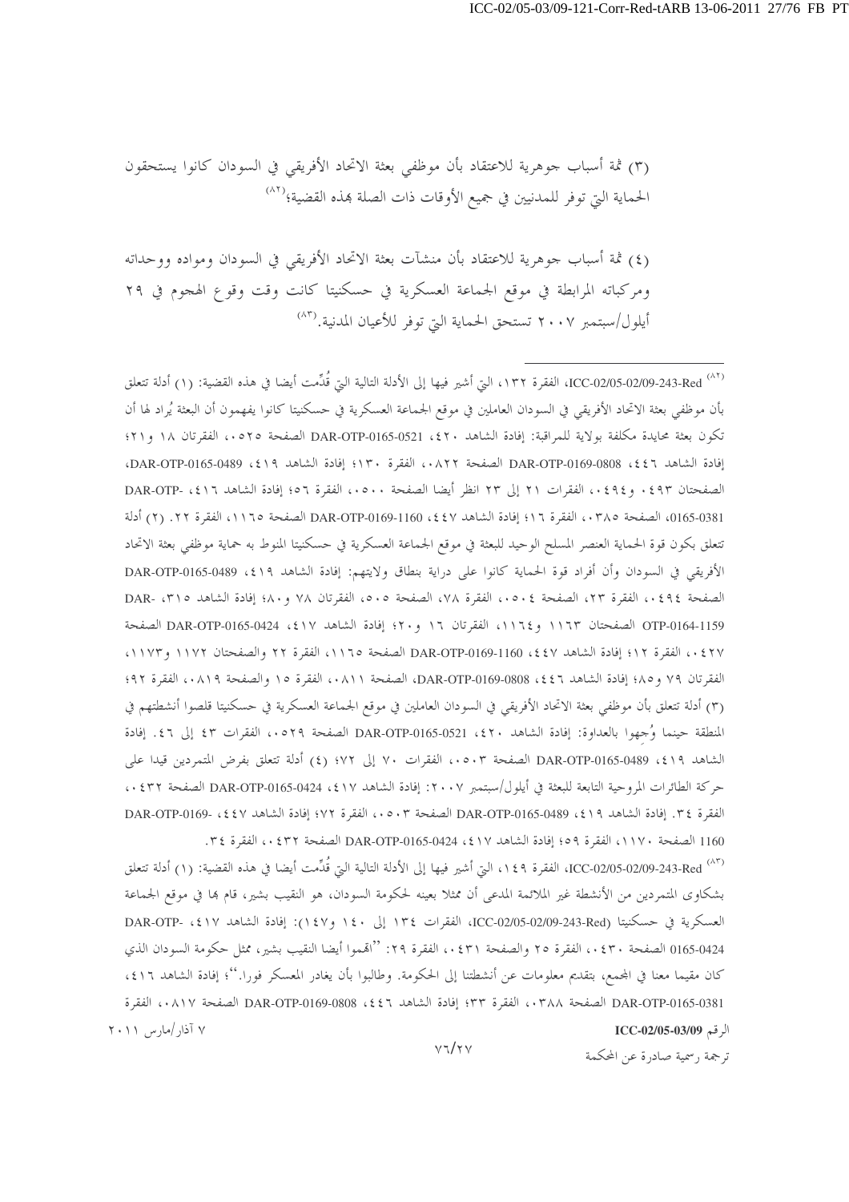(٣) ثمة أسباب جوهرية للاعتقاد بأن موظفي بعثة الاتحاد الأفريقي في السودان كانوا يستحقون الحماية التي توفر للمدنيين في جميع الأوقات ذات الصلة بهذه القضية؛[٨٢]

(٤) ثمة أسباب جوهرية للاعتقاد بأن منشآت بعثة الاتحاد الأفريقي في السودان ومواده ووحداته ومركباته المرابطة في موقع الجماعة العسكرية في حسكنيتا كانت وقت وقوع الهجوم في ٢٩ أيلول/سبتمبر ٢٠٠٧ تستحق الحماية التي توفر للأعيان المدنية.[٨٣]

---

[٨٢] ICC-02/05-02/09-243-Red، الفقرة ١٣٢، التي أشير فيها إلى الأدلة التالية التي قُدِّمت أيضا في هذه القضية: (١) أدلة تتعلق بأن موظفي بعثة الاتحاد الأفريقي في السودان العاملين في موقع الجماعة العسكرية في حسكنيتا كانوا يفهمون أن البعثة يُراد لها أن تكون بعثة محايدة مكلفة بولاية للمراقبة: إفادة الشاهد ٤٢٠، DAR-OTP-0165-0521 الصفحة ٠٥٢٥، الفقرتان ١٨ و٢١؛ إفادة الشاهد ٤٤٦، DAR-OTP-0169-0808 الصفحة ٠٨٢٢، الفقرة ١٣٠؛ إفادة الشاهد ٤١٩، DAR-OTP-0165-0489، الصفحتان ٠٤٩٣ و٠٤٩٤، الفقرات ٢١ إلى ٢٣ انظر أيضا الصفحة ٠٥٠٠، الفقرة ٥٦؛ إفادة الشاهد ٤١٦، DAR-OTP-0165-0381، الصفحة ٠٣٨٥، الفقرة ١٦؛ إفادة الشاهد ٤٤٧، DAR-OTP-0169-1160 الصفحة ١١٦٥، الفقرة ٢٢. (٢) أدلة تتعلق بكون قوة الحماية العنصر المسلح الوحيد للبعثة في موقع الجماعة العسكرية في حسكنيتا المنوط به حماية موظفي بعثة الاتحاد الأفريقي في السودان وأن أفراد قوة الحماية كانوا على دراية بنطاق ولايتهم: إفادة الشاهد ٤١٩، DAR-OTP-0165-0489 الصفحة ٠٤٩٤، الفقرة ٢٣، الصفحة ٠٥٠٤، الفقرة ٧٨، الصفحة ٥٠٥، الفقرتان ٧٨ و٨٠؛ إفادة الشاهد ٣١٥، DAR-OTP-0164-1159 الصفحتان ١١٦٣ و١١٦٤، الفقرتان ١٦ و٢٠؛ إفادة الشاهد ٤١٧، DAR-OTP-0165-0424 الصفحة ٠٤٢٧، الفقرة ١٢؛ إفادة الشاهد ٤٤٧، DAR-OTP-0169-1160 الصفحة ١١٦٥، الفقرة ٢٢ والصفحتان ١١٧٢ و١١٧٣، الفقرتان ٧٩ و٨٥؛ إفادة الشاهد ٤٤٦، DAR-OTP-0169-0808، الصفحة ٠٨١١، الفقرة ١٥ والصفحة ٠٨١٩، الفقرة ٩٢؛ (٣) أدلة تتعلق بأن موظفي بعثة الاتحاد الأفريقي في السودان العاملين في موقع الجماعة العسكرية في حسكنيتا قلصوا أنشطتهم في المنطقة حينما وُجهوا بالعداوة: إفادة الشاهد ٤٢٠، DAR-OTP-0165-0521 الصفحة ٠٥٢٩، الفقرات ٤٣ إلى ٤٦. إفادة الشاهد ٤١٩، DAR-OTP-0165-0489 الصفحة ٠٥٠٣، الفقرات ٧٠ إلى ٧٢؛ (٤) أدلة تتعلق بفرض المتمردين قيدا على حركة الطائرات المروحية التابعة للبعثة في أيلول/سبتمبر ٢٠٠٧: إفادة الشاهد ٤١٧، DAR-OTP-0165-0424 الصفحة ٠٤٣٢، الفقرة ٣٤. إفادة الشاهد ٤١٩، DAR-OTP-0165-0489 الصفحة ٠٥٠٣، الفقرة ٧٢؛ إفادة الشاهد ٤٤٧، DAR-OTP-0169-1160 الصفحة ١١٧٠، الفقرة ٥٩؛ إفادة الشاهد ٤١٧، DAR-OTP-0165-0424 الصفحة ٠٤٣٢، الفقرة ٣٤.

[٨٣] ICC-02/05-02/09-243-Red، الفقرة ١٤٩، التي أشير فيها إلى الأدلة التالية التي قُدِّمت أيضا في هذه القضية: (١) أدلة تتعلق بشكاوى المتمردين من الأنشطة غير الملائمة المدعى أن ممثلا بعينه لحكومة السودان، هو النقيب بشير، قام بها في موقع الجماعة العسكرية في حسكنيتا (ICC-02/05-02/09-243-Red، الفقرات ١٣٤ إلى ١٤٠ و١٤٧): إفادة الشاهد ٤١٧، DAR-OTP-0165-0424 الصفحة ٠٤٣٠، الفقرة ٢٥ والصفحة ٠٤٣١، الفقرة ٢٩: "اتهموا أيضا النقيب بشير، ممثل حكومة السودان الذي كان مقيما معنا في المجمع، بتقديم معلومات عن أنشطتنا إلى الحكومة. وطالبوا بأن يغادر المعسكر فورا."؛ إفادة الشاهد ٤١٦، DAR-OTP-0165-0381 الصفحة ٠٣٨٨، الفقرة ٣٣؛ إفادة الشاهد ٤٤٦، DAR-OTP-0169-0808 الصفحة ٠٨١٧، الفقرة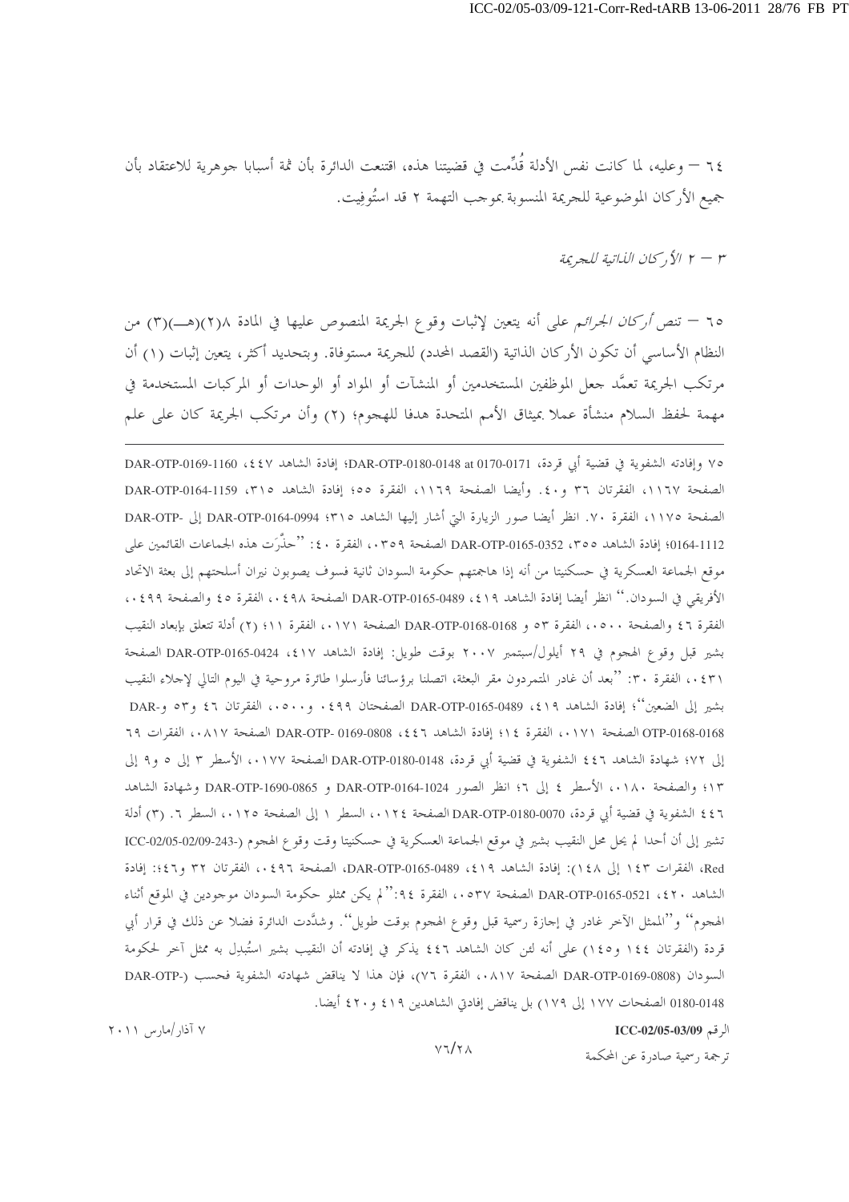٦٤ — وعليه، لما كانت نفس الأدلة قُدِّمت في قضيتنا هذه، اقتنعت الدائرة بأن ثمة أسبابا جوهرية للاعتقاد بأن جميع الأركان الموضوعية للجريمة المنسوبة بموجب التهمة ٢ قد استُوفِيت.

### ٣ — ٢ *الأركان الذاتية للجريمة*

٦٥ — تنص *أركان الجرائم* على أنه يتعين لإثبات وقوع الجريمة المنصوص عليها في المادة ٨(٢)(هـ)(٣) من النظام الأساسي أن تكون الأركان الذاتية (القصد المحدد) للجريمة مستوفاة. وبتحديد أكثر، يتعين إثبات (١) أن مرتكب الجريمة تعمَّد جعل الموظفين المستخدمين أو المنشآت أو المواد أو الوحدات أو المركبات المستخدمة في مهمة لحفظ السلام منشأة عملا بميثاق الأمم المتحدة هدفا للهجوم؛ (٢) وأن مرتكب الجريمة كان على علم

---

٧٥ وإفادته الشفوية في قضية أبي قردة، DAR-OTP-0180-0148 at 0170-0171؛ إفادة الشاهد ٤٤٧، DAR-OTP-0169-1160 الصفحة ١١٦٧، الفقرتان ٣٦ و٤٠. وأيضا الصفحة ١١٦٩، الفقرة ٥٥؛ إفادة الشاهد ٣١٥، DAR-OTP-0164-1159 الصفحة ١١٧٥، الفقرة ٧٠. انظر أيضا صور الزيارة التي أشار إليها الشاهد ٣١٥؛ DAR-OTP-0164-0994 إلى DAR-OTP-0164-1112؛ إفادة الشاهد ٣٥٥، DAR-OTP-0165-0352 الصفحة ٠٣٥٩، الفقرة ٤٠: ''حذَّرَت هذه الجماعات القائمين على موقع الجماعة العسكرية في حسكنيتا من أنه إذا هاجمتهم حكومة السودان ثانية فسوف يصوبون نيران أسلحتهم إلى بعثة الاتحاد الأفريقي في السودان.'' انظر أيضا إفادة الشاهد ٤١٩، DAR-OTP-0165-0489 الصفحة ٠٤٩٨، الفقرة ٤٥ والصفحة ٠٤٩٩، الفقرة ٤٦ والصفحة ٠٥٠٠، الفقرة ٥٣ و DAR-OTP-0168-0168 الصفحة ٠١٧١، الفقرة ١١؛ (٢) أدلة تتعلق بإبعاد النقيب بشير قبل وقوع الهجوم في ٢٩ أيلول/سبتمبر ٢٠٠٧ بوقت طويل: إفادة الشاهد ٤١٧، DAR-OTP-0165-0424 الصفحة ٠٤٣١، الفقرة ٣٠: ''بعد أن غادر المتمردون مقر البعثة، اتصلنا برؤسائنا فأرسلوا طائرة مروحية في اليوم التالي لإجلاء النقيب بشير إلى الضعين''؛ إفادة الشاهد ٤١٩، DAR-OTP-0165-0489 الصفحتان ٠٤٩٩ و٠٥٠٠، الفقرتان ٤٦ و٥٣ و DAR-OTP-0168-0168 الصفحة ٠١٧١، الفقرة ١٤؛ إفادة الشاهد ٤٤٦، DAR-OTP- 0169-0808 الصفحة ٠٨١٧، الفقرات ٦٩ إلى ٧٢؛ شهادة الشاهد ٤٤٦ الشفوية في قضية أبي قردة، DAR-OTP-0180-0148 الصفحة ٠١٧٧، الأسطر ٣ إلى ٥ و٩ إلى ١٣؛ والصفحة ٠١٨٠، الأسطر ٤ إلى ٦؛ انظر الصور DAR-OTP-0164-1024 و DAR-OTP-1690-0865 وشهادة الشاهد ٤٤٦ الشفوية في قضية أبي قردة، DAR-OTP-0180-0070 الصفحة ٠١٢٤، السطر ١ إلى الصفحة ٠١٢٥، السطر ٦. (٣) أدلة تشير إلى أن أحدا لم يحل محل النقيب بشير في موقع الجماعة العسكرية في حسكنيتا وقت وقوع الهجوم (ICC-02/05-02/09-243-Red، الفقرات ١٤٣ إلى ١٤٨): إفادة الشاهد ٤١٩، DAR-OTP-0165-0489، الصفحة ٠٤٩٦، الفقرتان ٣٢ و٤٦؛ إفادة الشاهد ٤٢٠، DAR-OTP-0165-0521 الصفحة ٠٥٣٧، الفقرة ٩٤:''لم يكن ممثلو حكومة السودان موجودين في الموقع أثناء الهجوم'' و''الممثل الآخر غادر في إجازة رسمية قبل وقوع الهجوم بوقت طويل''. وشدَّدت الدائرة فضلا عن ذلك في قرار أبي قردة (الفقرتان ١٤٤ و١٤٥) على أنه لئن كان الشاهد ٤٤٦ يذكر في إفادته أن النقيب بشير استُبدِل به ممثل آخر لحكومة السودان (DAR-OTP-0169-0808 الصفحة ٠٨١٧، الفقرة ٧٦)، فإن هذا لا يناقض شهادته الشفوية فحسب (-DAR-OTP 0180-0148 الصفحات ١٧٧ إلى ١٧٩) بل يناقض إفادتي الشاهدين ٤١٩ و٤٢٠ أيضا.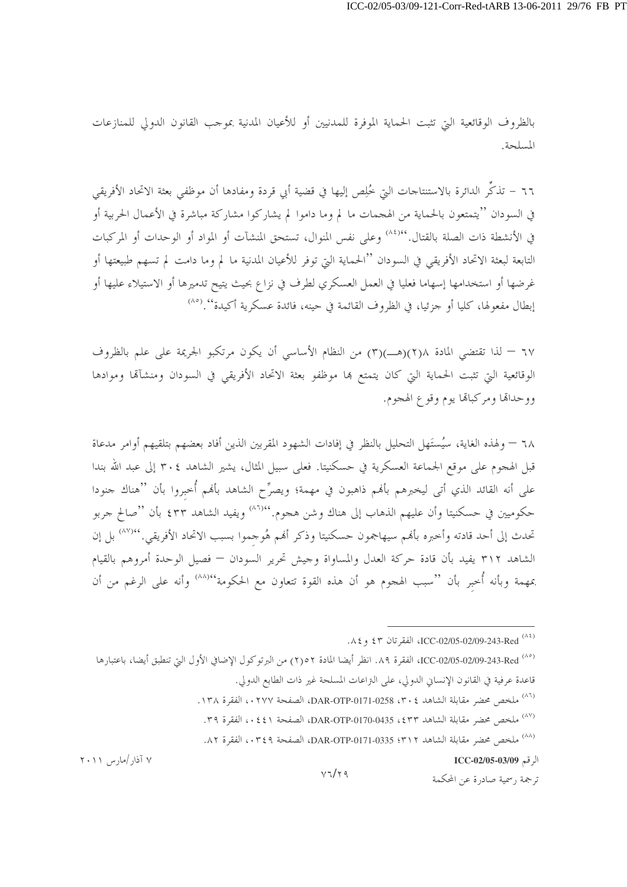بالظروف الوقائعية التي تثبت الحماية الموفرة للمدنيين أو للأعيان المدنية بموجب القانون الدولي للمنازعات المسلحة.

٦٦ – تذكّر الدائرة بالاستنتاجات التي خَلِص إليها في قضية أبي قردة ومفادها أن موظفي بعثة الاتحاد الأفريقي في السودان ''يتمتعون بالحماية من الهجمات ما لم وما داموا لم يشاركوا مشاركة مباشرة في الأعمال الحربية أو في الأنشطة ذات الصلة بالقتال.''[٨٤] وعلى نفس المنوال، تستحق المنشآت أو المواد أو الوحدات أو المركبات التابعة لبعثة الاتحاد الأفريقي في السودان ''الحماية التي توفر للأعيان المدنية ما لم وما دامت لم تسهم طبيعتها أو غرضها أو استخدامها إسهاما فعليا في العمل العسكري لطرف في نزاع بحيث يتيح تدميرها أو الاستيلاء عليها أو إبطال مفعولها، كليا أو جزئيا، في الظروف القائمة في حينه، فائدة عسكرية أكيدة''.[٨٥]

٦٧ – لذا تقتضي المادة ٨(٢)(هـ)(٣) من النظام الأساسي أن يكون مرتكبو الجريمة على علم بالظروف الوقائعية التي تثبت الحماية التي كان يتمتع بها موظفو بعثة الاتحاد الأفريقي في السودان ومنشآتها وموادها ووحداتها ومركباتها يوم وقوع الهجوم.

٦٨ – ولهذه الغاية، سيُستَهل التحليل بالنظر في إفادات الشهود المقربين الذين أفاد بعضهم بتلقيهم أوامر مدعاة قبل الهجوم على موقع الجماعة العسكرية في حسكنيتا. فعلى سبيل المثال، يشير الشاهد ٣٠٤ إلى عبد الله بندا على أنه القائد الذي أتى ليخبرهم بأنهم ذاهبون في مهمة؛ ويصرِّح الشاهد بأنهم أُخبروا بأن ''هناك جنودا حكوميين في حسكنيتا وأن عليهم الذهاب إلى هناك وشن هجوم.''[٨٦] ويفيد الشاهد ٤٣٣ بأن ''صالح جربو تحدث إلى أحد قادته وأخبره بأنهم سيهاجمون حسكنيتا وذكر أنهم هُوجموا بسبب الاتحاد الأفريقي.''[٨٧] بل إن الشاهد ٣١٢ يفيد بأن قادة حركة العدل والمساواة وجيش تحرير السودان – فصيل الوحدة أمروهم بالقيام بمهمة وبأنه أُخبِر بأن ''سبب الهجوم هو أن هذه القوة تتعاون مع الحكومة''[٨٨] وأنه على الرغم من أن

---

[٨٤] ICC-02/05-02/09-243-Red، الفقرتان ٤٣ و٨٤.

[٨٥] ICC-02/05-02/09-243-Red، الفقرة ٨٩. انظر أيضا المادة ٥٢(٢) من البرتوكول الإضافي الأول التي تنطبق أيضا، باعتبارها قاعدة عرفية في القانون الإنساني الدولي، على النزاعات المسلحة غير ذات الطابع الدولي.

[٨٦] ملخص محضر مقابلة الشاهد ٣٠٤، DAR-OTP-0171-0258، الصفحة ٠٢٧٧، الفقرة ١٣٨.

[٨٧] ملخص محضر مقابلة الشاهد ٤٣٣، DAR-OTP-0170-0435، الصفحة ٠٤٤١، الفقرة ٣٩.

[٨٨] ملخص محضر مقابلة الشاهد ٣١٢؛ DAR-OTP-0171-0335، الصفحة ٠٣٤٩، الفقرة ٨٢.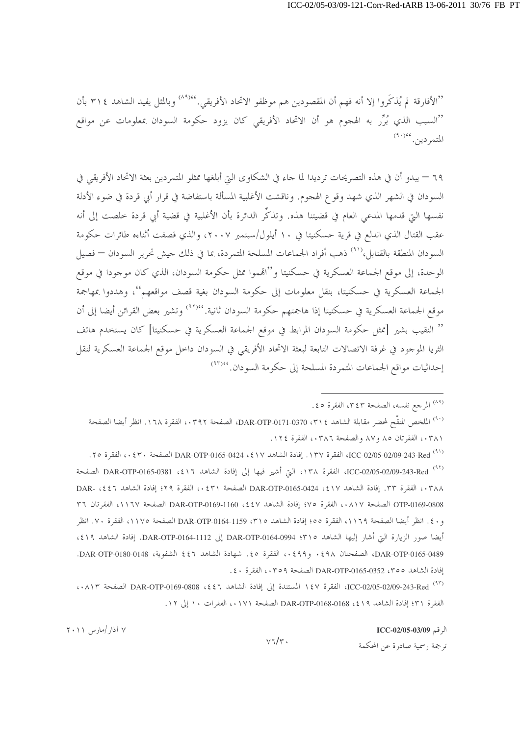''الأفارقة لم يُذكَروا إلا أنه فهم أن المقصودين هم موظفو الاتحاد الأفريقي.''[89] وبالمثل يفيد الشاهد ٣١٤ بأن ''السبب الذي بُرِّر به الهجوم هو أن الاتحاد الأفريقي كان يزود حكومة السودان بمعلومات عن مواقع المتمردين.''[90]

٦٩ — يبدو أن في هذه التصريحات ترديدا لما جاء في الشكاوى التي أبلغها ممثلو المتمردين بعثة الاتحاد الأفريقي في السودان في الشهر الذي شهد وقوع الهجوم. وناقشت الأغلبية المسألة باستفاضة في قرار أبي قردة في ضوء الأدلة نفسها التي قدمها المدعي العام في قضيتنا هذه. وتذكِّر الدائرة بأن الأغلبية في قضية أبي قردة خلصت إلى أنه عقب القتال الذي اندلع في قرية حسكنيتا في ١٠ أيلول/سبتمبر ٢٠٠٧، والذي قصفت أثناءه طائرات حكومة السودان المنطقة بالقنابل،[91] ذهب أفراد الجماعات المسلحة المتمردة، بما في ذلك جيش تحرير السودان — فصيل الوحدة، إلى موقع الجماعة العسكرية في حسكنيتا و''اقموا ممثل حكومة السودان، الذي كان موجودا في موقع الجماعة العسكرية في حسكنيتا، بنقل معلومات إلى حكومة السودان بغية قصف مواقعهم''، وهددوا بمهاجمة موقع الجماعة العسكرية في حسكنيتا إذا هاجمتهم حكومة السودان ثانية.''[92] وتشير بعض القرائن أيضا إلى أن '' النقيب بشير [ممثل حكومة السودان المرابط في موقع الجماعة العسكرية في حسكنيتا] كان يستخدم هاتف الثريا الموجود في غرفة الاتصالات التابعة لبعثة الاتحاد الأفريقي في السودان داخل موقع الجماعة العسكرية لنقل إحداثيات مواقع الجماعات المتمردة المسلحة إلى حكومة السودان.''[93]

---

[89] المرجع نفسه، الصفحة ٣٤٣، الفقرة ٤٥.

[90] الملخص المنقَّح لمحضر مقابلة الشاهد ٣١٤، DAR-OTP-0171-0370، الصفحة ٠٣٩٢، الفقرة ١٦٨. انظر أيضا الصفحة ٠٣٨١، الفقرتان ٨٥ و٨٧ والصفحة ٠٣٨٦، الفقرة ١٢٤.

[91] ICC-02/05-02/09-243-Red، الفقرة ١٣٧. إفادة الشاهد ٤١٧، DAR-OTP-0165-0424 الصفحة ٠٤٣٠، الفقرة ٢٥.

[92] ICC-02/05-02/09-243-Red، الفقرة ١٣٨، التي أشير فيها إلى إفادة الشاهد ٤١٦، DAR-OTP-0165-0381 الصفحة ٠٣٨٨، الفقرة ٣٣. إفادة الشاهد ٤١٧، DAR-OTP-0165-0424 الصفحة ٠٤٣١، الفقرة ٢٩؛ إفادة الشاهد ٤٤٦، DAR-OTP-0169-0808 الصفحة ٠٨١٧، الفقرة ٧٥؛ إفادة الشاهد ٤٤٧، DAR-OTP-0169-1160 الصفحة ١١٦٧، الفقرتان ٣٦ و٤٠. انظر أيضا الصفحة ١١٦٩، الفقرة ٥٥؛ إفادة الشاهد ٣١٥، DAR-OTP-0164-1159 الصفحة ١١٧٥، الفقرة ٧٠. انظر أيضا صور الزيارة التي أشار إليها الشاهد ٣١٥؛ DAR-OTP-0164-0994 إلى DAR-OTP-0164-1112. إفادة الشاهد ٤١٩، DAR-OTP-0165-0489، الصفحتان ٠٤٩٨ و٠٤٩٩، الفقرة ٤٥. شهادة الشاهد ٤٤٦ الشفوية، DAR-OTP-0180-0148. إفادة الشاهد ٣٥٥، DAR-OTP-0165-0352 الصفحة ٠٣٥٩، الفقرة ٤٠.

[93] ICC-02/05-02/09-243-Red، الفقرة ١٤٧ المستندة إلى إفادة الشاهد ٤٤٦، DAR-OTP-0169-0808 الصفحة ٠٨١٣، الفقرة ٣١؛ إفادة الشاهد ٤١٩، DAR-OTP-0168-0168 الصفحة ٠١٧١، الفقرات ١٠ إلى ١٢.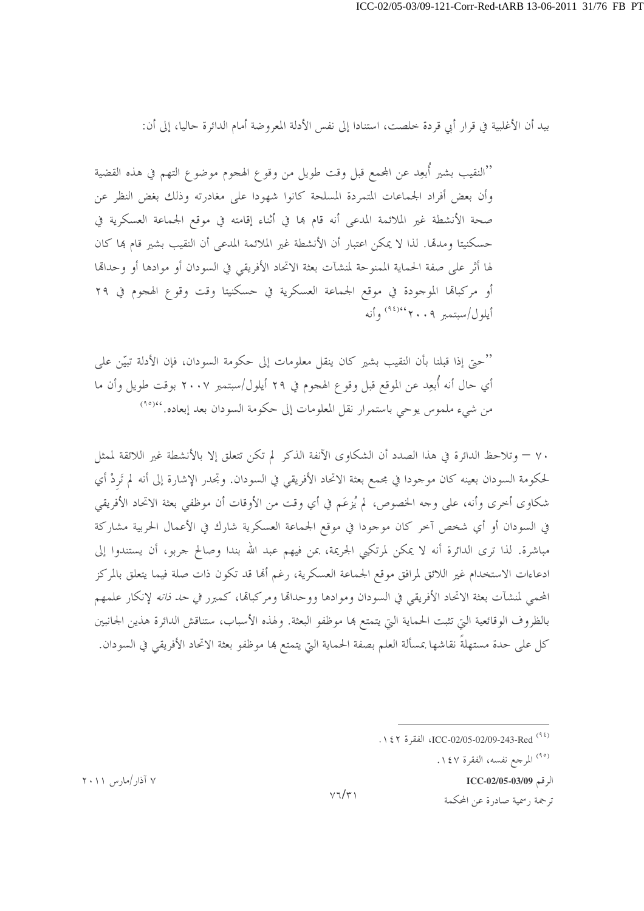بيد أن الأغلبية في قرار أبي قردة خلصت، استنادا إلى نفس الأدلة المعروضة أمام الدائرة حاليا، إلى أن:

''النقيب بشير أُبعِد عن المجمع قبل وقت طويل من وقوع الهجوم موضوع التهم في هذه القضية وأن بعض أفراد الجماعات المتمردة المسلحة كانوا شهودا على مغادرته وذلك بغض النظر عن صحة الأنشطة غير الملائمة المدعى أنه قام بها في أثناء إقامته في موقع الجماعة العسكرية في حسكنيتا ومدتها. لذا لا يمكن اعتبار أن الأنشطة غير الملائمة المدعى أن النقيب بشير قام بها كان لها أثر على صفة الحماية الممنوحة لمنشآت بعثة الاتحاد الأفريقي في السودان أو موادها أو وحداتها أو مركباتها الموجودة في موقع الجماعة العسكرية في حسكنيتا وقت وقوع الهجوم في ٢٩ أيلول/سبتمبر ٢٠٠٩''[٩٤] وأنه

''حتى إذا قبلنا بأن النقيب بشير كان ينقل معلومات إلى حكومة السودان، فإن الأدلة تبيّن على أي حال أنه أُبعِد عن الموقع قبل وقوع الهجوم في ٢٩ أيلول/سبتمبر ٢٠٠٧ بوقت طويل وأن ما من شيء ملموس يوحي باستمرار نقل المعلومات إلى حكومة السودان بعد إبعاده.''[٩٥]

٧٠ – وتلاحظ الدائرة في هذا الصدد أن الشكاوى الآنفة الذكر لم تكن تتعلق إلا بالأنشطة غير اللائقة لممثل لحكومة السودان بعينه كان موجودا في مجمع بعثة الاتحاد الأفريقي في السودان. وتجدر الإشارة إلى أنه لم تَرِدْ أي شكاوى أخرى وأنه، على وجه الخصوص، لم يُزعَم في أي وقت من الأوقات أن موظفي بعثة الاتحاد الأفريقي في السودان أو أي شخص آخر كان موجودا في موقع الجماعة العسكرية شارك في الأعمال الحربية مشاركة مباشرة. لذا ترى الدائرة أنه لا يمكن لمرتكبي الجريمة، بمن فيهم عبد الله بندا وصالح جربو، أن يستندوا إلى ادعاءات الاستخدام غير اللائق لمرافق موقع الجماعة العسكرية، رغم أنها قد تكون ذات صلة فيما يتعلق بالمركز المحمي لمنشآت بعثة الاتحاد الأفريقي في السودان وموادها ووحداتها ومركباتها، كمبرر *في حد ذاته* لإنكار علمهم بالظروف الوقائعية التي تثبت الحماية التي يتمتع بها موظفو البعثة. ولهذه الأسباب، ستناقش الدائرة هذين الجانبين كل على حدة مستهلةً نقاشها بمسألة العلم بصفة الحماية التي يتمتع بها موظفو بعثة الاتحاد الأفريقي في السودان.

---

[٩٤] ICC-02/05-02/09-243-Red، الفقرة ١٤٢.

[٩٥] المرجع نفسه، الفقرة ١٤٧.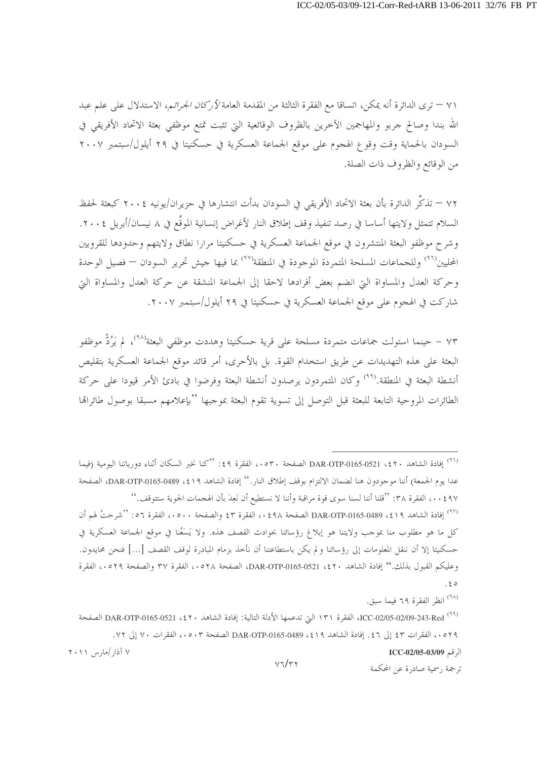٧١ – ترى الدائرة أنه يمكن، اتساقا مع الفقرة الثالثة من المقدمة العامة *لأركان الجرائم*، الاستدلال على علم عبد الله بندا وصالح جربو والمهاجمين الآخرين بالظروف الوقائعية التي تثبت تمتع موظفي بعثة الاتحاد الأفريقي في السودان بالحماية وقت وقوع الهجوم على موقع الجماعة العسكرية في حسكنيتا في ٢٩ أيلول/سبتمبر ٢٠٠٧ من الوقائع والظروف ذات الصلة.

٧٢ – تذكِّر الدائرة بأن بعثة الاتحاد الأفريقي في السودان بدأت انتشارها في حزيران/يونيه ٢٠٠٤ كبعثة لحفظ السلام تتمثل ولايتها أساسا في رصد تنفيذ وقف إطلاق النار لأغراض إنسانية الموقَّع في ٨ نيسان/أبريل ٢٠٠٤. وشرح موظفو البعثة المنتشرون في موقع الجماعة العسكرية في حسكنيتا مرارا نطاق ولايتهم وحدودها للقرويين المحليين[٩٦] وللجماعات المسلحة المتمردة الموجودة في المنطقة[٩٧] بما فيها جيش تحرير السودان – فصيل الوحدة وحركة العدل والمساواة التي انضم بعض أفرادها لاحقا إلى الجماعة المنشقة عن حركة العدل والمساواة التي شاركت في الهجوم على موقع الجماعة العسكرية في حسكنيتا في ٢٩ أيلول/سبتمبر ٢٠٠٧.

٧٣ – حينما استولت جماعات متمردة مسلحة على قرية حسكنيتا وهددت موظفي البعثة[٩٨]، لم يَرُدَّ موظفو البعثة على هذه التهديدات عن طريق استخدام القوة. بل بالأحرى، أمر قائد موقع الجماعة العسكرية بتقليص أنشطة البعثة في المنطقة.[٩٩] وكان المتمردون يرصدون أنشطة البعثة وفرضوا في بادئ الأمر قيودا على حركة الطائرات المروحية التابعة للبعثة قبل التوصل إلى تسوية تقوم البعثة بموجبها "بإعلامهم مسبقا بوصول طائراتها

---

[٩٦] إفادة الشاهد ٤٢٠، DAR-OTP-0165-0521 الصفحة ٠٥٣٠، الفقرة ٤٩: "كنا نخبر السكان أثناء دورياتنا اليومية (فيما عدا يوم الجمعة) أننا موجودون هنا لضمان الالتزام بوقف إطلاق النار." إفادة الشاهد ٤١٩، DAR-OTP-0165-0489، الصفحة ٠٤٩٧، الفقرة ٣٨: "قلنا أننا لسنا سوى قوة مراقبة وأننا لا نستطيع أن نَعِدَ بأن الهجمات الجوية ستتوقف."

[٩٧] إفادة الشاهد ٤١٩، DAR-OTP-0165-0489 الصفحة ٠٤٩٨، الفقرة ٤٣ والصفحة ٠٥٠٠، الفقرة ٥٦: "شرحتُ لهم أن كل ما هو مطلوب منا بموجب ولايتنا هو إبلاغ رؤسائنا بحوادث القصف هذه. ولا يَسَعُنا في موقع الجماعة العسكرية في حسكنيتا إلا أن ننقل المعلومات إلى رؤسائنا ولم يكن باستطاعتنا أن نأخذ بزمام المبادرة لوقف القصف [...] فنحن محايدون. وعليكم القبول بذلك." إفادة الشاهد ٤٢٠، DAR-OTP-0165-0521، الصفحة ٠٥٢٨، الفقرة ٣٧ والصفحة ٠٥٢٩، الفقرة ٤٥.

[٩٨] انظر الفقرة ٦٩ فيما سبق.

[٩٩] ICC-02/05-02/09-243-Red، الفقرة ١٣١ التي تدعمها الأدلة التالية: إفادة الشاهد ٤٢٠، DAR-OTP-0165-0521 الصفحة ٠٥٢٩، الفقرات ٤٣ إلى ٤٦. إفادة الشاهد ٤١٩، DAR-OTP-0165-0489 الصفحة ٠٥٠٣، الفقرات ٧٠ إلى ٧٢.

الرقم ICC-02/05-03/09 ٧ آذار/مارس ٢٠١١

ترجمة رسمية صادرة عن المحكمة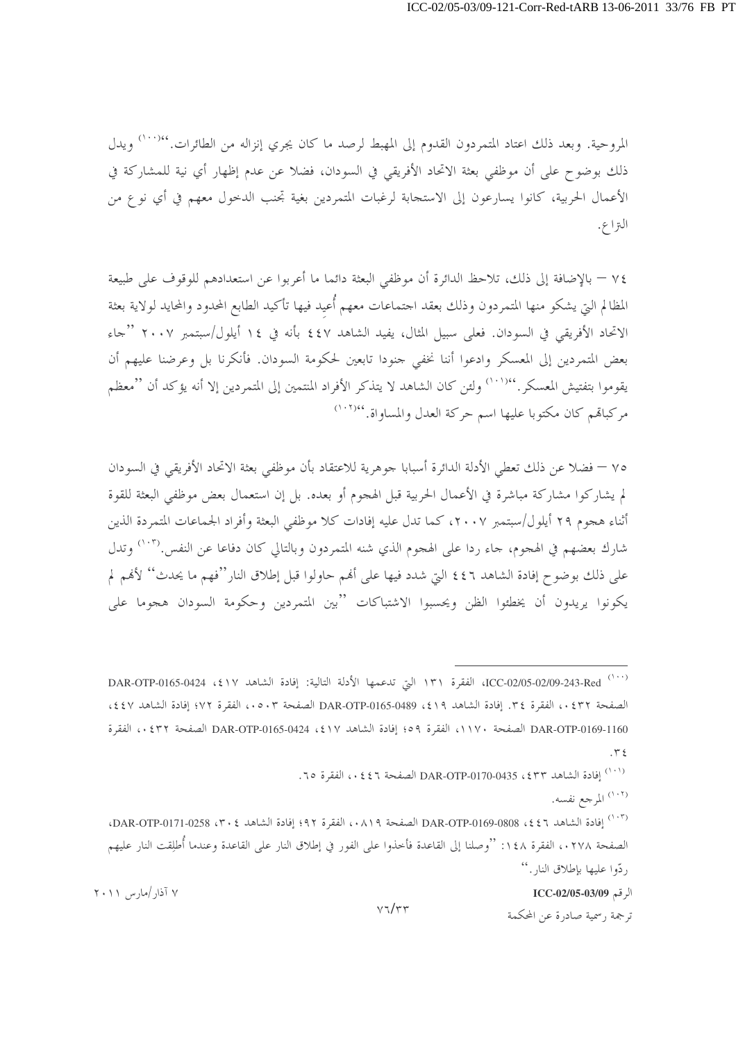المروحية. وبعد ذلك اعتاد المتمردون القدوم إلى المهبط لرصد ما كان يجري إنزاله من الطائرات.''[100] ويدل ذلك بوضوح على أن موظفي بعثة الاتحاد الأفريقي في السودان، فضلا عن عدم إظهار أي نية للمشاركة في الأعمال الحربية، كانوا يسارعون إلى الاستجابة لرغبات المتمردين بغية تجنب الدخول معهم في أي نوع من النزاع.

٧٤ – بالإضافة إلى ذلك، تلاحظ الدائرة أن موظفي البعثة دائما ما أعربوا عن استعدادهم للوقوف على طبيعة المظالم التي يشكو منها المتمردون وذلك بعقد اجتماعات معهم أُعيد فيها تأكيد الطابع المحدود والمحايد لولاية بعثة الاتحاد الأفريقي في السودان. فعلى سبيل المثال، يفيد الشاهد ٤٤٧ بأنه في ١٤ أيلول/سبتمبر ٢٠٠٧ ''جاء بعض المتمردين إلى المعسكر وادعوا أننا نخفي جنودا تابعين لحكومة السودان. فأنكرنا بل وعرضنا عليهم أن يقوموا بتفتيش المعسكر.''[101] ولئن كان الشاهد لا يتذكر الأفراد المنتمين إلى المتمردين إلا أنه يؤكد أن ''معظم مركباتهم كان مكتوبا عليها اسم حركة العدل والمساواة.''[102]

٧٥ – فضلا عن ذلك تعطي الأدلة الدائرة أسبابا جوهرية للاعتقاد بأن موظفي بعثة الاتحاد الأفريقي في السودان لم يشاركوا مشاركة مباشرة في الأعمال الحربية قبل الهجوم أو بعده. بل إن استعمال بعض موظفي البعثة للقوة أثناء هجوم ٢٩ أيلول/سبتمبر ٢٠٠٧، كما تدل عليه إفادات كلا موظفي البعثة وأفراد الجماعات المتمردة الذين شارك بعضهم في الهجوم، جاء ردا على الهجوم الذي شنه المتمردون وبالتالي كان دفاعا عن النفس.[103] وتدل على ذلك بوضوح إفادة الشاهد ٤٤٦ التي شدد فيها على أنهم حاولوا قبل إطلاق النار''فهم ما يحدث'' لأنهم لم يكونوا يريدون أن يخطئوا الظن ويحسبوا الاشتباكات ''بين المتمردين وحكومة السودان هجوما على

---

[100] ICC-02/05-02/09-243-Red، الفقرة ١٣١ التي تدعمها الأدلة التالية: إفادة الشاهد ٤١٧، DAR-OTP-0165-0424 الصفحة ٠٤٣٢، الفقرة ٣٤. إفادة الشاهد ٤١٩، DAR-OTP-0165-0489 الصفحة ٠٥٠٣، الفقرة ٧٢؛ إفادة الشاهد ٤٤٧، DAR-OTP-0169-1160 الصفحة ١١٧٠، الفقرة ٥٩؛ إفادة الشاهد ٤١٧، DAR-OTP-0165-0424 الصفحة ٠٤٣٢، الفقرة ٣٤.

[101] إفادة الشاهد ٤٣٣، DAR-OTP-0170-0435 الصفحة ٠٤٤٦، الفقرة ٦٥.

[102] المرجع نفسه.

[103] إفادة الشاهد ٤٤٦، DAR-OTP-0169-0808 الصفحة ٠٨١٩، الفقرة ٩٢؛ إفادة الشاهد ٣٠٤، DAR-OTP-0171-0258، الصفحة ٠٢٧٨، الفقرة ١٤٨: ''وصلنا إلى القاعدة فأخذوا على الفور في إطلاق النار على القاعدة وعندما أُطلِقت النار عليهم ردّوا عليها بإطلاق النار.''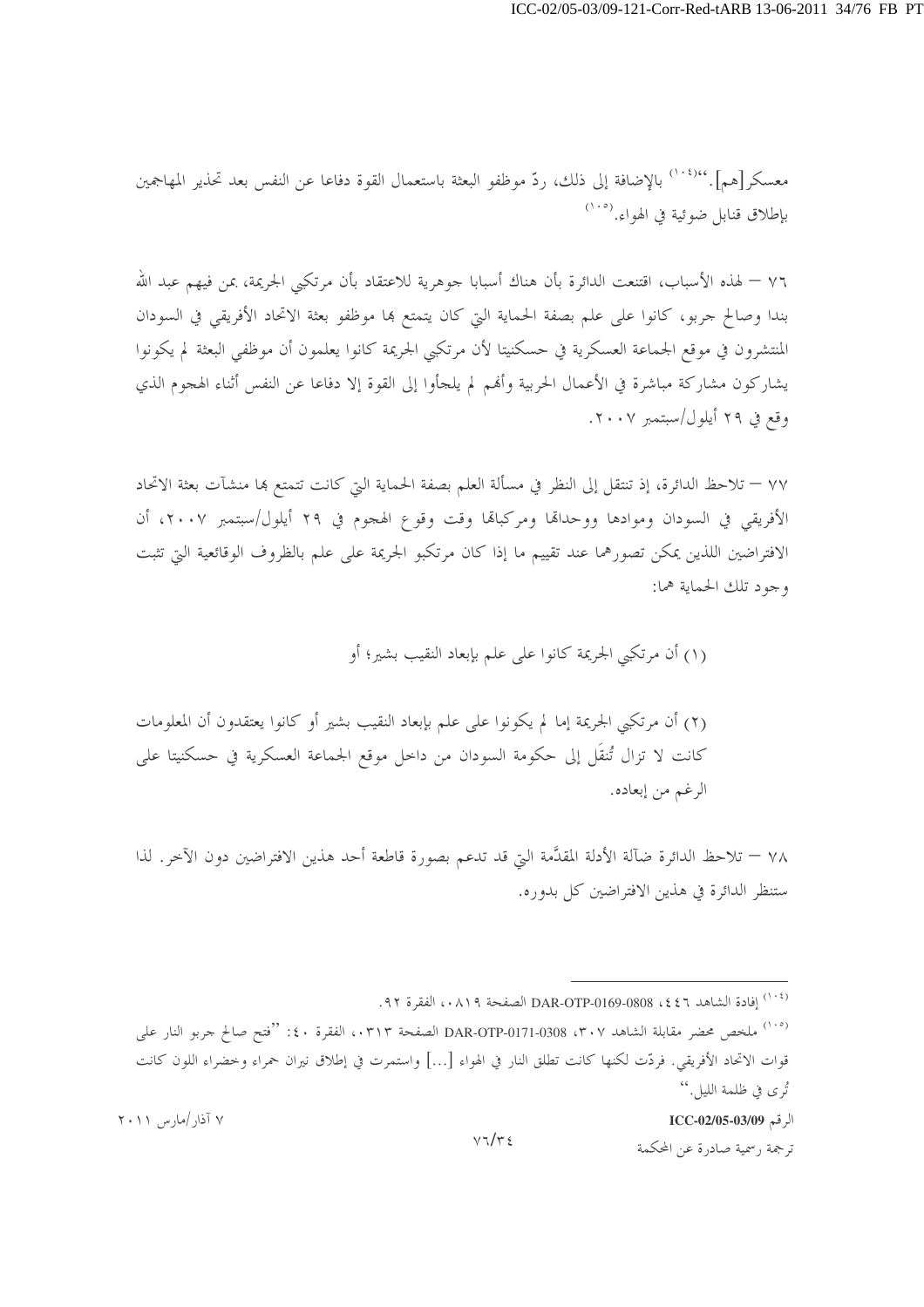معسكر[هم].''[104] بالإضافة إلى ذلك، ردّ موظفو البعثة باستعمال القوة دفاعا عن النفس بعد تحذير المهاجمين بإطلاق قنابل ضوئية في الهواء.[105]

٧٦ – لهذه الأسباب، اقتنعت الدائرة بأن هناك أسبابا جوهرية للاعتقاد بأن مرتكبي الجريمة، بمن فيهم عبد الله بندا وصالح جربو، كانوا على علم بصفة الحماية التي كان يتمتع بها موظفو بعثة الاتحاد الأفريقي في السودان المنتشرون في موقع الجماعة العسكرية في حسكنيتا لأن مرتكبي الجريمة كانوا يعلمون أن موظفي البعثة لم يكونوا يشاركون مشاركة مباشرة في الأعمال الحربية وأنهم لم يلجأوا إلى القوة إلا دفاعا عن النفس أثناء الهجوم الذي وقع في ٢٩ أيلول/سبتمبر ٢٠٠٧.

٧٧ – تلاحظ الدائرة، إذ تنتقل إلى النظر في مسألة العلم بصفة الحماية التي كانت تتمتع بها منشآت بعثة الاتحاد الأفريقي في السودان وموادها ووحداتها ومركباتها وقت وقوع الهجوم في ٢٩ أيلول/سبتمبر ٢٠٠٧، أن الافتراضين اللذين يمكن تصورهما عند تقييم ما إذا كان مرتكبو الجريمة على علم بالظروف الوقائعية التي تثبت وجود تلك الحماية هما:

(١) أن مرتكبي الجريمة كانوا على علم بإبعاد النقيب بشير؛ أو

(٢) أن مرتكبي الجريمة إما لم يكونوا على علم بإبعاد النقيب بشير أو كانوا يعتقدون أن المعلومات كانت لا تزال تُنقَل إلى حكومة السودان من داخل موقع الجماعة العسكرية في حسكنيتا على الرغم من إبعاده.

٧٨ – تلاحظ الدائرة ضآلة الأدلة المقدَّمة التي قد تدعم بصورة قاطعة أحد هذين الافتراضين دون الآخر. لذا ستنظر الدائرة في هذين الافتراضين كل بدوره.

---

[104] إفادة الشاهد ٤٤٦، DAR-OTP-0169-0808 الصفحة ٠٨١٩، الفقرة ٩٢.

[105] ملخص محضر مقابلة الشاهد ٣٠٧، DAR-OTP-0171-0308 الصفحة ٠٣١٣، الفقرة ٤٠: ''فتح صالح جربو النار على قوات الاتحاد الأفريقي. فردّت لكنها كانت تطلق النار في الهواء [...] واستمرت في إطلاق نيران حمراء وخضراء اللون كانت تُرى في ظلمة الليل.''

الرقم ICC-02/05-03/09 — ٧ آذار/مارس ٢٠١١

ترجمة رسمية صادرة عن المحكمة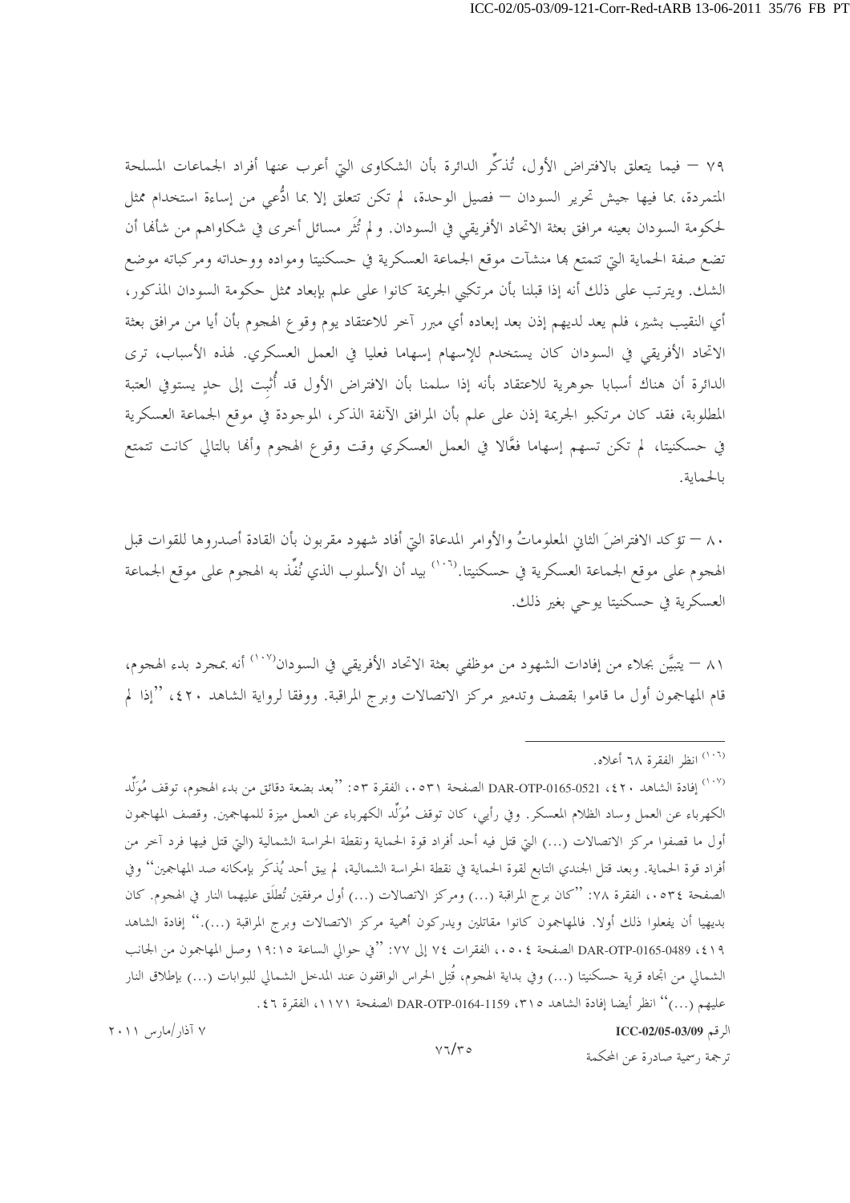٧٩ – فيما يتعلق بالافتراض الأول، تُذكِّر الدائرة بأن الشكاوى التي أعرب عنها أفراد الجماعات المسلحة المتمردة، بما فيها جيش تحرير السودان – فصيل الوحدة، لم تكن تتعلق إلا بما ادُّعي من إساءة استخدام ممثل لحكومة السودان بعينه مرافق بعثة الاتحاد الأفريقي في السودان. ولم تُثر مسائل أخرى في شكاواهم من شأنها أن تضع صفة الحماية التي تتمتع بها منشآت موقع الجماعة العسكرية في حسكنيتا ومواده ووحداته ومركباته موضع الشك. ويترتب على ذلك أنه إذا قبلنا بأن مرتكبي الجريمة كانوا على علم بإبعاد ممثل حكومة السودان المذكور، أي النقيب بشير، فلم يعد لديهم إذن بعد إبعاده أي مبرر آخر للاعتقاد يوم وقوع الهجوم بأن أيا من مرافق بعثة الاتحاد الأفريقي في السودان كان يستخدم للإسهام إسهاما فعليا في العمل العسكري. لهذه الأسباب، ترى الدائرة أن هناك أسبابا جوهرية للاعتقاد بأنه إذا سلمنا بأن الافتراض الأول قد أُثبت إلى حدٍ يستوفي العتبة المطلوبة، فقد كان مرتكبو الجريمة إذن على علم بأن المرافق الآنفة الذكر، الموجودة في موقع الجماعة العسكرية في حسكنيتا، لم تكن تسهم إسهاما فعَّالا في العمل العسكري وقت وقوع الهجوم وأنها بالتالي كانت تتمتع بالحماية.

٨٠ – تؤكد الافتراضَ الثاني المعلوماتُ والأوامر المدعاة التي أفاد شهود مقربون بأن القادة أصدروها للقوات قبل الهجوم على موقع الجماعة العسكرية في حسكنيتا.[١٠٦] بيد أن الأسلوب الذي نُفِّذ به الهجوم على موقع الجماعة العسكرية في حسكنيتا يوحي بغير ذلك.

٨١ – يتبيَّن بجلاء من إفادات الشهود من موظفي بعثة الاتحاد الأفريقي في السودان[١٠٧] أنه بمجرد بدء الهجوم، قام المهاجمون أول ما قاموا بقصف وتدمير مركز الاتصالات وبرج المراقبة. ووفقا لرواية الشاهد ٤٢٠، "إذا لم

---

[١٠٦] انظر الفقرة ٦٨ أعلاه.

[١٠٧] إفادة الشاهد ٤٢٠، DAR-OTP-0165-0521 الصفحة ٠٥٣١، الفقرة ٥٣: "بعد بضعة دقائق من بدء الهجوم، توقف مُوَلِّد الكهرباء عن العمل وساد الظلام المعسكر. وفي رأيي، كان توقف مُوَلِّد الكهرباء عن العمل ميزة للمهاجمين. وقصف المهاجمون أول ما قصفوا مركز الاتصالات (...) التي قتل فيه أحد أفراد قوة الحماية ونقطة الحراسة الشمالية (التي قتل فيها فرد آخر من أفراد قوة الحماية. وبعد قتل الجندي التابع لقوة الحماية في نقطة الحراسة الشمالية، لم يبق أحد يُذكَر بإمكانه صد المهاجمين" وفي الصفحة ٠٥٣٤، الفقرة ٧٨: "كان برج المراقبة (...) ومركز الاتصالات (...) أول مرفقين تُطلَق عليهما النار في الهجوم. كان بديهيا أن يفعلوا ذلك أولا. فالمهاجمون كانوا مقاتلين ويدركون أهمية مركز الاتصالات وبرج المراقبة (...)." إفادة الشاهد ٤١٩، DAR-OTP-0165-0489 الصفحة ٠٥٠٤، الفقرات ٧٤ إلى ٧٧: "في حوالي الساعة ١٩:١٥ وصل المهاجمون من الجانب الشمالي من اتجاه قرية حسكنيتا (...) وفي بداية الهجوم، قُتِل الحراس الواقفون عند المدخل الشمالي للبوابات (...) بإطلاق النار عليهم (...)" انظر أيضا إفادة الشاهد ٣١٥، DAR-OTP-0164-1159 الصفحة ١١٧١، الفقرة ٤٦.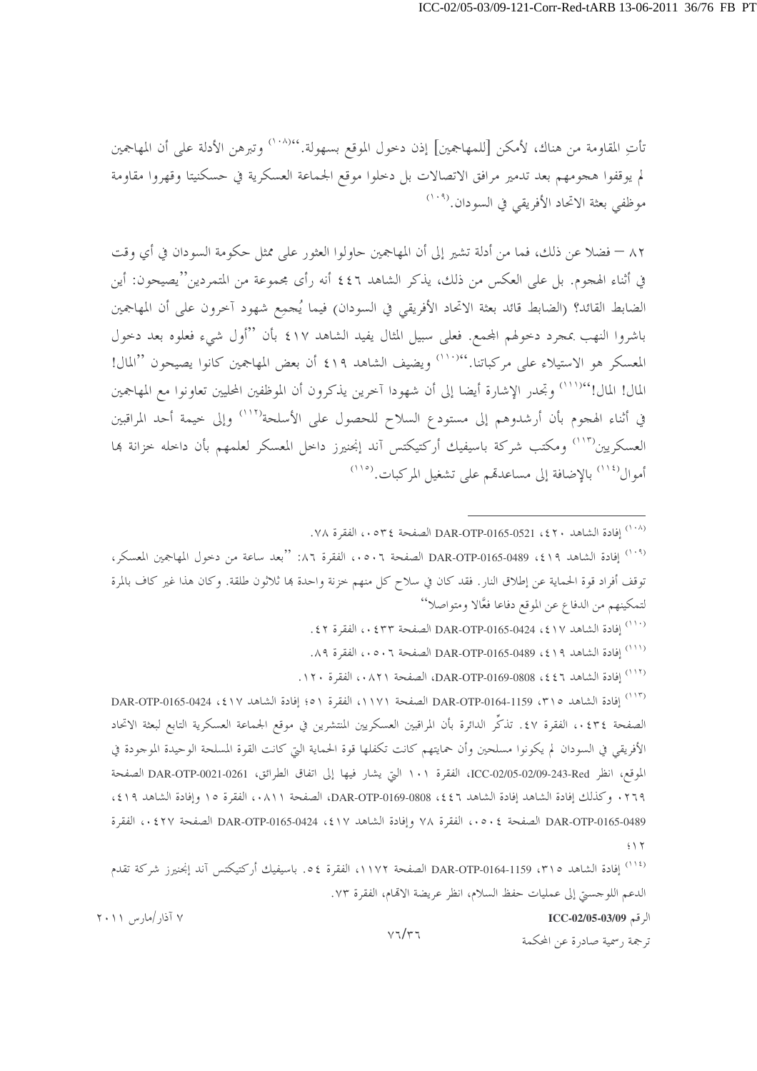تأتِ المقاومة من هناك، لأمكن [للمهاجمين] إذن دخول الموقع بسهولة.''[108] وتبرهن الأدلة على أن المهاجمين لم يوقفوا هجومهم بعد تدمير مرافق الاتصالات بل دخلوا موقع الجماعة العسكرية في حسكنيتا وقهروا مقاومة موظفي بعثة الاتحاد الأفريقي في السودان.[109]

٨٢ – فضلا عن ذلك، فما من أدلة تشير إلى أن المهاجمين حاولوا العثور على ممثل حكومة السودان في أي وقت في أثناء الهجوم. بل على العكس من ذلك، يذكر الشاهد ٤٤٦ أنه رأى مجموعة من المتمردين''يصيحون: أين الضابط القائد؟ (الضابط قائد بعثة الاتحاد الأفريقي في السودان) فيما يُجمِع شهود آخرون على أن المهاجمين باشروا النهب بمجرد دخولهم المجمع. فعلى سبيل المثال يفيد الشاهد ٤١٧ بأن ''أول شيء فعلوه بعد دخول المعسكر هو الاستيلاء على مركباتنا.''[110] ويضيف الشاهد ٤١٩ أن بعض المهاجمين كانوا يصيحون ''المال! المال! المال!''[111] وتجدر الإشارة أيضا إلى أن شهودا آخرين يذكرون أن الموظفين المحليين تعاونوا مع المهاجمين في أثناء الهجوم بأن أرشدوهم إلى مستودع السلاح للحصول على الأسلحة[112] وإلى خيمة أحد المراقبين العسكريين[113] ومكتب شركة باسيفيك أركتيكتس آند إنجنيرز داخل المعسكر لعلمهم بأن داخله خزانة بها أموال[114] بالإضافة إلى مساعدتهم على تشغيل المركبات.[115]

---

[108] إفادة الشاهد ٤٢٠، DAR-OTP-0165-0521 الصفحة ٠٥٣٤، الفقرة ٧٨.

[109] إفادة الشاهد ٤١٩، DAR-OTP-0165-0489 الصفحة ٠٥٠٦، الفقرة ٨٦: ''بعد ساعة من دخول المهاجمين المعسكر، توقف أفراد قوة الحماية عن إطلاق النار. فقد كان في سلاح كل منهم خزنة واحدة بها ثلاثون طلقة. وكان هذا غير كاف بالمرة لتمكينهم من الدفاع عن الموقع دفاعا فعَّالا ومتواصلا''

[110] إفادة الشاهد ٤١٧، DAR-OTP-0165-0424 الصفحة ٠٤٣٣، الفقرة ٤٢.

[111] إفادة الشاهد ٤١٩، DAR-OTP-0165-0489 الصفحة ٠٥٠٦، الفقرة ٨٩.

[112] إفادة الشاهد ٤٤٦، DAR-OTP-0169-0808، الصفحة ٠٨٢١، الفقرة ١٢٠.

[113] إفادة الشاهد ٣١٥، DAR-OTP-0164-1159 الصفحة ١١٧١، الفقرة ٥١؛ إفادة الشاهد ٤١٧، DAR-OTP-0165-0424 الصفحة ٠٤٣٤، الفقرة ٤٧. تذكِّر الدائرة بأن المراقبين العسكريين المنتشرين في موقع الجماعة العسكرية التابع لبعثة الاتحاد الأفريقي في السودان لم يكونوا مسلحين وأن حمايتهم كانت تكفلها قوة الحماية التي كانت القوة المسلحة الوحيدة الموجودة في الموقع، انظر ICC-02/05-02/09-243-Red، الفقرة ١٠١ التي يشار فيها إلى اتفاق الطرائق، DAR-OTP-0021-0261 الصفحة ٠٢٦٩، وكذلك إفادة الشاهد إفادة الشاهد ٤٤٦، DAR-OTP-0169-0808، الصفحة ٠٨١١، الفقرة ١٥ وإفادة الشاهد ٤١٩، DAR-OTP-0165-0489 الصفحة ٠٥٠٤، الفقرة ٧٨ وإفادة الشاهد ٤١٧، DAR-OTP-0165-0424 الصفحة ٠٤٢٧، الفقرة ١٢؛

[114] إفادة الشاهد ٣١٥، DAR-OTP-0164-1159 الصفحة ١١٧٢، الفقرة ٥٤. باسيفيك أركتيكتس آند إنجنيرز شركة تقدم الدعم اللوجستي إلى عمليات حفظ السلام، انظر عريضة الاتهام، الفقرة ٧٣.

الرقم ICC-02/05-03/09 &nbsp;&nbsp;&nbsp; ٧ آذار/مارس ٢٠١١

ترجمة رسمية صادرة عن المحكمة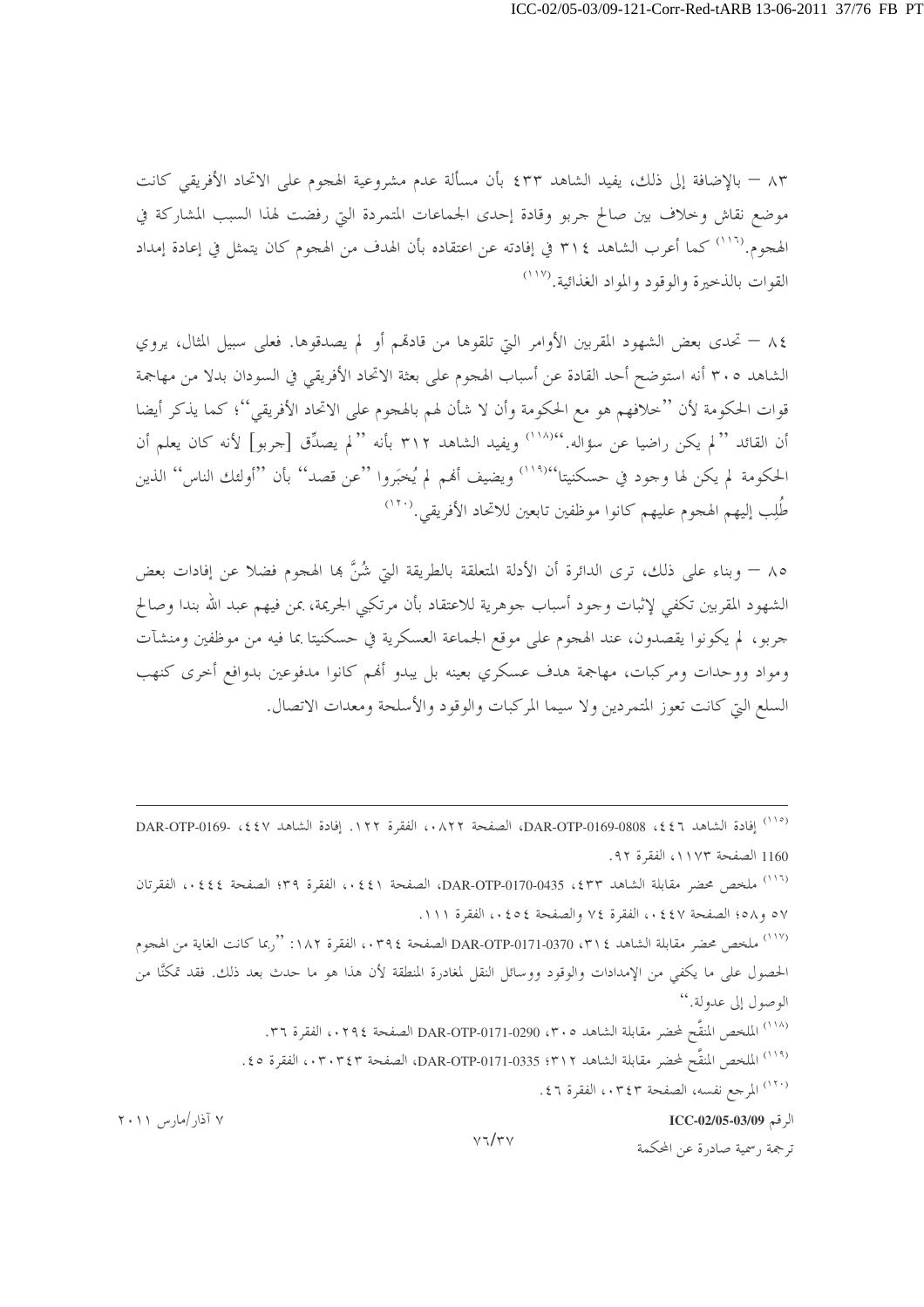٨٣ – بالإضافة إلى ذلك، يفيد الشاهد ٤٣٣ بأن مسألة عدم مشروعية الهجوم على الاتحاد الأفريقي كانت موضع نقاش وخلاف بين صالح جربو وقادة إحدى الجماعات المتمردة التي رفضت لهذا السبب المشاركة في الهجوم.[١١٦] كما أعرب الشاهد ٣١٤ في إفادته عن اعتقاده بأن الهدف من الهجوم كان يتمثل في إعادة إمداد القوات بالذخيرة والوقود والمواد الغذائية.[١١٧]

٨٤ – تحدى بعض الشهود المقربين الأوامر التي تلقوها من قادتهم أو لم يصدقوها. فعلى سبيل المثال، يروي الشاهد ٣٠٥ أنه استوضح أحد القادة عن أسباب الهجوم على بعثة الاتحاد الأفريقي في السودان بدلا من مهاجمة قوات الحكومة لأن ''خلافهم هو مع الحكومة وأن لا شأن لهم بالهجوم على الاتحاد الأفريقي''؛ كما يذكر أيضا أن القائد ''لم يكن راضيا عن سؤاله.''[١١٨] ويفيد الشاهد ٣١٢ بأنه ''لم يصدِّق [جربو] لأنه كان يعلم أن الحكومة لم يكن لها وجود في حسكنيتا''[١١٩] ويضيف أنهم لم يُخبَروا ''عن قصد'' بأن ''أولئك الناس'' الذين طُلِب إليهم الهجوم عليهم كانوا موظفين تابعين للاتحاد الأفريقي.[١٢٠]

٨٥ – وبناء على ذلك، ترى الدائرة أن الأدلة المتعلقة بالطريقة التي شُنَّ بها الهجوم فضلا عن إفادات بعض الشهود المقربين تكفي لإثبات وجود أسباب جوهرية للاعتقاد بأن مرتكبي الجريمة، بمن فيهم عبد الله بندا وصالح جربو، لم يكونوا يقصدون، عند الهجوم على موقع الجماعة العسكرية في حسكنيتا بما فيه من موظفين ومنشآت ومواد ووحدات ومركبات، مهاجمة هدف عسكري بعينه بل يبدو أنهم كانوا مدفوعين بدوافع أخرى كنهب السلع التي كانت تعوز المتمردين ولا سيما المركبات والوقود والأسلحة ومعدات الاتصال.

---

[١١٥] إفادة الشاهد ٤٤٦، DAR-OTP-0169-0808، الصفحة ٠٨٢٢، الفقرة ١٢٢. إفادة الشاهد ٤٤٧، DAR-OTP-0169-1160 الصفحة ١١٧٣، الفقرة ٩٢.

[١١٦] ملخص محضر مقابلة الشاهد ٤٣٣، DAR-OTP-0170-0435، الصفحة ٠٤٤١، الفقرة ٣٩؛ الصفحة ٠٤٤٤، الفقرتان ٥٧ و٥٨؛ الصفحة ٠٤٤٧، الفقرة ٧٤ والصفحة ٠٤٥٤، الفقرة ١١١.

[١١٧] ملخص محضر مقابلة الشاهد ٣١٤، DAR-OTP-0171-0370 الصفحة ٠٣٩٤، الفقرة ١٨٢: ''ربما كانت الغاية من الهجوم الحصول على ما يكفي من الإمدادات والوقود ووسائل النقل لمغادرة المنطقة لأن هذا هو ما حدث بعد ذلك. فقد تمكنّا من الوصول إلى عدولة.''

[١١٨] الملخص المنقَّح لمحضر مقابلة الشاهد ٣٠٥، DAR-OTP-0171-0290 الصفحة ٠٢٩٤، الفقرة ٣٦.

[١١٩] الملخص المنقَّح لمحضر مقابلة الشاهد ٣١٢؛ DAR-OTP-0171-0335، الصفحة ٠٣٠٣٤٣، الفقرة ٤٥.

[١٢٠] المرجع نفسه، الصفحة ٠٣٤٣، الفقرة ٤٦.

الرقم ICC-02/05-03/09 — ٧ آذار/مارس ٢٠١١

ترجمة رسمية صادرة عن المحكمة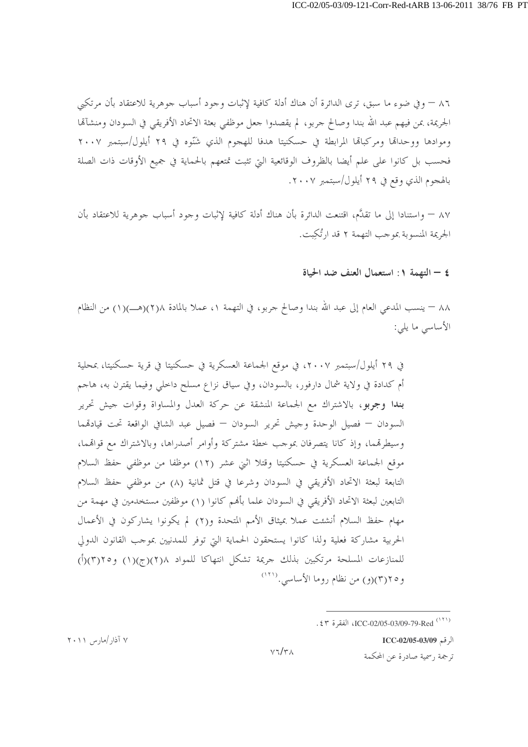٨٦ – وفي ضوء ما سبق، ترى الدائرة أن هناك أدلة كافية لإثبات وجود أسباب جوهرية للاعتقاد بأن مرتكبي الجريمة، بمن فيهم عبد الله بندا وصالح جربو، لم يقصدوا جعل موظفي بعثة الاتحاد الأفريقي في السودان ومنشآتها وموادها ووحداتها ومركباتها المرابطة في حسكنيتا هدفا للهجوم الذي شنّوه في ٢٩ أيلول/سبتمبر ٢٠٠٧ فحسب بل كانوا على علم أيضا بالظروف الوقائعية التي تثبت تمتعهم بالحماية في جميع الأوقات ذات الصلة بالهجوم الذي وقع في ٢٩ أيلول/سبتمبر ٢٠٠٧.

٨٧ – واستنادا إلى ما تقدَّم، اقتنعت الدائرة بأن هناك أدلة كافية لإثبات وجود أسباب جوهرية للاعتقاد بأن الجريمة المنسوبة بموجب التهمة ٢ قد ارتُكِبت.

### ٤ – التهمة ١: استعمال العنف ضد الحياة

٨٨ – ينسب المدعي العام إلى عبد الله بندا وصالح جربو، في التهمة ١، عملا بالمادة ٨(٢)(هـ)(١) من النظام الأساسي ما يلي:

> في ٢٩ أيلول/سبتمبر ٢٠٠٧، في موقع الجماعة العسكرية في حسكنيتا في قرية حسكنيتا، بمحلية أم كدادة في ولاية شمال دارفور، بالسودان، وفي سياق نزاع مسلح داخلي وفيما يقترن به، هاجم **بندا وجربو**، بالاشتراك مع الجماعة المنشقة عن حركة العدل والمساواة وقوات جيش تحرير السودان – فصيل الوحدة وجيش تحرير السودان – فصيل عبد الشافي الواقعة تحت قيادتهما وسيطرتهما، وإذ كانا يتصرفان بموجب خطة مشتركة وأوامر أصدراها، وبالاشتراك مع قواتهما، موقع الجماعة العسكرية في حسكنيتا وقتلا اثني عشر (١٢) موظفا من موظفي حفظ السلام التابعة لبعثة الاتحاد الأفريقي في السودان وشرعا في قتل ثمانية (٨) من موظفي حفظ السلام التابعين لبعثة الاتحاد الأفريقي في السودان علما بأنهم كانوا (١) موظفين مستخدمين في مهمة من مهام حفظ السلام أنشئت عملا بميثاق الأمم المتحدة و(٢) لم يكونوا يشاركون في الأعمال الحربية مشاركة فعلية ولذا كانوا يستحقون الحماية التي توفر للمدنيين بموجب القانون الدولي للمنازعات المسلحة مرتكبين بذلك جريمة تشكل انتهاكا للمواد ٨(٢)(ج)(١) و٢٥(٣)(أ) و٢٥(٣)(و) من نظام روما الأساسي.[١٢١]

---

[١٢١] ICC-02/05-03/09-79-Red، الفقرة ٤٣.

٧ آذار/مارس ٢٠١١

الرقم ICC-02/05-03/09

ترجمة رسمية صادرة عن المحكمة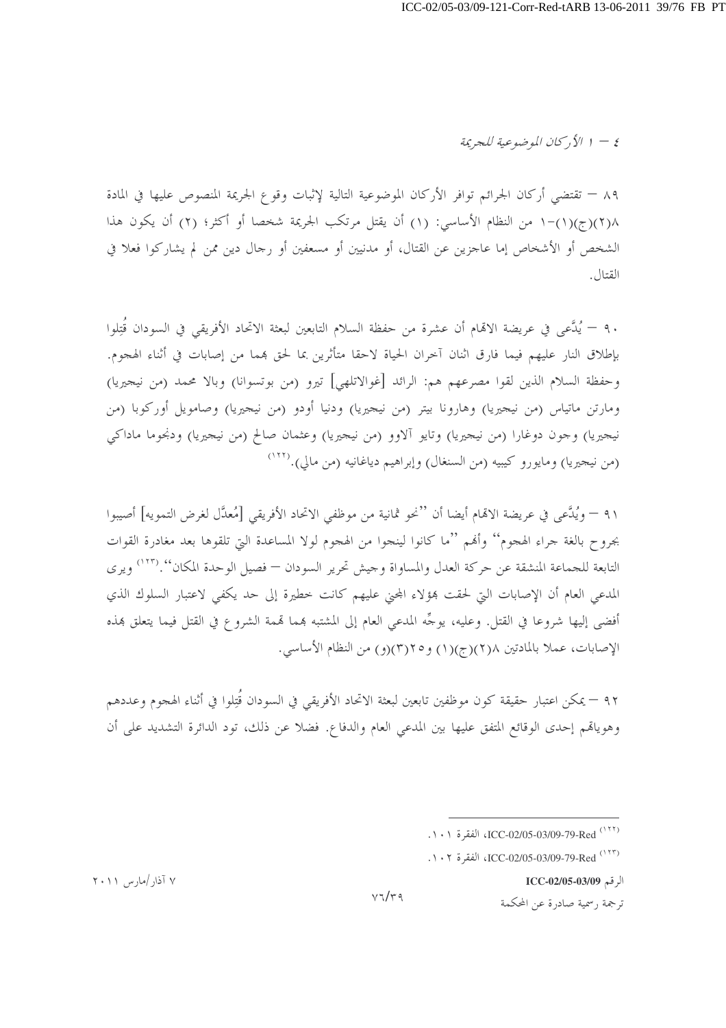### ٤ – ١ الأركان الموضوعية للجريمة

٨٩ – تقتضي أركان الجرائم توافر الأركان الموضوعية التالية لإثبات وقوع الجريمة المنصوص عليها في المادة ٨(٢)(ج)(١)-١ من النظام الأساسي: (١) أن يقتل مرتكب الجريمة شخصا أو أكثر؛ (٢) أن يكون هذا الشخص أو الأشخاص إما عاجزين عن القتال، أو مدنيين أو مسعفين أو رجال دين ممن لم يشاركوا فعلا في القتال.

٩٠ – يُدَّعى في عريضة الاتهام أن عشرة من حفظة السلام التابعين لبعثة الاتحاد الأفريقي في السودان قُتِلوا بإطلاق النار عليهم فيما فارق اثنان آخران الحياة لاحقا متأثرين بما لحق بهما من إصابات في أثناء الهجوم. وحفظة السلام الذين لقوا مصرعهم هم: الرائد [غوالاتلهي] تيرو (من بوتسوانا) وبالا محمد (من نيجيريا) ومارتن ماتياس (من نيجيريا) وهارونا بيتر (من نيجيريا) ودنيا أودو (من نيجيريا) وصامويل أوركوبا (من نيجيريا) وجون دوغارا (من نيجيريا) وتايو آلاوو (من نيجيريا) وعثمان صالح (من نيجيريا) ودنجوما ماداكي (من نيجيريا) ومايورو كيبيه (من السنغال) وإبراهيم دياغانيه (من مالي).[١٢٢]

٩١ – ويُدَّعى في عريضة الاتهام أيضا أن "نحو ثمانية من موظفي الاتحاد الأفريقي [مُعدَّل لغرض التمويه] أصيبوا بجروح بالغة جراء الهجوم" وأنهم "ما كانوا لينجوا من الهجوم لولا المساعدة التي تلقوها بعد مغادرة القوات التابعة للجماعة المنشقة عن حركة العدل والمساواة وجيش تحرير السودان – فصيل الوحدة المكان".[١٢٣] ويرى المدعي العام أن الإصابات التي لحقت بهؤلاء المجني عليهم كانت خطيرة إلى حد يكفي لاعتبار السلوك الذي أفضى إليها شروعا في القتل. وعليه، يوجِّه المدعي العام إلى المشتبه بهما تهمة الشروع في القتل فيما يتعلق بهذه الإصابات، عملا بالمادتين ٨(٢)(ج)(١) و٢٥(٣)(و) من النظام الأساسي.

٩٢ – يمكن اعتبار حقيقة كون موظفين تابعين لبعثة الاتحاد الأفريقي في السودان قُتِلوا في أثناء الهجوم وعددهم وهوياتهم إحدى الوقائع المتفق عليها بين المدعي العام والدفاع. فضلا عن ذلك، تود الدائرة التشديد على أن

---

[١٢٢] ICC-02/05-03/09-79-Red، الفقرة ١٠١.

[١٢٣] ICC-02/05-03/09-79-Red، الفقرة ١٠٢.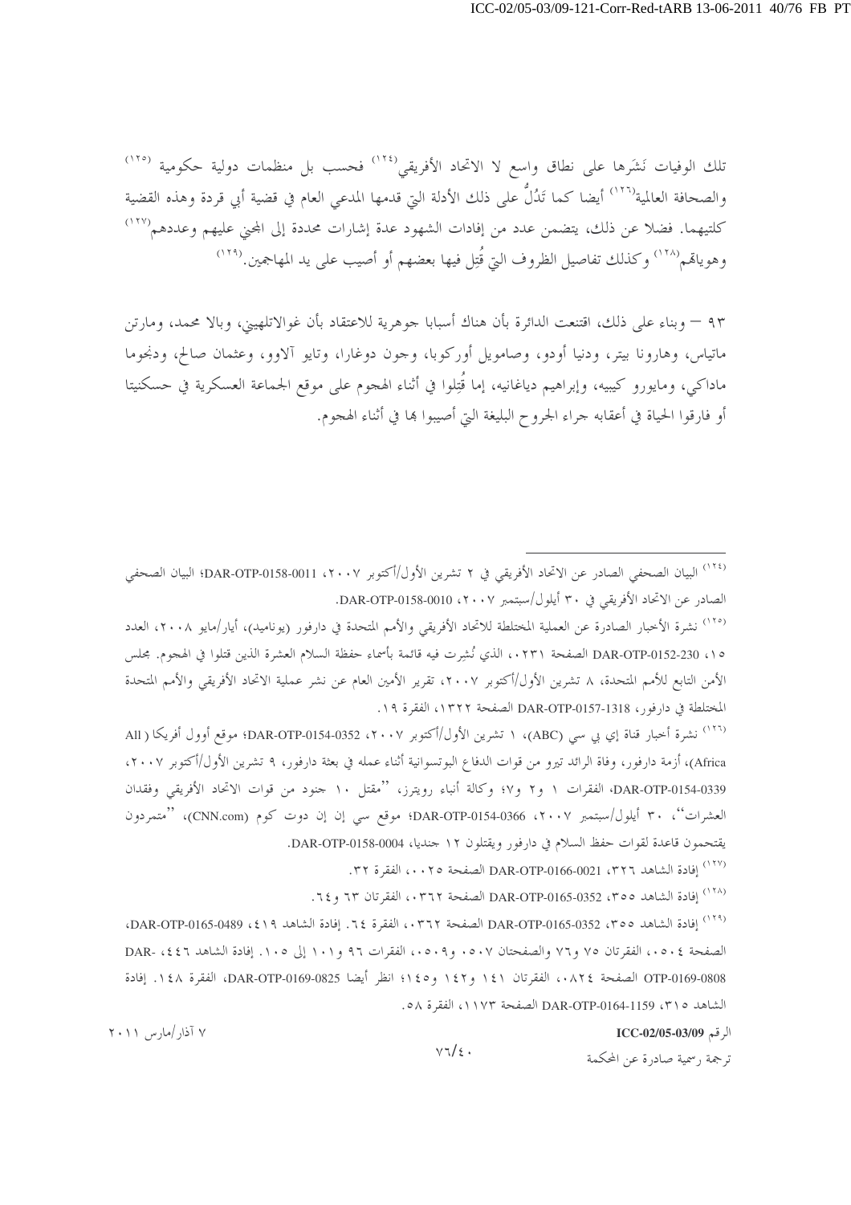تلك الوفيات نَشَرها على نطاق واسع لا الاتحاد الأفريقي[١٢٤] فحسب بل منظمات دولية حكومية [١٢٥] والصحافة العالمية[١٢٦] أيضا كما تَدُلُّ على ذلك الأدلة التي قدمها المدعي العام في قضية أبي قردة وهذه القضية كلتيهما. فضلا عن ذلك، يتضمن عدد من إفادات الشهود عدة إشارات محددة إلى المجني عليهم وعددهم[١٢٧] وهوياتهم[١٢٨] وكذلك تفاصيل الظروف التي قُتِل فيها بعضهم أو أصيب على يد المهاجمين.[١٢٩]

٩٣ – وبناء على ذلك، اقتنعت الدائرة بأن هناك أسبابا جوهرية للاعتقاد بأن غوالاتلهيني، وبالا محمد، ومارتن ماتياس، وهارونا بيتر، ودنيا أودو، وصامويل أوركوبا، وجون دوغارا، وتايو آلاوو، وعثمان صالح، ودنجوما ماداكي، ومايورو كيبيه، وإبراهيم دياغانيه، إما قُتِلوا في أثناء الهجوم على موقع الجماعة العسكرية في حسكنيتا أو فارقوا الحياة في أعقابه جراء الجروح البليغة التي أصيبوا بها في أثناء الهجوم.

---

[١٢٤] البيان الصحفي الصادر عن الاتحاد الأفريقي في ٢ تشرين الأول/أكتوبر ٢٠٠٧، DAR-OTP-0158-0011؛ البيان الصحفي الصادر عن الاتحاد الأفريقي في ٣٠ أيلول/سبتمبر ٢٠٠٧، DAR-OTP-0158-0010.

[١٢٥] نشرة الأخبار الصادرة عن العملية المختلطة للاتحاد الأفريقي والأمم المتحدة في دارفور (يوناميد)، أيار/مايو ٢٠٠٨، العدد ١٥، DAR-OTP-0152-230 الصفحة ٠٢٣١، الذي نُشِرت فيه قائمة بأسماء حفظة السلام العشرة الذين قتلوا في الهجوم. مجلس الأمن التابع للأمم المتحدة، ٨ تشرين الأول/أكتوبر ٢٠٠٧، تقرير الأمين العام عن نشر عملية الاتحاد الأفريقي والأمم المتحدة المختلطة في دارفور، DAR-OTP-0157-1318 الصفحة ١٣٢٢، الفقرة ١٩.

[١٢٦] نشرة أخبار قناة إي بي سي (ABC)، ١ تشرين الأول/أكتوبر ٢٠٠٧، DAR-OTP-0154-0352؛ موقع أوول أفريكا (All Africa)، أزمة دارفور، وفاة الرائد تيرو من قوات الدفاع البوتسوانية أثناء عمله في بعثة دارفور، ٩ تشرين الأول/أكتوبر ٢٠٠٧، DAR-OTP-0154-0339، الفقرات ١ و٢ و٧؛ وكالة أنباء رويترز، "مقتل ١٠ جنود من قوات الاتحاد الأفريقي وفقدان العشرات"، ٣٠ أيلول/سبتمبر ٢٠٠٧، DAR-OTP-0154-0366؛ موقع سي إن إن دوت كوم (CNN.com)، "متمردون يقتحمون قاعدة لقوات حفظ السلام في دارفور ويقتلون ١٢ جنديا، DAR-OTP-0158-0004.

[١٢٧] إفادة الشاهد ٣٢٦، DAR-OTP-0166-0021 الصفحة ٠٠٢٥، الفقرة ٣٢.

[١٢٨] إفادة الشاهد ٣٥٥، DAR-OTP-0165-0352 الصفحة ٠٣٦٢، الفقرتان ٦٣ و٦٤.

[١٢٩] إفادة الشاهد ٣٥٥، DAR-OTP-0165-0352 الصفحة ٠٣٦٢، الفقرة ٦٤. إفادة الشاهد ٤١٩، DAR-OTP-0165-0489، الصفحة ٠٥٠٤، الفقرتان ٧٥ و٧٦ والصفحتان ٠٥٠٧ و٠٥٠٩، الفقرات ٩٦ و١٠١ إلى ١٠٥. إفادة الشاهد ٤٤٦، DAR-OTP-0169-0808 الصفحة ٠٨٢٤، الفقرتان ١٤١ و١٤٢ و١٤٥؛ انظر أيضا DAR-OTP-0169-0825، الفقرة ١٤٨. إفادة الشاهد ٣١٥، DAR-OTP-0164-1159 الصفحة ١١٧٣، الفقرة ٥٨.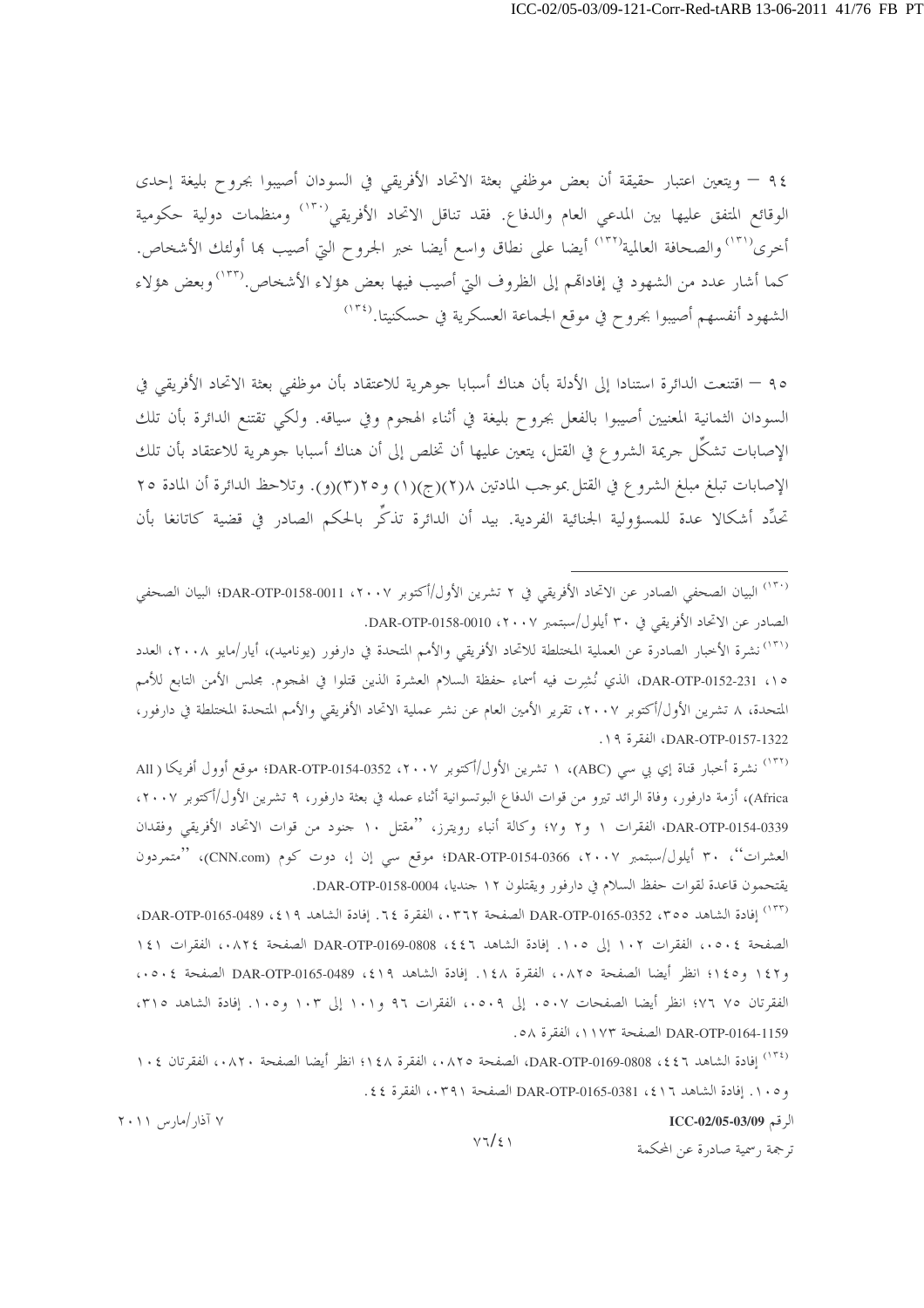٩٤ – ويتعين اعتبار حقيقة أن بعض موظفي بعثة الاتحاد الأفريقي في السودان أصيبوا بجروح بليغة إحدى الوقائع المتفق عليها بين المدعي العام والدفاع. فقد تناقل الاتحاد الأفريقي[١٣٠] ومنظمات دولية حكومية أخرى[١٣١] والصحافة العالمية[١٣٢] أيضا على نطاق واسع أيضا خبر الجروح التي أصيب بها أولئك الأشخاص. كما أشار عدد من الشهود في إفاداتهم إلى الظروف التي أصيب فيها بعض هؤلاء الأشخاص.[١٣٣] وبعض هؤلاء الشهود أنفسهم أصيبوا بجروح في موقع الجماعة العسكرية في حسكنيتا.[١٣٤]

٩٥ – اقتنعت الدائرة استنادا إلى الأدلة بأن هناك أسبابا جوهرية للاعتقاد بأن موظفي بعثة الاتحاد الأفريقي في السودان الثمانية المعنيين أصيبوا بالفعل بجروح بليغة في أثناء الهجوم وفي سياقه. ولكي تقتنع الدائرة بأن تلك الإصابات تشكّل جريمة الشروع في القتل، يتعين عليها أن تخلص إلى أن هناك أسبابا جوهرية للاعتقاد بأن تلك الإصابات تبلغ مبلغ الشروع في القتل بموجب المادتين ٨(٢)(ج)(١) و٢٥(٣)(و). وتلاحظ الدائرة أن المادة ٢٥ تحدِّد أشكالا عدة للمسؤولية الجنائية الفردية. بيد أن الدائرة تذكِّر بالحكم الصادر في قضية كاتانغا بأن

---

[١٣٠] البيان الصحفي الصادر عن الاتحاد الأفريقي في ٢ تشرين الأول/أكتوبر ٢٠٠٧، DAR-OTP-0158-0011؛ البيان الصحفي الصادر عن الاتحاد الأفريقي في ٣٠ أيلول/سبتمبر ٢٠٠٧، DAR-OTP-0158-0010.

[١٣١] نشرة الأخبار الصادرة عن العملية المختلطة للاتحاد الأفريقي والأمم المتحدة في دارفور (يوناميد)، أيار/مايو ٢٠٠٨، العدد ١٥، DAR-OTP-0152-231، الذي نُشِرت فيه أسماء حفظة السلام العشرة الذين قتلوا في الهجوم. مجلس الأمن التابع للأمم المتحدة، ٨ تشرين الأول/أكتوبر ٢٠٠٧، تقرير الأمين العام عن نشر عملية الاتحاد الأفريقي والأمم المتحدة المختلطة في دارفور، DAR-OTP-0157-1322، الفقرة ١٩.

[١٣٢] نشرة أخبار قناة إي بي سي (ABC)، ١ تشرين الأول/أكتوبر ٢٠٠٧، DAR-OTP-0154-0352؛ موقع أوول أفريكا (All Africa)، أزمة دارفور، وفاة الرائد تيرو من قوات الدفاع البوتسوانية أثناء عمله في بعثة دارفور، ٩ تشرين الأول/أكتوبر ٢٠٠٧، DAR-OTP-0154-0339، الفقرات ١ و٢ و٧؛ وكالة أنباء رويترز، "مقتل ١٠ جنود من قوات الاتحاد الأفريقي وفقدان العشرات"، ٣٠ أيلول/سبتمبر ٢٠٠٧، DAR-OTP-0154-0366؛ موقع سي إن إن، دوت كوم (CNN.com)، "متمردون يقتحمون قاعدة لقوات حفظ السلام في دارفور ويقتلون ١٢ جنديا، DAR-OTP-0158-0004.

[١٣٣] إفادة الشاهد ٣٥٥، DAR-OTP-0165-0352 الصفحة ٠٣٦٢، الفقرة ٦٤. إفادة الشاهد ٤١٩، DAR-OTP-0165-0489، الصفحة ٠٥٠٤، الفقرات ١٠٢ إلى ١٠٥. إفادة الشاهد ٤٤٦، DAR-OTP-0169-0808 الصفحة ٠٨٢٤، الفقرات ١٤١ و١٤٢ و١٤٥؛ انظر أيضا الصفحة ٠٨٢٥، الفقرة ١٤٨. إفادة الشاهد ٤١٩، DAR-OTP-0165-0489 الصفحة ٠٥٠٤، الفقرتان ٧٥ و٧٦؛ انظر أيضا الصفحات ٠٥٠٧ إلى ٠٥٠٩، الفقرات ٩٦ و١٠١ إلى ١٠٣ و١٠٥. إفادة الشاهد ٣١٥، DAR-OTP-0164-1159 الصفحة ١١٧٣، الفقرة ٥٨.

[١٣٤] إفادة الشاهد ٤٤٦، DAR-OTP-0169-0808، الصفحة ٠٨٢٥، الفقرة ١٤٨؛ انظر أيضا الصفحة ٠٨٢٠، الفقرتان ١٠٤ و١٠٥. إفادة الشاهد ٤١٦، DAR-OTP-0165-0381 الصفحة ٠٣٩١، الفقرة ٤٤.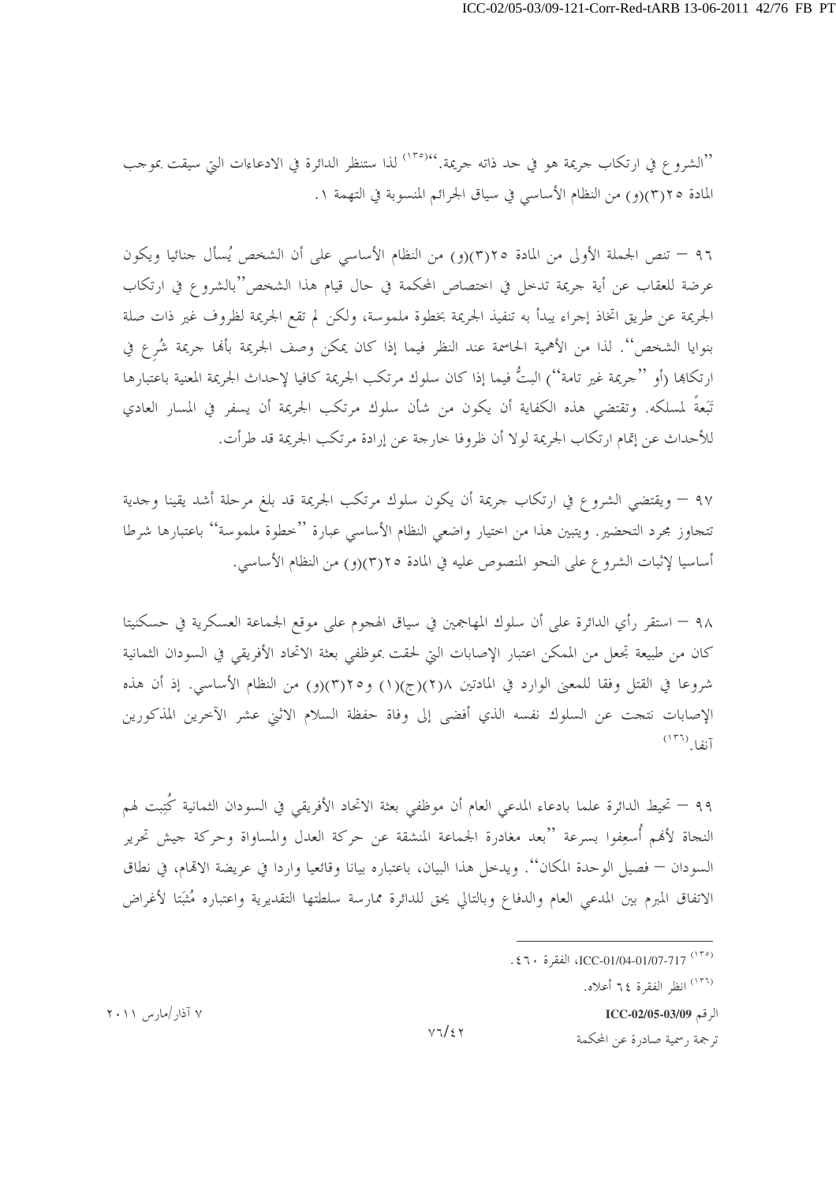''الشروع في ارتكاب جريمة هو في حد ذاته جريمة.''[١٣٥] لذا ستنظر الدائرة في الادعاءات التي سيقت بموجب المادة ٢٥(٣)(و) من النظام الأساسي في سياق الجرائم المنسوبة في التهمة ١.

٩٦ — تنص الجملة الأولى من المادة ٢٥(٣)(و) من النظام الأساسي على أن الشخص يُسأل جنائيا ويكون عرضة للعقاب عن أية جريمة تدخل في اختصاص المحكمة في حال قيام هذا الشخص ''بالشروع في ارتكاب الجريمة عن طريق اتخاذ إجراء يبدأ به تنفيذ الجريمة بخطوة ملموسة، ولكن لم تقع الجريمة لظروف غير ذات صلة بنوايا الشخص''. لذا من الأهمية الحاسمة عند النظر فيما إذا كان يمكن وصف الجريمة بأنها جريمة شُرِع في ارتكابها (أو ''جريمة غير تامة'') البتُّ فيما إذا كان سلوك مرتكب الجريمة كافيا لإحداث الجريمة المعنية باعتبارها تَبَعةً لمسلكه. وتقتضي هذه الكفاية أن يكون من شأن سلوك مرتكب الجريمة أن يسفر في المسار العادي للأحداث عن إتمام ارتكاب الجريمة لولا أن ظروفا خارجة عن إرادة مرتكب الجريمة قد طرأت.

٩٧ — ويقتضي الشروع في ارتكاب جريمة أن يكون سلوك مرتكب الجريمة قد بلغ مرحلة أشد يقينا وجدية تتجاوز مجرد التحضير. ويتبين هذا من اختيار واضعي النظام الأساسي عبارة ''خطوة ملموسة'' باعتبارها شرطا أساسيا لإثبات الشروع على النحو المنصوص عليه في المادة ٢٥(٣)(و) من النظام الأساسي.

٩٨ — استقر رأي الدائرة على أن سلوك المهاجمين في سياق الهجوم على موقع الجماعة العسكرية في حسكنيتا كان من طبيعة تجعل من الممكن اعتبار الإصابات التي لحقت بموظفي بعثة الاتحاد الأفريقي في السودان الثمانية شروعا في القتل وفقا للمعنى الوارد في المادتين ٨(٢)(ج)(١) و٢٥(٣)(و) من النظام الأساسي. إذ أن هذه الإصابات نتجت عن السلوك نفسه الذي أفضى إلى وفاة حفظة السلام الاثني عشر الآخرين المذكورين آنفا.[١٣٦]

٩٩ — تحيط الدائرة علما بادعاء المدعي العام أن موظفي بعثة الاتحاد الأفريقي في السودان الثمانية كُتِبت لهم النجاة لأنهم أُسعِفوا بسرعة ''بعد مغادرة الجماعة المنشقة عن حركة العدل والمساواة وحركة جيش تحرير السودان — فصيل الوحدة المكان''. ويدخل هذا البيان، باعتباره بيانا وقائعيا واردا في عريضة الاتهام، في نطاق الاتفاق المبرم بين المدعي العام والدفاع وبالتالي يحق للدائرة ممارسة سلطتها التقديرية واعتباره مُثبَتا لأغراض

---

[١٣٥] ICC-01/04-01/07-717، الفقرة ٤٦٠.

[١٣٦] انظر الفقرة ٦٤ أعلاه.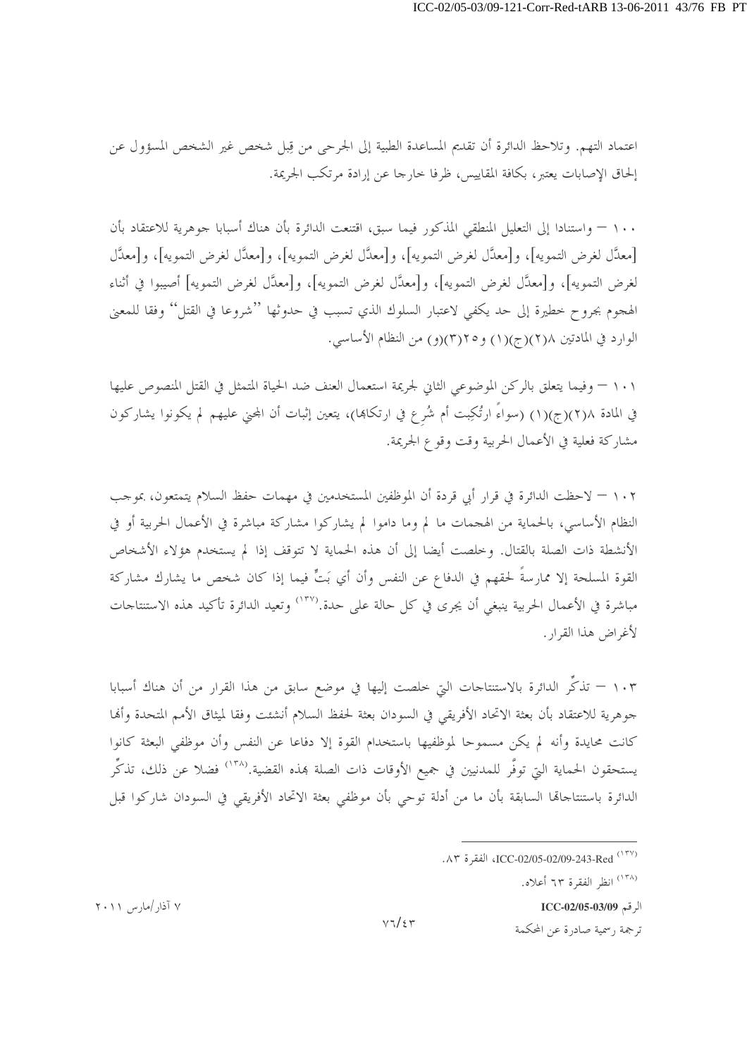اعتماد التهم. وتلاحظ الدائرة أن تقديم المساعدة الطبية إلى الجرحى من قِبل شخص غير الشخص المسؤول عن إلحاق الإصابات يعتبر، بكافة المقاييس، ظرفا خارجا عن إرادة مرتكب الجريمة.

١٠٠ – واستنادا إلى التعليل المنطقي المذكور فيما سبق، اقتنعت الدائرة بأن هناك أسبابا جوهرية للاعتقاد بأن [معدَّل لغرض التمويه]، و[معدَّل لغرض التمويه]، و[معدَّل لغرض التمويه]، و[معدَّل لغرض التمويه]، و[معدَّل لغرض التمويه]، و[معدَّل لغرض التمويه]، و[معدَّل لغرض التمويه]، و[معدَّل لغرض التمويه] أصيبوا في أثناء الهجوم بجروح خطيرة إلى حد يكفي لاعتبار السلوك الذي تسبب في حدوثها ''شروعا في القتل'' وفقا للمعنى الوارد في المادتين ٨(٢)(ج)(١) و٢٥(٣)(و) من النظام الأساسي.

١٠١ – وفيما يتعلق بالركن الموضوعي الثاني لجريمة استعمال العنف ضد الحياة المتمثل في القتل المنصوص عليها في المادة ٨(٢)(ج)(١) (سواءً ارتُكِبت أم شُرِع في ارتكابها)، يتعين إثبات أن المجني عليهم لم يكونوا يشاركون مشاركة فعلية في الأعمال الحربية وقت وقوع الجريمة.

١٠٢ – لاحظت الدائرة في قرار أبي قردة أن الموظفين المستخدمين في مهمات حفظ السلام يتمتعون، بموجب النظام الأساسي، بالحماية من الهجمات ما لم وما داموا لم يشاركوا مشاركة مباشرة في الأعمال الحربية أو في الأنشطة ذات الصلة بالقتال. وخلصت أيضا إلى أن هذه الحماية لا تتوقف إذا لم يستخدم هؤلاء الأشخاص القوة المسلحة إلا ممارسةً لحقهم في الدفاع عن النفس وأن أي بَتٍّ فيما إذا كان شخص ما يشارك مشاركة مباشرة في الأعمال الحربية ينبغي أن يجرى في كل حالة على حدة.[١٣٧] وتعيد الدائرة تأكيد هذه الاستنتاجات لأغراض هذا القرار.

١٠٣ – تذكِّر الدائرة بالاستنتاجات التي خلصت إليها في موضع سابق من هذا القرار من أن هناك أسبابا جوهرية للاعتقاد بأن بعثة الاتحاد الأفريقي في السودان بعثة لحفظ السلام أنشئت وفقا لميثاق الأمم المتحدة وأنها كانت محايدة وأنه لم يكن مسموحا لموظفيها باستخدام القوة إلا دفاعا عن النفس وأن موظفي البعثة كانوا يستحقون الحماية التي توفَّر للمدنيين في جميع الأوقات ذات الصلة بهذه القضية.[١٣٨] فضلا عن ذلك، تذكِّر الدائرة باستنتاجاتها السابقة بأن ما من أدلة توحي بأن موظفي بعثة الاتحاد الأفريقي في السودان شاركوا قبل

---

[١٣٧] ICC-02/05-02/09-243-Red، الفقرة ٨٣.

[١٣٨] انظر الفقرة ٦٣ أعلاه.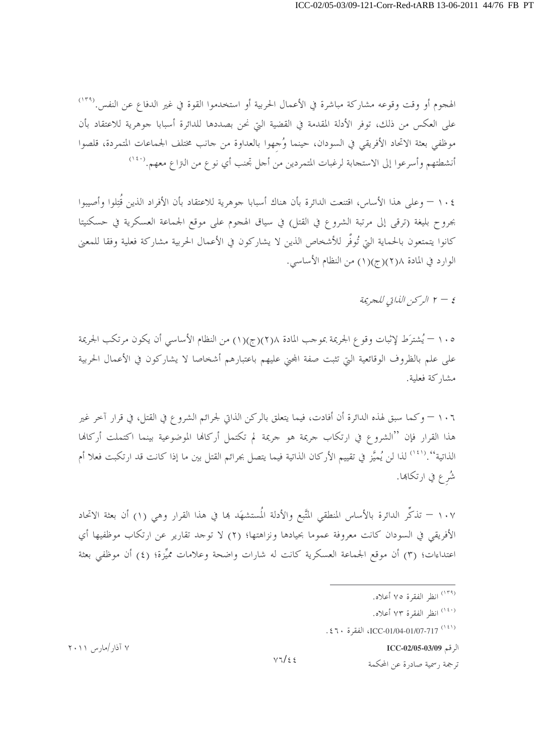الهجوم أو وقت وقوعه مشاركة مباشرة في الأعمال الحربية أو استخدموا القوة في غير الدفاع عن النفس.[١٣٩] على العكس من ذلك، توفر الأدلة المقدمة في القضية التي نحن بصددها للدائرة أسبابا جوهرية للاعتقاد بأن موظفي بعثة الاتحاد الأفريقي في السودان، حينما وُجِهوا بالعداوة من جانب مختلف الجماعات المتمردة، قلصوا أنشطتهم وأسرعوا إلى الاستجابة لرغبات المتمردين من أجل تجنب أي نوع من النزاع معهم.[١٤٠]

١٠٤ – وعلى هذا الأساس، اقتنعت الدائرة بأن هناك أسبابا جوهرية للاعتقاد بأن الأفراد الذين قُتِلوا وأصيبوا بجروح بليغة (ترقى إلى مرتبة الشروع في القتل) في سياق الهجوم على موقع الجماعة العسكرية في حسكنيتا كانوا يتمتعون بالحماية التي تُوفَّر للأشخاص الذين لا يشاركون في الأعمال الحربية مشاركة فعلية وفقا للمعنى الوارد في المادة ٨(٢)(ج)(١) من النظام الأساسي.

*٤ – ٢ الركن الذاتي للجريمة*

١٠٥ – يُشترَط لإثبات وقوع الجريمة بموجب المادة ٨(٢)(ج)(١) من النظام الأساسي أن يكون مرتكب الجريمة على علم بالظروف الوقائعية التي تثبت صفة المجني عليهم باعتبارهم أشخاصا لا يشاركون في الأعمال الحربية مشاركة فعلية.

١٠٦ – وكما سبق لهذه الدائرة أن أفادت، فيما يتعلق بالركن الذاتي لجرائم الشروع في القتل، في قرار آخر غير هذا القرار فإن "الشروع في ارتكاب جريمة هو جريمة لم تكتمل أركانها الموضوعية بينما اكتملت أركانها الذاتية".[١٤١] لذا لن يُميَّز في تقييم الأركان الذاتية فيما يتصل بجرائم القتل بين ما إذا كانت قد ارتكبت فعلا أم شُرِع في ارتكابها.

١٠٧ – تذكِّر الدائرة بالأساس المنطقي المتَّبع والأدلة المُستشهَد بها في هذا القرار وهي (١) أن بعثة الاتحاد الأفريقي في السودان كانت معروفة عموما بحيادها ونزاهتها؛ (٢) لا توجد تقارير عن ارتكاب موظفيها أي اعتداءات؛ (٣) أن موقع الجماعة العسكرية كانت له شارات واضحة وعلامات مميِّزة؛ (٤) أن موظفي بعثة

---

[١٣٩] انظر الفقرة ٧٥ أعلاه.

[١٤٠] انظر الفقرة ٧٣ أعلاه.

[١٤١] ICC-01/04-01/07-717، الفقرة ٤٦٠.

الرقم ICC-02/05-03/09 — ٧ آذار/مارس ٢٠١١

ترجمة رسمية صادرة عن المحكمة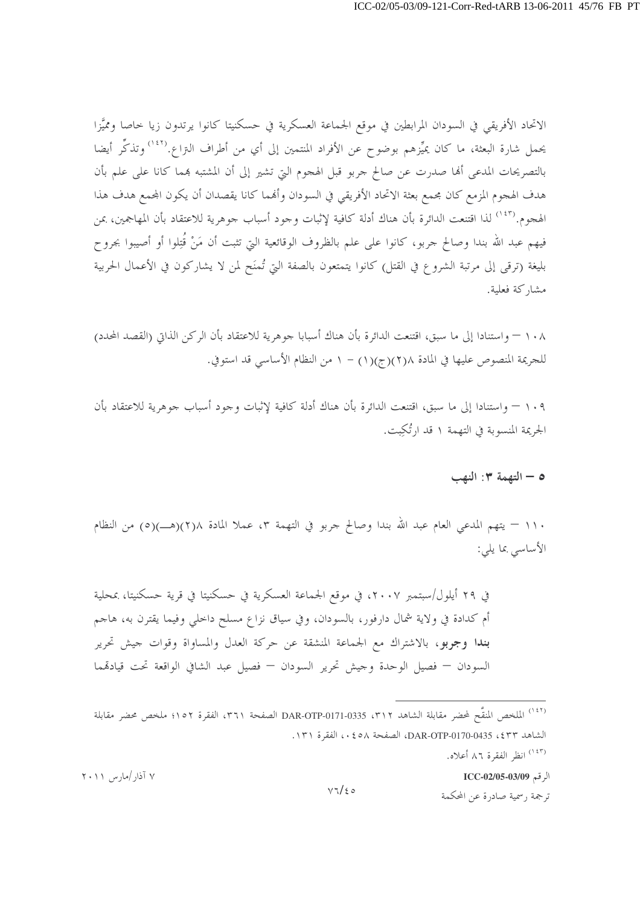الاتحاد الأفريقي في السودان المرابطين في موقع الجماعة العسكرية في حسكنيتا كانوا يرتدون زيا خاصا ومميَّزا يحمل شارة البعثة، ما كان يميِّزهم بوضوح عن الأفراد المنتمين إلى أي من أطراف النزاع.[١٤٢] وتذكِّر أيضا بالتصريحات المدعى أنها صدرت عن صالح جربو قبل الهجوم التي تشير إلى أن المشتبه بهما كانا على علم بأن هدف الهجوم المزمع كان مجمع بعثة الاتحاد الأفريقي في السودان وأنهما كانا يقصدان أن يكون المجمع هدف هذا الهجوم.[١٤٣] لذا اقتنعت الدائرة بأن هناك أدلة كافية لإثبات وجود أسباب جوهرية للاعتقاد بأن المهاجمين، بمن فيهم عبد الله بندا وصالح جربو، كانوا على علم بالظروف الوقائعية التي تثبت أن مَنْ قُتِلوا أو أصيبوا بجروح بليغة (ترقى إلى مرتبة الشروع في القتل) كانوا يتمتعون بالصفة التي تُمنَح لمن لا يشاركون في الأعمال الحربية مشاركة فعلية.

١٠٨ – واستنادا إلى ما سبق، اقتنعت الدائرة بأن هناك أسبابا جوهرية للاعتقاد بأن الركن الذاتي (القصد المحدد) للجريمة المنصوص عليها في المادة ٨(٢)(ج)(١) – ١ من النظام الأساسي قد استوفي.

١٠٩ – واستنادا إلى ما سبق، اقتنعت الدائرة بأن هناك أدلة كافية لإثبات وجود أسباب جوهرية للاعتقاد بأن الجريمة المنسوبة في التهمة ١ قد ارتُكِبت.

## ٥ – التهمة ٣: النهب

١١٠ – يتهم المدعي العام عبد الله بندا وصالح جربو في التهمة ٣، عملا المادة ٨(٢)(هـ)(٥) من النظام الأساسي بما يلي:

في ٢٩ أيلول/سبتمبر ٢٠٠٧، في موقع الجماعة العسكرية في حسكنيتا في قرية حسكنيتا، بمحلية أم كدادة في ولاية شمال دارفور، بالسودان، وفي سياق نزاع مسلح داخلي وفيما يقترن به، هاجم **بندا وجربو**، بالاشتراك مع الجماعة المنشقة عن حركة العدل والمساواة وقوات جيش تحرير السودان – فصيل الوحدة وجيش تحرير السودان – فصيل عبد الشافي الواقعة تحت قيادتهما

---

[١٤٢] الملخص المنقَّح لمحضر مقابلة الشاهد ٣١٢، DAR-OTP-0171-0335 الصفحة ٣٦١، الفقرة ١٥٢؛ ملخص محضر مقابلة الشاهد ٤٣٣، DAR-OTP-0170-0435، الصفحة ٠٤٥٨، الفقرة ١٣١.

[١٤٣] انظر الفقرة ٨٦ أعلاه.

الرقم ICC-02/05-03/09 — ٧ آذار/مارس ٢٠١١

ترجمة رسمية صادرة عن المحكمة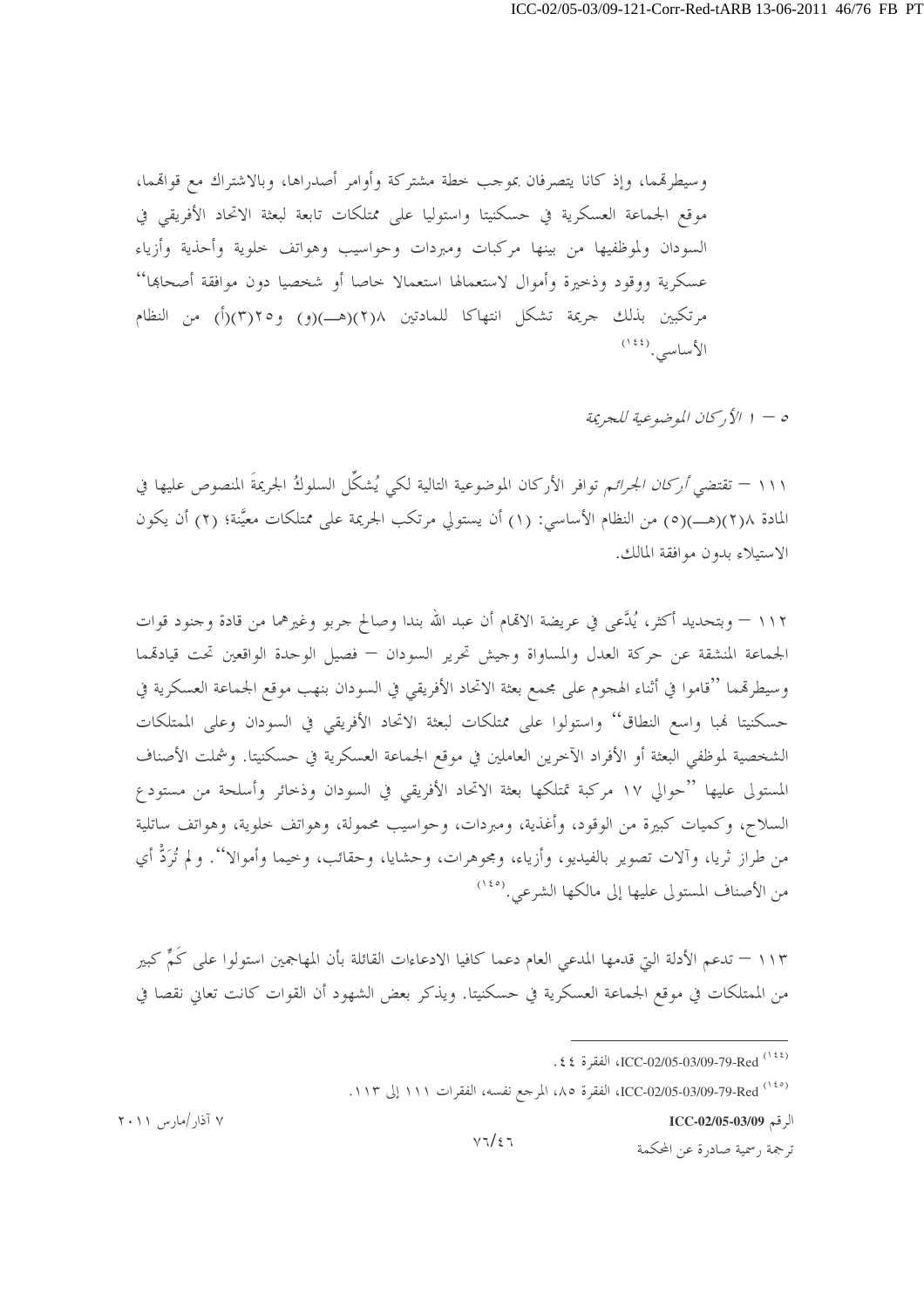وسيطرتهما، وإذ كانا يتصرفان بموجب خطة مشتركة وأوامر أصدراها، وبالاشتراك مع قواتهما، موقع الجماعة العسكرية في حسكنيتا واستوليا على ممتلكات تابعة لبعثة الاتحاد الأفريقي في السودان ولموظفيها من بينها مركبات ومبردات وحواسيب وهواتف خلوية وأحذية وأزياء عسكرية ووقود وذخيرة وأموال لاستعمالها استعمالا خاصا أو شخصيا دون موافقة أصحابها'' مرتكبين بذلك جريمة تشكل انتهاكا للمادتين ٨(٢)(هـ)(و) و٢٥(٣)(أ) من النظام الأساسي.[١٤٤]

*٥ – ١ الأركان الموضوعية للجريمة*

١١١ – تقتضي *أركان الجرائم* توافر الأركان الموضوعية التالية لكي يُشكِّل السلوكُ الجريمةَ المنصوص عليها في المادة ٨(٢)(هـ)(٥) من النظام الأساسي: (١) أن يستولي مرتكب الجريمة على ممتلكات معيَّنة؛ (٢) أن يكون الاستيلاء بدون موافقة المالك.

١١٢ – وبتحديد أكثر، يُدَّعى في عريضة الاتهام أن عبد الله بندا وصالح جربو وغيرهما من قادة وجنود قوات الجماعة المنشقة عن حركة العدل والمساواة وجيش تحرير السودان – فصيل الوحدة الواقعين تحت قيادتهما وسيطرتهما ''قاموا في أثناء الهجوم على مجمع بعثة الاتحاد الأفريقي في السودان بنهب موقع الجماعة العسكرية في حسكنيتا نهبا واسع النطاق'' واستولوا على ممتلكات لبعثة الاتحاد الأفريقي في السودان وعلى الممتلكات الشخصية لموظفي البعثة أو الأفراد الآخرين العاملين في موقع الجماعة العسكرية في حسكنيتا. وشملت الأصناف المستولى عليها ''حوالي ١٧ مركبة تمتلكها بعثة الاتحاد الأفريقي في السودان وذخائر وأسلحة من مستودع السلاح، وكميات كبيرة من الوقود، وأغذية، ومبردات، وحواسيب محمولة، وهواتف خلوية، وهواتف ساتلية من طراز ثريا، وآلات تصوير بالفيديو، وأزياء، ومجوهرات، وحشايا، وحقائب، وخيما وأموالا''. ولم تُرَدَّ أي من الأصناف المستولى عليها إلى مالكها الشرعي.[١٤٥]

١١٣ – تدعم الأدلة التي قدمها المدعي العام دعما كافيا الادعاءات القائلة بأن المهاجمين استولوا على كَمٍّ كبير من الممتلكات في موقع الجماعة العسكرية في حسكنيتا. ويذكر بعض الشهود أن القوات كانت تعاني نقصا في

---

[١٤٤] ICC-02/05-03/09-79-Red، الفقرة ٤٤.

[١٤٥] ICC-02/05-03/09-79-Red، الفقرة ٨٥، المرجع نفسه، الفقرات ١١١ إلى ١١٣.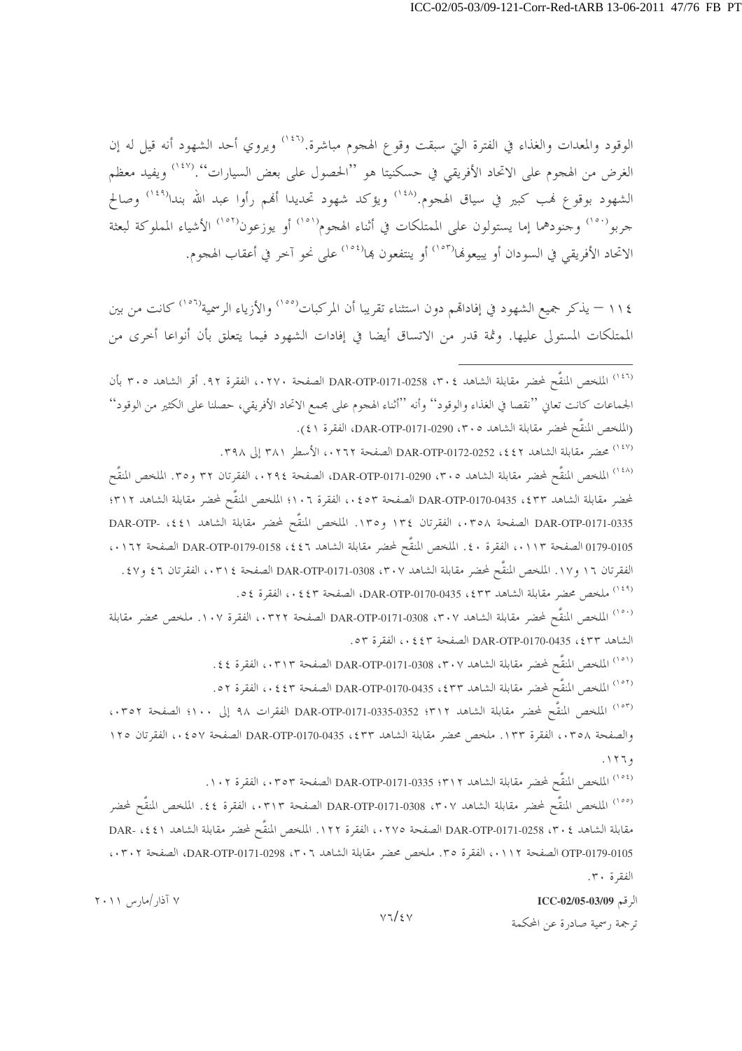الوقود والمعدات والغذاء في الفترة التي سبقت وقوع الهجوم مباشرة.[146] ويروي أحد الشهود أنه قيل له إن الغرض من الهجوم على الاتحاد الأفريقي في حسكنيتا هو ''الحصول على بعض السيارات''.[147] ويفيد معظم الشهود بوقوع نهب كبير في سياق الهجوم.[148] ويؤكد شهود تحديدا أنهم رأوا عبد الله بندا[149] وصالح جربو[150] وجنودهما إما يستولون على الممتلكات في أثناء الهجوم[151] أو يوزعون[152] الأشياء المملوكة لبعثة الاتحاد الأفريقي في السودان أو يبيعونها[153] أو ينتفعون بها[154] على نحو آخر في أعقاب الهجوم.

١١٤ – يذكر جميع الشهود في إفاداتهم دون استثناء تقريبا أن المركبات[155] والأزياء الرسمية[156] كانت من بين الممتلكات المستولى عليها. وثمة قدر من الاتساق أيضا في إفادات الشهود فيما يتعلق بأن أنواعا أخرى من

---

[146] الملخص المنقَّح لمحضر مقابلة الشاهد ٣٠٤، DAR-OTP-0171-0258 الصفحة ٠٢٧٠، الفقرة ٩٢. أقر الشاهد ٣٠٥ بأن الجماعات كانت تعاني ''نقصا في الغذاء والوقود'' وأنه ''أثناء الهجوم على مجمع الاتحاد الأفريقي، حصلنا على الكثير من الوقود'' (الملخص المنقَّح لمحضر مقابلة الشاهد ٣٠٥، DAR-OTP-0171-0290، الفقرة ٤١).

[147] محضر مقابلة الشاهد ٤٤٢، DAR-OTP-0172-0252 الصفحة ٠٢٦٢، الأسطر ٣٨١ إلى ٣٩٨.

[148] الملخص المنقَّح لمحضر مقابلة الشاهد ٣٠٥، DAR-OTP-0171-0290، الصفحة ٠٢٩٤، الفقرتان ٣٢ و٣٥. الملخص المنقَّح لمحضر مقابلة الشاهد ٤٣٣، DAR-OTP-0170-0435 الصفحة ٠٤٥٣، الفقرة ١٠٦؛ الملخص المنقَّح لمحضر مقابلة الشاهد ٣١٢؛ DAR-OTP-0171-0335 الصفحة ٠٣٥٨، الفقرتان ١٣٤ و١٣٥. الملخص المنقَّح لمحضر مقابلة الشاهد ٤٤١، -DAR-OTP 0179-0105 الصفحة ٠١١٣، الفقرة ٤٠. الملخص المنقَّح لمحضر مقابلة الشاهد ٤٤٦، DAR-OTP-0179-0158 الصفحة ٠١٦٢، الفقرتان ١٦ و١٧. الملخص المنقَّح لمحضر مقابلة الشاهد ٣٠٧، DAR-OTP-0171-0308 الصفحة ٠٣١٤، الفقرتان ٤٦ و٤٧.

[149] ملخص محضر مقابلة الشاهد ٤٣٣، DAR-OTP-0170-0435، الصفحة ٠٤٤٣، الفقرة ٥٤.

[150] الملخص المنقَّح لمحضر مقابلة الشاهد ٣٠٧، DAR-OTP-0171-0308 الصفحة ٠٣٢٢، الفقرة ١٠٧. ملخص محضر مقابلة الشاهد ٤٣٣، DAR-OTP-0170-0435 الصفحة ٠٤٤٣، الفقرة ٥٣.

[151] الملخص المنقَّح لمحضر مقابلة الشاهد ٣٠٧، DAR-OTP-0171-0308 الصفحة ٠٣١٣، الفقرة ٤٤.

[152] الملخص المنقَّح لمحضر مقابلة الشاهد ٤٣٣، DAR-OTP-0170-0435 الصفحة ٠٤٤٣، الفقرة ٥٢.

[153] الملخص المنقَّح لمحضر مقابلة الشاهد ٣١٢؛ DAR-OTP-0171-0335-0352 الفقرات ٩٨ إلى ١٠٠؛ الصفحة ٠٣٥٢، والصفحة ٠٣٥٨، الفقرة ١٣٣. ملخص محضر مقابلة الشاهد ٤٣٣، DAR-OTP-0170-0435 الصفحة ٠٤٥٧، الفقرتان ١٢٥ و١٢٦.

[154] الملخص المنقَّح لمحضر مقابلة الشاهد ٣١٢؛ DAR-OTP-0171-0335 الصفحة ٠٣٥٣، الفقرة ١٠٢.

[155] الملخص المنقَّح لمحضر مقابلة الشاهد ٣٠٧، DAR-OTP-0171-0308 الصفحة ٠٣١٣، الفقرة ٤٤. الملخص المنقَّح لمحضر مقابلة الشاهد ٣٠٤، DAR-OTP-0171-0258 الصفحة ٠٢٧٥، الفقرة ١٢٢. الملخص المنقَّح لمحضر مقابلة الشاهد ٤٤١، -DAR OTP-0179-0105 الصفحة ٠١١٢، الفقرة ٣٥. ملخص محضر مقابلة الشاهد ٣٠٦، DAR-OTP-0171-0298، الصفحة ٠٣٠٢، الفقرة ٣٠.

الرقم ICC-02/05-03/09 — ٧ آذار/مارس ٢٠١١

ترجمة رسمية صادرة عن المحكمة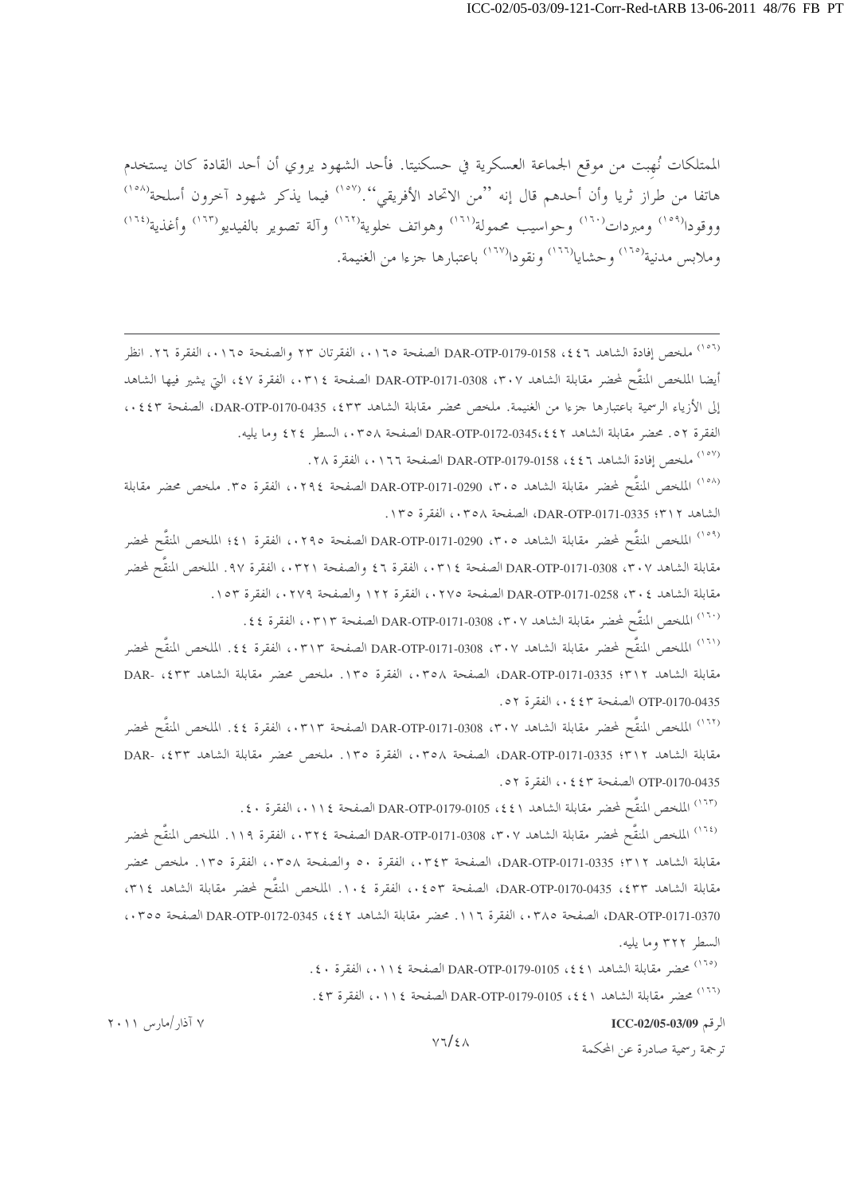الممتلكات نُهبت من موقع الجماعة العسكرية في حسكنيتا. فأحد الشهود يروي أن أحد القادة كان يستخدم هاتفا من طراز ثريا وأن أحدهم قال إنه "من الاتحاد الأفريقي".[١٥٧] فيما يذكر شهود آخرون أسلحة[١٥٨] ووقودا[١٥٩] ومبردات[١٦٠] وحواسيب محمولة[١٦١] وهواتف خلوية[١٦٢] وآلة تصوير بالفيديو[١٦٣] وأغذية[١٦٤] وملابس مدنية[١٦٥] وحشايا[١٦٦] ونقودا[١٦٧] باعتبارها جزءا من الغنيمة.

---

[١٥٦] ملخص إفادة الشاهد ٤٤٦، DAR-OTP-0179-0158 الصفحة ٠١٦٥، الفقرتان ٢٣ والصفحة ٠١٦٥، الفقرة ٢٦. انظر أيضا الملخص المنقَّح لمحضر مقابلة الشاهد ٣٠٧، DAR-OTP-0171-0308 الصفحة ٠٣١٤، الفقرة ٤٧، التي يشير فيها الشاهد إلى الأزياء الرسمية باعتبارها جزءا من الغنيمة. ملخص محضر مقابلة الشاهد ٤٣٣، DAR-OTP-0170-0435، الصفحة ٠٤٤٣، الفقرة ٥٢. محضر مقابلة الشاهد ٤٤٢، DAR-OTP-0172-0345 الصفحة ٠٣٥٨، السطر ٤٢٤ وما يليه.

[١٥٧] ملخص إفادة الشاهد ٤٤٦، DAR-OTP-0179-0158 الصفحة ٠١٦٦، الفقرة ٢٨.

[١٥٨] الملخص المنقَّح لمحضر مقابلة الشاهد ٣٠٥، DAR-OTP-0171-0290 الصفحة ٠٢٩٤، الفقرة ٣٥. ملخص محضر مقابلة الشاهد ٣١٢؛ DAR-OTP-0171-0335، الصفحة ٠٣٥٨، الفقرة ١٣٥.

[١٥٩] الملخص المنقَّح لمحضر مقابلة الشاهد ٣٠٥، DAR-OTP-0171-0290 الصفحة ٠٢٩٥، الفقرة ٤١؛ الملخص المنقَّح لمحضر مقابلة الشاهد ٣٠٧، DAR-OTP-0171-0308 الصفحة ٠٣١٤، الفقرة ٤٦ والصفحة ٠٣٢١، الفقرة ٩٧. الملخص المنقَّح لمحضر مقابلة الشاهد ٣٠٤، DAR-OTP-0171-0258 الصفحة ٠٢٧٥، الفقرة ١٢٢ والصفحة ٠٢٧٩، الفقرة ١٥٣.

[١٦٠] الملخص المنقَّح لمحضر مقابلة الشاهد ٣٠٧، DAR-OTP-0171-0308 الصفحة ٠٣١٣، الفقرة ٤٤.

[١٦١] الملخص المنقَّح لمحضر مقابلة الشاهد ٣٠٧، DAR-OTP-0171-0308 الصفحة ٠٣١٣، الفقرة ٤٤. الملخص المنقَّح لمحضر مقابلة الشاهد ٣١٢؛ DAR-OTP-0171-0335، الصفحة ٠٣٥٨، الفقرة ١٣٥. ملخص محضر مقابلة الشاهد ٤٣٣، DAR-OTP-0170-0435 الصفحة ٠٤٤٣، الفقرة ٥٢.

[١٦٢] الملخص المنقَّح لمحضر مقابلة الشاهد ٣٠٧، DAR-OTP-0171-0308 الصفحة ٠٣١٣، الفقرة ٤٤. الملخص المنقَّح لمحضر مقابلة الشاهد ٣١٢؛ DAR-OTP-0171-0335، الصفحة ٠٣٥٨، الفقرة ١٣٥. ملخص محضر مقابلة الشاهد ٤٣٣، DAR-OTP-0170-0435 الصفحة ٠٤٤٣، الفقرة ٥٢.

[١٦٣] الملخص المنقَّح لمحضر مقابلة الشاهد ٤٤١، DAR-OTP-0179-0105 الصفحة ٠١١٤، الفقرة ٤٠.

[١٦٤] الملخص المنقَّح لمحضر مقابلة الشاهد ٣٠٧، DAR-OTP-0171-0308 الصفحة ٠٣٢٤، الفقرة ١١٩. الملخص المنقَّح لمحضر مقابلة الشاهد ٣١٢؛ DAR-OTP-0171-0335، الصفحة ٠٣٤٣، الفقرة ٥٠ والصفحة ٠٣٥٨، الفقرة ١٣٥. ملخص محضر مقابلة الشاهد ٤٣٣، DAR-OTP-0170-0435، الصفحة ٠٤٥٣، الفقرة ١٠٤. الملخص المنقَّح لمحضر مقابلة الشاهد ٣١٤، DAR-OTP-0171-0370، الصفحة ٠٣٨٥، الفقرة ١١٦. محضر مقابلة الشاهد ٤٤٢، DAR-OTP-0172-0345 الصفحة ٠٣٥٥، السطر ٣٢٢ وما يليه.

[١٦٥] محضر مقابلة الشاهد ٤٤١، DAR-OTP-0179-0105 الصفحة ٠١١٤، الفقرة ٤٠.

[١٦٦] محضر مقابلة الشاهد ٤٤١، DAR-OTP-0179-0105 الصفحة ٠١١٤، الفقرة ٤٣.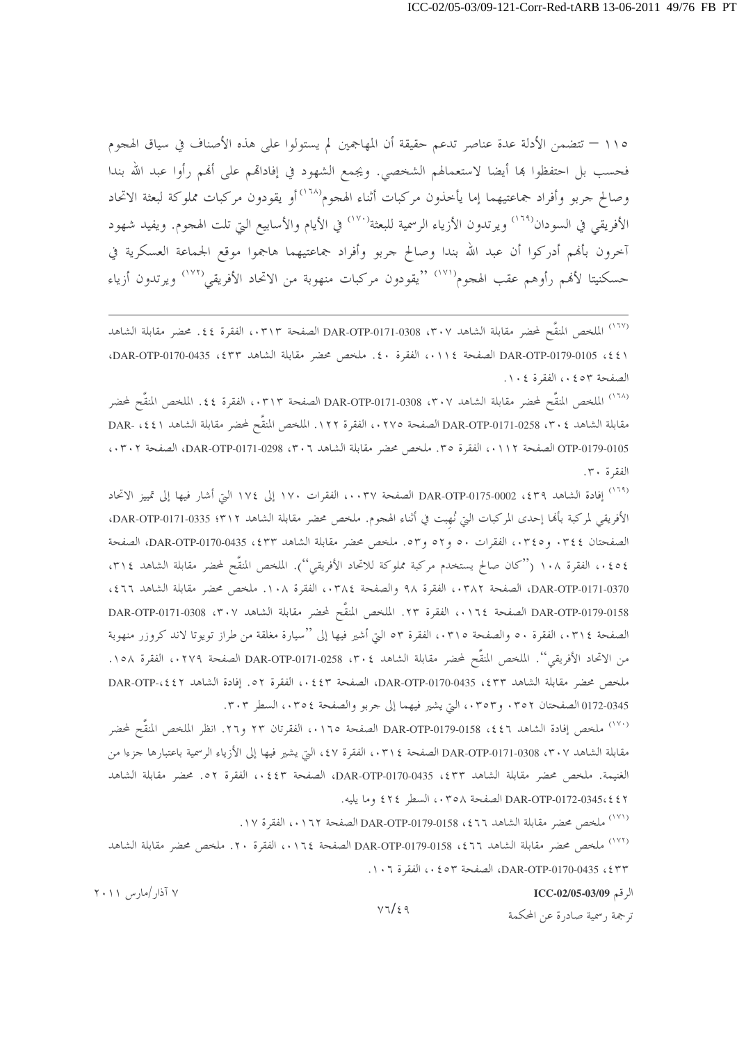١١٥ – تتضمن الأدلة عدة عناصر تدعم حقيقة أن المهاجمين لم يستولوا على هذه الأصناف في سياق الهجوم فحسب بل احتفظوا بها أيضا لاستعمالهم الشخصي. ويجمع الشهود في إفاداتهم على أنهم رأوا عبد الله بندا وصالح جربو وأفراد جماعتيهما إما يأخذون مركبات أثناء الهجوم[١٦٨] أو يقودون مركبات مملوكة لبعثة الاتحاد الأفريقي في السودان[١٦٩] ويرتدون الأزياء الرسمية للبعثة[١٧٠] في الأيام والأسابيع التي تلت الهجوم. ويفيد شهود آخرون بأنهم أدركوا أن عبد الله بندا وصالح جربو وأفراد جماعتيهما هاجموا موقع الجماعة العسكرية في حسكنيتا لأنهم رأوهم عقب الهجوم[١٧١] "يقودون مركبات منهوبة من الاتحاد الأفريقي[١٧٢] ويرتدون أزياء

---

[١٦٧] الملخص المنقَّح لمحضر مقابلة الشاهد ٣٠٧، DAR-OTP-0171-0308 الصفحة ٠٣١٣، الفقرة ٤٤. محضر مقابلة الشاهد ٤٤١، DAR-OTP-0179-0105 الصفحة ٠١١٤، الفقرة ٤٠. ملخص محضر مقابلة الشاهد ٤٣٣، DAR-OTP-0170-0435، الصفحة ٠٤٥٣، الفقرة ١٠٤.

[١٦٨] الملخص المنقَّح لمحضر مقابلة الشاهد ٣٠٧، DAR-OTP-0171-0308 الصفحة ٠٣١٣، الفقرة ٤٤. الملخص المنقَّح لمحضر مقابلة الشاهد ٣٠٤، DAR-OTP-0171-0258 الصفحة ٠٢٧٥، الفقرة ١٢٢. الملخص المنقَّح لمحضر مقابلة الشاهد ٤٤١، DAR-OTP-0179-0105 الصفحة ٠١١٢، الفقرة ٣٥. ملخص محضر مقابلة الشاهد ٣٠٦، DAR-OTP-0171-0298، الصفحة ٠٣٠٢، الفقرة ٣٠.

[١٦٩] إفادة الشاهد ٤٣٩، DAR-OTP-0175-0002 الصفحة ٠٠٣٧، الفقرات ١٧٠ إلى ١٧٤ التي أشار فيها إلى تمييز الاتحاد الأفريقي لمركبة بأنها إحدى المركبات التي نُهبت في أثناء الهجوم. ملخص محضر مقابلة الشاهد ٣١٢؛ DAR-OTP-0171-0335، الصفحتان ٠٣٤٤ و٠٣٤٥، الفقرات ٥٠ و٥٢ و٥٣. ملخص محضر مقابلة الشاهد ٤٣٣، DAR-OTP-0170-0435، الصفحة ٠٤٥٤، الفقرة ١٠٨ ("كان صالح يستخدم مركبة مملوكة للاتحاد الأفريقي"). الملخص المنقَّح لمحضر مقابلة الشاهد ٣١٤، DAR-OTP-0171-0370، الصفحة ٠٣٨٢، الفقرة ٩٨ والصفحة ٠٣٨٤، الفقرة ١٠٨. ملخص محضر مقابلة الشاهد ٤٦٦، DAR-OTP-0179-0158 الصفحة ٠١٦٤، الفقرة ٢٣. الملخص المنقَّح لمحضر مقابلة الشاهد ٣٠٧، DAR-OTP-0171-0308 الصفحة ٠٣١٤، الفقرة ٥٠ والصفحة ٠٣١٥، الفقرة ٥٣ التي أشير فيها إلى "سيارة مغلقة من طراز تويوتا لاند كروزر منهوبة من الاتحاد الأفريقي". الملخص المنقَّح لمحضر مقابلة الشاهد ٣٠٤، DAR-OTP-0171-0258 الصفحة ٠٢٧٩، الفقرة ١٥٨. ملخص محضر مقابلة الشاهد ٤٣٣، DAR-OTP-0170-0435، الصفحة ٠٤٤٣، الفقرة ٥٢. إفادة الشاهد ٤٤٢، DAR-OTP-0172-0345 الصفحتان ٠٣٥٢ و٠٣٥٣، التي يشير فيهما إلى جربو والصفحة ٠٣٥٤، السطر ٣٠٣.

[١٧٠] ملخص إفادة الشاهد ٤٤٦، DAR-OTP-0179-0158 الصفحة ٠١٦٥، الفقرتان ٢٣ و٢٦. انظر الملخص المنقَّح لمحضر مقابلة الشاهد ٣٠٧، DAR-OTP-0171-0308 الصفحة ٠٣١٤، الفقرة ٤٧، التي يشير فيها إلى الأزياء الرسمية باعتبارها جزءا من الغنيمة. ملخص محضر مقابلة الشاهد ٤٣٣، DAR-OTP-0170-0435، الصفحة ٠٤٤٣، الفقرة ٥٢. محضر مقابلة الشاهد ٤٤٢،DAR-OTP-0172-0345 الصفحة ٠٣٥٨، السطر ٤٢٤ وما يليه.

[١٧١] ملخص محضر مقابلة الشاهد ٤٦٦، DAR-OTP-0179-0158 الصفحة ٠١٦٢، الفقرة ١٧.

[١٧٢] ملخص محضر مقابلة الشاهد ٤٦٦، DAR-OTP-0179-0158 الصفحة ٠١٦٤، الفقرة ٢٠. ملخص محضر مقابلة الشاهد ٤٣٣، DAR-OTP-0170-0435، الصفحة ٠٤٥٣، الفقرة ١٠٦.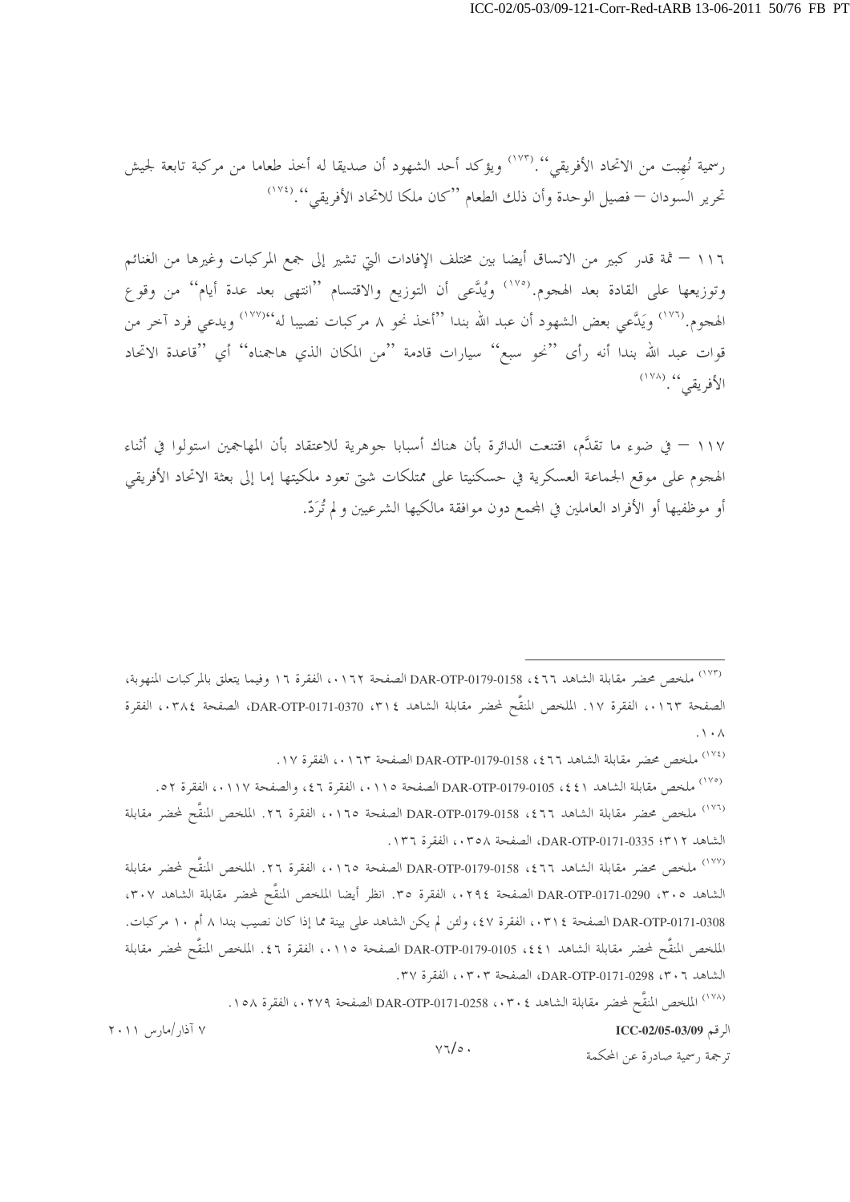رسمية نُهِبت من الاتحاد الأفريقي''.[173] ويؤكد أحد الشهود أن صديقا له أخذ طعاما من مركبة تابعة لجيش تحرير السودان – فصيل الوحدة وأن ذلك الطعام ''كان ملكا للاتحاد الأفريقي''.[174]

١١٦ – ثمة قدر كبير من الاتساق أيضا بين مختلف الإفادات التي تشير إلى جمع المركبات وغيرها من الغنائم وتوزيعها على القادة بعد الهجوم.[175] ويُدَّعى أن التوزيع والاقتسام ''انتهى بعد عدة أيام'' من وقوع الهجوم.[176] ويَدَّعي بعض الشهود أن عبد الله بندا ''أخذ نحو ٨ مركبات نصيبا له''[177] ويدعي فرد آخر من قوات عبد الله بندا أنه رأى ''نحو سبع'' سيارات قادمة ''من المكان الذي هاجمناه'' أي ''قاعدة الاتحاد الأفريقي''.[178]

١١٧ – في ضوء ما تقدَّم، اقتنعت الدائرة بأن هناك أسبابا جوهرية للاعتقاد بأن المهاجمين استولوا في أثناء الهجوم على موقع الجماعة العسكرية في حسكنيتا على ممتلكات شتى تعود ملكيتها إما إلى بعثة الاتحاد الأفريقي أو موظفيها أو الأفراد العاملين في المجمع دون موافقة مالكيها الشرعيين و لم تُرَدّ.

---

[173] ملخص محضر مقابلة الشاهد ٤٦٦، DAR-OTP-0179-0158 الصفحة ٠١٦٢، الفقرة ١٦ وفيما يتعلق بالمركبات المنهوبة، الصفحة ٠١٦٣، الفقرة ١٧. الملخص المنقَّح لمحضر مقابلة الشاهد ٣١٤، DAR-OTP-0171-0370، الصفحة ٠٣٨٤، الفقرة ١٠٨.

[174] ملخص محضر مقابلة الشاهد ٤٦٦، DAR-OTP-0179-0158 الصفحة ٠١٦٣، الفقرة ١٧.

[175] ملخص مقابلة الشاهد ٤٤١، DAR-OTP-0179-0105 الصفحة ٠١١٥، الفقرة ٤٦، والصفحة ٠١١٧، الفقرة ٥٢.

[176] ملخص محضر مقابلة الشاهد ٤٦٦، DAR-OTP-0179-0158 الصفحة ٠١٦٥، الفقرة ٢٦. الملخص المنقَّح لمحضر مقابلة الشاهد ٣١٢؛ DAR-OTP-0171-0335، الصفحة ٠٣٥٨، الفقرة ١٣٦.

[177] ملخص محضر مقابلة الشاهد ٤٦٦، DAR-OTP-0179-0158 الصفحة ٠١٦٥، الفقرة ٢٦. الملخص المنقَّح لمحضر مقابلة الشاهد ٣٠٥، DAR-OTP-0171-0290 الصفحة ٠٢٩٤، الفقرة ٣٥. انظر أيضا الملخص المنقَّح لمحضر مقابلة الشاهد ٣٠٧، DAR-OTP-0171-0308 الصفحة ٠٣١٤، الفقرة ٤٧، ولئن لم يكن الشاهد على بينة مما إذا كان نصيب بندا ٨ أم ١٠ مركبات. الملخص المنقَّح لمحضر مقابلة الشاهد ٤٤١، DAR-OTP-0179-0105 الصفحة ٠١١٥، الفقرة ٤٦. الملخص المنقَّح لمحضر مقابلة الشاهد ٣٠٦، DAR-OTP-0171-0298، الصفحة ٠٣٠٣، الفقرة ٣٧.

[178] الملخص المنقَّح لمحضر مقابلة الشاهد ٣٠٤، DAR-OTP-0171-0258 الصفحة ٠٢٧٩، الفقرة ١٥٨.

الرقم ICC-02/05-03/09 — ٧ آذار/مارس ٢٠١١

ترجمة رسمية صادرة عن المحكمة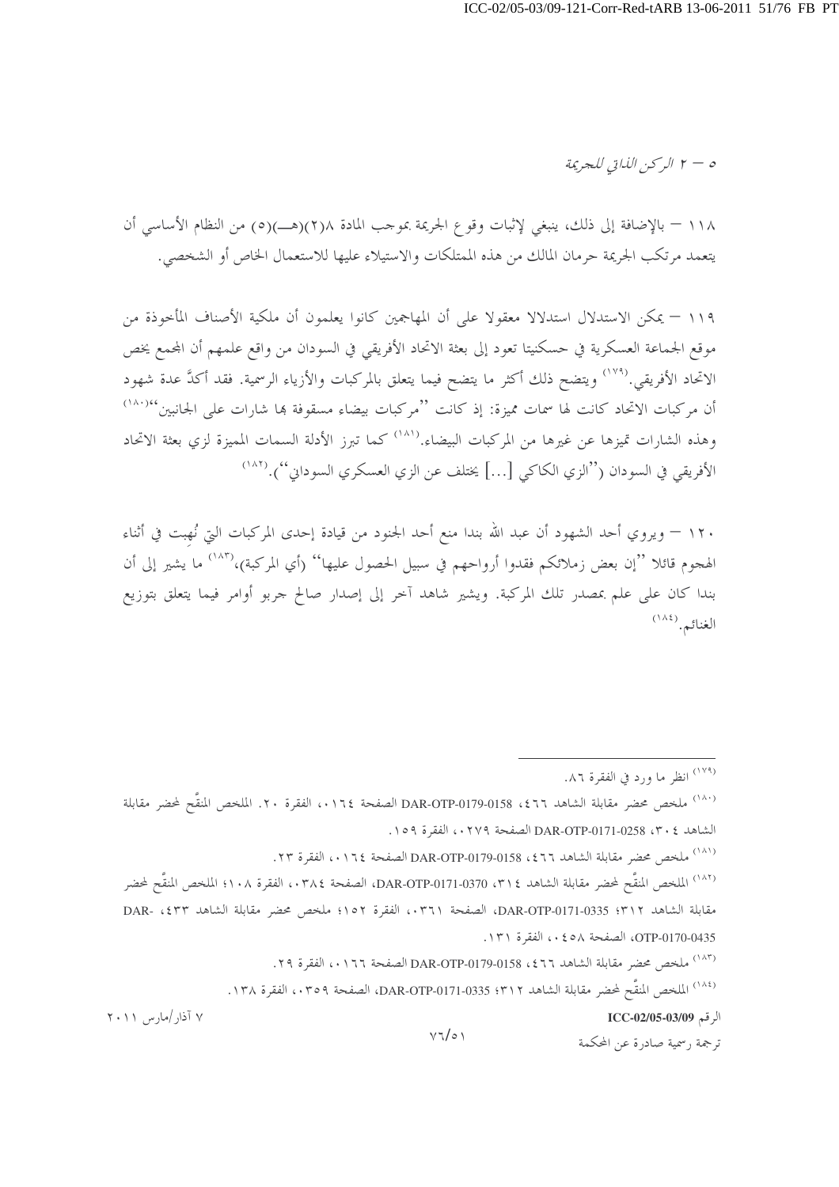### ٥ – ٢ الركن الذاتي للجريمة

١١٨ – بالإضافة إلى ذلك، ينبغي لإثبات وقوع الجريمة بموجب المادة ٨(٢)(هـ)(٥) من النظام الأساسي أن يتعمد مرتكب الجريمة حرمان المالك من هذه الممتلكات والاستيلاء عليها للاستعمال الخاص أو الشخصي.

١١٩ – يمكن الاستدلال استدلالا معقولا على أن المهاجمين كانوا يعلمون أن ملكية الأصناف المأخوذة من موقع الجماعة العسكرية في حسكنيتا تعود إلى بعثة الاتحاد الأفريقي في السودان من واقع علمهم أن المجمع يخص الاتحاد الأفريقي.[179] ويتضح ذلك أكثر ما يتضح فيما يتعلق بالمركبات والأزياء الرسمية. فقد أكدَّ عدة شهود أن مركبات الاتحاد كانت لها سمات مميزة: إذ كانت "مركبات بيضاء مسقوفة بها شارات على الجانبين"[180] وهذه الشارات تميزها عن غيرها من المركبات البيضاء.[181] كما تبرز الأدلة السمات المميزة لزي بعثة الاتحاد الأفريقي في السودان ("الزي الكاكي [...] يختلف عن الزي العسكري السوداني").[182]

١٢٠ – ويروي أحد الشهود أن عبد الله بندا منع أحد الجنود من قيادة إحدى المركبات التي نُهبت في أثناء الهجوم قائلا "إن بعض زملائكم فقدوا أرواحهم في سبيل الحصول عليها" (أي المركبة)،[183] ما يشير إلى أن بندا كان على علم بمصدر تلك المركبة. ويشير شاهد آخر إلى إصدار صالح جربو أوامر فيما يتعلق بتوزيع الغنائم.[184]

---

[179] انظر ما ورد في الفقرة ٨٦.

[180] ملخص محضر مقابلة الشاهد ٤٦٦، DAR-OTP-0179-0158 الصفحة ٠١٦٤، الفقرة ٢٠. الملخص المنقَّح لمحضر مقابلة الشاهد ٣٠٤، DAR-OTP-0171-0258 الصفحة ٠٢٧٩، الفقرة ١٥٩.

[181] ملخص محضر مقابلة الشاهد ٤٦٦، DAR-OTP-0179-0158 الصفحة ٠١٦٤، الفقرة ٢٣.

[182] الملخص المنقَّح لمحضر مقابلة الشاهد ٣١٤، DAR-OTP-0171-0370، الصفحة ٠٣٨٤، الفقرة ١٠٨؛ الملخص المنقَّح لمحضر مقابلة الشاهد ٣١٢؛ DAR-OTP-0171-0335، الصفحة ٠٣٦١، الفقرة ١٥٢؛ ملخص محضر مقابلة الشاهد ٤٣٣، DAR-OTP-0170-0435، الصفحة ٠٤٥٨، الفقرة ١٣١.

[183] ملخص محضر مقابلة الشاهد ٤٦٦، DAR-OTP-0179-0158 الصفحة ٠١٦٦، الفقرة ٢٩.

[184] الملخص المنقَّح لمحضر مقابلة الشاهد ٣١٢؛ DAR-OTP-0171-0335، الصفحة ٠٣٥٩، الفقرة ١٣٨.

الرقم ICC-02/05-03/09 — ٧ آذار/مارس ٢٠١١

ترجمة رسمية صادرة عن المحكمة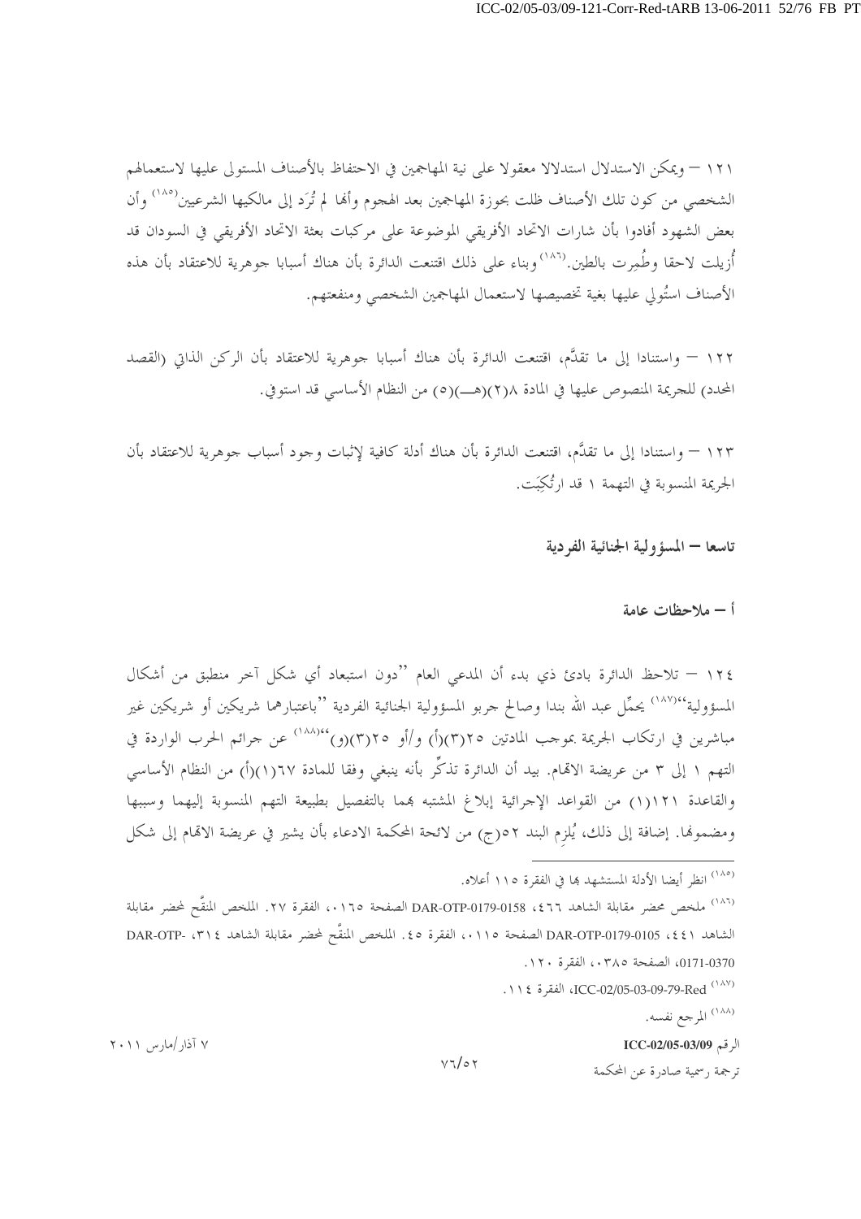١٢١ – ويمكن الاستدلال استدلالا معقولا على نية المهاجمين في الاحتفاظ بالأصناف المستولى عليها لاستعمالهم الشخصي من كون تلك الأصناف ظلت بحوزة المهاجمين بعد الهجوم وأنها لم تُرَد إلى مالكيها الشرعيين[١٨٥] وأن بعض الشهود أفادوا بأن شارات الاتحاد الأفريقي الموضوعة على مركبات بعثة الاتحاد الأفريقي في السودان قد أُزيلت لاحقا وطُمِرت بالطين.[١٨٦] وبناء على ذلك اقتنعت الدائرة بأن هناك أسبابا جوهرية للاعتقاد بأن هذه الأصناف استُولي عليها بغية تخصيصها لاستعمال المهاجمين الشخصي ومنفعتهم.

١٢٢ – واستنادا إلى ما تقدَّم، اقتنعت الدائرة بأن هناك أسبابا جوهرية للاعتقاد بأن الركن الذاتي (القصد المحدد) للجريمة المنصوص عليها في المادة ٨(٢)(هـ)(٥) من النظام الأساسي قد استوفي.

١٢٣ – واستنادا إلى ما تقدَّم، اقتنعت الدائرة بأن هناك أدلة كافية لإثبات وجود أسباب جوهرية للاعتقاد بأن الجريمة المنسوبة في التهمة ١ قد ارتُكِبَت.

## تاسعا – المسؤولية الجنائية الفردية

### أ – ملاحظات عامة

١٢٤ – تلاحظ الدائرة بادئ ذي بدء أن المدعي العام "دون استبعاد أي شكل آخر منطبق من أشكال المسؤولية"[١٨٧] يحمِّل عبد الله بندا وصالح جربو المسؤولية الجنائية الفردية "باعتبارهما شريكين أو شريكين غير مباشرين في ارتكاب الجريمة بموجب المادتين ٢٥(٣)(أ) و/أو ٢٥(٣)(و)"[١٨٨] عن جرائم الحرب الواردة في التهم ١ إلى ٣ من عريضة الاتهام. بيد أن الدائرة تذكِّر بأنه ينبغي وفقا للمادة ٦٧(١)(أ) من النظام الأساسي والقاعدة ١٢١(١) من القواعد الإجرائية إبلاغ المشتبه بهما بالتفصيل بطبيعة التهم المنسوبة إليهما وسببها ومضمونها. إضافة إلى ذلك، يُلزِم البند ٥٢(ج) من لائحة المحكمة الادعاء بأن يشير في عريضة الاتهام إلى شكل

---

[١٨٥] انظر أيضا الأدلة المستشهد بها في الفقرة ١١٥ أعلاه.

[١٨٦] ملخص محضر مقابلة الشاهد ٤٦٦، DAR-OTP-0179-0158 الصفحة ٠١٦٥، الفقرة ٢٧. الملخص المنقَّح لمحضر مقابلة الشاهد ٤٤١، DAR-OTP-0179-0105 الصفحة ٠١١٥، الفقرة ٤٥. الملخص المنقَّح لمحضر مقابلة الشاهد ٣١٤، DAR-OTP-0171-0370، الصفحة ٠٣٨٥، الفقرة ١٢٠.

[١٨٧] ICC-02/05-03-09-79-Red، الفقرة ١١٤.

[١٨٨] المرجع نفسه.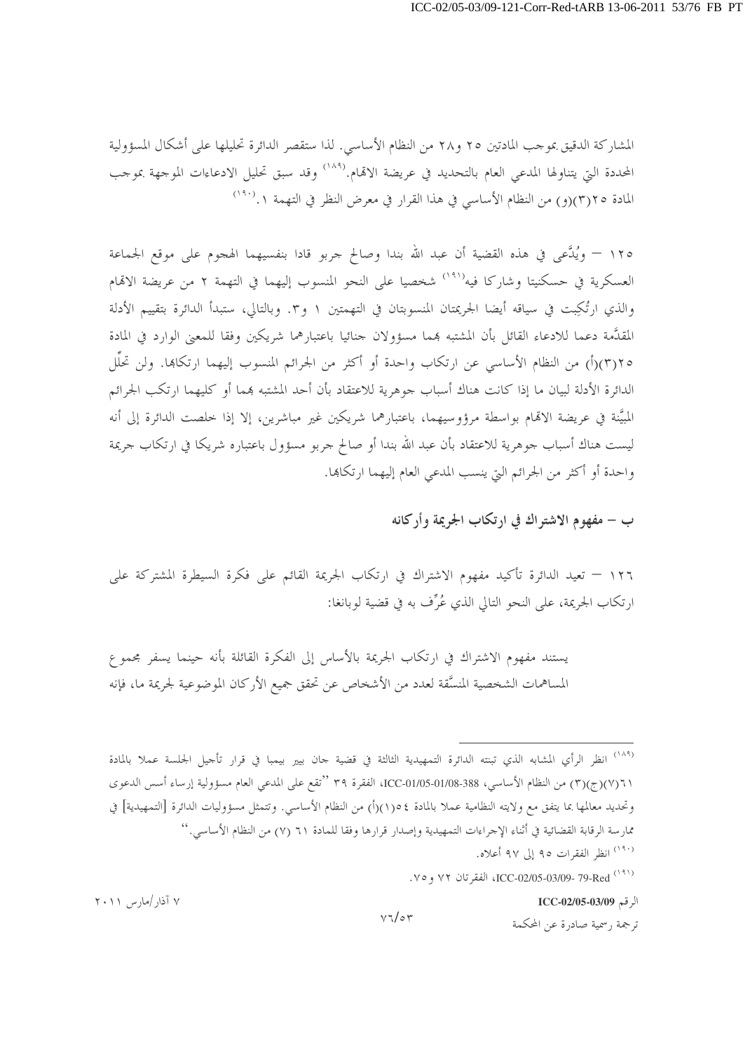المشاركة الدقيق بموجب المادتين ٢٥ و٢٨ من النظام الأساسي. لذا ستقصر الدائرة تحليلها على أشكال المسؤولية المحددة التي يتناولها المدعي العام بالتحديد في عريضة الاتهام.[١٨٩] وقد سبق تحليل الادعاءات الموجهة بموجب المادة ٢٥(٣)(و) من النظام الأساسي في هذا القرار في معرض النظر في التهمة ١.[١٩٠]

١٢٥ — ويُدَّعى في هذه القضية أن عبد الله بندا وصالح جربو قادا بنفسيهما الهجوم على موقع الجماعة العسكرية في حسكنيتا وشاركا فيه[١٩١] شخصيا على النحو المنسوب إليهما في التهمة ٢ من عريضة الاتهام والذي ارتُكِبت في سياقه أيضا الجريمتان المنسوبتان في التهمتين ١ و٣. وبالتالي، ستبدأ الدائرة بتقييم الأدلة المقدَّمة دعما للادعاء القائل بأن المشتبه بهما مسؤولان جنائيا باعتبارهما شريكين وفقا للمعنى الوارد في المادة ٢٥(٣)(أ) من النظام الأساسي عن ارتكاب واحدة أو أكثر من الجرائم المنسوب إليهما ارتكابها. ولن تحلّل الدائرة الأدلة لبيان ما إذا كانت هناك أسباب جوهرية للاعتقاد بأن أحد المشتبه بهما أو كليهما ارتكب الجرائم المبيَّنة في عريضة الاتهام بواسطة مرؤوسيهما، باعتبارهما شريكين غير مباشرين، إلا إذا خلصت الدائرة إلى أنه ليست هناك أسباب جوهرية للاعتقاد بأن عبد الله بندا أو صالح جربو مسؤول باعتباره شريكا في ارتكاب جريمة واحدة أو أكثر من الجرائم التي ينسب المدعي العام إليهما ارتكابها.

### ب — مفهوم الاشتراك في ارتكاب الجريمة وأركانه

١٢٦ — تعيد الدائرة تأكيد مفهوم الاشتراك في ارتكاب الجريمة القائم على فكرة السيطرة المشتركة على ارتكاب الجريمة، على النحو التالي الذي عُرِّف به في قضية لوبانغا:

> يستند مفهوم الاشتراك في ارتكاب الجريمة بالأساس إلى الفكرة القائلة بأنه حينما يسفر مجموع المساهمات الشخصية المنسَّقة لعدد من الأشخاص عن تحقق جميع الأركان الموضوعية لجريمة ما، فإنه

---

[١٨٩] انظر الرأي المشابه الذي تبنته الدائرة التمهيدية الثالثة في قضية جان بيير بيمبا في قرار تأجيل الجلسة عملا بالمادة ٦١(٧)(ج)(٣) من النظام الأساسي، ICC-01/05-01/08-388، الفقرة ٣٩ ''تقع على المدعي العام مسؤولية إرساء أسس الدعوى وتحديد معالمها بما يتفق مع ولايته النظامية عملا بالمادة ٥٤(١)(أ) من النظام الأساسي. وتتمثل مسؤوليات الدائرة [التمهيدية] في ممارسة الرقابة القضائية في أثناء الإجراءات التمهيدية وإصدار قرارها وفقا للمادة ٦١ (٧) من النظام الأساسي.''

[١٩٠] انظر الفقرات ٩٥ إلى ٩٧ أعلاه.

[١٩١] ICC-02/05-03/09- 79-Red، الفقرتان ٧٢ و٧٥.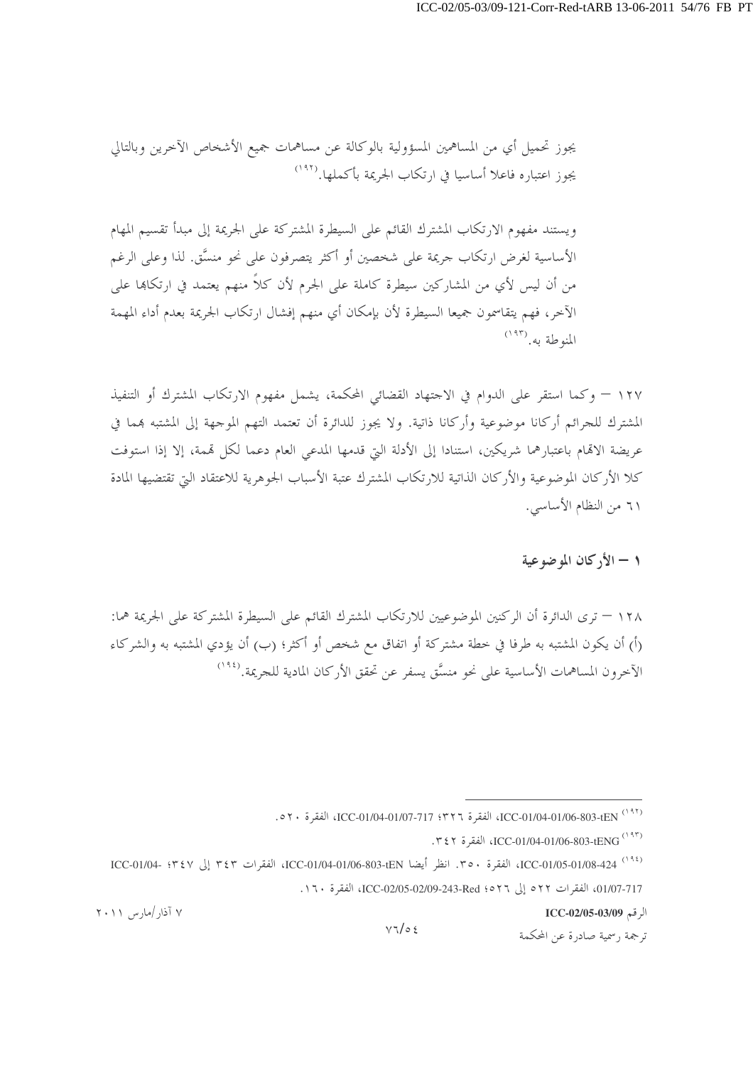يجوز تحميل أي من المساهمين المسؤولية بالوكالة عن مساهمات جميع الأشخاص الآخرين وبالتالي يجوز اعتباره فاعلا أساسيا في ارتكاب الجريمة بأكملها.[192]

ويستند مفهوم الارتكاب المشترك القائم على السيطرة المشتركة على الجريمة إلى مبدأ تقسيم المهام الأساسية لغرض ارتكاب جريمة على شخصين أو أكثر يتصرفون على نحو منسَّق. لذا وعلى الرغم من أن ليس لأي من المشاركين سيطرة كاملة على الجرم لأن كلاً منهم يعتمد في ارتكابها على الآخر، فهم يتقاسمون جميعا السيطرة لأن بإمكان أي منهم إفشال ارتكاب الجريمة بعدم أداء المهمة المنوطة به.[193]

١٢٧ – وكما استقر على الدوام في الاجتهاد القضائي المحكمة، يشمل مفهوم الارتكاب المشترك أو التنفيذ المشترك للجرائم أركانا موضوعية وأركانا ذاتية. ولا يجوز للدائرة أن تعتمد التهم الموجهة إلى المشتبه بهما في عريضة الاتهام باعتبارهما شريكين، استنادا إلى الأدلة التي قدمها المدعي العام دعما لكل تهمة، إلا إذا استوفت كلا الأركان الموضوعية والأركان الذاتية للارتكاب المشترك عتبة الأسباب الجوهرية للاعتقاد التي تقتضيها المادة ٦١ من النظام الأساسي.

## ١ – الأركان الموضوعية

١٢٨ – ترى الدائرة أن الركنين الموضوعيين للارتكاب المشترك القائم على السيطرة المشتركة على الجريمة هما: (أ) أن يكون المشتبه به طرفا في خطة مشتركة أو اتفاق مع شخص أو أكثر؛ (ب) أن يؤدي المشتبه به والشركاء الآخرون المساهمات الأساسية على نحو منسَّق يسفر عن تحقق الأركان المادية للجريمة.[194]

---

(١٩٢) ICC-01/04-01/06-803-tEN، الفقرة ٣٢٦؛ ICC-01/04-01/07-717، الفقرة ٥٢٠.

(١٩٣) ICC-01/04-01/06-803-tENG، الفقرة ٣٤٢.

(١٩٤) ICC-01/05-01/08-424، الفقرة ٣٥٠. انظر أيضا ICC-01/04-01/06-803-tEN، الفقرات ٣٤٣ إلى ٣٤٧؛ ICC-01/04-01/07-717، الفقرات ٥٢٢ إلى ٥٢٦؛ ICC-02/05-02/09-243-Red، الفقرة ١٦٠.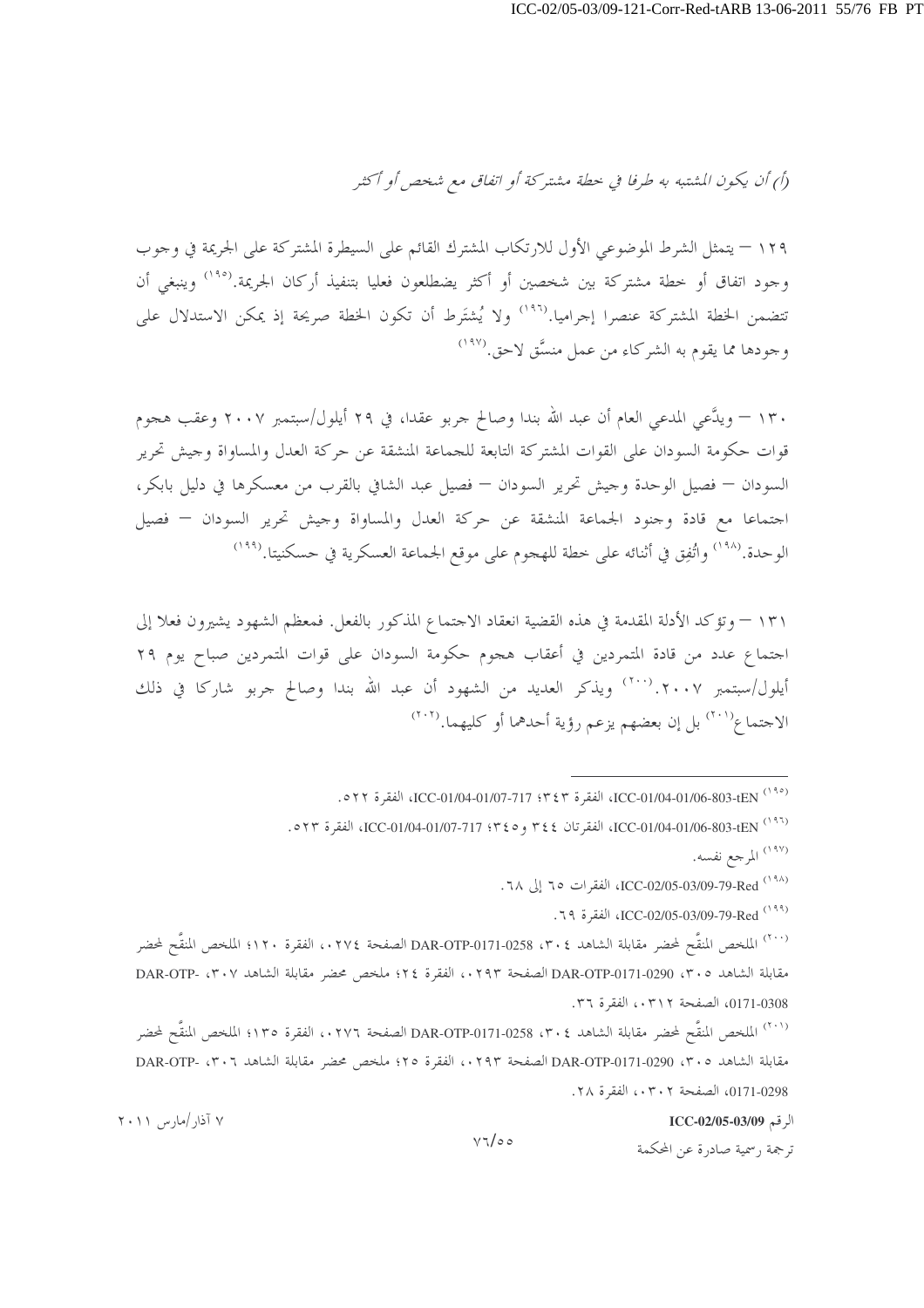*(أ) أن يكون المشتبه به طرفا في خطة مشتركة أو اتفاق مع شخص أو أكثر*

١٢٩ – يتمثل الشرط الموضوعي الأول للارتكاب المشترك القائم على السيطرة المشتركة على الجريمة في وجوب وجود اتفاق أو خطة مشتركة بين شخصين أو أكثر يضطلعون فعليا بتنفيذ أركان الجريمة.[١٩٥] وينبغي أن تتضمن الخطة المشتركة عنصرا إجراميا.[١٩٦] ولا يُشترط أن تكون الخطة صريحة إذ يمكن الاستدلال على وجودها مما يقوم به الشركاء من عمل منسَّق لاحق.[١٩٧]

١٣٠ – ويدَّعي المدعي العام أن عبد الله بندا وصالح جربو عقدا، في ٢٩ أيلول/سبتمبر ٢٠٠٧ وعقب هجوم قوات حكومة السودان على القوات المشتركة التابعة للجماعة المنشقة عن حركة العدل والمساواة وجيش تحرير السودان – فصيل الوحدة وجيش تحرير السودان – فصيل عبد الشافي بالقرب من معسكرها في دليل بابكر، اجتماعا مع قادة وجنود الجماعة المنشقة عن حركة العدل والمساواة وجيش تحرير السودان – فصيل الوحدة.[١٩٨] واتُفِق في أثنائه على خطة للهجوم على موقع الجماعة العسكرية في حسكنيتا.[١٩٩]

١٣١ – وتؤكد الأدلة المقدمة في هذه القضية انعقاد الاجتماع المذكور بالفعل. فمعظم الشهود يشيرون فعلا إلى اجتماع عدد من قادة المتمردين في أعقاب هجوم حكومة السودان على قوات المتمردين صباح يوم ٢٩ أيلول/سبتمبر ٢٠٠٧.[٢٠٠] ويذكر العديد من الشهود أن عبد الله بندا وصالح جربو شاركا في ذلك الاجتماع[٢٠١] بل إن بعضهم يزعم رؤية أحدهما أو كليهما.[٢٠٢]

---

[١٩٥] ICC-01/04-01/06-803-tEN، الفقرة ٣٤٣؛ ICC-01/04-01/07-717، الفقرة ٥٢٢.

[١٩٦] ICC-01/04-01/06-803-tEN، الفقرتان ٣٤٤ و٣٤٥؛ ICC-01/04-01/07-717، الفقرة ٥٢٣.

[١٩٧] المرجع نفسه.

[١٩٨] ICC-02/05-03/09-79-Red، الفقرات ٦٥ إلى ٦٨.

[١٩٩] ICC-02/05-03/09-79-Red، الفقرة ٦٩.

[٢٠٠] الملخص المنقَّح لمحضر مقابلة الشاهد ٣٠٤، DAR-OTP-0171-0258 الصفحة ٠٢٧٤، الفقرة ١٢٠؛ الملخص المنقَّح لمحضر مقابلة الشاهد ٣٠٥، DAR-OTP-0171-0290 الصفحة ٠٢٩٣، الفقرة ٢٤؛ ملخص محضر مقابلة الشاهد ٣٠٧، DAR-OTP-0171-0308، الصفحة ٠٣١٢، الفقرة ٣٦.

[٢٠١] الملخص المنقَّح لمحضر مقابلة الشاهد ٣٠٤، DAR-OTP-0171-0258 الصفحة ٠٢٧٦، الفقرة ١٣٥؛ الملخص المنقَّح لمحضر مقابلة الشاهد ٣٠٥، DAR-OTP-0171-0290 الصفحة ٠٢٩٣، الفقرة ٢٥؛ ملخص محضر مقابلة الشاهد ٣٠٦، DAR-OTP-0171-0298، الصفحة ٠٣٠٢، الفقرة ٢٨.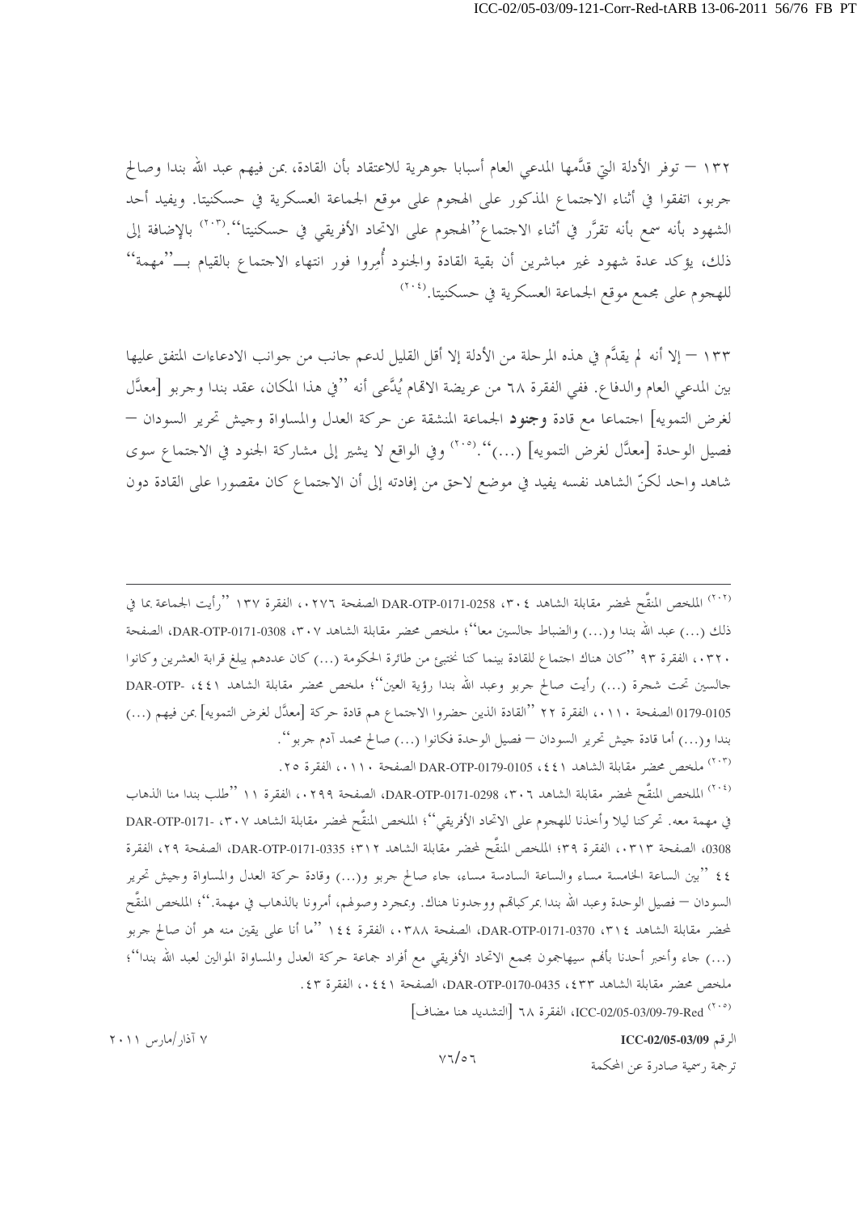١٣٢ – توفر الأدلة التي قدّمها المدعي العام أسبابا جوهرية للاعتقاد بأن القادة، بمن فيهم عبد الله بندا وصالح جربو، اتفقوا في أثناء الاجتماع المذكور على الهجوم على موقع الجماعة العسكرية في حسكنيتا. ويفيد أحد الشهود بأنه سمع بأنه تقرَّر في أثناء الاجتماع "الهجوم على الاتحاد الأفريقي في حسكنيتا".[٢٠٣] بالإضافة إلى ذلك، يؤكد عدة شهود غير مباشرين أن بقية القادة والجنود أُمِروا فور انتهاء الاجتماع بالقيام بـ"مهمة" للهجوم على مجمع موقع الجماعة العسكرية في حسكنيتا.[٢٠٤]

١٣٣ – إلا أنه لم يقدَّم في هذه المرحلة من الأدلة إلا أقل القليل لدعم جانب من جوانب الادعاءات المتفق عليها بين المدعي العام والدفاع. ففي الفقرة ٦٨ من عريضة الاتهام يُدَّعى أنه "في هذا المكان، عقد بندا وجربو [معدَّل لغرض التمويه] اجتماعا مع قادة **وجنود** الجماعة المنشقة عن حركة العدل والمساواة وجيش تحرير السودان – فصيل الوحدة [معدَّل لغرض التمويه] (...)".[٢٠٥] وفي الواقع لا يشير إلى مشاركة الجنود في الاجتماع سوى شاهد واحد لكنّ الشاهد نفسه يفيد في موضع لاحق من إفادته إلى أن الاجتماع كان مقصورا على القادة دون

---

[٢٠٢] الملخص المنقَّح لمحضر مقابلة الشاهد ٣٠٤، DAR-OTP-0171-0258 الصفحة ٠٢٧٦، الفقرة ١٣٧ "رأيت الجماعة بما في ذلك (...) عبد الله بندا و(...) والضباط جالسين معا"؛ ملخص محضر مقابلة الشاهد ٣٠٧، DAR-OTP-0171-0308، الصفحة ٠٣٢٠، الفقرة ٩٣ "كان هناك اجتماع للقادة بينما كنا نختبئ من طائرة الحكومة (...) كان عددهم يبلغ قرابة العشرين وكانوا جالسين تحت شجرة (...) رأيت صالح جربو وعبد الله بندا رؤية العين"؛ ملخص محضر مقابلة الشاهد ٤٤١، DAR-OTP-0179-0105 الصفحة ٠١١٠، الفقرة ٢٢ "القادة الذين حضروا الاجتماع هم قادة حركة [معدَّل لغرض التمويه] بمن فيهم (...) بندا و(...) أما قادة جيش تحرير السودان – فصيل الوحدة فكانوا (...) صالح محمد آدم جربو".

[٢٠٣] ملخص محضر مقابلة الشاهد ٤٤١، DAR-OTP-0179-0105 الصفحة ٠١١٠، الفقرة ٢٥.

[٢٠٤] الملخص المنقَّح لمحضر مقابلة الشاهد ٣٠٦، DAR-OTP-0171-0298، الصفحة ٠٢٩٩، الفقرة ١١ "طلب بندا منا الذهاب في مهمة معه. تحركنا ليلا وأخذنا للهجوم على الاتحاد الأفريقي"؛ الملخص المنقَّح لمحضر مقابلة الشاهد ٣٠٧، DAR-OTP-0171-0308، الصفحة ٠٣١٣، الفقرة ٣٩؛ الملخص المنقَّح لمحضر مقابلة الشاهد ٣١٢؛ DAR-OTP-0171-0335، الصفحة ٢٩، الفقرة ٤٤ "بين الساعة الخامسة مساء والساعة السادسة مساء، جاء صالح جربو و(...) وقادة حركة العدل والمساواة وجيش تحرير السودان – فصيل الوحدة وعبد الله بندا بمركباتهم ووجدونا هناك. وبمجرد وصولهم، أمرونا بالذهاب في مهمة."؛ الملخص المنقَّح لمحضر مقابلة الشاهد ٣١٤، DAR-OTP-0171-0370، الصفحة ٠٣٨٨، الفقرة ١٤٤ "ما أنا على يقين منه هو أن صالح جربو (...) جاء وأخبر أحدنا بأنهم سيهاجمون مجمع الاتحاد الأفريقي مع أفراد جماعة حركة العدل والمساواة الموالين لعبد الله بندا"؛ ملخص محضر مقابلة الشاهد ٤٣٣، DAR-OTP-0170-0435، الصفحة ٠٤٤١، الفقرة ٤٣.

[٢٠٥] ICC-02/05-03/09-79-Red، الفقرة ٦٨ [التشديد هنا مضاف]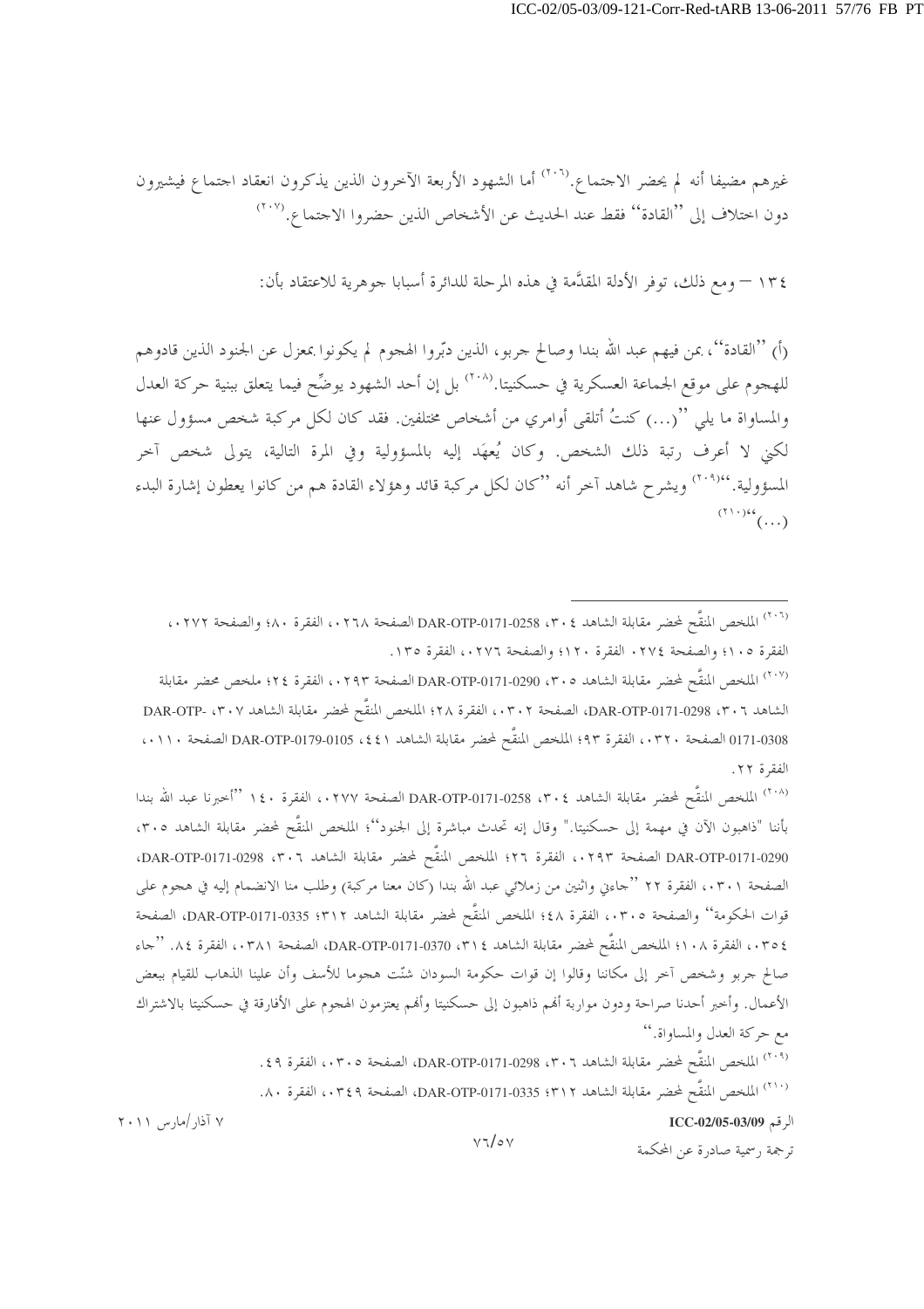غيرهم مضيفا أنه لم يحضر الاجتماع.[٢٠٦] أما الشهود الأربعة الآخرون الذين يذكرون انعقاد اجتماع فيشيرون دون اختلاف إلى ''القادة'' فقط عند الحديث عن الأشخاص الذين حضروا الاجتماع.[٢٠٧]

١٣٤ – ومع ذلك، توفر الأدلة المقدَّمة في هذه المرحلة للدائرة أسبابا جوهرية للاعتقاد بأن:

(أ) ''القادة''، بمن فيهم عبد الله بندا وصالح جربو، الذين دبّروا الهجوم لم يكونوا بمعزل عن الجنود الذين قادوهم للهجوم على موقع الجماعة العسكرية في حسكنيتا.[٢٠٨] بل إن أحد الشهود يوضِّح فيما يتعلق ببنية حركة العدل والمساواة ما يلي ''(...) كنتُ أتلقى أوامري من أشخاص مختلفين. فقد كان لكل مركبة شخص مسؤول عنها لكني لا أعرف رتبة ذلك الشخص. وكان يُعهَد إليه بالمسؤولية وفي المرة التالية، يتولى شخص آخر المسؤولية.''[٢٠٩] ويشرح شاهد آخر أنه ''كان لكل مركبة قائد وهؤلاء القادة هم من كانوا يعطون إشارة البدء (...)''[٢١٠]

---

[٢٠٦] الملخص المنقَّح لمحضر مقابلة الشاهد ٣٠٤، DAR-OTP-0171-0258 الصفحة ٠٢٦٨، الفقرة ٨٠؛ والصفحة ٠٢٧٢، الفقرة ١٠٥؛ والصفحة ٠٢٧٤، الفقرة ١٢٠؛ والصفحة ٠٢٧٦، الفقرة ١٣٥.

[٢٠٧] الملخص المنقَّح لمحضر مقابلة الشاهد ٣٠٥، DAR-OTP-0171-0290 الصفحة ٠٢٩٣، الفقرة ٢٤؛ ملخص محضر مقابلة الشاهد ٣٠٦، DAR-OTP-0171-0298، الصفحة ٠٣٠٢، الفقرة ٢٨؛ الملخص المنقَّح لمحضر مقابلة الشاهد ٣٠٧، DAR-OTP-0171-0308 الصفحة ٠٣٢٠، الفقرة ٩٣؛ الملخص المنقَّح لمحضر مقابلة الشاهد ٤٤١، DAR-OTP-0179-0105 الصفحة ٠١١٠، الفقرة ٢٢.

[٢٠٨] الملخص المنقَّح لمحضر مقابلة الشاهد ٣٠٤، DAR-OTP-0171-0258 الصفحة ٠٢٧٧، الفقرة ١٤٠ ''أخبرنا عبد الله بندا بأننا "ذاهبون الآن في مهمة إلى حسكنيتا." وقال إنه تحدث مباشرة إلى الجنود''؛ الملخص المنقَّح لمحضر مقابلة الشاهد ٣٠٥، DAR-OTP-0171-0290 الصفحة ٠٢٩٣، الفقرة ٢٦؛ الملخص المنقَّح لمحضر مقابلة الشاهد ٣٠٦، DAR-OTP-0171-0298، الصفحة ٠٣٠١، الفقرة ٢٢ ''جاءني واثنين من زملائي عبد الله بندا (كان معنا مركبة) وطلب منا الانضمام إليه في هجوم على قوات الحكومة'' والصفحة ٠٣٠٥، الفقرة ٤٨؛ الملخص المنقَّح لمحضر مقابلة الشاهد ٣١٢؛ DAR-OTP-0171-0335، الصفحة ٠٣٥٤، الفقرة ١٠٨؛ الملخص المنقَّح لمحضر مقابلة الشاهد ٣١٤، DAR-OTP-0171-0370، الصفحة ٠٣٨١، الفقرة ٨٤. ''جاء صالح جربو وشخص آخر إلى مكاننا وقالوا إن قوات حكومة السودان شنّت هجوما للأسف وأن علينا الذهاب للقيام ببعض الأعمال. وأخبر أحدنا صراحة ودون مواربة أنهم ذاهبون إلى حسكنيتا وأنهم يعتزمون الهجوم على الأفارقة في حسكنيتا بالاشتراك مع حركة العدل والمساواة.''

[٢٠٩] الملخص المنقَّح لمحضر مقابلة الشاهد ٣٠٦، DAR-OTP-0171-0298، الصفحة ٠٣٠٥، الفقرة ٤٩.

[٢١٠] الملخص المنقَّح لمحضر مقابلة الشاهد ٣١٢؛ DAR-OTP-0171-0335، الصفحة ٠٣٤٩، الفقرة ٨٠.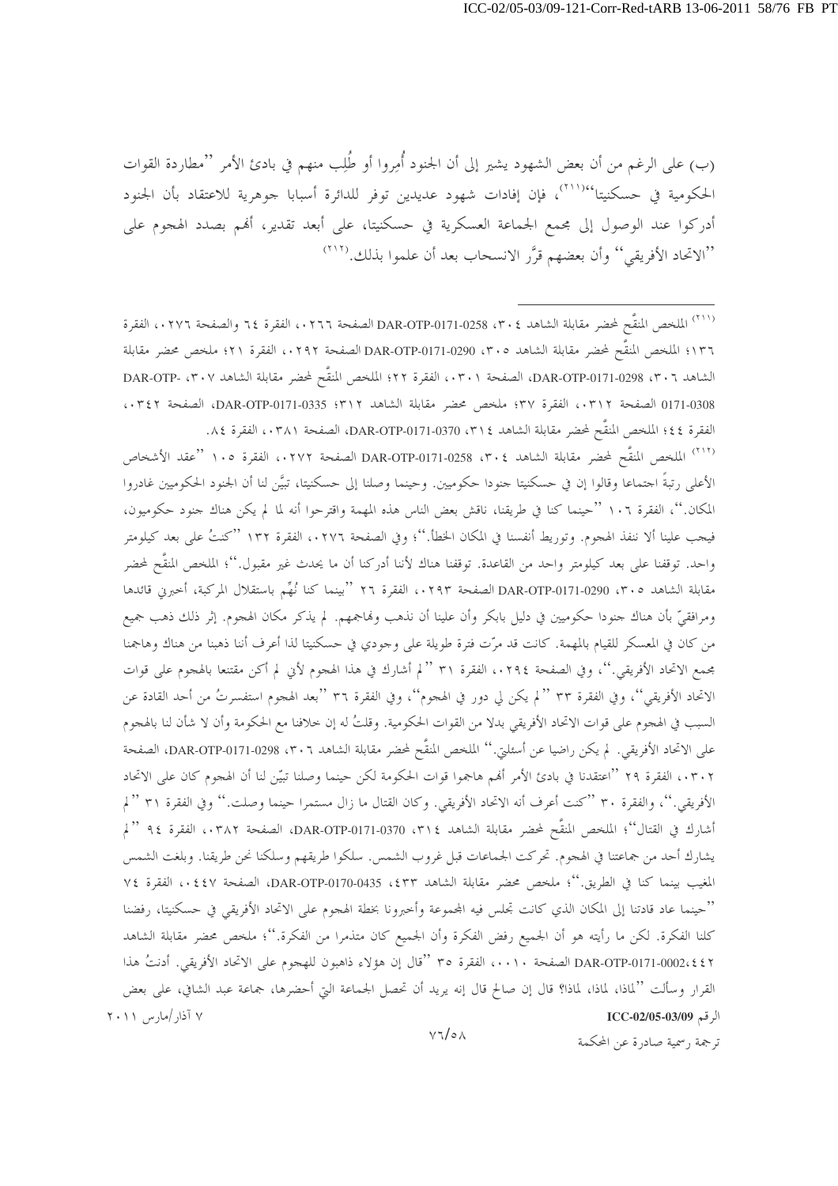(ب) على الرغم من أن بعض الشهود يشير إلى أن الجنود أُمِروا أو طُلِب منهم في بادئ الأمر ''مطاردة القوات الحكومية في حسكنيتا''[211]، فإن إفادات شهود عديدين توفر للدائرة أسبابا جوهرية للاعتقاد بأن الجنود أدركوا عند الوصول إلى مجمع الجماعة العسكرية في حسكنيتا، على أبعد تقدير، أنهم بصدد الهجوم على ''الاتحاد الأفريقي'' وأن بعضهم قرَّر الانسحاب بعد أن علموا بذلك.[212]

---

[211] الملخص المنقَّح لمحضر مقابلة الشاهد ٣٠٤، DAR-OTP-0171-0258 الصفحة ٠٢٦٦، الفقرة ٦٤ والصفحة ٠٢٧٦، الفقرة ١٣٦؛ الملخص المنقَّح لمحضر مقابلة الشاهد ٣٠٥، DAR-OTP-0171-0290 الصفحة ٠٢٩٢، الفقرة ٢١؛ ملخص محضر مقابلة الشاهد ٣٠٦، DAR-OTP-0171-0298، الصفحة ٠٣٠١، الفقرة ٢٢؛ الملخص المنقَّح لمحضر مقابلة الشاهد ٣٠٧، -DAR-OTP 0171-0308 الصفحة ٠٣١٢، الفقرة ٣٧؛ ملخص محضر مقابلة الشاهد ٣١٢؛ DAR-OTP-0171-0335، الصفحة ٠٣٤٢، الفقرة ٤٤؛ الملخص المنقَّح لمحضر مقابلة الشاهد ٣١٤، DAR-OTP-0171-0370، الصفحة ٠٣٨١، الفقرة ٨٤.

[212] الملخص المنقَّح لمحضر مقابلة الشاهد ٣٠٤، DAR-OTP-0171-0258 الصفحة ٠٢٧٢، الفقرة ١٠٥ ''عقد الأشخاص الأعلى رتبةً اجتماعا وقالوا إن في حسكنيتا جنودا حكوميين. وحينما وصلنا إلى حسكنيتا، تبيَّن لنا أن الجنود الحكوميين غادروا المكان.''، الفقرة ١٠٦ ''حينما كنا في طريقنا، ناقش بعض الناس هذه المهمة واقترحوا أنه لما لم يكن هناك جنود حكوميون، فيجب علينا ألا ننفذ الهجوم. وتوريط أنفسنا في المكان الخطأ.''؛ وفي الصفحة ٠٢٧٦، الفقرة ١٣٢ ''كنتُ على بعد كيلومتر واحد. توقفنا على بعد كيلومتر واحد من القاعدة. توقفنا هناك لأننا أدركنا أن ما يحدث غير مقبول.''؛ الملخص المنقَّح لمحضر مقابلة الشاهد ٣٠٥، DAR-OTP-0171-0290 الصفحة ٠٢٩٣، الفقرة ٢٦ ''بينما كنا نُهِّم باستقلال المركبة، أخبرني قائدها ومرافقيّ بأن هناك جنودا حكوميين في دليل بابكر وأن علينا أن نذهب ونهاجمهم. لم يذكر مكان الهجوم. إثر ذلك ذهب جميع من كان في المعسكر للقيام بالمهمة. كانت قد مرّت فترة طويلة على وجودي في حسكنيتا لذا أعرف أننا ذهبنا من هناك وهاجمنا مجمع الاتحاد الأفريقي.''، وفي الصفحة ٠٢٩٤، الفقرة ٣١ ''لم أشارك في هذا الهجوم لأني لم أكن مقتنعا بالهجوم على قوات الاتحاد الأفريقي''، وفي الفقرة ٣٣ ''لم يكن لي دور في الهجوم''، وفي الفقرة ٣٦ ''بعد الهجوم استفسرتُ من أحد القادة عن السبب في الهجوم على قوات الاتحاد الأفريقي بدلا من القوات الحكومية. وقلتُ له إن خلافنا مع الحكومة وأن لا شأن لنا بالهجوم على الاتحاد الأفريقي. لم يكن راضيا عن أسئلتي.'' الملخص المنقَّح لمحضر مقابلة الشاهد ٣٠٦، DAR-OTP-0171-0298، الصفحة ٠٣٠٢، الفقرة ٢٩ ''اعتقدنا في بادئ الأمر أنهم هاجموا قوات الحكومة لكن حينما وصلنا تبيّن لنا أن الهجوم كان على الاتحاد الأفريقي.''، والفقرة ٣٠ ''كنت أعرف أنه الاتحاد الأفريقي. وكان القتال ما زال مستمرا حينما وصلت.'' وفي الفقرة ٣١ ''لم أشارك في القتال''؛ الملخص المنقَّح لمحضر مقابلة الشاهد ٣١٤، DAR-OTP-0171-0370، الصفحة ٠٣٨٢، الفقرة ٩٤ ''لم يشارك أحد من جماعتنا في الهجوم. تحركت الجماعات قبل غروب الشمس. سلكوا طريقهم وسلكنا نحن طريقنا. وبلغت الشمس المغيب بينما كنا في الطريق.''؛ ملخص محضر مقابلة الشاهد ٤٣٣، DAR-OTP-0170-0435، الصفحة ٠٤٤٧، الفقرة ٧٤ ''حينما عاد قادتنا إلى المكان الذي كانت تجلس فيه المجموعة وأخبرونا بخطة الهجوم على الاتحاد الأفريقي في حسكنيتا، رفضنا كلنا الفكرة. لكن ما رأيته هو أن الجميع رفض الفكرة وأن الجميع كان متذمرا من الفكرة.''؛ ملخص محضر مقابلة الشاهد ٤٤٢، DAR-OTP-0171-0002 الصفحة ٠٠١٠، الفقرة ٣٥ ''قال إن هؤلاء ذاهبون للهجوم على الاتحاد الأفريقي. أدنتُ هذا القرار وسألت ''لماذا، لماذا، لماذا؟ قال إن صالح قال إنه يريد أن تحصل الجماعة التي أحضرها، جماعة عبد الشافي، على بعض

ترجمة رسمية صادرة عن المحكمة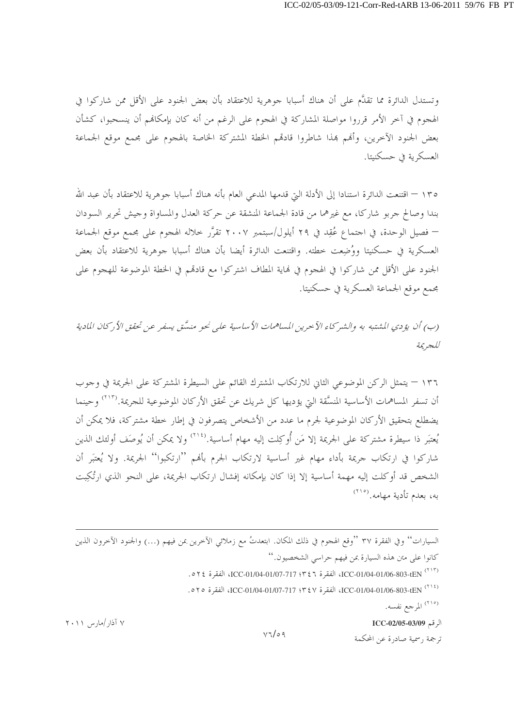وتستدل الدائرة مما تقدَّم على أن هناك أسبابا جوهرية للاعتقاد بأن بعض الجنود على الأقل ممن شاركوا في الهجوم في آخر الأمر قرروا مواصلة المشاركة في الهجوم على الرغم من أنه كان بإمكانهم أن ينسحبوا، كشأن بعض الجنود الآخرين، وأنهم بهذا شاطروا قادتهم الخطة المشتركة الخاصة بالهجوم على مجمع موقع الجماعة العسكرية في حسكنيتا.

١٣٥ – اقتنعت الدائرة استنادا إلى الأدلة التي قدمها المدعي العام بأنه هناك أسبابا جوهرية للاعتقاد بأن عبد الله بندا وصالح جربو شاركا، مع غيرهما من قادة الجماعة المنشقة عن حركة العدل والمساواة وجيش تحرير السودان – فصيل الوحدة، في اجتماع عُقِد في ٢٩ أيلول/سبتمبر ٢٠٠٧ تقرَّر خلاله الهجوم على مجمع موقع الجماعة العسكرية في حسكنيتا ووُضِعت خطته. واقتنعت الدائرة أيضا بأن هناك أسبابا جوهرية للاعتقاد بأن بعض الجنود على الأقل ممن شاركوا في الهجوم في نهاية المطاف اشتركوا مع قادتهم في الخطة الموضوعة للهجوم على مجمع موقع الجماعة العسكرية في حسكنيتا.

*(ب) أن يؤدي المشتبه به والشركاء الآخرين المساهمات الأساسية على نحو منسّق يسفر عن تحقق الأركان المادية للجريمة*

١٣٦ – يتمثل الركن الموضوعي الثاني للارتكاب المشترك القائم على السيطرة المشتركة على الجريمة في وجوب أن تسفر المساهمات الأساسية المنسَّقة التي يؤديها كل شريك عن تحقق الأركان الموضوعية للجريمة.[٢١٣] وحينما يضطلع بتحقيق الأركان الموضوعية لجرم ما عدد من الأشخاص يتصرفون في إطار خطة مشتركة، فلا يمكن أن يُعتبَر ذا سيطرة مشتركة على الجريمة إلا مَن أُوكِلت إليه مهام أساسية.[٢١٤] ولا يمكن أن يُوصَف أولئك الذين شاركوا في ارتكاب جريمة بأداء مهام غير أساسية لارتكاب الجرم بأنهم ''ارتكبوا'' الجريمة. ولا يُعتبَر أن الشخص قد أوكلت إليه مهمة أساسية إلا إذا كان بإمكانه إفشال ارتكاب الجريمة، على النحو الذي ارتُكِبت به، بعدم تأدية مهامه.[٢١٥]

---

السيارات'' وفي الفقرة ٣٧ ''وقع الهجوم في ذلك المكان. ابتعدتُ مع زملائي الآخرين بمن فيهم (...) والجنود الآخرون الذين كانوا على متن هذه السيارة بمن فيهم حراسي الشخصيون.''

[٢١٣] ICC-01/04-01/06-803-tEN، الفقرة ٣٤٦؛ ICC-01/04-01/07-717، الفقرة ٥٢٤.

[٢١٤] ICC-01/04-01/06-803-tEN، الفقرة ٣٤٧؛ ICC-01/04-01/07-717، الفقرة ٥٢٥.

[٢١٥] المرجع نفسه.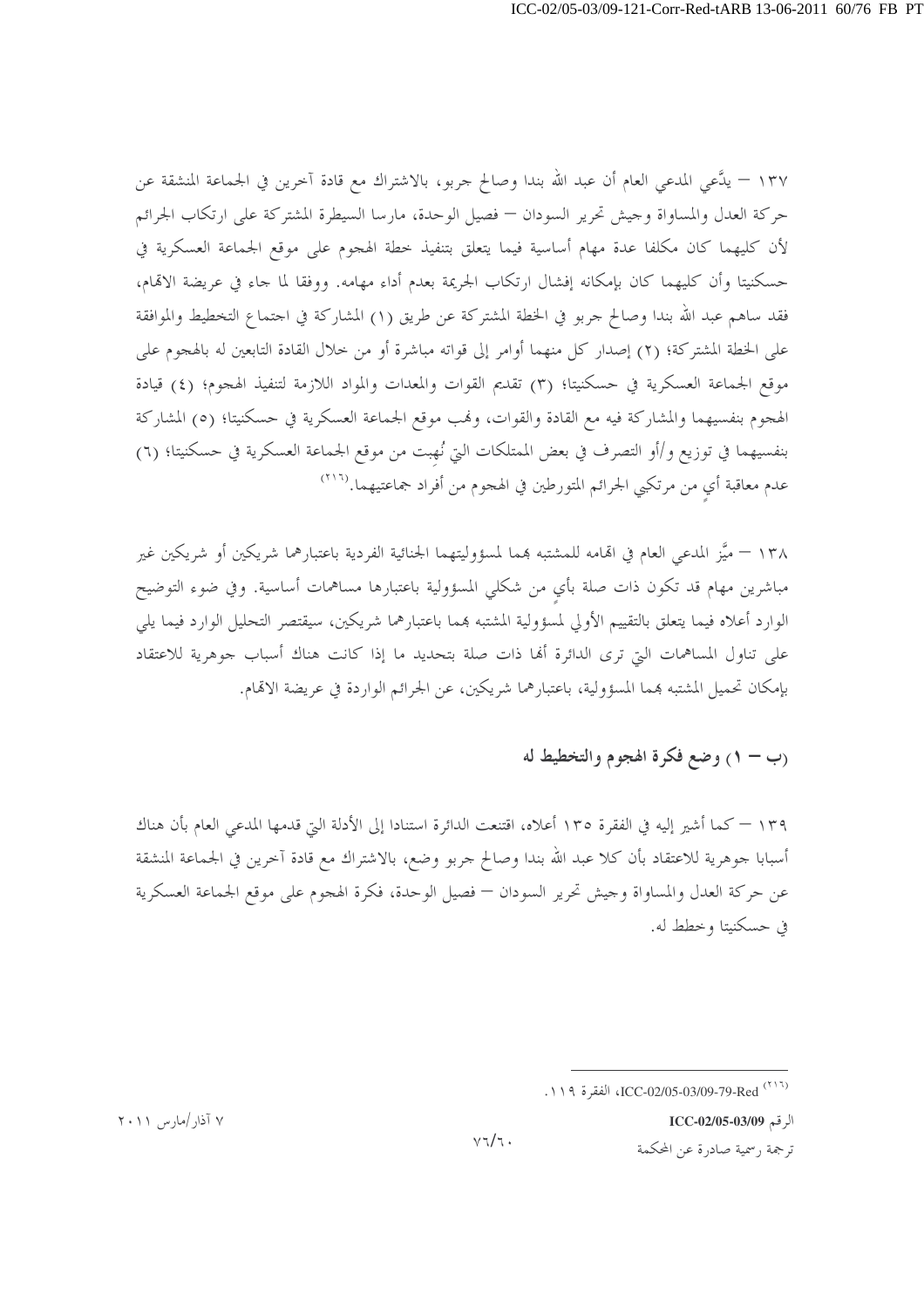١٣٧ – يدَّعي المدعي العام أن عبد الله بندا وصالح جربو، بالاشتراك مع قادة آخرين في الجماعة المنشقة عن حركة العدل والمساواة وجيش تحرير السودان – فصيل الوحدة، مارسا السيطرة المشتركة على ارتكاب الجرائم لأن كليهما كان مكلفا عدة مهام أساسية فيما يتعلق بتنفيذ خطة الهجوم على موقع الجماعة العسكرية في حسكنيتا وأن كليهما كان بإمكانه إفشال ارتكاب الجريمة بعدم أداء مهامه. ووفقا لما جاء في عريضة الاتهام، فقد ساهم عبد الله بندا وصالح جربو في الخطة المشتركة عن طريق (١) المشاركة في اجتماع التخطيط والموافقة على الخطة المشتركة؛ (٢) إصدار كل منهما أوامر إلى قواته مباشرة أو من خلال القادة التابعين له بالهجوم على موقع الجماعة العسكرية في حسكنيتا؛ (٣) تقديم القوات والمعدات والمواد اللازمة لتنفيذ الهجوم؛ (٤) قيادة الهجوم بنفسيهما والمشاركة فيه مع القادة والقوات، ونهب موقع الجماعة العسكرية في حسكنيتا؛ (٥) المشاركة بنفسيهما في توزيع و/أو التصرف في بعض الممتلكات التي نُهبت من موقع الجماعة العسكرية في حسكنيتا؛ (٦) عدم معاقبة أيٍ من مرتكبي الجرائم المتورطين في الهجوم من أفراد جماعتيهما.[٢١٦]

١٣٨ – ميَّز المدعي العام في اتهامه للمشتبه بهما لمسؤوليتهما الجنائية الفردية باعتبارهما شريكين أو شريكين غير مباشرين مهام قد تكون ذات صلة بأيٍ من شكلي المسؤولية باعتبارها مساهمات أساسية. وفي ضوء التوضيح الوارد أعلاه فيما يتعلق بالتقييم الأولي لمسؤولية المشتبه بهما باعتبارهما شريكين، سيقتصر التحليل الوارد فيما يلي على تناول المساهمات التي ترى الدائرة أنها ذات صلة بتحديد ما إذا كانت هناك أسباب جوهرية للاعتقاد بإمكان تحميل المشتبه بهما المسؤولية، باعتبارهما شريكين، عن الجرائم الواردة في عريضة الاتهام.

### (ب – ١) وضع فكرة الهجوم والتخطيط له

١٣٩ – كما أشير إليه في الفقرة ١٣٥ أعلاه، اقتنعت الدائرة استنادا إلى الأدلة التي قدمها المدعي العام بأن هناك أسبابا جوهرية للاعتقاد بأن كلا عبد الله بندا وصالح جربو وضع، بالاشتراك مع قادة آخرين في الجماعة المنشقة عن حركة العدل والمساواة وجيش تحرير السودان – فصيل الوحدة، فكرة الهجوم على موقع الجماعة العسكرية في حسكنيتا وخطط له.

---

[٢١٦] ICC-02/05-03/09-79-Red، الفقرة ١١٩.

٧ آذار/مارس ٢٠١١

الرقم ICC-02/05-03/09

ترجمة رسمية صادرة عن المحكمة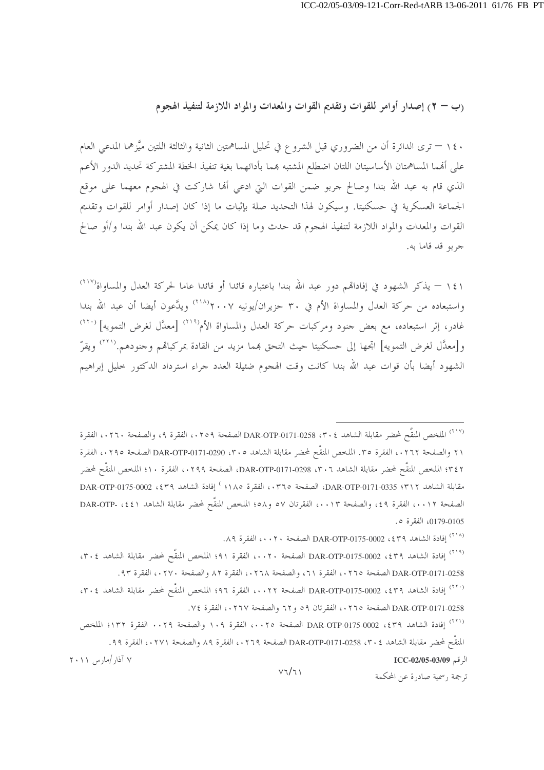(ب – ٢) إصدار أوامر للقوات وتقديم القوات والمعدات والمواد اللازمة لتنفيذ الهجوم

١٤٠ – ترى الدائرة أن من الضروري قبل الشروع في تحليل المساهمتين الثانية والثالثة اللتين ميَّزهما المدعي العام على أنهما المساهمتان الأساسيتان اللتان اضطلع المشتبه بهما بأدائهما بغية تنفيذ الخطة المشتركة تحديد الدور الأعم الذي قام به عبد الله بندا وصالح جربو ضمن القوات التي ادعي أنها شاركت في الهجوم معهما على موقع الجماعة العسكرية في حسكنيتا. وسيكون لهذا التحديد صلة بإثبات ما إذا كان إصدار أوامر للقوات وتقديم القوات والمعدات والمواد اللازمة لتنفيذ الهجوم قد حدث وما إذا كان يمكن أن يكون عبد الله بندا و/أو صالح جربو قد قاما به.

١٤١ – يذكر الشهود في إفاداتهم دور عبد الله بندا باعتباره قائدا أو قائدا عاما لحركة العدل والمساواة[٢١٧] واستبعاده من حركة العدل والمساواة الأم في ٣٠ حزيران/يونيه ٢٠٠٧[٢١٨] ويدَّعون أيضا أن عبد الله بندا غادر، إثر استبعاده، مع بعض جنود ومركبات حركة العدل والمساواة الأم[٢١٩] [معدَّل لغرض التمويه][٢٢٠] و[معدَّل لغرض التمويه] اتجها إلى حسكنيتا حيث التحق بهما مزيد من القادة بمركباتهم وجنودهم.[٢٢١] ويقرّ الشهود أيضا بأن قوات عبد الله بندا كانت وقت الهجوم ضئيلة العدد جراء استرداد الدكتور خليل إبراهيم

---

[٢١٧] الملخص المنقَّح لمحضر مقابلة الشاهد ٣٠٤، DAR-OTP-0171-0258 الصفحة ٠٢٥٩، الفقرة ٩، والصفحة ٠٢٦٠، الفقرة ٢١ والصفحة ٠٢٦٢، الفقرة ٣٥. الملخص المنقَّح لمحضر مقابلة الشاهد ٣٠٥، DAR-OTP-0171-0290 الصفحة ٠٢٩٥، الفقرة ٣٤٢؛ الملخص المنقَّح لمحضر مقابلة الشاهد ٣٠٦، DAR-OTP-0171-0298، الصفحة ٠٢٩٩، الفقرة ١٠؛ الملخص المنقَّح لمحضر مقابلة الشاهد ٣١٢؛ DAR-OTP-0171-0335، الصفحة ٠٣٦٥، الفقرة ١٨٥؛ ' إفادة الشاهد ٤٣٩، DAR-OTP-0175-0002 الصفحة ٠٠١٢، الفقرة ٤٩، والصفحة ٠٠١٣، الفقرتان ٥٧ و٥٨؛ الملخص المنقَّح لمحضر مقابلة الشاهد ٤٤١، -DAR-OTP 0179-0105، الفقرة ٥.

[٢١٨] إفادة الشاهد ٤٣٩، DAR-OTP-0175-0002 الصفحة ٠٠٢٠، الفقرة ٨٩.

[٢١٩] إفادة الشاهد ٤٣٩، DAR-OTP-0175-0002 الصفحة ٠٠٢٠، الفقرة ٩١؛ الملخص المنقَّح لمحضر مقابلة الشاهد ٣٠٤، DAR-OTP-0171-0258 الصفحة ٠٢٦٥، الفقرة ٦١، والصفحة ٠٢٦٨، الفقرة ٨٢ والصفحة ٠٢٧٠، الفقرة ٩٣.

[٢٢٠] إفادة الشاهد ٤٣٩، DAR-OTP-0175-0002 الصفحة ٠٠٢٢، الفقرة ٩٦؛ الملخص المنقَّح لمحضر مقابلة الشاهد ٣٠٤، DAR-OTP-0171-0258 الصفحة ٠٢٦٥، الفقرتان ٥٩ و٦٢ والصفحة ٠٢٦٧، الفقرة ٧٤.

[٢٢١] إفادة الشاهد ٤٣٩، DAR-OTP-0175-0002 الصفحة ٠٠٢٥، الفقرة ١٠٩ والصفحة ٠٠٢٩، الفقرة ١٣٢؛ الملخص المنقَّح لمحضر مقابلة الشاهد ٣٠٤، DAR-OTP-0171-0258 الصفحة ٠٢٦٩، الفقرة ٨٩ والصفحة ٠٢٧١، الفقرة ٩٩.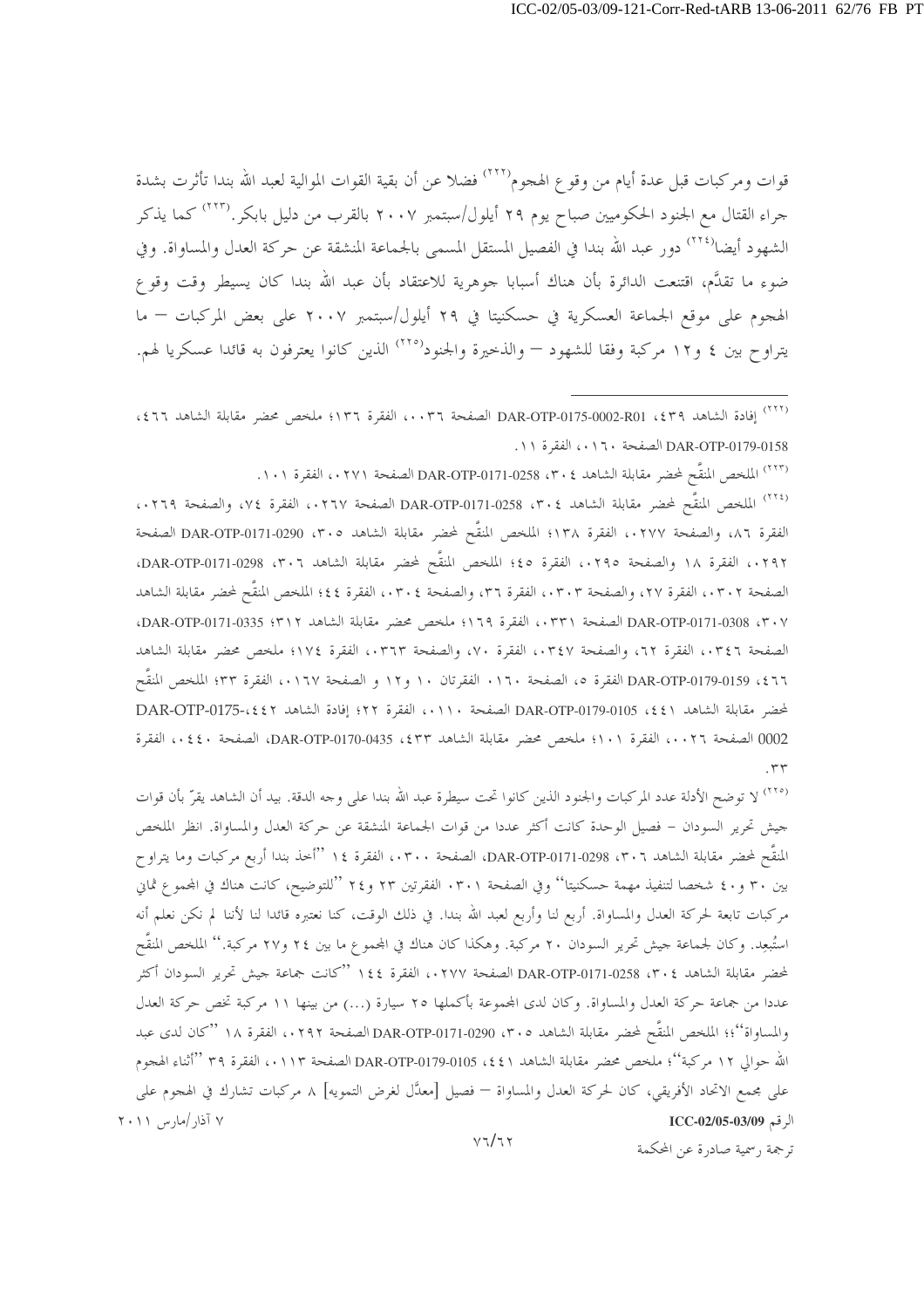قوات ومركبات قبل عدة أيام من وقوع الهجوم[٢٢٢] فضلا عن أن بقية القوات الموالية لعبد الله بندا تأثرت بشدة جراء القتال مع الجنود الحكوميين صباح يوم ٢٩ أيلول/سبتمبر ٢٠٠٧ بالقرب من دليل بابكر.[٢٢٣] كما يذكر الشهود أيضا[٢٢٤] دور عبد الله بندا في الفصيل المستقل المسمى بالجماعة المنشقة عن حركة العدل والمساواة. وفي ضوء ما تقدَّم، اقتنعت الدائرة بأن هناك أسبابا جوهرية للاعتقاد بأن عبد الله بندا كان يسيطر وقت وقوع الهجوم على موقع الجماعة العسكرية في حسكنيتا في ٢٩ أيلول/سبتمبر ٢٠٠٧ على بعض المركبات – ما يتراوح بين ٤ و١٢ مركبة وفقا للشهود – والذخيرة والجنود[٢٢٥] الذين كانوا يعترفون به قائدا عسكريا لهم.

---

[٢٢٢] إفادة الشاهد ٤٣٩، DAR-OTP-0175-0002-R01 الصفحة ٠٠٣٦، الفقرة ١٣٦؛ ملخص محضر مقابلة الشاهد ٤٦٦، DAR-OTP-0179-0158 الصفحة ٠١٦٠، الفقرة ١١.

[٢٢٣] الملخص المنقَّح لمحضر مقابلة الشاهد ٣٠٤، DAR-OTP-0171-0258 الصفحة ٠٢٧١، الفقرة ١٠١.

[٢٢٤] الملخص المنقَّح لمحضر مقابلة الشاهد ٣٠٤، DAR-OTP-0171-0258 الصفحة ٠٢٦٧، الفقرة ٧٤، والصفحة ٠٢٦٩، الفقرة ٨٦، والصفحة ٠٢٧٧، الفقرة ١٣٨؛ الملخص المنقَّح لمحضر مقابلة الشاهد ٣٠٥، DAR-OTP-0171-0290 الصفحة ٠٢٩٢، الفقرة ١٨ والصفحة ٠٢٩٥، الفقرة ٤٥؛ الملخص المنقَّح لمحضر مقابلة الشاهد ٣٠٦، DAR-OTP-0171-0298، الصفحة ٠٣٠٢، الفقرة ٢٧، والصفحة ٠٣٠٣، الفقرة ٣٦، والصفحة ٠٣٠٤، الفقرة ٤٤؛ الملخص المنقَّح لمحضر مقابلة الشاهد ٣٠٧، DAR-OTP-0171-0308 الصفحة ٠٣٣١، الفقرة ١٦٩؛ ملخص محضر مقابلة الشاهد ٣١٢؛ DAR-OTP-0171-0335، الصفحة ٠٣٤٦، الفقرة ٦٢، والصفحة ٠٣٤٧، الفقرة ٧٠، والصفحة ٠٣٦٣، الفقرة ١٧٤؛ ملخص محضر مقابلة الشاهد ٤٦٦، DAR-OTP-0179-0159 الفقرة ٥، الصفحة ٠١٦٠، الفقرتان ١٠ و١٢ و الصفحة ٠١٦٧، الفقرة ٣٣؛ الملخص المنقَّح لمحضر مقابلة الشاهد ٤٤١، DAR-OTP-0179-0105 الصفحة ٠١١٠، الفقرة ٢٢؛ إفادة الشاهد ٤٤٢، DAR-OTP-0175-0002 الصفحة ٠٠٢٦، الفقرة ١٠١؛ ملخص محضر مقابلة الشاهد ٤٣٣، DAR-OTP-0170-0435، الصفحة ٠٤٤٠، الفقرة ٣٣.

[٢٢٥] لا توضح الأدلة عدد المركبات والجنود الذين كانوا تحت سيطرة عبد الله بندا على وجه الدقة. بيد أن الشاهد يقرّ بأن قوات جيش تحرير السودان – فصيل الوحدة كانت أكثر عددا من قوات الجماعة المنشقة عن حركة العدل والمساواة. انظر الملخص المنقَّح لمحضر مقابلة الشاهد ٣٠٦، DAR-OTP-0171-0298، الصفحة ٠٣٠٠، الفقرة ١٤ "أخذ بندا أربع مركبات وما يتراوح بين ٣٠ و٤٠ شخصا لتنفيذ مهمة حسكنيتا" وفي الصفحة ٠٣٠١ الفقرتين ٢٣ و٢٤ "للتوضيح، كانت هناك في المجموع ثماني مركبات تابعة لحركة العدل والمساواة. أربع لنا وأربع لعبد الله بندا. في ذلك الوقت، كنا نعتبره قائدا لنا لأننا لم نكن نعلم أنه استُبعِد. وكان لجماعة جيش تحرير السودان ٢٠ مركبة. وهكذا كان هناك في المجموع ما بين ٢٤ و٢٧ مركبة." الملخص المنقَّح لمحضر مقابلة الشاهد ٣٠٤، DAR-OTP-0171-0258 الصفحة ٠٢٧٧، الفقرة ١٤٤ "كانت جماعة جيش تحرير السودان أكثر عددا من جماعة حركة العدل والمساواة. وكان لدى المجموعة بأكملها ٢٥ سيارة (...) من بينها ١١ مركبة تخص حركة العدل والمساواة"؛ الملخص المنقَّح لمحضر مقابلة الشاهد ٣٠٥، DAR-OTP-0171-0290 الصفحة ٠٢٩٢، الفقرة ١٨ "كان لدى عبد الله حوالي ١٢ مركبة"؛ ملخص محضر مقابلة الشاهد ٤٤١، DAR-OTP-0179-0105 الصفحة ٠١١٣، الفقرة ٣٩ "أثناء الهجوم على مجمع الاتحاد الأفريقي، كان لحركة العدل والمساواة – فصيل [معدَّل لغرض التمويه] ٨ مركبات تشارك في الهجوم على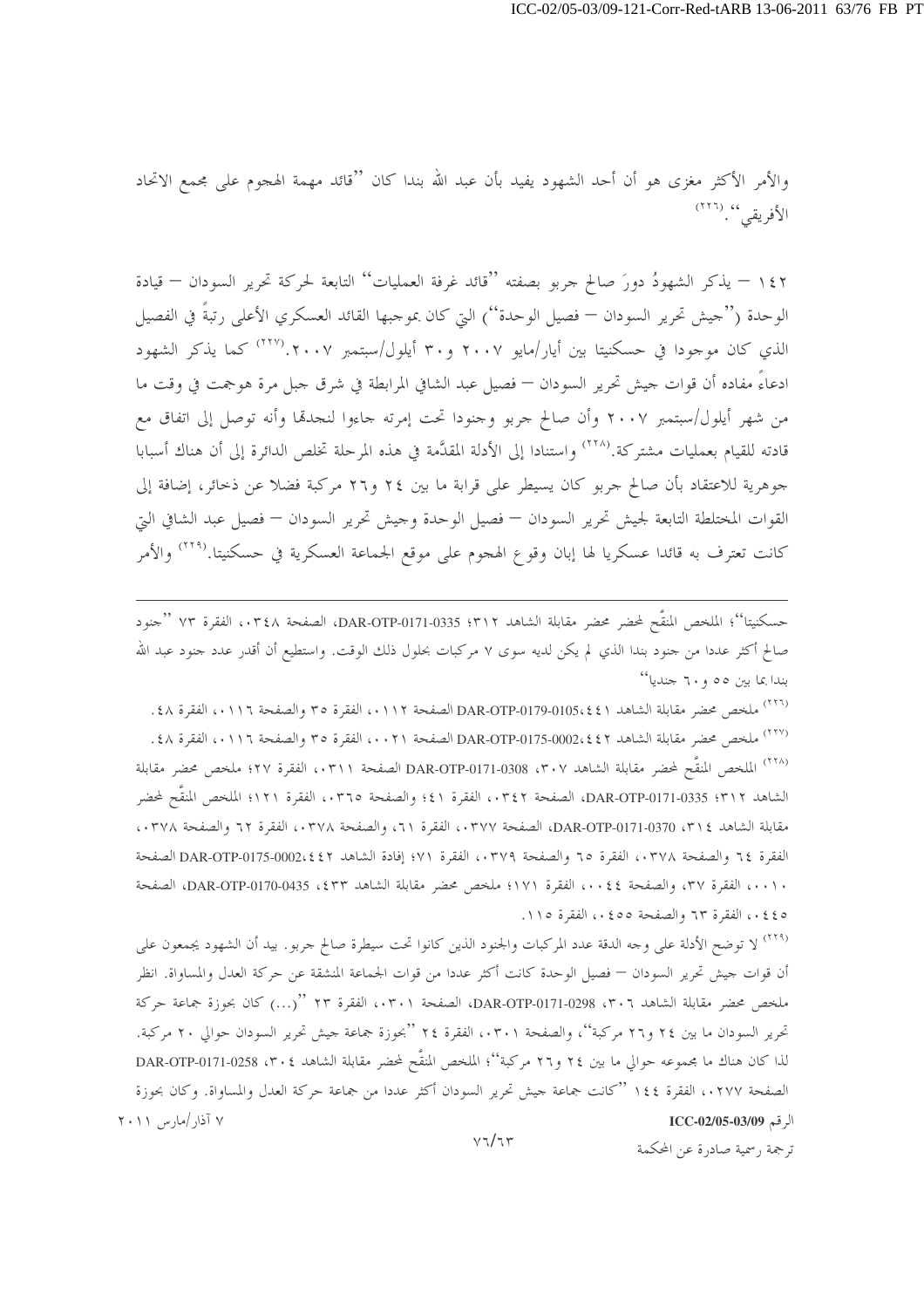والأمر الأكثر مغزى هو أن أحد الشهود يفيد بأن عبد الله بندا كان ''قائد مهمة الهجوم على مجمع الاتحاد الأفريقي''.[٢٢٦]

١٤٢ – يذكر الشهودُ دورَ صالح جربو بصفته ''قائد غرفة العمليات'' التابعة لحركة تحرير السودان – قيادة الوحدة (''جيش تحرير السودان – فصيل الوحدة'') التي كان بموجبها القائد العسكري الأعلى رتبةً في الفصيل الذي كان موجودا في حسكنيتا بين أيار/مايو ٢٠٠٧ و٣٠ أيلول/سبتمبر ٢٠٠٧.[٢٢٧] كما يذكر الشهود ادعاءً مفاده أن قوات جيش تحرير السودان – فصيل عبد الشافي المرابطة في شرق جبل مرة هوجمت في وقت ما من شهر أيلول/سبتمبر ٢٠٠٧ وأن صالح جربو وجنودا تحت إمرته جاءوا لنجدتها وأنه توصل إلى اتفاق مع قادته للقيام بعمليات مشتركة.[٢٢٨] واستنادا إلى الأدلة المقدَّمة في هذه المرحلة تخلص الدائرة إلى أن هناك أسبابا جوهرية للاعتقاد بأن صالح جربو كان يسيطر على قرابة ما بين ٢٤ و٢٦ مركبة فضلا عن ذخائر، إضافة إلى القوات المختلطة التابعة لجيش تحرير السودان – فصيل الوحدة وجيش تحرير السودان – فصيل عبد الشافي التي كانت تعترف به قائدا عسكريا لها إبان وقوع الهجوم على موقع الجماعة العسكرية في حسكنيتا.[٢٢٩] والأمر

---

حسكنيتا''؛ الملخص المنقَّح لمحضر محضر مقابلة الشاهد ٣١٢؛ DAR-OTP-0171-0335، الصفحة ٠٣٤٨، الفقرة ٧٣ ''جنود صالح أكثر عددا من جنود بندا الذي لم يكن لديه سوى ٧ مركبات بحلول ذلك الوقت. واستطيع أن أقدر عدد جنود عبد الله بندا بما بين ٥٥ و٦٠ جنديا''

[٢٢٦] ملخص محضر مقابلة الشاهد ٤٤١،DAR-OTP-0179-0105 الصفحة ٠١١٢، الفقرة ٣٥ والصفحة ٠١١٦، الفقرة ٤٨.

[٢٢٧] ملخص محضر مقابلة الشاهد ٤٤٢،DAR-OTP-0175-0002 الصفحة ٠٠٢١، الفقرة ٣٥ والصفحة ٠١١٦، الفقرة ٤٨.

[٢٢٨] الملخص المنقَّح لمحضر مقابلة الشاهد ٣٠٧، DAR-OTP-0171-0308 الصفحة ٠٣١١، الفقرة ٢٧؛ ملخص محضر مقابلة الشاهد ٣١٢؛ DAR-OTP-0171-0335، الصفحة ٠٣٤٢، الفقرة ٤١؛ والصفحة ٠٣٦٥، الفقرة ١٢١؛ الملخص المنقَّح لمحضر مقابلة الشاهد ٣١٤، DAR-OTP-0171-0370، الصفحة ٠٣٧٧، الفقرة ٦١، والصفحة ٠٣٧٨، الفقرة ٦٢ والصفحة ٠٣٧٨، الفقرة ٦٤ والصفحة ٠٣٧٨، الفقرة ٦٥ والصفحة ٠٣٧٩، الفقرة ٧١؛ إفادة الشاهد ٤٤٢،DAR-OTP-0175-0002 الصفحة ٠٠١٠، الفقرة ٣٧، والصفحة ٠٠٤٤، الفقرة ١٧١؛ ملخص محضر مقابلة الشاهد ٤٣٣، DAR-OTP-0170-0435، الصفحة ٠٤٤٥، الفقرة ٦٣ والصفحة ٠٤٥٥، الفقرة ١١٥.

[٢٢٩] لا توضح الأدلة على وجه الدقة عدد المركبات والجنود الذين كانوا تحت سيطرة صالح جربو. بيد أن الشهود يجمعون على أن قوات جيش تحرير السودان – فصيل الوحدة كانت أكثر عددا من قوات الجماعة المنشقة عن حركة العدل والمساواة. انظر ملخص محضر مقابلة الشاهد ٣٠٦، DAR-OTP-0171-0298، الصفحة ٠٣٠١، الفقرة ٢٣ ''(...) كان بحوزة جماعة حركة تحرير السودان ما بين ٢٤ و٢٦ مركبة''، والصفحة ٠٣٠١، الفقرة ٢٤ ''بحوزة جماعة جيش تحرير السودان حوالي ٢٠ مركبة. لذا كان هناك ما مجموعه حوالي ما بين ٢٤ و٢٦ مركبة''؛ الملخص المنقَّح لمحضر مقابلة الشاهد ٣٠٤، DAR-OTP-0171-0258 الصفحة ٠٢٧٧، الفقرة ١٤٤ ''كانت جماعة جيش تحرير السودان أكثر عددا من جماعة حركة العدل والمساواة. وكان بحوزة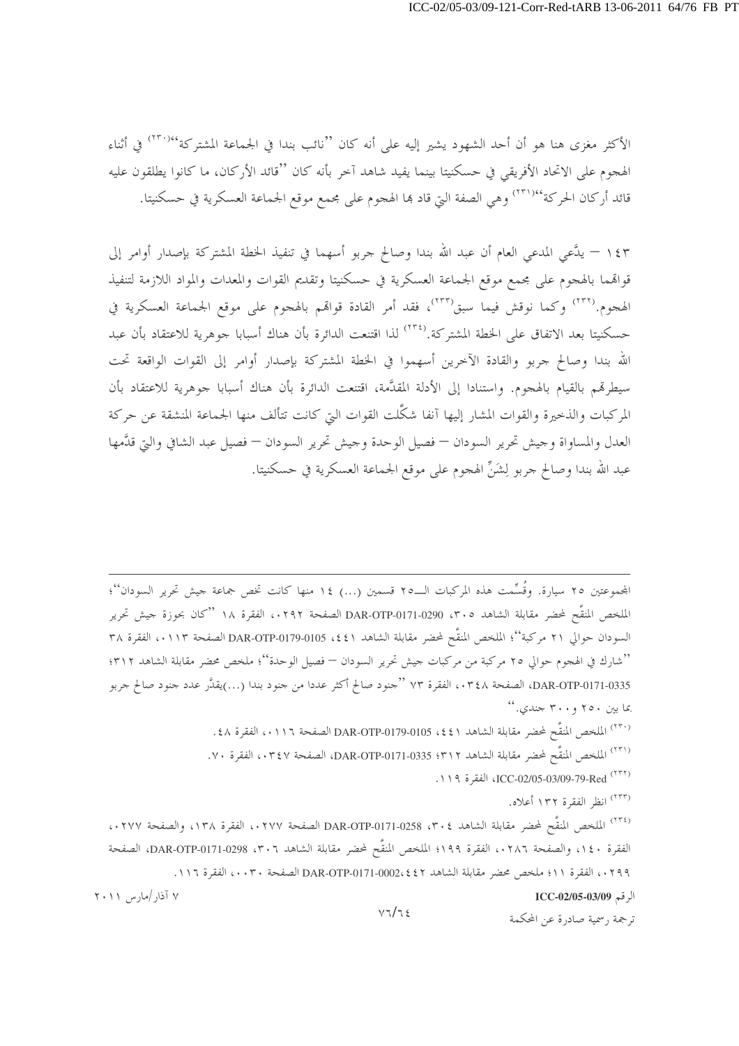الأكثر مغزى هنا هو أن أحد الشهود يشير إليه على أنه كان "نائب بندا في الجماعة المشتركة"[٢٣٠] في أثناء الهجوم على الاتحاد الأفريقي في حسكنيتا بينما يفيد شاهد آخر بأنه كان "قائد الأركان، ما كانوا يطلقون عليه قائد أركان الحركة"[٢٣١] وهي الصفة التي قاد بها الهجوم على مجمع موقع الجماعة العسكرية في حسكنيتا.

١٤٣ – يدَّعي المدعي العام أن عبد الله بندا وصالح جربو أسهما في تنفيذ الخطة المشتركة بإصدار أوامر إلى قواتهما بالهجوم على مجمع موقع الجماعة العسكرية في حسكنيتا وتقديم القوات والمعدات والمواد اللازمة لتنفيذ الهجوم.[٢٣٢] وكما نوقش فيما سبق[٢٣٣]، فقد أمر القادة قواتهم بالهجوم على موقع الجماعة العسكرية في حسكنيتا بعد الاتفاق على الخطة المشتركة.[٢٣٤] لذا اقتنعت الدائرة بأن هناك أسبابا جوهرية للاعتقاد بأن عبد الله بندا وصالح جربو والقادة الآخرين أسهموا في الخطة المشتركة بإصدار أوامر إلى القوات الواقعة تحت سيطرتهم بالقيام بالهجوم. واستنادا إلى الأدلة المقدَّمة، اقتنعت الدائرة بأن هناك أسبابا جوهرية للاعتقاد بأن المركبات والذخيرة والقوات المشار إليها آنفا شكَّلت القوات التي كانت تتألف منها الجماعة المنشقة عن حركة العدل والمساواة وجيش تحرير السودان – فصيل الوحدة وجيش تحرير السودان – فصيل عبد الشافي والتي قدَّمها عبد الله بندا وصالح جربو لِشَنِّ الهجوم على موقع الجماعة العسكرية في حسكنيتا.

---

المجموعتين ٢٥ سيارة. وقُسِّمت هذه المركبات الـ٢٥ قسمين (...) ١٤ منها كانت تخص جماعة جيش تحرير السودان"؛ الملخص المنقَّح لمحضر مقابلة الشاهد ٣٠٥، DAR-OTP-0171-0290 الصفحة ٠٢٩٢، الفقرة ١٨ "كان بحوزة جيش تحرير السودان حوالي ٢١ مركبة"؛ الملخص المنقَّح لمحضر مقابلة الشاهد ٤٤١، DAR-OTP-0179-0105 الصفحة ٠١١٣، الفقرة ٣٨ "شارك في الهجوم حوالي ٢٥ مركبة من مركبات جيش تحرير السودان – فصيل الوحدة"؛ ملخص محضر مقابلة الشاهد ٣١٢؛ DAR-OTP-0171-0335، الصفحة ٠٣٤٨، الفقرة ٧٣ "جنود صالح أكثر عددا من جنود بندا (...)يقدَّر عدد جنود صالح جربو بما بين ٢٥٠ و٣٠٠ جندي."

[٢٣٠] الملخص المنقَّح لمحضر مقابلة الشاهد ٤٤١، DAR-OTP-0179-0105 الصفحة ٠١١٦، الفقرة ٤٨.

[٢٣١] الملخص المنقَّح لمحضر مقابلة الشاهد ٣١٢؛ DAR-OTP-0171-0335، الصفحة ٠٣٤٧، الفقرة ٧٠.

[٢٣٢] ICC-02/05-03/09-79-Red، الفقرة ١١٩.

[٢٣٣] انظر الفقرة ١٣٢ أعلاه.

[٢٣٤] الملخص المنقَّح لمحضر مقابلة الشاهد ٣٠٤، DAR-OTP-0171-0258 الصفحة ٠٢٧٧، الفقرة ١٣٨، والصفحة ٠٢٧٧، الفقرة ١٤٠، والصفحة ٠٢٨٦، الفقرة ١٩٩؛ الملخص المنقَّح لمحضر مقابلة الشاهد ٣٠٦، DAR-OTP-0171-0298، الصفحة ٠٢٩٩، الفقرة ١١؛ ملخص محضر مقابلة الشاهد ٤٤٢، DAR-OTP-0171-0002 الصفحة ٠٠٣٠، الفقرة ١١٦.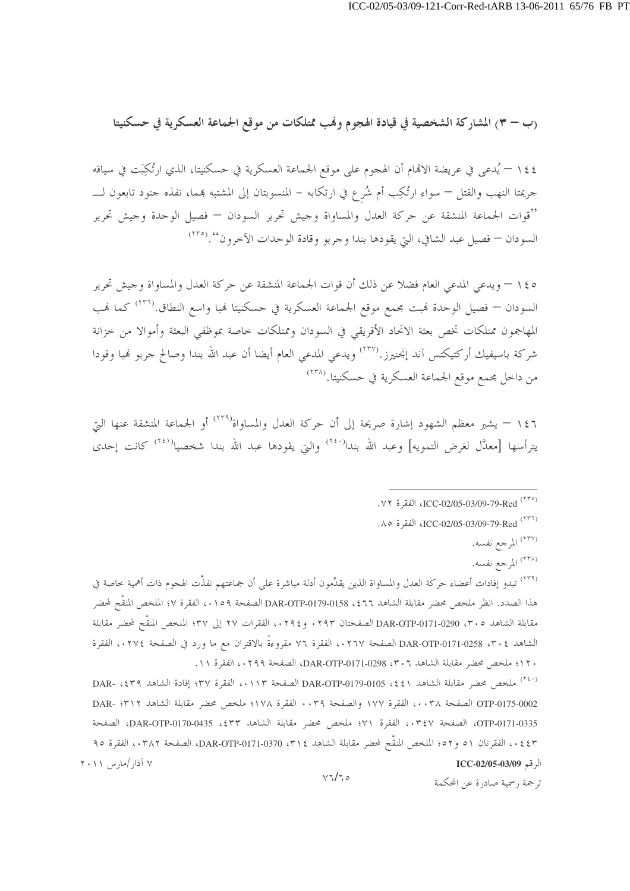### (ب – ٣) المشاركة الشخصية في قيادة الهجوم ونهب ممتلكات من موقع الجماعة العسكرية في حسكنيتا

١٤٤ – يُدعى في عريضة الاتهام أن الهجوم على موقع الجماعة العسكرية في حسكنيتا، الذي ارتُكِبَت في سياقه جريمتا النهب والقتل – سواء ارتُكِب أم شُرِع في ارتكابه – المنسوبتان إلى المشتبه بهما، نفذه جنود تابعون لـــ "قوات الجماعة المنشقة عن حركة العدل والمساواة وجيش تحرير السودان – فصيل الوحدة وجيش تحرير السودان – فصيل عبد الشافي، التي يقودها بندا وجربو وقادة الوحدات الآخرون".[٢٣٥]

١٤٥ – ويدعي المدعي العام فضلا عن ذلك أن قوات الجماعة المنشقة عن حركة العدل والمساواة وجيش تحرير السودان – فصيل الوحدة نهبت مجمع موقع الجماعة العسكرية في حسكنيتا نهبا واسع النطاق.[٢٣٦] كما نهب المهاجمون ممتلكات تخص بعثة الاتحاد الأفريقي في السودان وممتلكات خاصة بموظفي البعثة وأموالا من خزانة شركة باسيفيك أركتيكتس آند إنجنيرز.[٢٣٧] ويدعي المدعي العام أيضا أن عبد الله بندا وصالح جربو نهبا وقودا من داخل مجمع موقع الجماعة العسكرية في حسكنيتا.[٢٣٨]

١٤٦ – يشير معظم الشهود إشارة صريحة إلى أن حركة العدل والمساواة[٢٣٩] أو الجماعة المنشقة عنها التي يترأسها [معدَّل لغرض التمويه] وعبد الله بندا[٢٤٠] والتي يقودها عبد الله بندا شخصيا[٢٤١] كانت إحدى

---

[٢٣٥] ICC-02/05-03/09-79-Red، الفقرة ٧٢.

[٢٣٦] ICC-02/05-03/09-79-Red، الفقرة ٨٥.

[٢٣٧] المرجع نفسه.

[٢٣٨] المرجع نفسه.

[٢٣٩] تبدو إفادات أعضاء حركة العدل والمساواة الذين يقدِّمون أدلة مباشرة على أن جماعتهم نفذَّت الهجوم ذات أهمية خاصة في هذا الصدد. انظر ملخص محضر مقابلة الشاهد ٤٦٦، DAR-OTP-0179-0158 الصفحة ٠١٥٩، الفقرة ٧؛ الملخص المنقَّح لمحضر مقابلة الشاهد ٣٠٥، DAR-OTP-0171-0290 الصفحتان ٠٢٩٣ و٠٢٩٤، الفقرات ٢٧ إلى ٣٧؛ الملخص المنقَّح لمحضر مقابلة الشاهد ٣٠٤، DAR-OTP-0171-0258 الصفحة ٠٢٦٧، الفقرة ٧٦ مقروءةً بالاقتران مع ما ورد في الصفحة ٠٢٧٤، الفقرة ١٢٠؛ ملخص محضر مقابلة الشاهد ٣٠٦، DAR-OTP-0171-0298، الصفحة ٠٢٩٩، الفقرة ١١.

[٢٤٠] ملخص محضر مقابلة الشاهد ٤٤١، DAR-OTP-0179-0105 الصفحة ٠١١٣، الفقرة ٣٧؛ إفادة الشاهد ٤٣٩، DAR-OTP-0175-0002 الصفحة ٠٠٣٨، الفقرة ١٧٧ والصفحة ٠٠٣٩ الفقرة ١٧٨؛ ملخص محضر مقابلة الشاهد ٣١٢؛ DAR-OTP-0171-0335، الصفحة ٠٣٤٧، الفقرة ٧١؛ ملخص محضر مقابلة الشاهد ٤٣٣، DAR-OTP-0170-0435، الصفحة ٠٤٤٣، الفقرتان ٥١ و٥٢؛ الملخص المنقَّح لمحضر مقابلة الشاهد ٣١٤، DAR-OTP-0171-0370، الصفحة ٠٣٨٢، الفقرة ٩٥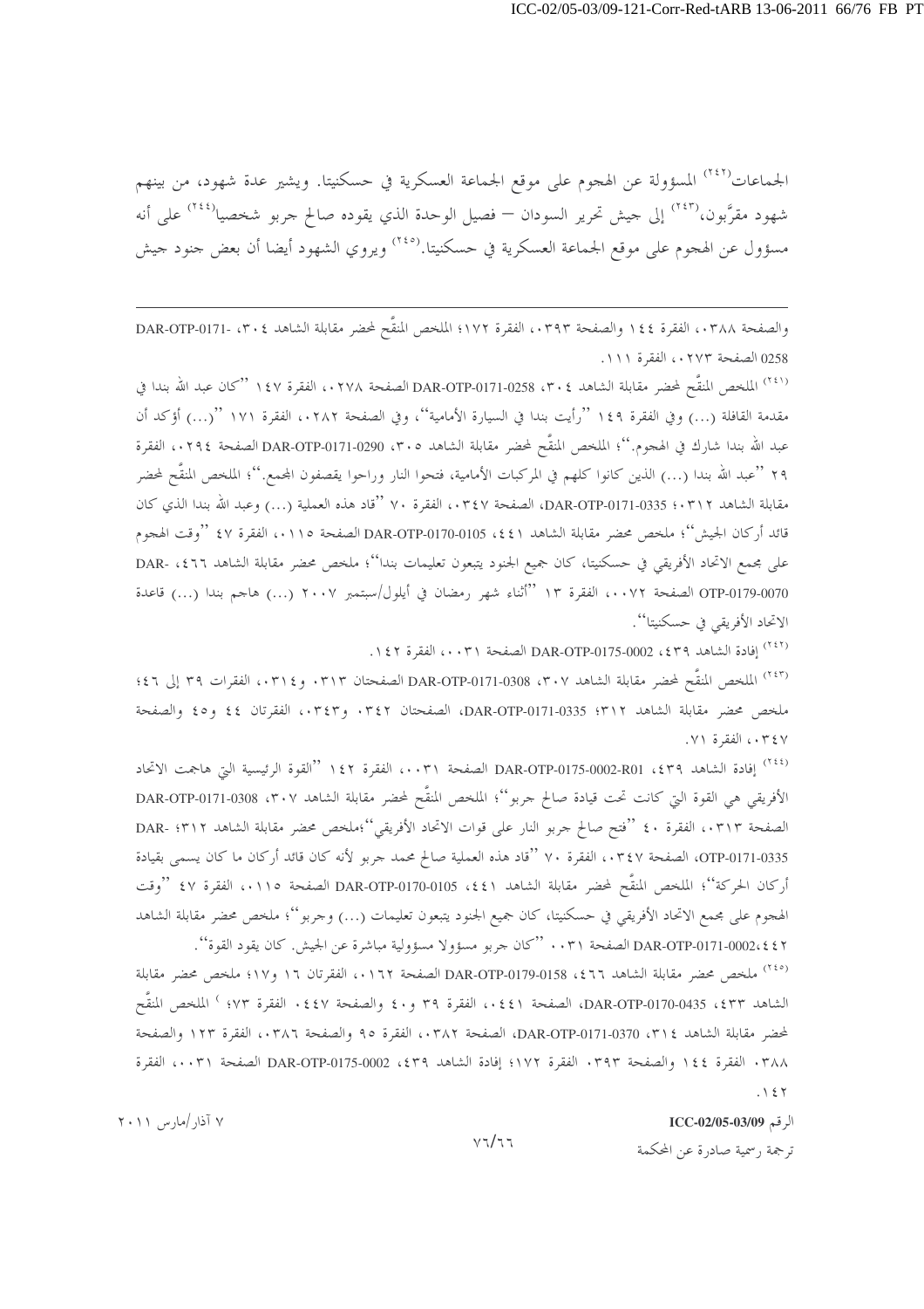الجماعات[242] المسؤولة عن الهجوم على موقع الجماعة العسكرية في حسكنيتا. ويشير عدة شهود، من بينهم شهود مقرَّبون،[243] إلى جيش تحرير السودان – فصيل الوحدة الذي يقوده صالح جربو شخصيا[244] على أنه مسؤول عن الهجوم على موقع الجماعة العسكرية في حسكنيتا.[245] ويروي الشهود أيضا أن بعض جنود جيش

---

والصفحة ٠٣٨٨، الفقرة ١٤٤ والصفحة ٠٣٩٣، الفقرة ١٧٢؛ الملخص المنقَّح لمحضر مقابلة الشاهد ٣٠٤، DAR-OTP-0171-0258 الصفحة ٠٢٧٣، الفقرة ١١١.

[241] الملخص المنقَّح لمحضر مقابلة الشاهد ٣٠٤، DAR-OTP-0171-0258 الصفحة ٠٢٧٨، الفقرة ١٤٧ "كان عبد الله بندا في مقدمة القافلة (...) وفي الفقرة ١٤٩ "رأيت بندا في السيارة الأمامية"، وفي الصفحة ٠٢٨٢، الفقرة ١٧١ "(...) أؤكد أن عبد الله بندا شارك في الهجوم."؛ الملخص المنقَّح لمحضر مقابلة الشاهد ٣٠٥، DAR-OTP-0171-0290 الصفحة ٠٢٩٤، الفقرة ٢٩ "عبد الله بندا (...) الذين كانوا كلهم في المركبات الأمامية، فتحوا النار وراحوا يقصفون المجمع."؛ الملخص المنقَّح لمحضر مقابلة الشاهد ٣١٢؛ DAR-OTP-0171-0335، الصفحة ٠٣٤٧، الفقرة ٧٠ "قاد هذه العملية (...) وعبد الله بندا الذي كان قائد أركان الجيش"؛ ملخص محضر مقابلة الشاهد ٤٤١، DAR-OTP-0170-0105 الصفحة ٠١١٥، الفقرة ٤٧ "وقت الهجوم على مجمع الاتحاد الأفريقي في حسكنيتا، كان جميع الجنود يتبعون تعليمات بندا"؛ ملخص محضر مقابلة الشاهد ٤٦٦، DAR-OTP-0179-0070 الصفحة ٠٠٧٢، الفقرة ١٣ "أثناء شهر رمضان في أيلول/سبتمبر ٢٠٠٧ (...) هاجم بندا (...) قاعدة الاتحاد الأفريقي في حسكنيتا".

[242] إفادة الشاهد ٤٣٩، DAR-OTP-0175-0002 الصفحة ٠٠٣١، الفقرة ١٤٢.

[243] الملخص المنقَّح لمحضر مقابلة الشاهد ٣٠٧، DAR-OTP-0171-0308 الصفحتان ٠٣١٣ و٠٣١٤، الفقرات ٣٩ إلى ٤٦؛ ملخص محضر مقابلة الشاهد ٣١٢؛ DAR-OTP-0171-0335، الصفحتان ٠٣٤٢ و٠٣٤٣، الفقرتان ٤٤ و٤٥ والصفحة ٠٣٤٧، الفقرة ٧١.

[244] إفادة الشاهد ٤٣٩، DAR-OTP-0175-0002-R01 الصفحة ٠٠٣١، الفقرة ١٤٢ "القوة الرئيسية التي هاجمت الاتحاد الأفريقي هي القوة التي كانت تحت قيادة صالح جربو"؛ الملخص المنقَّح لمحضر مقابلة الشاهد ٣٠٧، DAR-OTP-0171-0308 الصفحة ٠٣١٣، الفقرة ٤٠ "فتح صالح جربو النار على قوات الاتحاد الأفريقي"؛ملخص محضر مقابلة الشاهد ٣١٢؛ DAR-OTP-0171-0335، الصفحة ٠٣٤٧، الفقرة ٧٠ "قاد هذه العملية صالح محمد جربو لأنه كان قائد أركان ما كان يسمى بقيادة أركان الحركة"؛ الملخص المنقَّح لمحضر مقابلة الشاهد ٤٤١، DAR-OTP-0170-0105 الصفحة ٠١١٥، الفقرة ٤٧ "وقت الهجوم على مجمع الاتحاد الأفريقي في حسكنيتا، كان جميع الجنود يتبعون تعليمات (...) وجربو"؛ ملخص محضر مقابلة الشاهد ٤٤٢،DAR-OTP-0171-0002 الصفحة ٠٠٣١ "كان جربو مسؤولا مسؤولية مباشرة عن الجيش. كان يقود القوة".

[245] ملخص محضر مقابلة الشاهد ٤٦٦، DAR-OTP-0179-0158 الصفحة ٠١٦٢، الفقرتان ١٦ و١٧؛ ملخص محضر مقابلة الشاهد ٤٣٣، DAR-OTP-0170-0435، الصفحة ٠٤٤١، الفقرة ٣٩ و٤٠ والصفحة ٠٤٤٧، الفقرة ٧٣؛ الملخص المنقَّح لمحضر مقابلة الشاهد ٣١٤، DAR-OTP-0171-0370، الصفحة ٠٣٨٢، الفقرة ٩٥ والصفحة ٠٣٨٦، الفقرة ١٢٣ والصفحة ٠٣٨٨، الفقرة ١٤٤ والصفحة ٠٣٩٣، الفقرة ١٧٢؛ إفادة الشاهد ٤٣٩، DAR-OTP-0175-0002 الصفحة ٠٠٣١، الفقرة ١٤٢.

الرقم ICC-02/05-03/09 &nbsp;&nbsp;&nbsp;&nbsp; ٧ آذار/مارس ٢٠١١

ترجمة رسمية صادرة عن المحكمة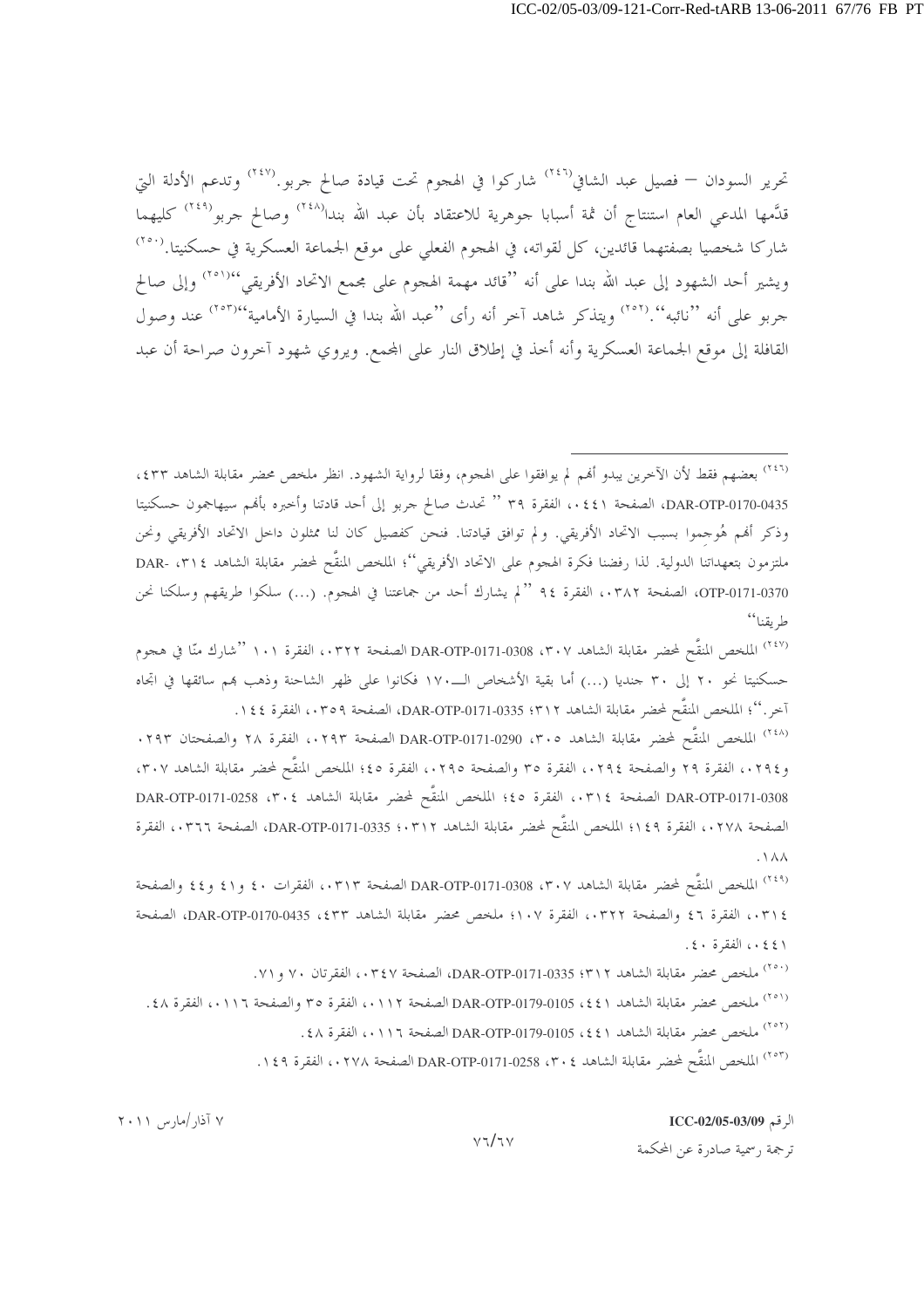تحرير السودان – فصيل عبد الشافي[246] شاركوا في الهجوم تحت قيادة صالح جربو.[247] وتدعم الأدلة التي قدَّمها المدعي العام استنتاج أن ثمة أسبابا جوهرية للاعتقاد بأن عبد الله بندا[248] وصالح جربو[249] كليهما شاركا شخصيا بصفتهما قائدين، كل لقواته، في الهجوم الفعلي على موقع الجماعة العسكرية في حسكنيتا.[250] ويشير أحد الشهود إلى عبد الله بندا على أنه "قائد مهمة الهجوم على مجمع الاتحاد الأفريقي"[251] وإلى صالح جربو على أنه "نائبه".[252] ويتذكر شاهد آخر أنه رأى "عبد الله بندا في السيارة الأمامية"[253] عند وصول القافلة إلى موقع الجماعة العسكرية وأنه أخذ في إطلاق النار على المجمع. ويروي شهود آخرون صراحة أن عبد

---

[246] بعضهم فقط لأن الآخرين يبدو أنهم لم يوافقوا على الهجوم، وفقا لرواية الشهود. انظر ملخص محضر مقابلة الشاهد ٤٣٣، DAR-OTP-0170-0435، الصفحة ٠٤٤١، الفقرة ٣٩ " تحدث صالح جربو إلى أحد قادتنا وأخبره بأنهم سيهاجمون حسكنيتا وذكر أنهم هُوجموا بسبب الاتحاد الأفريقي. ولم توافق قيادتنا. فنحن كفصيل كان لنا ممثلون داخل الاتحاد الأفريقي ونحن ملتزمون بتعهداتنا الدولية. لذا رفضنا فكرة الهجوم على الاتحاد الأفريقي"؛ الملخص المنقَّح لمحضر مقابلة الشاهد ٣١٤، DAR-OTP-0171-0370، الصفحة ٠٣٨٢، الفقرة ٩٤ "لم يشارك أحد من جماعتنا في الهجوم. (...) سلكوا طريقهم وسلكنا نحن طريقنا"

[247] الملخص المنقَّح لمحضر مقابلة الشاهد ٣٠٧، DAR-OTP-0171-0308 الصفحة ٠٣٢٢، الفقرة ١٠١ "شارك منّا في هجوم حسكنيتا نحو ٢٠ إلى ٣٠ جنديا (...) أما بقية الأشخاص الـــ١٧٠ فكانوا على ظهر الشاحنة وذهب بهم سائقها في اتجاه آخر."؛ الملخص المنقَّح لمحضر مقابلة الشاهد ٣١٢؛ DAR-OTP-0171-0335، الصفحة ٠٣٥٩، الفقرة ١٤٤.

[248] الملخص المنقَّح لمحضر مقابلة الشاهد ٣٠٥، DAR-OTP-0171-0290 الصفحة ٠٢٩٣، الفقرة ٢٨ والصفحتان ٠٢٩٣ و٠٢٩٤، الفقرة ٢٩ والصفحة ٠٢٩٤، الفقرة ٣٥ والصفحة ٠٢٩٥، الفقرة ٤٥؛ الملخص المنقَّح لمحضر مقابلة الشاهد ٣٠٧، DAR-OTP-0171-0308 الصفحة ٠٣١٤، الفقرة ٤٥؛ الملخص المنقَّح لمحضر مقابلة الشاهد ٣٠٤، DAR-OTP-0171-0258 الصفحة ٠٢٧٨، الفقرة ١٤٩؛ الملخص المنقَّح لمحضر مقابلة الشاهد ٣١٢؛ DAR-OTP-0171-0335، الصفحة ٠٣٦٦، الفقرة ١٨٨.

[249] الملخص المنقَّح لمحضر مقابلة الشاهد ٣٠٧، DAR-OTP-0171-0308 الصفحة ٠٣١٣، الفقرات ٤٠ و٤١ و٤٤ والصفحة ٠٣١٤، الفقرة ٤٦ والصفحة ٠٣٢٢، الفقرة ١٠٧؛ ملخص محضر مقابلة الشاهد ٤٣٣، DAR-OTP-0170-0435، الصفحة ٠٤٤١، الفقرة ٤٠.

[250] ملخص محضر مقابلة الشاهد ٣١٢؛ DAR-OTP-0171-0335، الصفحة ٠٣٤٧، الفقرتان ٧٠ و٧١.

[251] ملخص محضر مقابلة الشاهد ٤٤١، DAR-OTP-0179-0105 الصفحة ٠١١٢، الفقرة ٣٥ والصفحة ٠١١٦، الفقرة ٤٨.

[252] ملخص محضر مقابلة الشاهد ٤٤١، DAR-OTP-0179-0105 الصفحة ٠١١٦، الفقرة ٤٨.

[253] الملخص المنقَّح لمحضر مقابلة الشاهد ٣٠٤، DAR-OTP-0171-0258 الصفحة ٠٢٧٨، الفقرة ١٤٩.

٧ آذار/مارس ٢٠١١

الرقم ICC-02/05-03/09

ترجمة رسمية صادرة عن المحكمة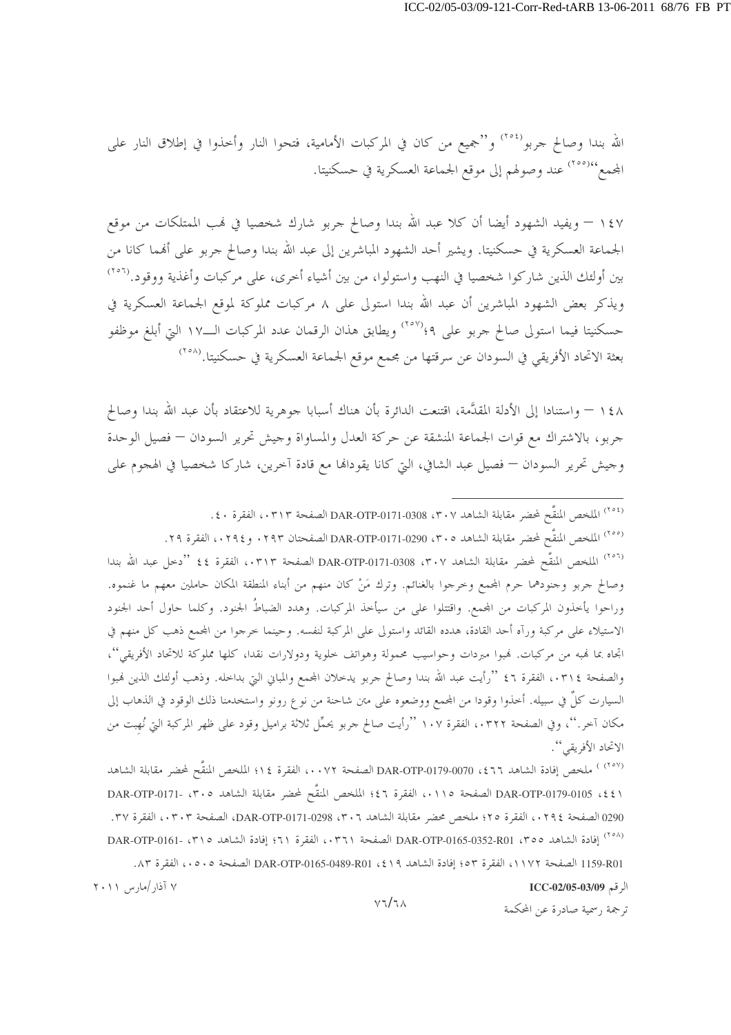الله بندا وصالح جربو[٢٥٤] و"جميع من كان في المركبات الأمامية، فتحوا النار وأخذوا في إطلاق النار على المجمع"[٢٥٥] عند وصولهم إلى موقع الجماعة العسكرية في حسكنيتا.

١٤٧ – ويفيد الشهود أيضا أن كلا عبد الله بندا وصالح جربو شارك شخصيا في نهب الممتلكات من موقع الجماعة العسكرية في حسكنيتا. ويشير أحد الشهود المباشرين إلى عبد الله بندا وصالح جربو على أنهما كانا من بين أولئك الذين شاركوا شخصيا في النهب واستولوا، من بين أشياء أخرى، على مركبات وأغذية ووقود.[٢٥٦] ويذكر بعض الشهود المباشرين أن عبد الله بندا استولى على ٨ مركبات مملوكة لموقع الجماعة العسكرية في حسكنيتا فيما استولى صالح جربو على ٩؛[٢٥٧] ويطابق هذان الرقمان عدد المركبات الـ١٧ التي أبلغ موظفو بعثة الاتحاد الأفريقي في السودان عن سرقتها من مجمع موقع الجماعة العسكرية في حسكنيتا.[٢٥٨]

١٤٨ – واستنادا إلى الأدلة المقدَّمة، اقتنعت الدائرة بأن هناك أسبابا جوهرية للاعتقاد بأن عبد الله بندا وصالح جربو، بالاشتراك مع قوات الجماعة المنشقة عن حركة العدل والمساواة وجيش تحرير السودان – فصيل الوحدة وجيش تحرير السودان – فصيل عبد الشافي، التي كانا يقودانها مع قادة آخرين، شاركا شخصيا في الهجوم على

---

[٢٥٤] الملخص المنقَّح لمحضر مقابلة الشاهد ٣٠٧، DAR-OTP-0171-0308 الصفحة ٠٣١٣، الفقرة ٤٠.

[٢٥٥] الملخص المنقَّح لمحضر مقابلة الشاهد ٣٠٥، DAR-OTP-0171-0290 الصفحتان ٠٢٩٣ و٠٢٩٤، الفقرة ٢٩.

[٢٥٦] الملخص المنقَّح لمحضر مقابلة الشاهد ٣٠٧، DAR-OTP-0171-0308 الصفحة ٠٣١٣، الفقرة ٤٤ "دخل عبد الله بندا وصالح جربو وجنودهما حرم المجمع وخرجوا بالغنائم. وترك مَنْ كان منهم من أبناء المنطقة المكان حاملين معهم ما غنموه. وراحوا يأخذون المركبات من المجمع. واقتتلوا على من سيأخذ المركبات. وهدد الضباطُ الجنود. وكلما حاول أحد الجنود الاستيلاء على مركبة ورآه أحد القادة، هدده القائد واستولى على المركبة لنفسه. وحينما خرجوا من المجمع ذهب كل منهم في اتجاه بما نهبه من مركبات. نهبوا مبردات وحواسيب محمولة وهواتف خلوية ودولارات نقدا، كلها مملوكة للاتحاد الأفريقي"، والصفحة ٠٣١٤، الفقرة ٤٦ "رأيت عبد الله بندا وصالح جربو يدخلان المجمع والمباني التي بداخله. وذهب أولئك الذين نهبوا السيارت كلٌ في سبيله. أخذوا وقودا من المجمع ووضعوه على متن شاحنة من نوع رونو واستخدمنا ذلك الوقود في الذهاب إلى مكان آخر."، وفي الصفحة ٠٣٢٢، الفقرة ١٠٧ "رأيت صالح جربو يحمِّل ثلاثة براميل وقود على ظهر المركبة التي نُهِبت من الاتحاد الأفريقي".

[٢٥٧] ملخص إفادة الشاهد ٤٦٦، DAR-OTP-0179-0070 الصفحة ٠٠٧٢، الفقرة ١٤؛ الملخص المنقَّح لمحضر مقابلة الشاهد ٤٤١، DAR-OTP-0179-0105 الصفحة ٠١١٥، الفقرة ٤٦؛ الملخص المنقَّح لمحضر مقابلة الشاهد ٣٠٥، DAR-OTP-0171-0290 الصفحة ٠٢٩٤، الفقرة ٢٥؛ ملخص محضر مقابلة الشاهد ٣٠٦، DAR-OTP-0171-0298، الصفحة ٠٣٠٣، الفقرة ٣٧.

[٢٥٨] إفادة الشاهد ٣٥٥، DAR-OTP-0165-0352-R01 الصفحة ٠٣٦١، الفقرة ٦١؛ إفادة الشاهد ٣١٥، DAR-OTP-0161-1159-R01 الصفحة ١١٧٢، الفقرة ٥٣؛ إفادة الشاهد ٤١٩، DAR-OTP-0165-0489-R01 الصفحة ٠٥٠٥، الفقرة ٨٣.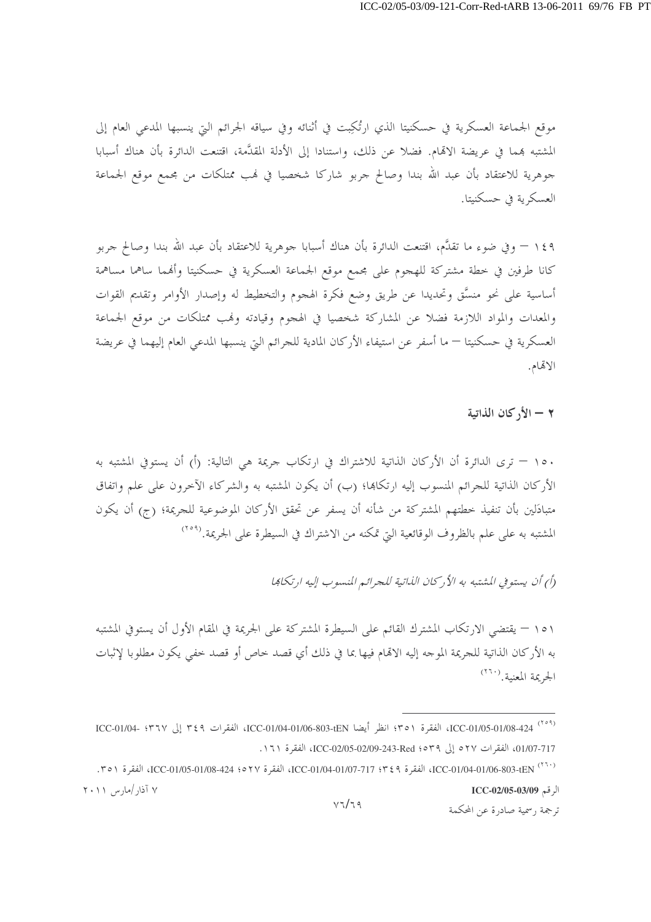موقع الجماعة العسكرية في حسكنيتا الذي ارتُكِبت في أثنائه وفي سياقه الجرائم التي ينسبها المدعي العام إلى المشتبه بهما في عريضة الاتهام. فضلا عن ذلك، واستنادا إلى الأدلة المقدَّمة، اقتنعت الدائرة بأن هناك أسبابا جوهرية للاعتقاد بأن عبد الله بندا وصالح جربو شاركا شخصيا في نهب ممتلكات من مجمع موقع الجماعة العسكرية في حسكنيتا.

١٤٩ — وفي ضوء ما تقدَّم، اقتنعت الدائرة بأن هناك أسبابا جوهرية للاعتقاد بأن عبد الله بندا وصالح جربو كانا طرفين في خطة مشتركة للهجوم على مجمع موقع الجماعة العسكرية في حسكنيتا وأنهما ساهما مساهمة أساسية على نحو منسَّق وتحديدا عن طريق وضع فكرة الهجوم والتخطيط له وإصدار الأوامر وتقديم القوات والمعدات والمواد اللازمة فضلا عن المشاركة شخصيا في الهجوم وقيادته ونهب ممتلكات من موقع الجماعة العسكرية في حسكنيتا — ما أسفر عن استيفاء الأركان المادية للجرائم التي ينسبها المدعي العام إليهما في عريضة الاتهام.

### ٢ — الأركان الذاتية

١٥٠ — ترى الدائرة أن الأركان الذاتية للاشتراك في ارتكاب جريمة هي التالية: (أ) أن يستوفي المشتبه به الأركان الذاتية للجرائم المنسوب إليه ارتكابها؛ (ب) أن يكون المشتبه به والشركاء الآخرون على علم واتفاق متبادَلين بأن تنفيذ خطتهم المشتركة من شأنه أن يسفر عن تحقق الأركان الموضوعية للجريمة؛ (ج) أن يكون المشتبه به على علم بالظروف الوقائعية التي تمكنه من الاشتراك في السيطرة على الجريمة.[٢٥٩]

*(أ) أن يستوفي المشتبه به الأركان الذاتية للجرائم المنسوب إليه ارتكابها*

١٥١ — يقتضي الارتكاب المشترك القائم على السيطرة المشتركة على الجريمة في المقام الأول أن يستوفي المشتبه به الأركان الذاتية للجريمة الموجه إليه الاتهام فيها بما في ذلك أي قصد خاص أو قصد خفي يكون مطلوبا لإثبات الجريمة المعنية.[٢٦٠]

---

[٢٥٩] ICC-01/05-01/08-424، الفقرة ٣٥١؛ انظر أيضا ICC-01/04-01/06-803-tEN، الفقرات ٣٤٩ إلى ٣٦٧؛ ICC-01/04-01/07-717، الفقرات ٥٢٧ إلى ٥٣٩؛ ICC-02/05-02/09-243-Red، الفقرة ١٦١.

[٢٦٠] ICC-01/04-01/06-803-tEN، الفقرة ٣٤٩؛ ICC-01/04-01/07-717، الفقرة ٥٢٧؛ ICC-01/05-01/08-424، الفقرة ٣٥١.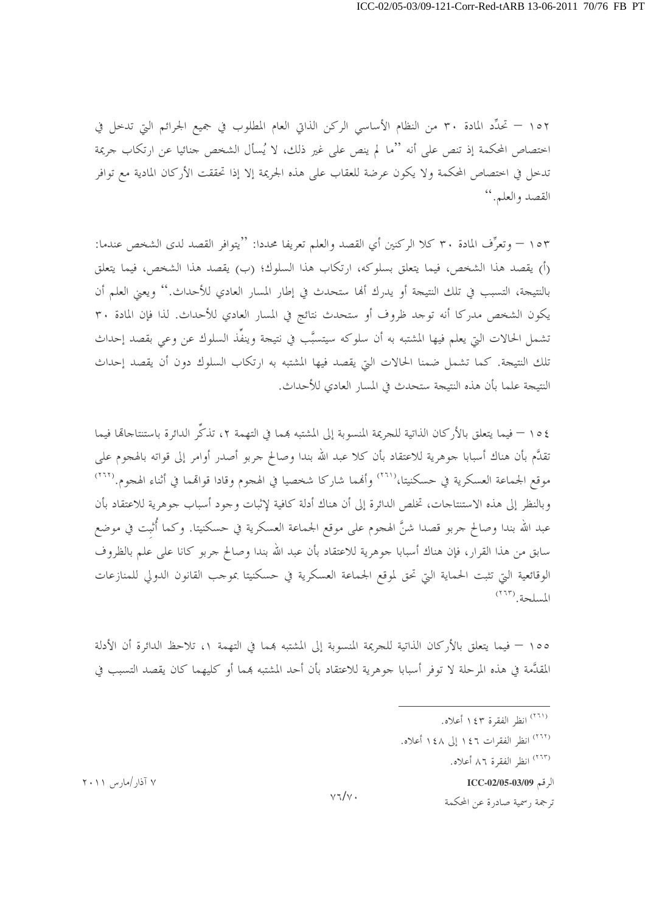١٥٢ – تحدِّد المادة ٣٠ من النظام الأساسي الركن الذاتي العام المطلوب في جميع الجرائم التي تدخل في اختصاص المحكمة إذ تنص على أنه ''ما لم ينص على غير ذلك، لا يُسأل الشخص جنائيا عن ارتكاب جريمة تدخل في اختصاص المحكمة ولا يكون عرضة للعقاب على هذه الجريمة إلا إذا تحققت الأركان المادية مع توافر القصد والعلم.''

١٥٣ – وتعرِّف المادة ٣٠ كلا الركنين أي القصد والعلم تعريفا محددا: ''يتوافر القصد لدى الشخص عندما: (أ) يقصد هذا الشخص، فيما يتعلق بسلوكه، ارتكاب هذا السلوك؛ (ب) يقصد هذا الشخص، فيما يتعلق بالنتيجة، التسبب في تلك النتيجة أو يدرك أنها ستحدث في إطار المسار العادي للأحداث.'' ويعني العلم أن يكون الشخص مدركا أنه توجد ظروف أو ستحدث نتائج في المسار العادي للأحداث. لذا فإن المادة ٣٠ تشمل الحالات التي يعلم فيها المشتبه به أن سلوكه سيتسبَّب في نتيجة وينفِّذ السلوك عن وعي بقصد إحداث تلك النتيجة. كما تشمل ضمنا الحالات التي يقصد فيها المشتبه به ارتكاب السلوك دون أن يقصد إحداث النتيجة علما بأن هذه النتيجة ستحدث في المسار العادي للأحداث.

١٥٤ – فيما يتعلق بالأركان الذاتية للجريمة المنسوبة إلى المشتبه بهما في التهمة ٢، تذكِّر الدائرة باستنتاجاتها فيما تقدَّم بأن هناك أسبابا جوهرية للاعتقاد بأن كلا عبد الله بندا وصالح جربو أصدر أوامر إلى قواته بالهجوم على موقع الجماعة العسكرية في حسكنيتا،[٢٦١] وأنهما شاركا شخصيا في الهجوم وقادا قواتهما في أثناء الهجوم.[٢٦٢] وبالنظر إلى هذه الاستنتاجات، تخلص الدائرة إلى أن هناك أدلة كافية لإثبات وجود أسباب جوهرية للاعتقاد بأن عبد الله بندا وصالح جربو قصدا شنَّ الهجوم على موقع الجماعة العسكرية في حسكنيتا. وكما أُثبِت في موضع سابق من هذا القرار، فإن هناك أسبابا جوهرية للاعتقاد بأن عبد الله بندا وصالح جربو كانا على علم بالظروف الوقائعية التي تثبت الحماية التي تحق لموقع الجماعة العسكرية في حسكنيتا بموجب القانون الدولي للمنازعات المسلحة.[٢٦٣]

١٥٥ – فيما يتعلق بالأركان الذاتية للجريمة المنسوبة إلى المشتبه بهما في التهمة ١، تلاحظ الدائرة أن الأدلة المقدَّمة في هذه المرحلة لا توفر أسبابا جوهرية للاعتقاد بأن أحد المشتبه بهما أو كليهما كان يقصد التسبب في

---

[٢٦١] انظر الفقرة ١٤٣ أعلاه.

[٢٦٢] انظر الفقرات ١٤٦ إلى ١٤٨ أعلاه.

[٢٦٣] انظر الفقرة ٨٦ أعلاه.

الرقم ICC-02/05-03/09 &nbsp;&nbsp;&nbsp;&nbsp;&nbsp; ٧ آذار/مارس ٢٠١١

ترجمة رسمية صادرة عن المحكمة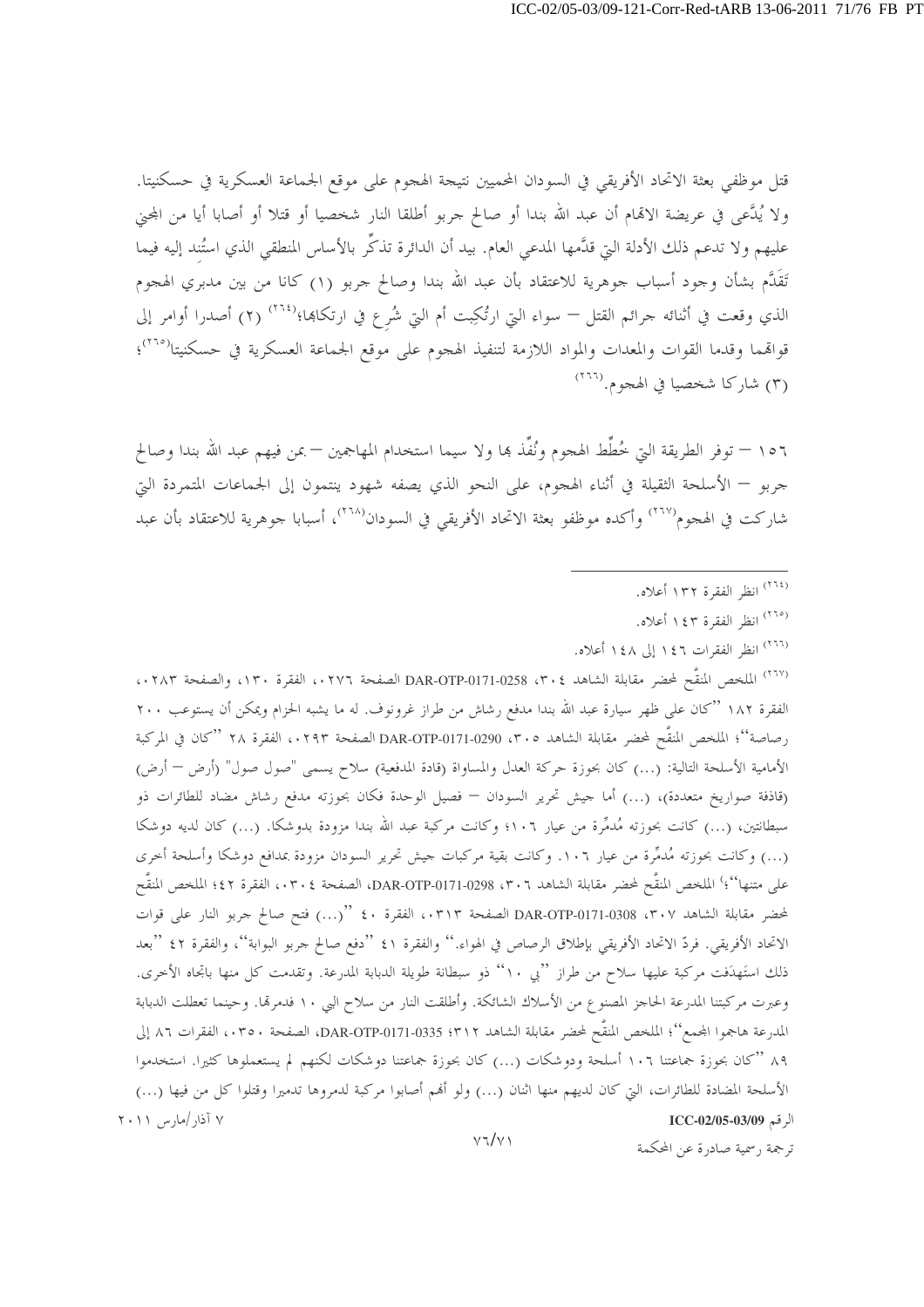قتل موظفي بعثة الاتحاد الأفريقي في السودان المحميين نتيجة الهجوم على موقع الجماعة العسكرية في حسكنيتا. ولا يُدَّعى في عريضة الاتهام أن عبد الله بندا أو صالح جربو أطلقا النار شخصيا أو قتلا أو أصابا أيا من المجني عليهم ولا تدعم ذلك الأدلة التي قدَّمها المدعي العام. بيد أن الدائرة تذكِّر بالأساس المنطقي الذي استُنِد إليه فيما تَقَدَّم بشأن وجود أسباب جوهرية للاعتقاد بأن عبد الله بندا وصالح جربو (١) كانا من بين مدبري الهجوم الذي وقعت في أثنائه جرائم القتل – سواء التي ارتُكِبت أم التي شُرِع في ارتكابها؛[٢٦٤] (٢) أصدرا أوامر إلى قواتهما وقدما القوات والمعدات والمواد اللازمة لتنفيذ الهجوم على موقع الجماعة العسكرية في حسكنيتا[٢٦٥]؛ (٣) شاركا شخصيا في الهجوم.[٢٦٦]

١٥٦ – توفر الطريقة التي خُطِّط الهجوم ونُفِّذ بها ولا سيما استخدام المهاجمين – بمن فيهم عبد الله بندا وصالح جربو – الأسلحة الثقيلة في أثناء الهجوم، على النحو الذي يصفه شهود ينتمون إلى الجماعات المتمردة التي شاركت في الهجوم[٢٦٧] وأكده موظفو بعثة الاتحاد الأفريقي في السودان[٢٦٨]، أسبابا جوهرية للاعتقاد بأن عبد

---

[٢٦٤] انظر الفقرة ١٣٢ أعلاه.

[٢٦٥] انظر الفقرة ١٤٣ أعلاه.

[٢٦٦] انظر الفقرات ١٤٦ إلى ١٤٨ أعلاه.

[٢٦٧] الملخص المنقَّح لمحضر مقابلة الشاهد ٣٠٤، DAR-OTP-0171-0258 الصفحة ٠٢٧٦، الفقرة ١٣٠، والصفحة ٠٢٨٣، الفقرة ١٨٢ "كان على ظهر سيارة عبد الله بندا مدفع رشاش من طراز غرونوف. له ما يشبه الحزام ويمكن أن يستوعب ٢٠٠ رصاصة"؛ الملخص المنقَّح لمحضر مقابلة الشاهد ٣٠٥، DAR-OTP-0171-0290 الصفحة ٠٢٩٣، الفقرة ٢٨ "كان في المركبة الأمامية الأسلحة التالية: (...) كان بحوزة حركة العدل والمساواة (قادة المدفعية) سلاح يسمى "صول صول" (أرض – أرض) (قاذفة صواريخ متعددة)، (...) أما جيش تحرير السودان – فصيل الوحدة فكان بحوزته مدفع رشاش مضاد للطائرات ذو سبطانتين، (...) كانت بحوزته مُدمِّرة من عيار ١٠٦؛ وكانت مركبة عبد الله بندا مزودة بدوشكا. (...) كان لديه دوشكا (...) وكانت بحوزته مُدمِّرة من عيار ١٠٦. وكانت بقية مركبات جيش تحرير السودان مزودة بمدافع دوشكا وأسلحة أخرى على متنها"؛ الملخص المنقَّح لمحضر مقابلة الشاهد ٣٠٦، DAR-OTP-0171-0298، الصفحة ٠٣٠٤، الفقرة ٤٢؛ الملخص المنقَّح لمحضر مقابلة الشاهد ٣٠٧، DAR-OTP-0171-0308 الصفحة ٠٣١٣، الفقرة ٤٠ "(...) فتح صالح جربو النار على قوات الاتحاد الأفريقي. فردّ الاتحاد الأفريقي بإطلاق الرصاص في الهواء." والفقرة ٤١ "دفع صالح جربو البوابة"، والفقرة ٤٢ "بعد ذلك استَهدَفت مركبة عليها سلاح من طراز "بي ١٠" ذو سبطانة طويلة الدبابة المدرعة. وتقدمت كل منها باتجاه الأخرى. وعبرت مركبتنا المدرعة الحاجز المصنوع من الأسلاك الشائكة. وأطلقت النار من سلاح البي ١٠ فدمرتها. وحينما تعطلت الدبابة المدرعة هاجموا المجمع"؛ الملخص المنقَّح لمحضر مقابلة الشاهد ٣١٢؛ DAR-OTP-0171-0335، الصفحة ٠٣٥٠، الفقرات ٨٦ إلى ٨٩ "كان بحوزة جماعتنا ١٠٦ أسلحة ودوشكات (...) كان بحوزة جماعتنا دوشكات لكنهم لم يستعملوها كثيرا. استخدموا الأسلحة المضادة للطائرات، التي كان لديهم منها اثنان (...) ولو أنهم أصابوا مركبة لدمروها تدميرا وقتلوا كل من فيها (...)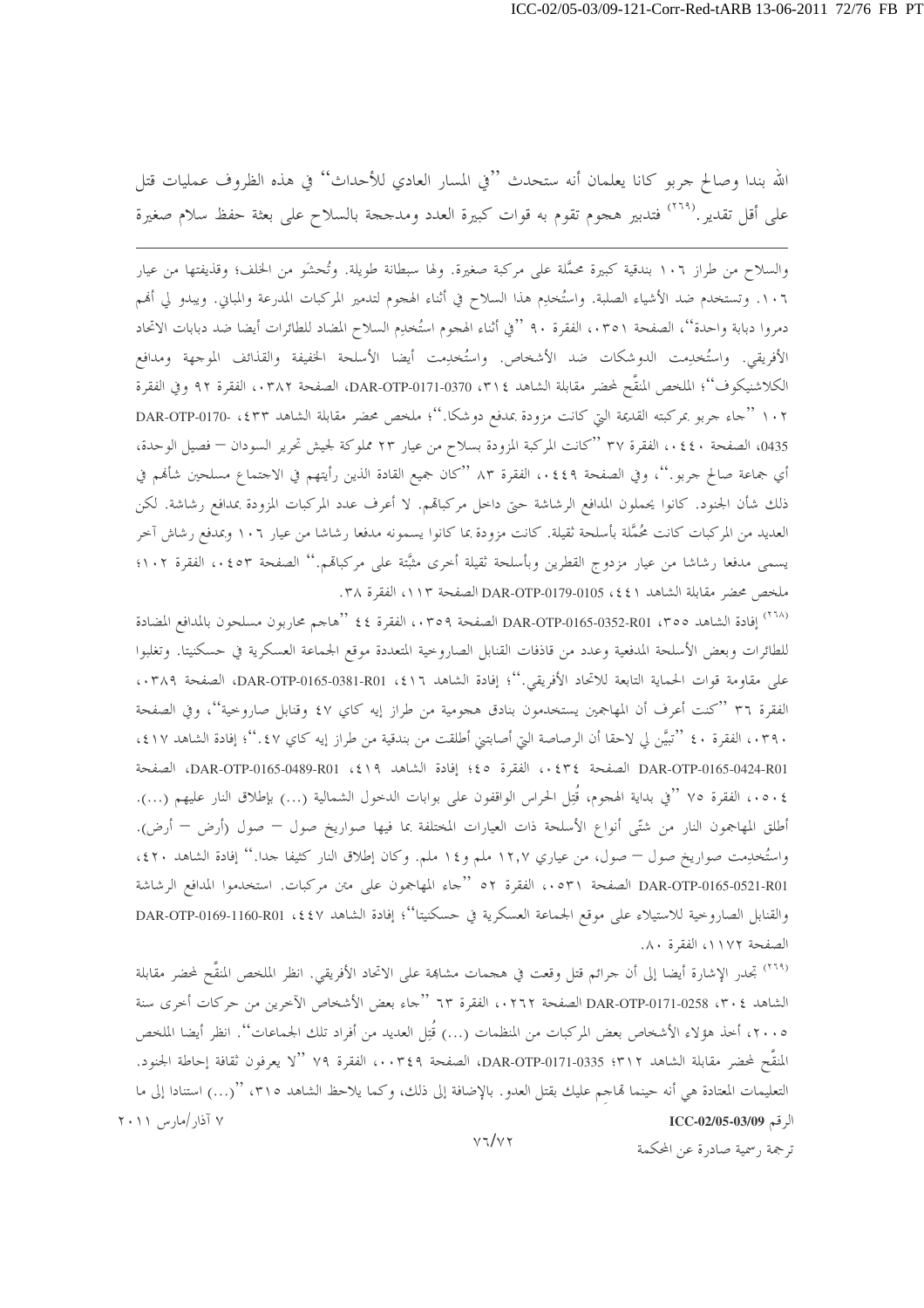الله بندا وصالح جربو كانا يعلمان أنه ستحدث ''في المسار العادي للأحداث'' في هذه الظروف عمليات قتل على أقل تقدير.[٢٦٩] فتدبير هجوم تقوم به قوات كبيرة العدد ومدججة بالسلاح على بعثة حفظ سلام صغيرة

---

والسلاح من طراز ١٠٦ بندقية كبيرة محمَّلة على مركبة صغيرة. ولها سبطانة طويلة. وتُحشَى من الخلف؛ وقذيفتها من عيار ١٠٦. وتستخدم ضد الأشياء الصلبة. واستُخدِم هذا السلاح في أثناء الهجوم لتدمير المركبات المدرعة والمباني. ويبدو لي أنهم دمروا دبابة واحدة''، الصفحة ٠٣٥١، الفقرة ٩٠ ''في أثناء الهجوم استُخدِم السلاح المضاد للطائرات أيضا ضد دبابات الاتحاد الأفريقي. واستُخدِمت الدوشكات ضد الأشخاص. واستُخدِمت أيضا الأسلحة الخفيفة والقذائف الموجهة ومدافع الكلاشنيكوف''؛ الملخص المنقَّح لمحضر مقابلة الشاهد ٣١٤، DAR-OTP-0171-0370، الصفحة ٠٣٨٢، الفقرة ٩٢ وفي الفقرة ١٠٢ ''جاء جربو بمركبته القديمة التي كانت مزودة بمدفع دوشكا.''؛ ملخص محضر مقابلة الشاهد ٤٣٣، DAR-OTP-0170-0435، الصفحة ٠٤٤٠، الفقرة ٣٧ ''كانت المركبة المزودة بسلاح من عيار ٢٣ مملوكة لجيش تحرير السودان – فصيل الوحدة، أي جماعة صالح جربو.''، وفي الصفحة ٠٤٤٩، الفقرة ٨٣ ''كان جميع القادة الذين رأيتهم في الاجتماع مسلحين شأنهم في ذلك شأن الجنود. كانوا يحملون المدافع الرشاشة حتى داخل مركباتهم. لا أعرف عدد المركبات المزودة بمدافع رشاشة. لكن العديد من المركبات كانت محمَّلة بأسلحة ثقيلة. كانت مزودة بما كانوا يسمونه مدفعا رشاشا من عيار ١٠٦ وبمدفع رشاش آخر يسمى مدفعا رشاشا من عيار مزدوج القطرين وبأسلحة ثقيلة أخرى مثبَّتة على مركباتهم.'' الصفحة ٠٤٥٣، الفقرة ١٠٢؛ ملخص محضر مقابلة الشاهد ٤٤١، DAR-OTP-0179-0105 الصفحة ٠١١٣، الفقرة ٣٨.

[٢٦٨] إفادة الشاهد ٣٥٥، DAR-OTP-0165-0352-R01 الصفحة ٠٣٥٩، الفقرة ٤٤ ''هاجم محاربون مسلحون بالمدافع المضادة للطائرات وبعض الأسلحة المدفعية وعدد من قاذفات القنابل الصاروخية المتعددة موقع الجماعة العسكرية في حسكنيتا. وتغلبوا على مقاومة قوات الحماية التابعة للاتحاد الأفريقي.''؛ إفادة الشاهد ٤١٦، DAR-OTP-0165-0381-R01، الصفحة ٠٣٨٩، الفقرة ٣٦ ''كنت أعرف أن المهاجمين يستخدمون بنادق هجومية من طراز إيه كاي ٤٧ وقنابل صاروخية''، وفي الصفحة ٠٣٩٠، الفقرة ٤٠ ''تبيَّن لي لاحقا أن الرصاصة التي أصابتني أطلقت من بندقية من طراز إيه كاي ٤٧.''؛ إفادة الشاهد ٤١٧، DAR-OTP-0165-0424-R01 الصفحة ٠٤٣٤، الفقرة ٤٥؛ إفادة الشاهد ٤١٩، DAR-OTP-0165-0489-R01، الصفحة ٠٥٠٤، الفقرة ٧٥ ''في بداية الهجوم، قُتِل الحراس الواقفون على بوابات الدخول الشمالية (...) بإطلاق النار عليهم (...). أطلق المهاجمون النار من شتّى أنواع الأسلحة ذات العيارات المختلفة بما فيها صواريخ صول – صول (أرض – أرض). واستُخدِمت صواريخ صول – صول، من عياري ١٢,٧ ملم و١٤ ملم. وكان إطلاق النار كثيفا جدا.'' إفادة الشاهد ٤٢٠، DAR-OTP-0165-0521-R01 الصفحة ٠٥٣١، الفقرة ٥٢ ''جاء المهاجمون على متن مركبات. استخدموا المدافع الرشاشة والقنابل الصاروخية للاستيلاء على موقع الجماعة العسكرية في حسكنيتا''؛ إفادة الشاهد ٤٤٧، DAR-OTP-0169-1160-R01 الصفحة ١١٧٢، الفقرة ٨٠.

[٢٦٩] تجدر الإشارة أيضا إلى أن جرائم قتل وقعت في هجمات مشابهة على الاتحاد الأفريقي. انظر الملخص المنقَّح لمحضر مقابلة الشاهد ٣٠٤، DAR-OTP-0171-0258 الصفحة ٠٢٦٢، الفقرة ٦٣ ''جاء بعض الأشخاص الآخرين من حركات أخرى سنة ٢٠٠٥، أخذ هؤلاء الأشخاص بعض المركبات من المنظمات (...) قُتِل العديد من أفراد تلك الجماعات''. انظر أيضا الملخص المنقَّح لمحضر مقابلة الشاهد ٣١٢؛ DAR-OTP-0171-0335، الصفحة ٠٠٣٤٩، الفقرة ٧٩ ''لا يعرفون ثقافة إحاطة الجنود. التعليمات المعتادة هي أنه حينما تهاجم عليك بقتل العدو. بالإضافة إلى ذلك، وكما يلاحظ الشاهد ٣١٥، ''(...) استنادا إلى ما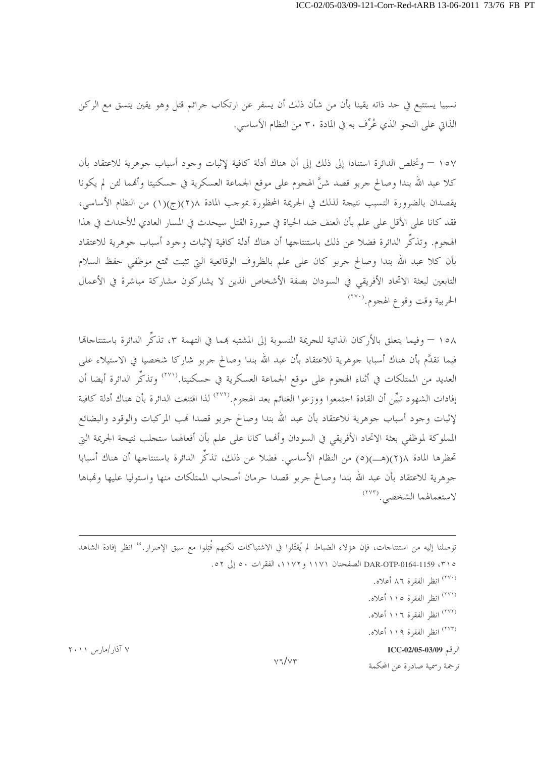نسبيا يستتبع في حد ذاته يقينا بأن من شأن ذلك أن يسفر عن ارتكاب جرائم قتل وهو يقين يتسق مع الركن الذاتي على النحو الذي عُرِّف به في المادة ٣٠ من النظام الأساسي.

١٥٧ — وتخلص الدائرة استنادا إلى ذلك إلى أن هناك أدلة كافية لإثبات وجود أسباب جوهرية للاعتقاد بأن كلا عبد الله بندا وصالح جربو قصد شنَّ الهجوم على موقع الجماعة العسكرية في حسكنيتا وأنهما لئن لم يكونا يقصدان بالضرورة التسبب نتيجة لذلك في الجريمة المحظورة بموجب المادة ٨(٢)(ج)(١) من النظام الأساسي، فقد كانا على الأقل على علم بأن العنف ضد الحياة في صورة القتل سيحدث في المسار العادي للأحداث في هذا الهجوم. وتذكِّر الدائرة فضلا عن ذلك باستنتاجها أن هناك أدلة كافية لإثبات وجود أسباب جوهرية للاعتقاد بأن كلا عبد الله بندا وصالح جربو كان على علم بالظروف الوقائعية التي تثبت تمتع موظفي حفظ السلام التابعين لبعثة الاتحاد الأفريقي في السودان بصفة الأشخاص الذين لا يشاركون مشاركة مباشرة في الأعمال الحربية وقت وقوع الهجوم.[٢٧٠]

١٥٨ — وفيما يتعلق بالأركان الذاتية للجريمة المنسوبة إلى المشتبه بهما في التهمة ٣، تذكِّر الدائرة باستنتاجاتها فيما تقدَّم بأن هناك أسبابا جوهرية للاعتقاد بأن عبد الله بندا وصالح جربو شاركا شخصيا في الاستيلاء على العديد من الممتلكات في أثناء الهجوم على موقع الجماعة العسكرية في حسكنيتا.[٢٧١] وتذكِّر الدائرة أيضا أن إفادات الشهود تبيِّن أن القادة اجتمعوا ووزعوا الغنائم بعد الهجوم.[٢٧٢] لذا اقتنعت الدائرة بأن هناك أدلة كافية لإثبات وجود أسباب جوهرية للاعتقاد بأن عبد الله بندا وصالح جربو قصدا نهب المركبات والوقود والبضائع المملوكة لموظفي بعثة الاتحاد الأفريقي في السودان وأنهما كانا على علم بأن أفعالهما ستجلب نتيجة الجريمة التي تحظرها المادة ٨(٢)(هـ)(٥) من النظام الأساسي. فضلا عن ذلك، تذكِّر الدائرة باستنتاجها أن هناك أسبابا جوهرية للاعتقاد بأن عبد الله بندا وصالح جربو قصدا حرمان أصحاب الممتلكات منها واستوليا عليها ونهباها لاستعمالهما الشخصي.[٢٧٣]

---

توصلنا إليه من استنتاجات، فإن هؤلاء الضباط لم يُقتَلوا في الاشتباكات لكنهم قُتِلوا مع سبق الإصرار.'' انظر إفادة الشاهد ٣١٥، DAR-OTP-0164-1159 الصفحتان ١١٧١ و١١٧٢، الفقرات ٥٠ إلى ٥٢.

[٢٧٠] انظر الفقرة ٨٦ أعلاه.

[٢٧١] انظر الفقرة ١١٥ أعلاه.

[٢٧٢] انظر الفقرة ١١٦ أعلاه.

[٢٧٣] انظر الفقرة ١١٩ أعلاه.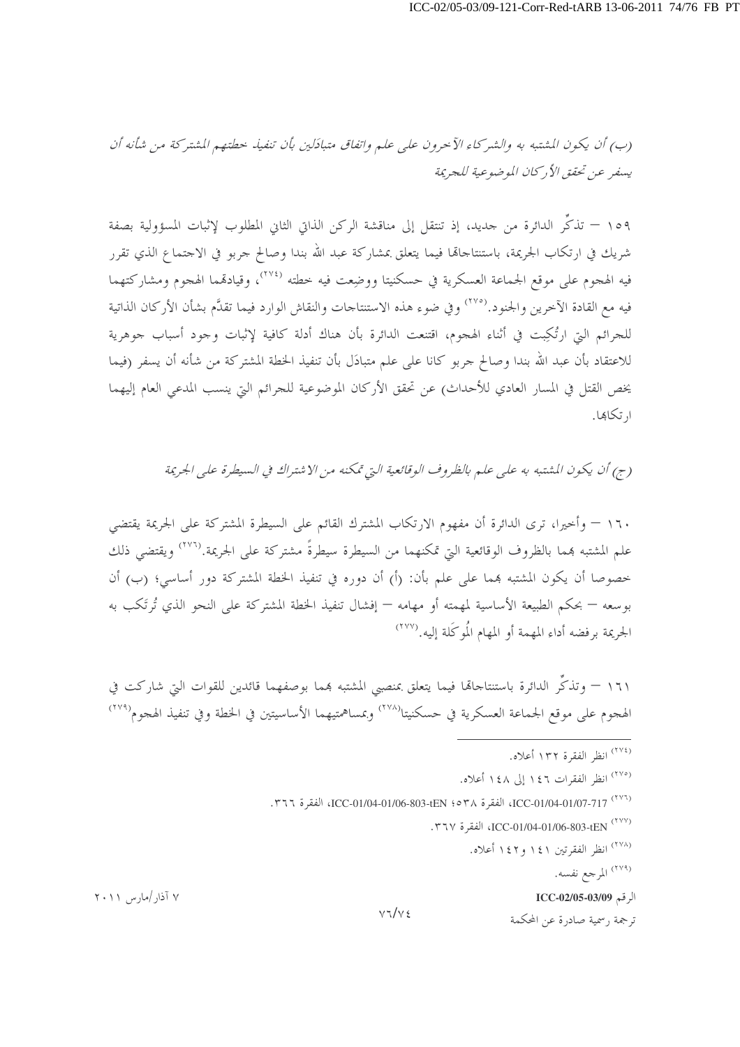*(ب) أن يكون المشتبه به والشركاء الآخرون على علم واتفاق متبادَلين بأن تنفيذ خطتهم المشتركة من شأنه أن يسفر عن تحقق الأركان الموضوعية للجريمة*

١٥٩ – تذكّر الدائرة من جديد، إذ تنتقل إلى مناقشة الركن الذاتي الثاني المطلوب لإثبات المسؤولية بصفة شريك في ارتكاب الجريمة، باستنتاجاتها فيما يتعلق بمشاركة عبد الله بندا وصالح جربو في الاجتماع الذي تقرر فيه الهجوم على موقع الجماعة العسكرية في حسكنيتا ووضِعت فيه خطته [٢٧٤]، وقيادتهما الهجوم ومشاركتهما فيه مع القادة الآخرين والجنود.[٢٧٥] وفي ضوء هذه الاستنتاجات والنقاش الوارد فيما تقدَّم بشأن الأركان الذاتية للجرائم التي ارتُكِبت في أثناء الهجوم، اقتنعت الدائرة بأن هناك أدلة كافية لإثبات وجود أسباب جوهرية للاعتقاد بأن عبد الله بندا وصالح جربو كانا على علم متبادَل بأن تنفيذ الخطة المشتركة من شأنه أن يسفر (فيما يخص القتل في المسار العادي للأحداث) عن تحقق الأركان الموضوعية للجرائم التي ينسب المدعي العام إليهما ارتكابها.

*(ج) أن يكون المشتبه به على علم بالظروف الوقائعية التي تمكنه من الاشتراك في السيطرة على الجريمة*

١٦٠ – وأخيرا، ترى الدائرة أن مفهوم الارتكاب المشترك القائم على السيطرة المشتركة على الجريمة يقتضي علم المشتبه بهما بالظروف الوقائعية التي تمكنهما من السيطرة سيطرةً مشتركة على الجريمة.[٢٧٦] ويقتضي ذلك خصوصا أن يكون المشتبه بهما على علم بأن: (أ) أن دوره في تنفيذ الخطة المشتركة دور أساسي؛ (ب) أن بوسعه – بحكم الطبيعة الأساسية لمهمته أو مهامه – إفشال تنفيذ الخطة المشتركة على النحو الذي تُرتَكب به الجريمة برفضه أداء المهمة أو المهام المُوكَلة إليه.[٢٧٧]

١٦١ – وتذكّر الدائرة باستنتاجاتها فيما يتعلق بمنصبي المشتبه بهما بوصفهما قائدين للقوات التي شاركت في الهجوم على موقع الجماعة العسكرية في حسكنيتا[٢٧٨] وبمساهمتيهما الأساسيتين في الخطة وفي تنفيذ الهجوم[٢٧٩]

---

[٢٧٤] انظر الفقرة ١٣٢ أعلاه.

[٢٧٥] انظر الفقرات ١٤٦ إلى ١٤٨ أعلاه.

[٢٧٦] ICC-01/04-01/07-717، الفقرة ٥٣٨؛ ICC-01/04-01/06-803-tEN، الفقرة ٣٦٦.

[٢٧٧] ICC-01/04-01/06-803-tEN، الفقرة ٣٦٧.

[٢٧٨] انظر الفقرتين ١٤١ و١٤٢ أعلاه.

[٢٧٩] المرجع نفسه.

الرقم ICC-02/05-03/09 — ٧ آذار/مارس ٢٠١١

ترجمة رسمية صادرة عن المحكمة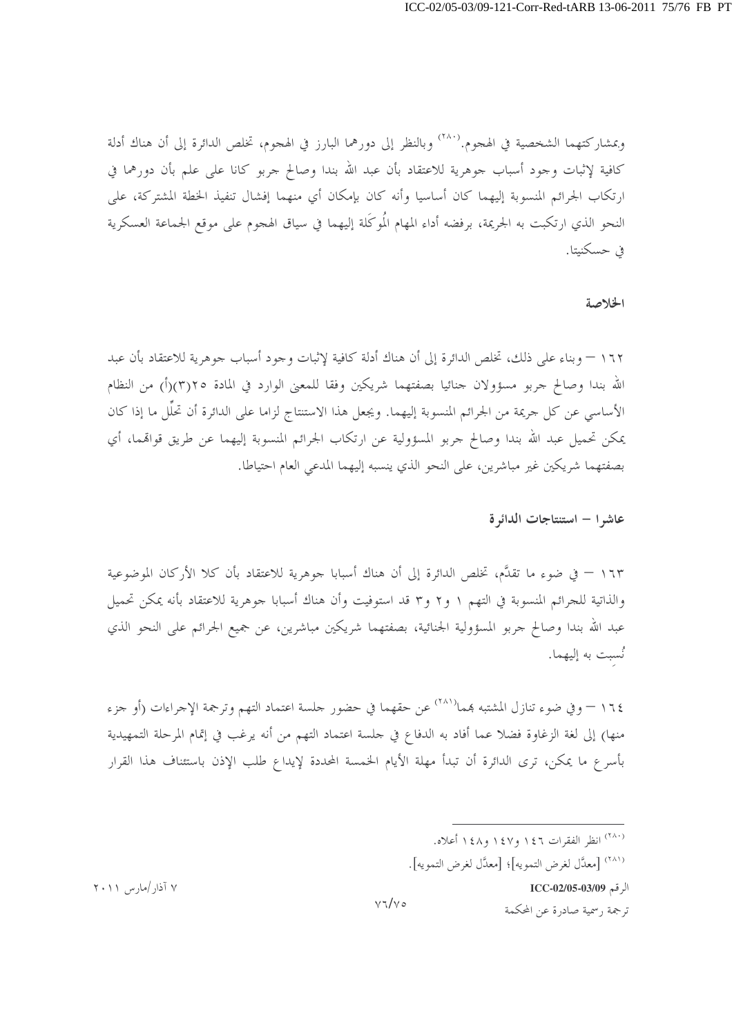وبمشاركتهما الشخصية في الهجوم.[280] وبالنظر إلى دورهما البارز في الهجوم، تخلص الدائرة إلى أن هناك أدلة كافية لإثبات وجود أسباب جوهرية للاعتقاد بأن عبد الله بندا وصالح جربو كانا على علم بأن دورهما في ارتكاب الجرائم المنسوبة إليهما كان أساسيا وأنه كان بإمكان أي منهما إفشال تنفيذ الخطة المشتركة، على النحو الذي ارتكبت به الجريمة، برفضه أداء المهام المُوكَلة إليهما في سياق الهجوم على موقع الجماعة العسكرية في حسكنيتا.

### الخلاصة

١٦٢ – وبناء على ذلك، تخلص الدائرة إلى أن هناك أدلة كافية لإثبات وجود أسباب جوهرية للاعتقاد بأن عبد الله بندا وصالح جربو مسؤولان جنائيا بصفتهما شريكين وفقا للمعنى الوارد في المادة ٢٥(٣)(أ) من النظام الأساسي عن كل جريمة من الجرائم المنسوبة إليهما. ويجعل هذا الاستنتاج لزاما على الدائرة أن تحلّل ما إذا كان يمكن تحميل عبد الله بندا وصالح جربو المسؤولية عن ارتكاب الجرائم المنسوبة إليهما عن طريق قواتهما، أي بصفتهما شريكين غير مباشرين، على النحو الذي ينسبه إليهما المدعي العام احتياطا.

## عاشرا – استنتاجات الدائرة

١٦٣ – في ضوء ما تقدَّم، تخلص الدائرة إلى أن هناك أسبابا جوهرية للاعتقاد بأن كلا الأركان الموضوعية والذاتية للجرائم المنسوبة في التهم ١ و٢ و٣ قد استوفيت وأن هناك أسبابا جوهرية للاعتقاد بأنه يمكن تحميل عبد الله بندا وصالح جربو المسؤولية الجنائية، بصفتهما شريكين مباشرين، عن جميع الجرائم على النحو الذي نُسبت به إليهما.

١٦٤ – وفي ضوء تنازل المشتبه بهما[281] عن حقهما في حضور جلسة اعتماد التهم وترجمة الإجراءات (أو جزء منها) إلى لغة الزغاوة فضلا عما أفاد به الدفاع في جلسة اعتماد التهم من أنه يرغب في إتمام المرحلة التمهيدية بأسرع ما يمكن، ترى الدائرة أن تبدأ مهلة الأيام الخمسة المحددة لإيداع طلب الإذن باستئناف هذا القرار

---

[280] انظر الفقرات ١٤٦ و١٤٧ و١٤٨ أعلاه.

[281] [معدَّل لغرض التمويه]؛ [معدَّل لغرض التمويه].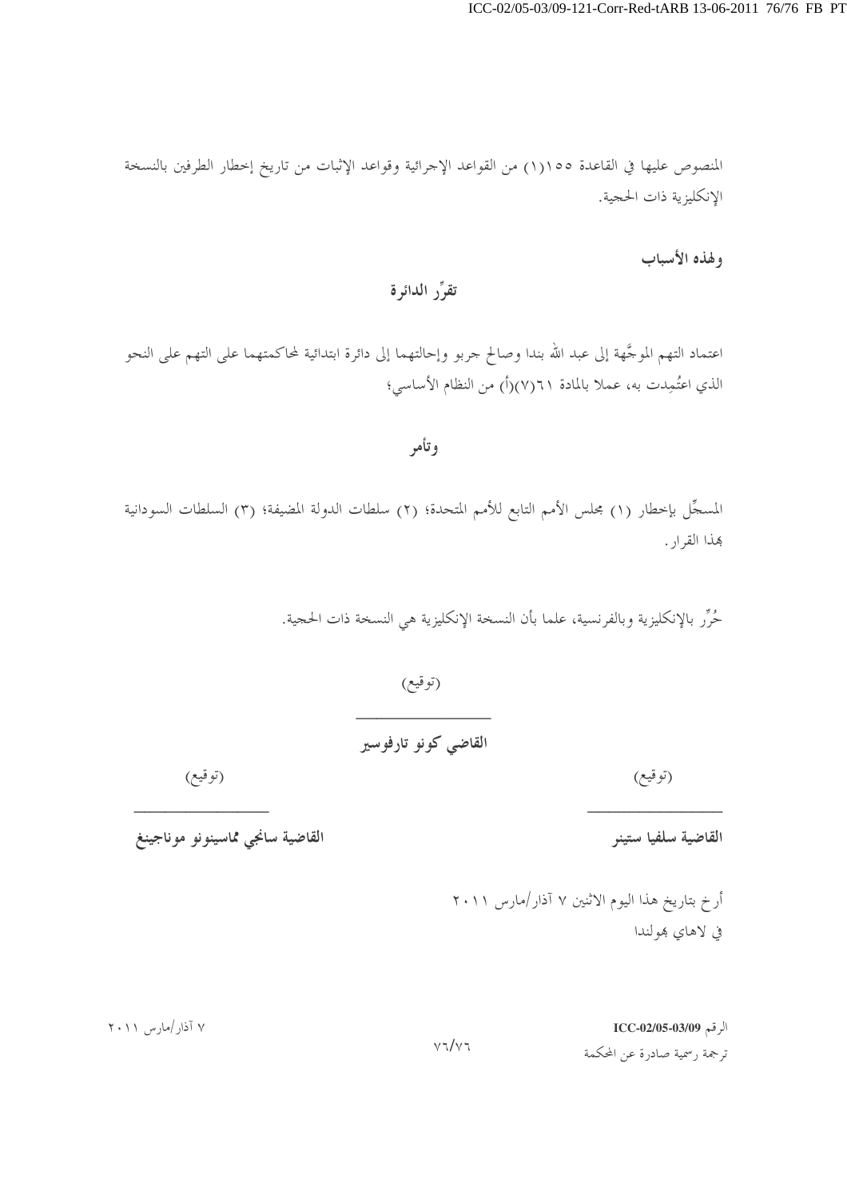المنصوص عليها في القاعدة ١٥٥(١) من القواعد الإجرائية وقواعد الإثبات من تاريخ إخطار الطرفين بالنسخة الإنكليزية ذات الحجية.

**ولهذه الأسباب**

**تقرِّر الدائرة**

اعتماد التهم الموجَّهة إلى عبد الله بندا وصالح جربو وإحالتهما إلى دائرة ابتدائية لمحاكمتهما على التهم على النحو الذي اعتُمِدت به، عملا بالمادة ٦١(٧)(أ) من النظام الأساسي؛

**وتأمر**

المسجِّل بإخطار (١) مجلس الأمن التابع للأمم المتحدة؛ (٢) سلطات الدولة المضيفة؛ (٣) السلطات السودانية بهذا القرار.

حُرِّر بالإنكليزية وبالفرنسية، علما بأن النسخة الإنكليزية هي النسخة ذات الحجية.

(توقيع)

**القاضي كونو تارفوسير**

(توقيع)

**القاضية سلفيا ستينر**

(توقيع)

**القاضية سانجي مماسينونو موناجينغ**

أرخ بتاريخ هذا اليوم الاثنين ٧ آذار/مارس ٢٠١١

في لاهاي بهولندا

الرقم **ICC-02/05-03/09**

ترجمة رسمية صادرة عن المحكمة

٧ آذار/مارس ٢٠١١